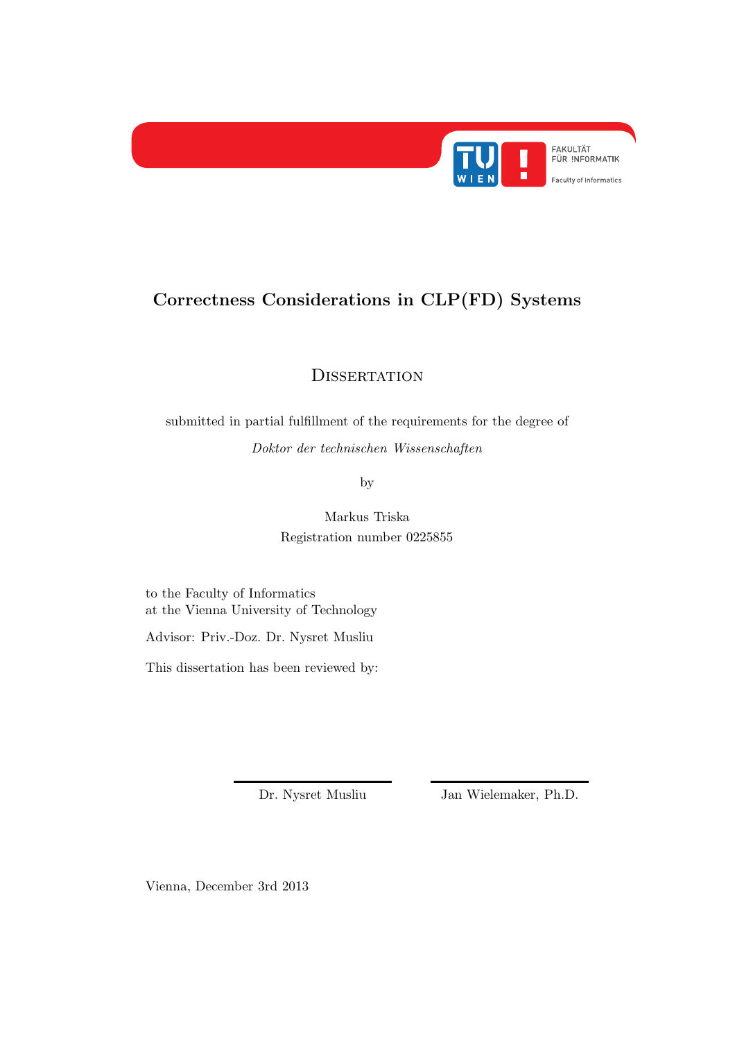# Correctness Considerations in CLP(FD) Systems

## Dissertation

submitted in partial fulfillment of the requirements for the degree of

*Doktor der technischen Wissenschaften*

by

Markus Triska
Registration number 0225855

to the Faculty of Informatics
at the Vienna University of Technology

Advisor: Priv.-Doz. Dr. Nysret Musliu

This dissertation has been reviewed by:

Dr. Nysret Musliu

Jan Wielemaker, Ph.D.

Vienna, December 3rd 2013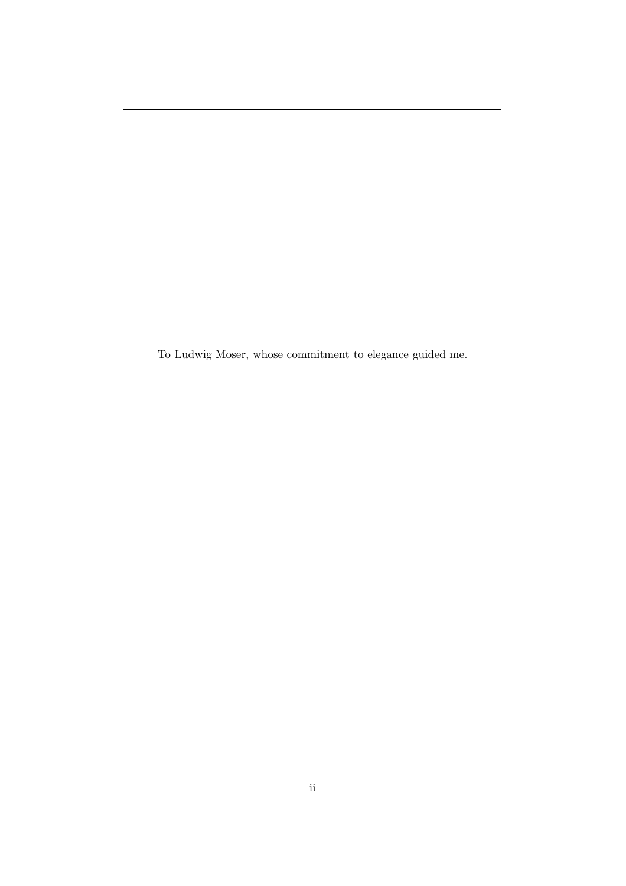To Ludwig Moser, whose commitment to elegance guided me.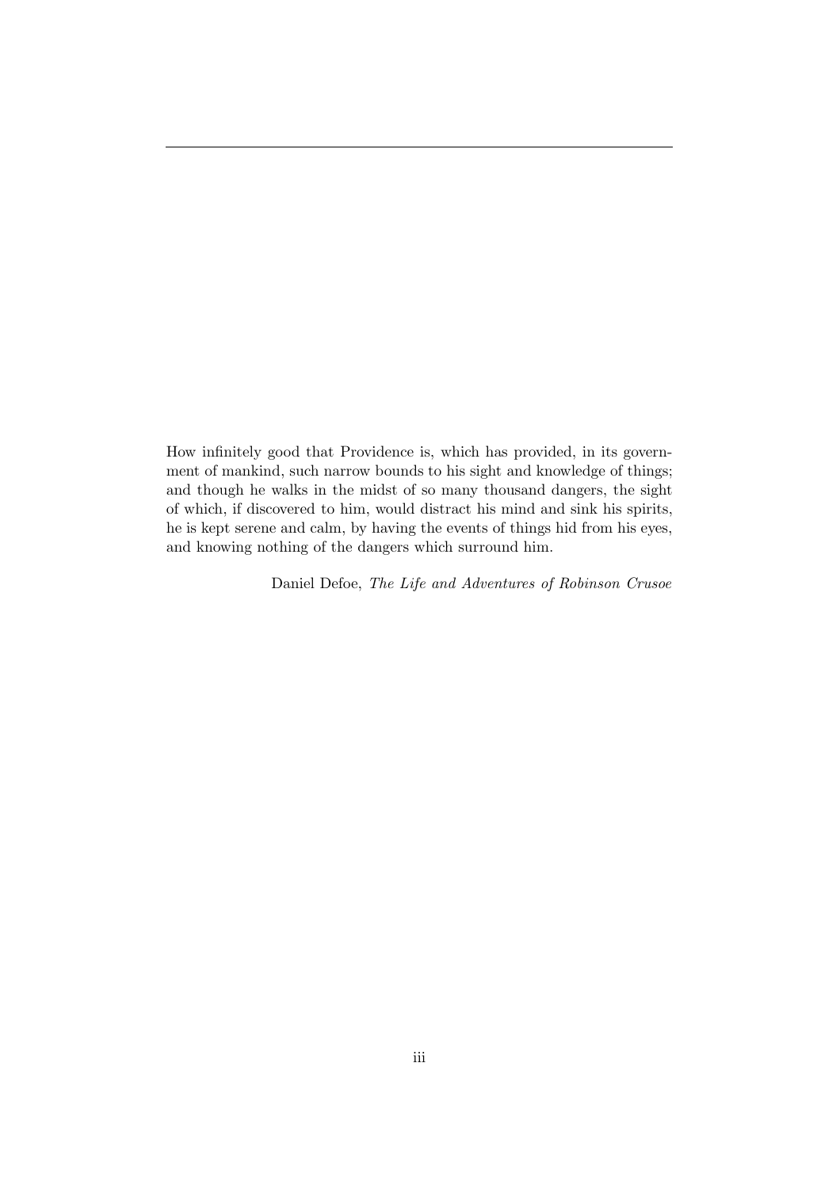How infinitely good that Providence is, which has provided, in its government of mankind, such narrow bounds to his sight and knowledge of things; and though he walks in the midst of so many thousand dangers, the sight of which, if discovered to him, would distract his mind and sink his spirits, he is kept serene and calm, by having the events of things hid from his eyes, and knowing nothing of the dangers which surround him.

Daniel Defoe, *The Life and Adventures of Robinson Crusoe*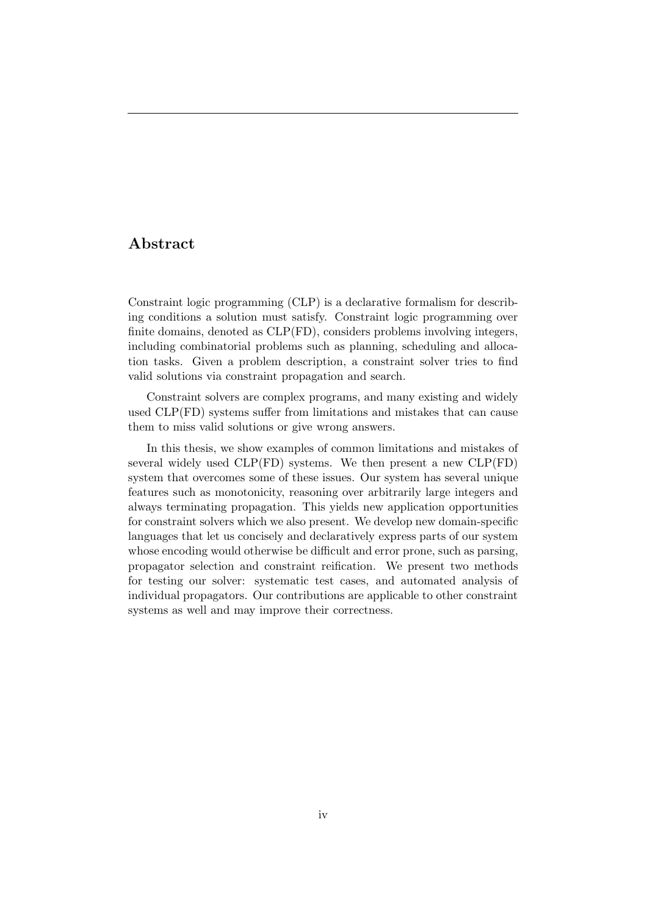## Abstract

Constraint logic programming (CLP) is a declarative formalism for describing conditions a solution must satisfy. Constraint logic programming over finite domains, denoted as CLP(FD), considers problems involving integers, including combinatorial problems such as planning, scheduling and allocation tasks. Given a problem description, a constraint solver tries to find valid solutions via constraint propagation and search.

Constraint solvers are complex programs, and many existing and widely used CLP(FD) systems suffer from limitations and mistakes that can cause them to miss valid solutions or give wrong answers.

In this thesis, we show examples of common limitations and mistakes of several widely used CLP(FD) systems. We then present a new CLP(FD) system that overcomes some of these issues. Our system has several unique features such as monotonicity, reasoning over arbitrarily large integers and always terminating propagation. This yields new application opportunities for constraint solvers which we also present. We develop new domain-specific languages that let us concisely and declaratively express parts of our system whose encoding would otherwise be difficult and error prone, such as parsing, propagator selection and constraint reification. We present two methods for testing our solver: systematic test cases, and automated analysis of individual propagators. Our contributions are applicable to other constraint systems as well and may improve their correctness.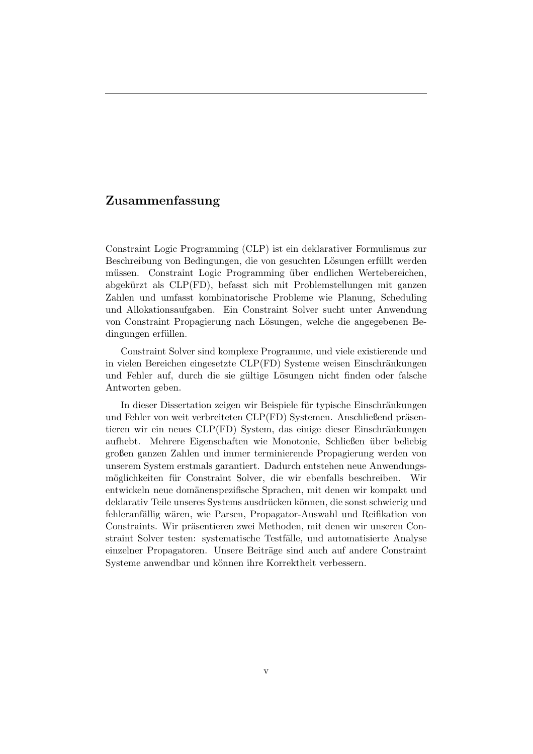## Zusammenfassung

Constraint Logic Programming (CLP) ist ein deklarativer Formulismus zur Beschreibung von Bedingungen, die von gesuchten Lösungen erfüllt werden müssen. Constraint Logic Programming über endlichen Wertebereichen, abgekürzt als CLP(FD), befasst sich mit Problemstellungen mit ganzen Zahlen und umfasst kombinatorische Probleme wie Planung, Scheduling und Allokationsaufgaben. Ein Constraint Solver sucht unter Anwendung von Constraint Propagierung nach Lösungen, welche die angegebenen Bedingungen erfüllen.

Constraint Solver sind komplexe Programme, und viele existierende und in vielen Bereichen eingesetzte CLP(FD) Systeme weisen Einschränkungen und Fehler auf, durch die sie gültige Lösungen nicht finden oder falsche Antworten geben.

In dieser Dissertation zeigen wir Beispiele für typische Einschränkungen und Fehler von weit verbreiteten CLP(FD) Systemen. Anschließend präsentieren wir ein neues CLP(FD) System, das einige dieser Einschränkungen aufhebt. Mehrere Eigenschaften wie Monotonie, Schließen über beliebig großen ganzen Zahlen und immer terminierende Propagierung werden von unserem System erstmals garantiert. Dadurch entstehen neue Anwendungsmöglichkeiten für Constraint Solver, die wir ebenfalls beschreiben. Wir entwickeln neue domänenspezifische Sprachen, mit denen wir kompakt und deklarativ Teile unseres Systems ausdrücken können, die sonst schwierig und fehleranfällig wären, wie Parsen, Propagator-Auswahl und Reifikation von Constraints. Wir präsentieren zwei Methoden, mit denen wir unseren Constraint Solver testen: systematische Testfälle, und automatisierte Analyse einzelner Propagatoren. Unsere Beiträge sind auch auf andere Constraint Systeme anwendbar und können ihre Korrektheit verbessern.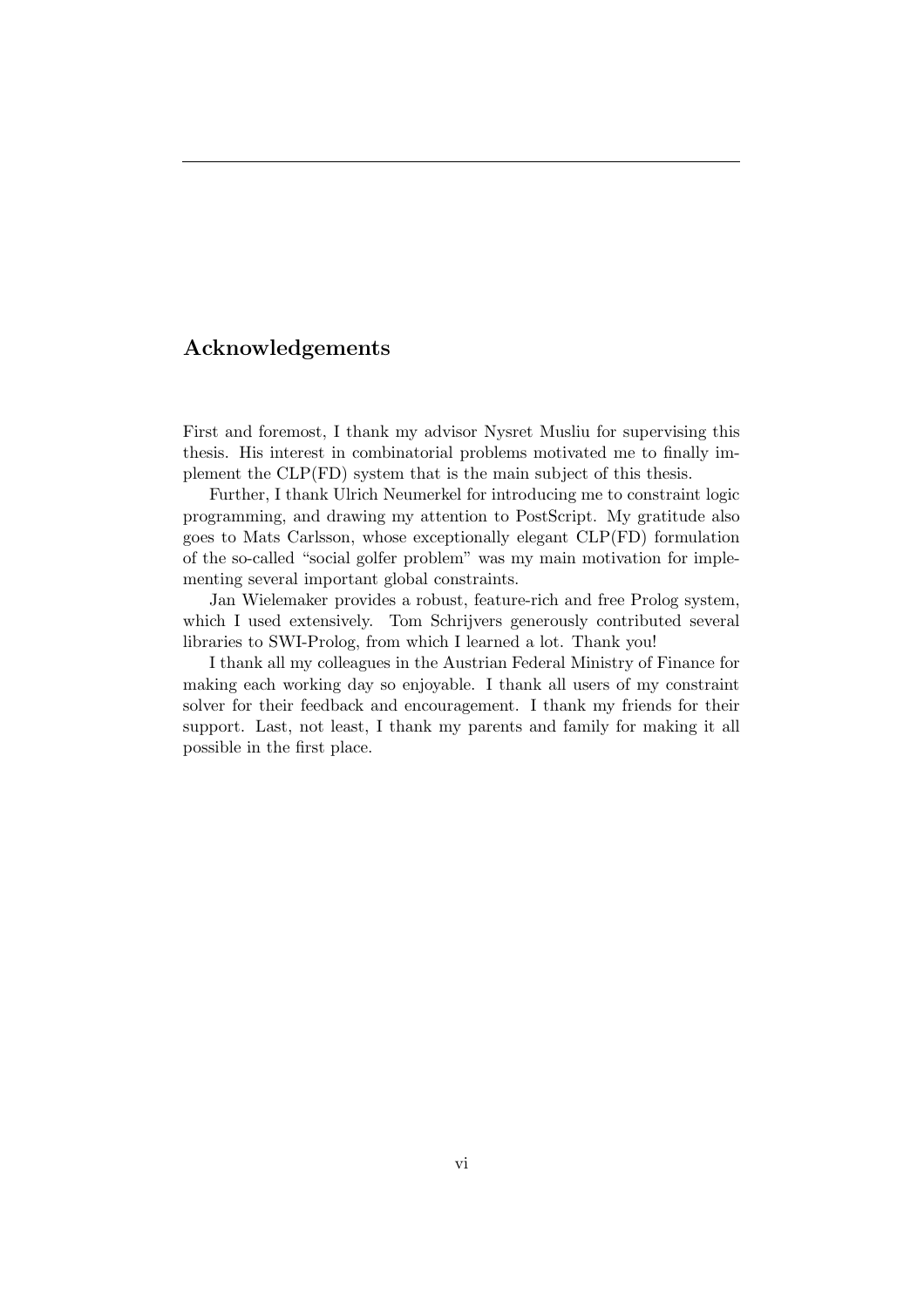## Acknowledgements

First and foremost, I thank my advisor Nysret Musliu for supervising this thesis. His interest in combinatorial problems motivated me to finally implement the CLP(FD) system that is the main subject of this thesis.

Further, I thank Ulrich Neumerkel for introducing me to constraint logic programming, and drawing my attention to PostScript. My gratitude also goes to Mats Carlsson, whose exceptionally elegant CLP(FD) formulation of the so-called "social golfer problem" was my main motivation for implementing several important global constraints.

Jan Wielemaker provides a robust, feature-rich and free Prolog system, which I used extensively. Tom Schrijvers generously contributed several libraries to SWI-Prolog, from which I learned a lot. Thank you!

I thank all my colleagues in the Austrian Federal Ministry of Finance for making each working day so enjoyable. I thank all users of my constraint solver for their feedback and encouragement. I thank my friends for their support. Last, not least, I thank my parents and family for making it all possible in the first place.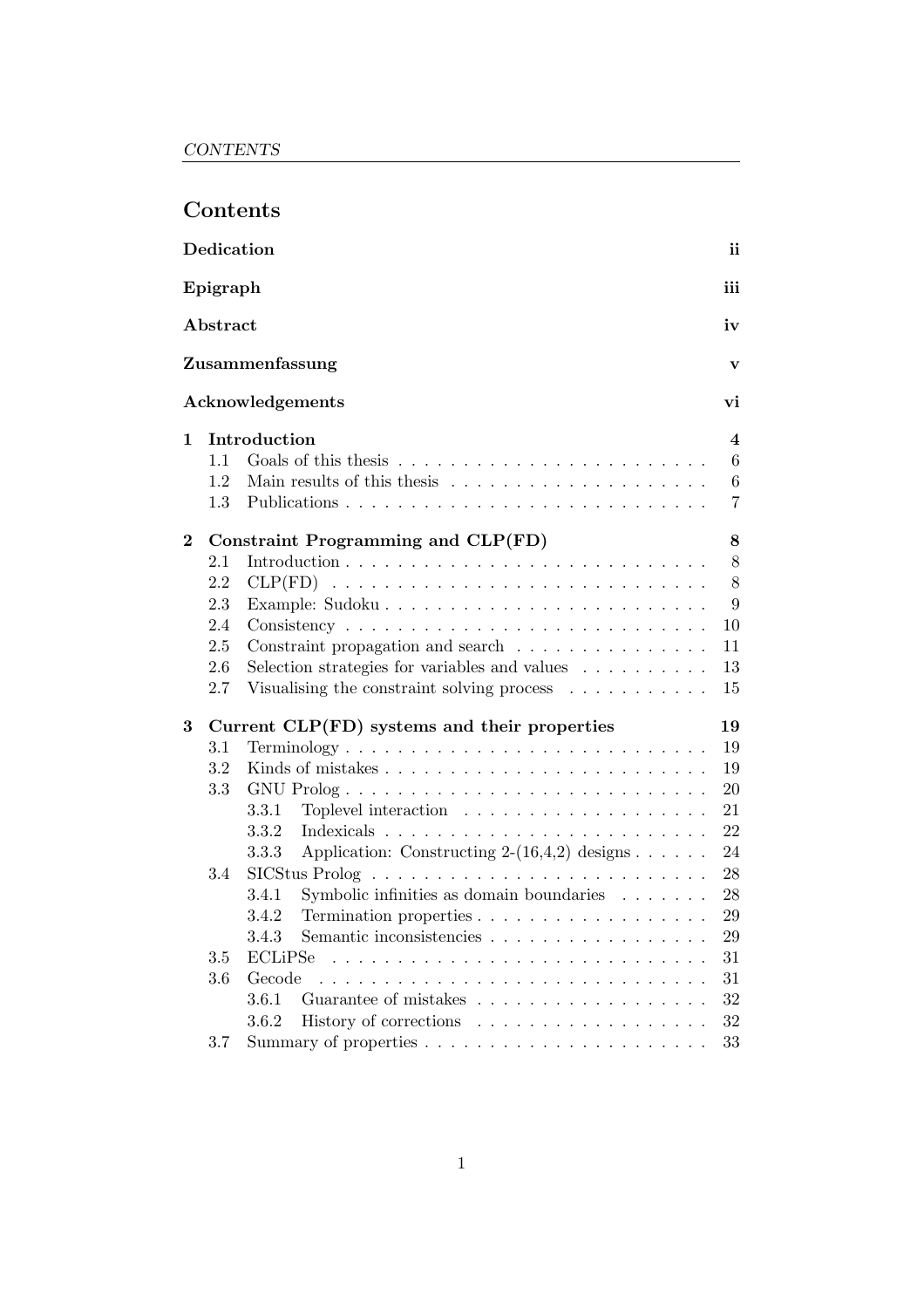# Contents

**Dedication** ii

**Epigraph** iii

**Abstract** iv

**Zusammenfassung** v

**Acknowledgements** vi

**1 Introduction** 4

- 1.1 Goals of this thesis . . . . . . . . . . 6
- 1.2 Main results of this thesis . . . . . . . . . . 6
- 1.3 Publications . . . . . . . . . . 7

**2 Constraint Programming and CLP(FD)** 8

- 2.1 Introduction . . . . . . . . . . 8
- 2.2 CLP(FD) . . . . . . . . . . 8
- 2.3 Example: Sudoku . . . . . . . . . . 9
- 2.4 Consistency . . . . . . . . . . 10
- 2.5 Constraint propagation and search . . . . . . . . . . 11
- 2.6 Selection strategies for variables and values . . . . . . . . . . 13
- 2.7 Visualising the constraint solving process . . . . . . . . . . 15

**3 Current CLP(FD) systems and their properties** 19

- 3.1 Terminology . . . . . . . . . . 19
- 3.2 Kinds of mistakes . . . . . . . . . . 19
- 3.3 GNU Prolog . . . . . . . . . . 20
  - 3.3.1 Toplevel interaction . . . . . . . . . . 21
  - 3.3.2 Indexicals . . . . . . . . . . 22
  - 3.3.3 Application: Constructing 2-(16,4,2) designs . . . . . . 24
- 3.4 SICStus Prolog . . . . . . . . . . 28
  - 3.4.1 Symbolic infinities as domain boundaries . . . . . . . 28
  - 3.4.2 Termination properties . . . . . . . . . . 29
  - 3.4.3 Semantic inconsistencies . . . . . . . . . . 29
- 3.5 ECLiPSe . . . . . . . . . . 31
- 3.6 Gecode . . . . . . . . . . 31
  - 3.6.1 Guarantee of mistakes . . . . . . . . . . 32
  - 3.6.2 History of corrections . . . . . . . . . . 32
- 3.7 Summary of properties . . . . . . . . . . 33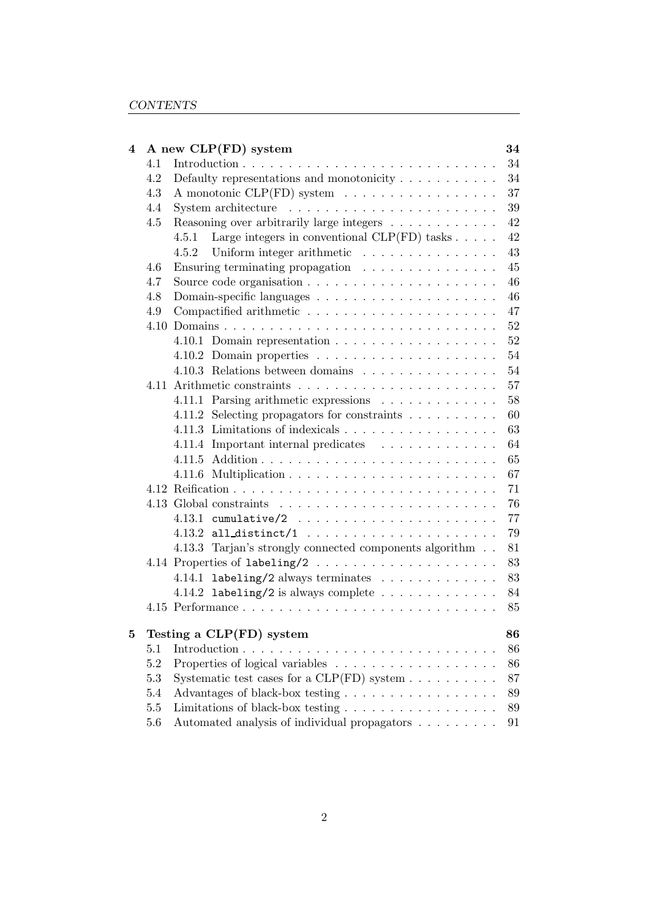| | | | |
|---|---|---|---|
| **4** | **A new CLP(FD) system** | | **34** |
| | 4.1 | Introduction | 34 |
| | 4.2 | Defaulty representations and monotonicity | 34 |
| | 4.3 | A monotonic CLP(FD) system | 37 |
| | 4.4 | System architecture | 39 |
| | 4.5 | Reasoning over arbitrarily large integers | 42 |
| | | 4.5.1 Large integers in conventional CLP(FD) tasks | 42 |
| | | 4.5.2 Uniform integer arithmetic | 43 |
| | 4.6 | Ensuring terminating propagation | 45 |
| | 4.7 | Source code organisation | 46 |
| | 4.8 | Domain-specific languages | 46 |
| | 4.9 | Compactified arithmetic | 47 |
| | 4.10 | Domains | 52 |
| | | 4.10.1 Domain representation | 52 |
| | | 4.10.2 Domain properties | 54 |
| | | 4.10.3 Relations between domains | 54 |
| | 4.11 | Arithmetic constraints | 57 |
| | | 4.11.1 Parsing arithmetic expressions | 58 |
| | | 4.11.2 Selecting propagators for constraints | 60 |
| | | 4.11.3 Limitations of indexicals | 63 |
| | | 4.11.4 Important internal predicates | 64 |
| | | 4.11.5 Addition | 65 |
| | | 4.11.6 Multiplication | 67 |
| | 4.12 | Reification | 71 |
| | 4.13 | Global constraints | 76 |
| | | 4.13.1 `cumulative/2` | 77 |
| | | 4.13.2 `all_distinct/1` | 79 |
| | | 4.13.3 Tarjan's strongly connected components algorithm | 81 |
| | 4.14 | Properties of `labeling/2` | 83 |
| | | 4.14.1 `labeling/2` always terminates | 83 |
| | | 4.14.2 `labeling/2` is always complete | 84 |
| | 4.15 | Performance | 85 |
| **5** | **Testing a CLP(FD) system** | | **86** |
| | 5.1 | Introduction | 86 |
| | 5.2 | Properties of logical variables | 86 |
| | 5.3 | Systematic test cases for a CLP(FD) system | 87 |
| | 5.4 | Advantages of black-box testing | 89 |
| | 5.5 | Limitations of black-box testing | 89 |
| | 5.6 | Automated analysis of individual propagators | 91 |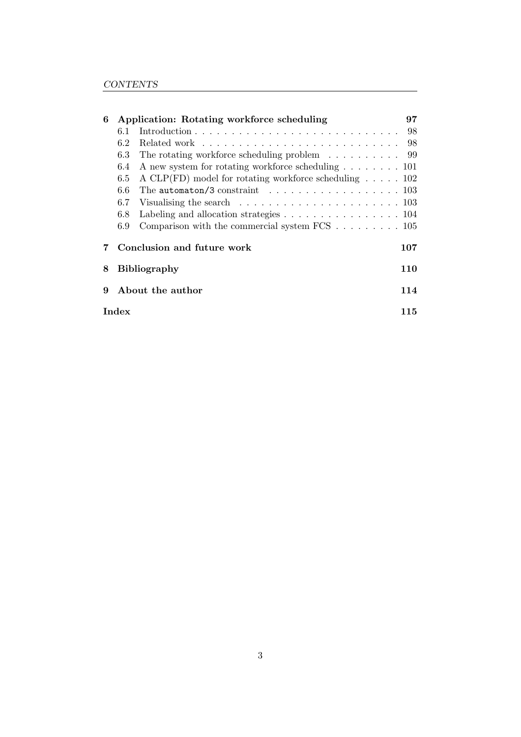**6 Application: Rotating workforce scheduling** ... **97**

- 6.1 Introduction ... 98
- 6.2 Related work ... 98
- 6.3 The rotating workforce scheduling problem ... 99
- 6.4 A new system for rotating workforce scheduling ... 101
- 6.5 A CLP(FD) model for rotating workforce scheduling ... 102
- 6.6 The `automaton/3` constraint ... 103
- 6.7 Visualising the search ... 103
- 6.8 Labeling and allocation strategies ... 104
- 6.9 Comparison with the commercial system FCS ... 105

**7 Conclusion and future work** ... **107**

**8 Bibliography** ... **110**

**9 About the author** ... **114**

**Index** ... **115**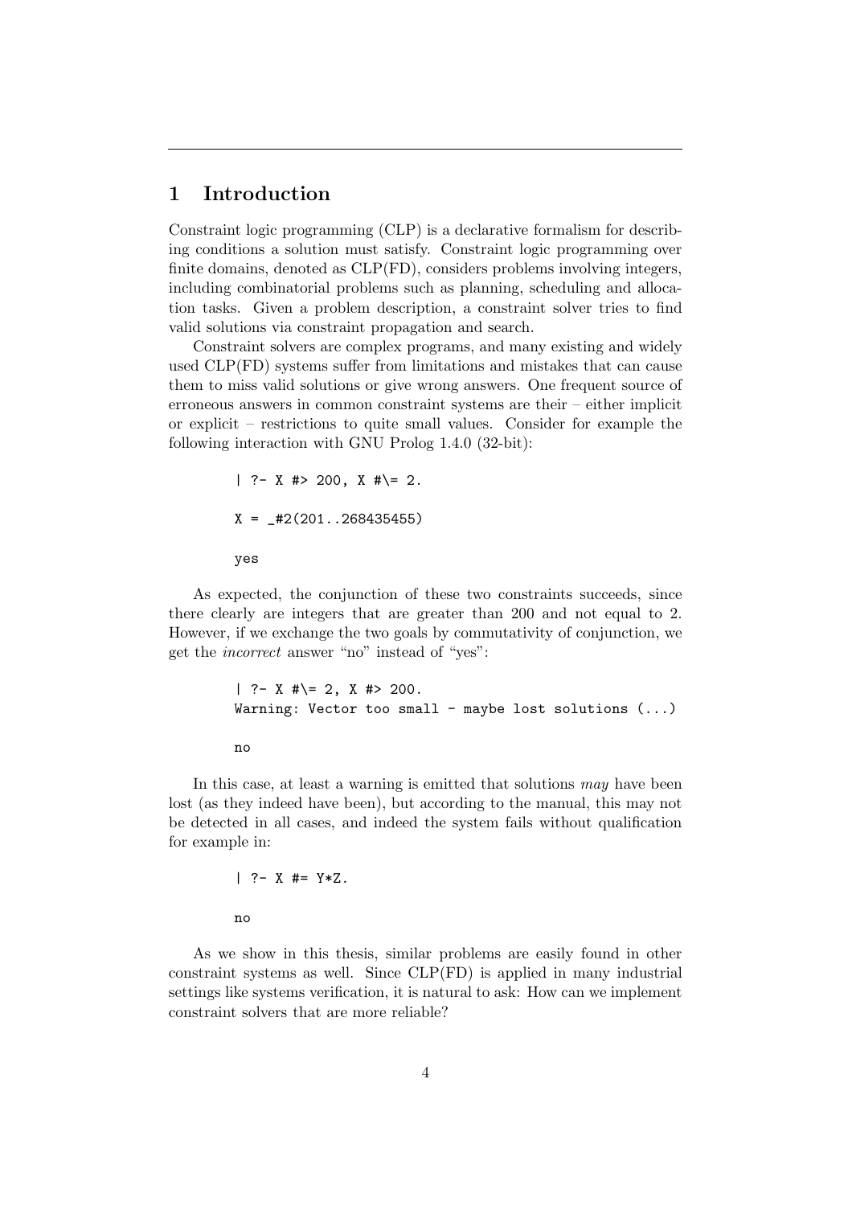# 1 Introduction

Constraint logic programming (CLP) is a declarative formalism for describing conditions a solution must satisfy. Constraint logic programming over finite domains, denoted as CLP(FD), considers problems involving integers, including combinatorial problems such as planning, scheduling and allocation tasks. Given a problem description, a constraint solver tries to find valid solutions via constraint propagation and search.

Constraint solvers are complex programs, and many existing and widely used CLP(FD) systems suffer from limitations and mistakes that can cause them to miss valid solutions or give wrong answers. One frequent source of erroneous answers in common constraint systems are their – either implicit or explicit – restrictions to quite small values. Consider for example the following interaction with GNU Prolog 1.4.0 (32-bit):

```
| ?- X #> 200, X #\= 2.

X = _#2(201..268435455)

yes
```

As expected, the conjunction of these two constraints succeeds, since there clearly are integers that are greater than 200 and not equal to 2. However, if we exchange the two goals by commutativity of conjunction, we get the *incorrect* answer "no" instead of "yes":

```
| ?- X #\= 2, X #> 200.
Warning: Vector too small - maybe lost solutions (...)

no
```

In this case, at least a warning is emitted that solutions *may* have been lost (as they indeed have been), but according to the manual, this may not be detected in all cases, and indeed the system fails without qualification for example in:

```
| ?- X #= Y*Z.

no
```

As we show in this thesis, similar problems are easily found in other constraint systems as well. Since CLP(FD) is applied in many industrial settings like systems verification, it is natural to ask: How can we implement constraint solvers that are more reliable?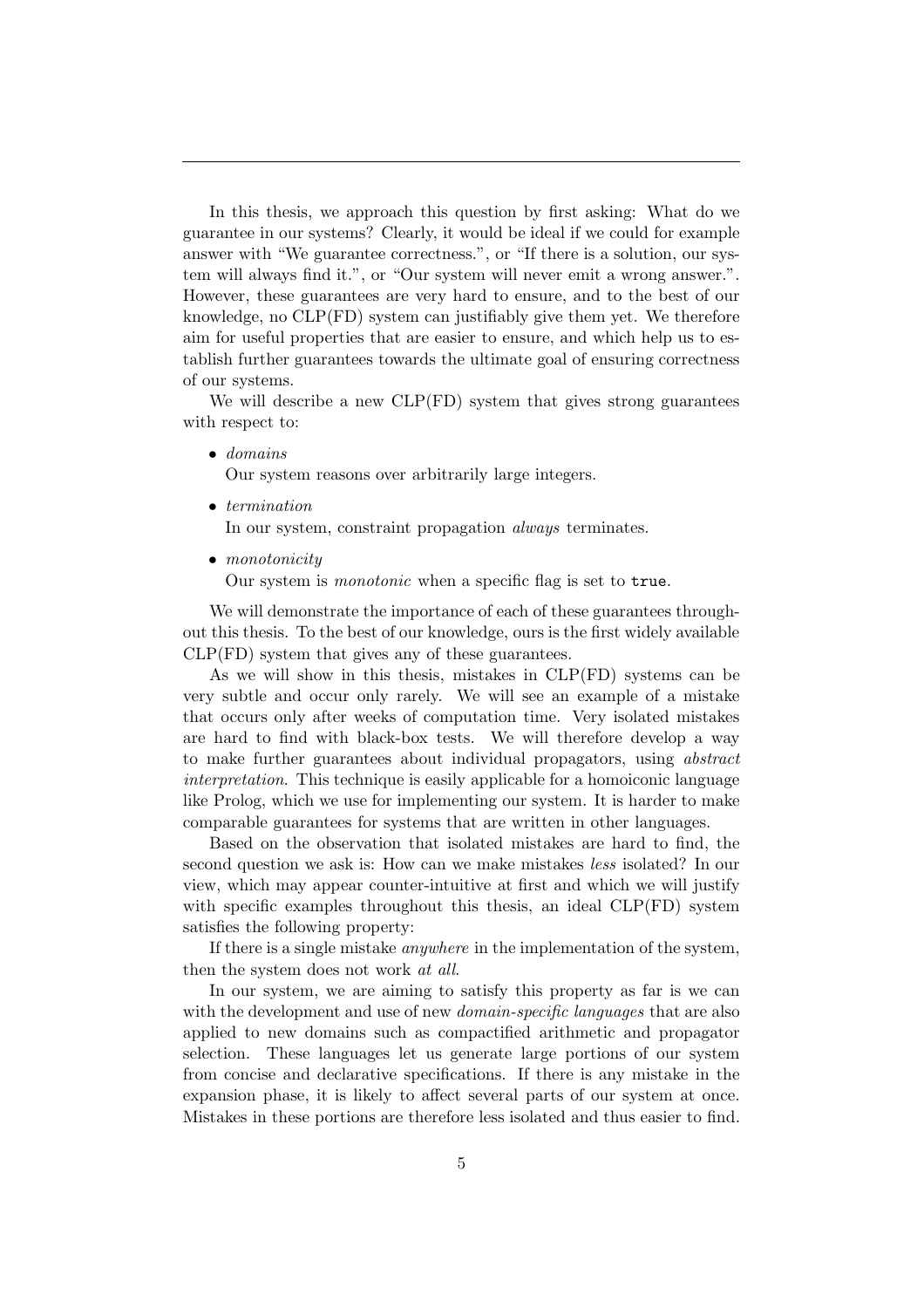In this thesis, we approach this question by first asking: What do we guarantee in our systems? Clearly, it would be ideal if we could for example answer with "We guarantee correctness.", or "If there is a solution, our system will always find it.", or "Our system will never emit a wrong answer.". However, these guarantees are very hard to ensure, and to the best of our knowledge, no CLP(FD) system can justifiably give them yet. We therefore aim for useful properties that are easier to ensure, and which help us to establish further guarantees towards the ultimate goal of ensuring correctness of our systems.

We will describe a new CLP(FD) system that gives strong guarantees with respect to:

- *domains*
  Our system reasons over arbitrarily large integers.
- *termination*
  In our system, constraint propagation *always* terminates.
- *monotonicity*
  Our system is *monotonic* when a specific flag is set to `true`.

We will demonstrate the importance of each of these guarantees throughout this thesis. To the best of our knowledge, ours is the first widely available CLP(FD) system that gives any of these guarantees.

As we will show in this thesis, mistakes in CLP(FD) systems can be very subtle and occur only rarely. We will see an example of a mistake that occurs only after weeks of computation time. Very isolated mistakes are hard to find with black-box tests. We will therefore develop a way to make further guarantees about individual propagators, using *abstract interpretation*. This technique is easily applicable for a homoiconic language like Prolog, which we use for implementing our system. It is harder to make comparable guarantees for systems that are written in other languages.

Based on the observation that isolated mistakes are hard to find, the second question we ask is: How can we make mistakes *less* isolated? In our view, which may appear counter-intuitive at first and which we will justify with specific examples throughout this thesis, an ideal CLP(FD) system satisfies the following property:

If there is a single mistake *anywhere* in the implementation of the system, then the system does not work *at all*.

In our system, we are aiming to satisfy this property as far is we can with the development and use of new *domain-specific languages* that are also applied to new domains such as compactified arithmetic and propagator selection. These languages let us generate large portions of our system from concise and declarative specifications. If there is any mistake in the expansion phase, it is likely to affect several parts of our system at once. Mistakes in these portions are therefore less isolated and thus easier to find.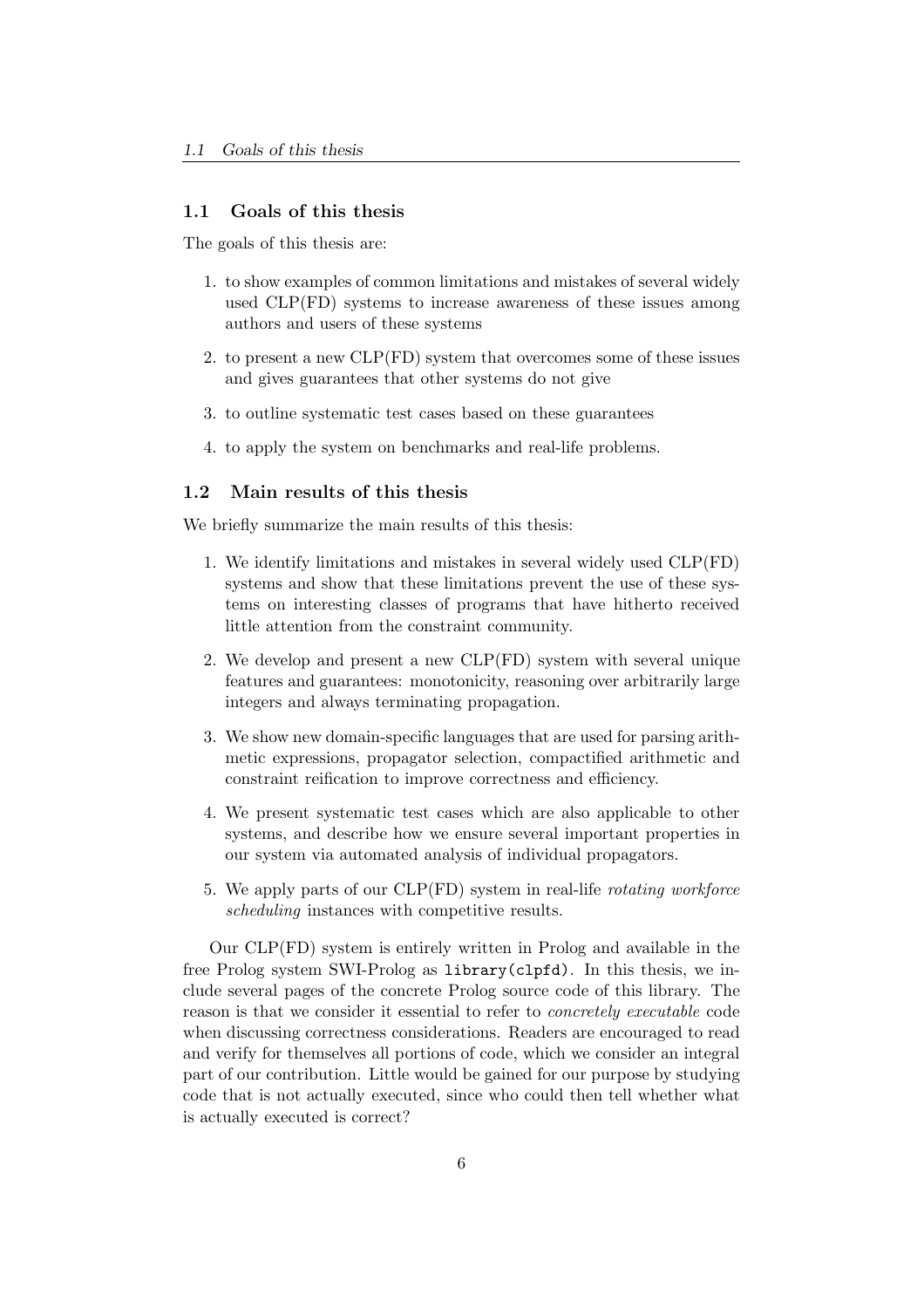## 1.1 Goals of this thesis

The goals of this thesis are:

1. to show examples of common limitations and mistakes of several widely used CLP(FD) systems to increase awareness of these issues among authors and users of these systems
2. to present a new CLP(FD) system that overcomes some of these issues and gives guarantees that other systems do not give
3. to outline systematic test cases based on these guarantees
4. to apply the system on benchmarks and real-life problems.

## 1.2 Main results of this thesis

We briefly summarize the main results of this thesis:

1. We identify limitations and mistakes in several widely used CLP(FD) systems and show that these limitations prevent the use of these systems on interesting classes of programs that have hitherto received little attention from the constraint community.
2. We develop and present a new CLP(FD) system with several unique features and guarantees: monotonicity, reasoning over arbitrarily large integers and always terminating propagation.
3. We show new domain-specific languages that are used for parsing arithmetic expressions, propagator selection, compactified arithmetic and constraint reification to improve correctness and efficiency.
4. We present systematic test cases which are also applicable to other systems, and describe how we ensure several important properties in our system via automated analysis of individual propagators.
5. We apply parts of our CLP(FD) system in real-life *rotating workforce scheduling* instances with competitive results.

Our CLP(FD) system is entirely written in Prolog and available in the free Prolog system SWI-Prolog as `library(clpfd)`. In this thesis, we include several pages of the concrete Prolog source code of this library. The reason is that we consider it essential to refer to *concretely executable* code when discussing correctness considerations. Readers are encouraged to read and verify for themselves all portions of code, which we consider an integral part of our contribution. Little would be gained for our purpose by studying code that is not actually executed, since who could then tell whether what is actually executed is correct?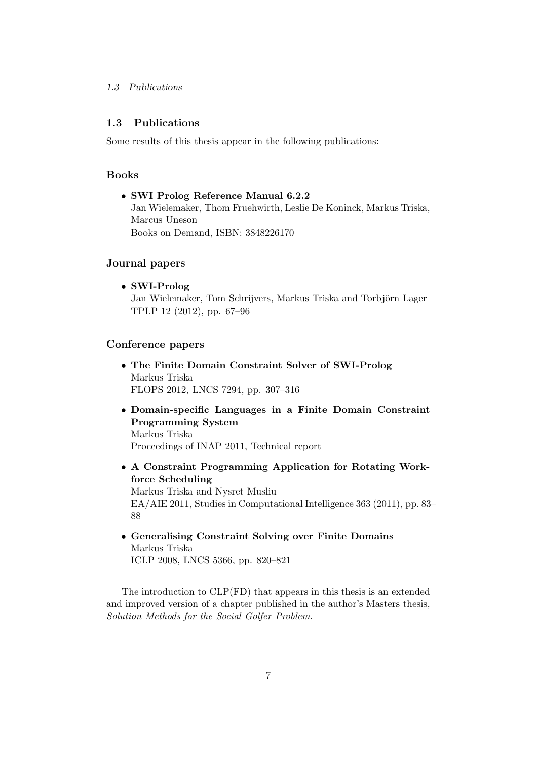## 1.3 Publications

Some results of this thesis appear in the following publications:

### Books

- **SWI Prolog Reference Manual 6.2.2**
  Jan Wielemaker, Thom Fruehwirth, Leslie De Koninck, Markus Triska, Marcus Uneson
  Books on Demand, ISBN: 3848226170

### Journal papers

- **SWI-Prolog**
  Jan Wielemaker, Tom Schrijvers, Markus Triska and Torbjörn Lager
  TPLP 12 (2012), pp. 67–96

### Conference papers

- **The Finite Domain Constraint Solver of SWI-Prolog**
  Markus Triska
  FLOPS 2012, LNCS 7294, pp. 307–316
- **Domain-specific Languages in a Finite Domain Constraint Programming System**
  Markus Triska
  Proceedings of INAP 2011, Technical report
- **A Constraint Programming Application for Rotating Workforce Scheduling**
  Markus Triska and Nysret Musliu
  EA/AIE 2011, Studies in Computational Intelligence 363 (2011), pp. 83–88
- **Generalising Constraint Solving over Finite Domains**
  Markus Triska
  ICLP 2008, LNCS 5366, pp. 820–821

The introduction to CLP(FD) that appears in this thesis is an extended and improved version of a chapter published in the author's Masters thesis, *Solution Methods for the Social Golfer Problem*.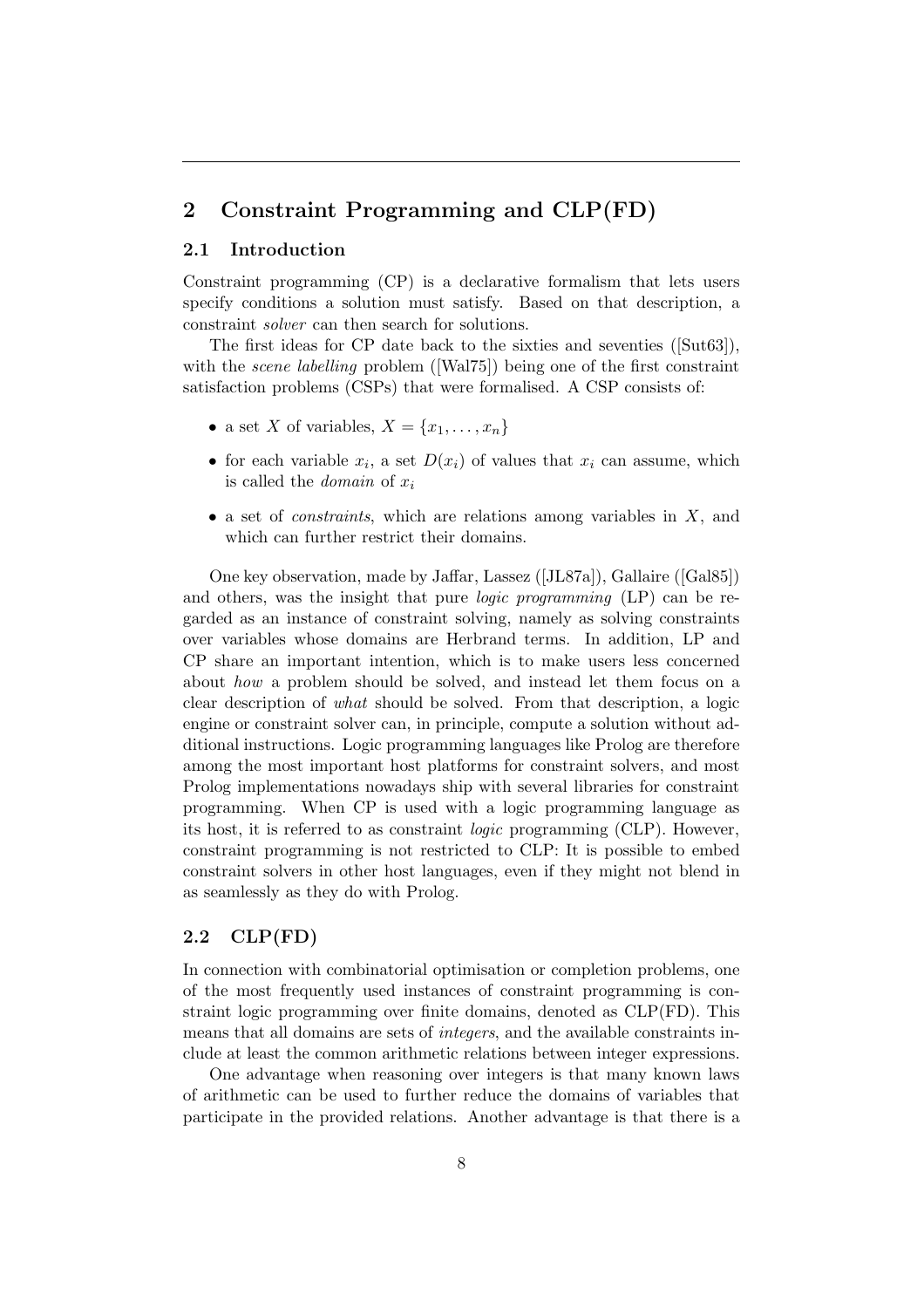## 2 Constraint Programming and CLP(FD)

### 2.1 Introduction

Constraint programming (CP) is a declarative formalism that lets users specify conditions a solution must satisfy. Based on that description, a constraint *solver* can then search for solutions.

The first ideas for CP date back to the sixties and seventies ([Sut63]), with the *scene labelling* problem ([Wal75]) being one of the first constraint satisfaction problems (CSPs) that were formalised. A CSP consists of:

- a set $X$ of variables, $X = \{x_1, \ldots, x_n\}$
- for each variable $x_i$, a set $D(x_i)$ of values that $x_i$ can assume, which is called the *domain* of $x_i$
- a set of *constraints*, which are relations among variables in $X$, and which can further restrict their domains.

One key observation, made by Jaffar, Lassez ([JL87a]), Gallaire ([Gal85]) and others, was the insight that pure *logic programming* (LP) can be regarded as an instance of constraint solving, namely as solving constraints over variables whose domains are Herbrand terms. In addition, LP and CP share an important intention, which is to make users less concerned about *how* a problem should be solved, and instead let them focus on a clear description of *what* should be solved. From that description, a logic engine or constraint solver can, in principle, compute a solution without additional instructions. Logic programming languages like Prolog are therefore among the most important host platforms for constraint solvers, and most Prolog implementations nowadays ship with several libraries for constraint programming. When CP is used with a logic programming language as its host, it is referred to as constraint *logic* programming (CLP). However, constraint programming is not restricted to CLP: It is possible to embed constraint solvers in other host languages, even if they might not blend in as seamlessly as they do with Prolog.

### 2.2 CLP(FD)

In connection with combinatorial optimisation or completion problems, one of the most frequently used instances of constraint programming is constraint logic programming over finite domains, denoted as CLP(FD). This means that all domains are sets of *integers*, and the available constraints include at least the common arithmetic relations between integer expressions.

One advantage when reasoning over integers is that many known laws of arithmetic can be used to further reduce the domains of variables that participate in the provided relations. Another advantage is that there is a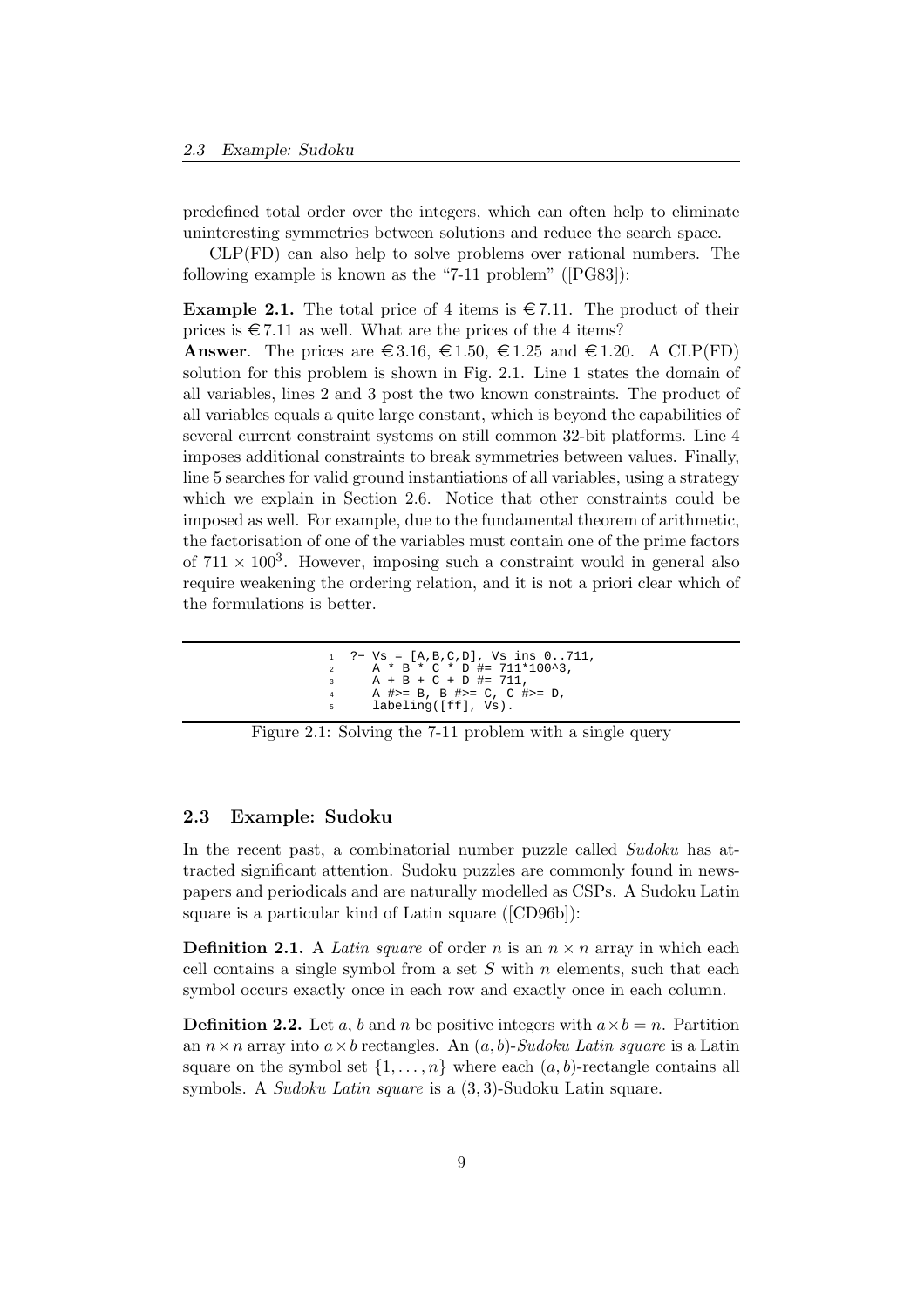predefined total order over the integers, which can often help to eliminate uninteresting symmetries between solutions and reduce the search space.

CLP(FD) can also help to solve problems over rational numbers. The following example is known as the "7-11 problem" ([PG83]):

**Example 2.1.** The total price of 4 items is €7.11. The product of their prices is €7.11 as well. What are the prices of the 4 items?

**Answer**. The prices are €3.16, €1.50, €1.25 and €1.20. A CLP(FD) solution for this problem is shown in Fig. 2.1. Line 1 states the domain of all variables, lines 2 and 3 post the two known constraints. The product of all variables equals a quite large constant, which is beyond the capabilities of several current constraint systems on still common 32-bit platforms. Line 4 imposes additional constraints to break symmetries between values. Finally, line 5 searches for valid ground instantiations of all variables, using a strategy which we explain in Section 2.6. Notice that other constraints could be imposed as well. For example, due to the fundamental theorem of arithmetic, the factorisation of one of the variables must contain one of the prime factors of $711 \times 100^3$. However, imposing such a constraint would in general also require weakening the ordering relation, and it is not a priori clear which of the formulations is better.

```
1  ?- Vs = [A,B,C,D], Vs ins 0..711,
2     A * B * C * D #= 711*100^3,
3     A + B + C + D #= 711,
4     A #>= B, B #>= C, C #>= D,
5     labeling([ff], Vs).
```

Figure 2.1: Solving the 7-11 problem with a single query

## 2.3 Example: Sudoku

In the recent past, a combinatorial number puzzle called *Sudoku* has attracted significant attention. Sudoku puzzles are commonly found in newspapers and periodicals and are naturally modelled as CSPs. A Sudoku Latin square is a particular kind of Latin square ([CD96b]):

**Definition 2.1.** A *Latin square* of order $n$ is an $n \times n$ array in which each cell contains a single symbol from a set $S$ with $n$ elements, such that each symbol occurs exactly once in each row and exactly once in each column.

**Definition 2.2.** Let $a$, $b$ and $n$ be positive integers with $a \times b = n$. Partition an $n \times n$ array into $a \times b$ rectangles. An $(a, b)$-*Sudoku Latin square* is a Latin square on the symbol set $\{1, \ldots, n\}$ where each $(a, b)$-rectangle contains all symbols. A *Sudoku Latin square* is a $(3, 3)$-Sudoku Latin square.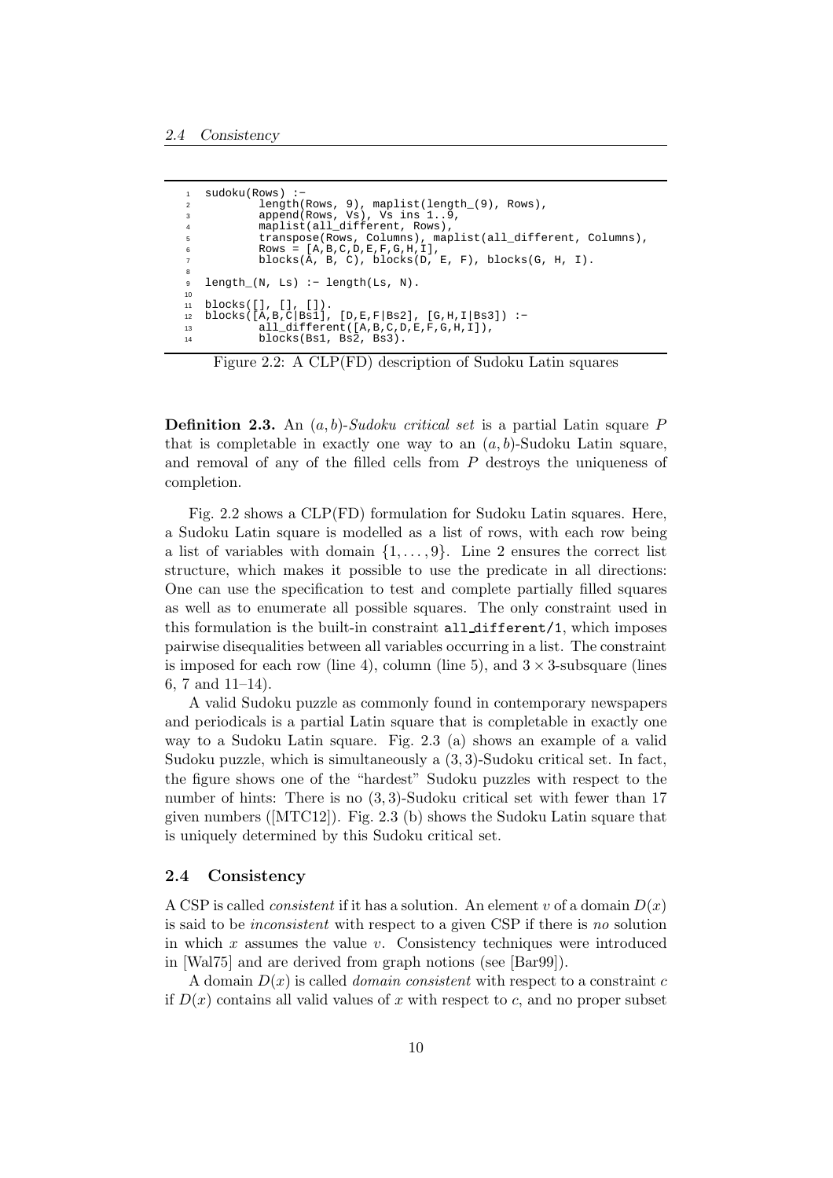```
sudoku(Rows) :-
        length(Rows, 9), maplist(length_(9), Rows),
        append(Rows, Vs), Vs ins 1..9,
        maplist(all_different, Rows),
        transpose(Rows, Columns), maplist(all_different, Columns),
        Rows = [A,B,C,D,E,F,G,H,I],
        blocks(A, B, C), blocks(D, E, F), blocks(G, H, I).

length_(N, Ls) :- length(Ls, N).

blocks([], [], []).
blocks([A,B,C|Bs1], [D,E,F|Bs2], [G,H,I|Bs3]) :-
        all_different([A,B,C,D,E,F,G,H,I]),
        blocks(Bs1, Bs2, Bs3).
```

Figure 2.2: A CLP(FD) description of Sudoku Latin squares

**Definition 2.3.** An $(a, b)$-*Sudoku critical set* is a partial Latin square $P$ that is completable in exactly one way to an $(a, b)$-Sudoku Latin square, and removal of any of the filled cells from $P$ destroys the uniqueness of completion.

Fig. 2.2 shows a CLP(FD) formulation for Sudoku Latin squares. Here, a Sudoku Latin square is modelled as a list of rows, with each row being a list of variables with domain $\{1, \ldots, 9\}$. Line 2 ensures the correct list structure, which makes it possible to use the predicate in all directions: One can use the specification to test and complete partially filled squares as well as to enumerate all possible squares. The only constraint used in this formulation is the built-in constraint `all_different/1`, which imposes pairwise disequalities between all variables occurring in a list. The constraint is imposed for each row (line 4), column (line 5), and $3 \times 3$-subsquare (lines 6, 7 and 11–14).

A valid Sudoku puzzle as commonly found in contemporary newspapers and periodicals is a partial Latin square that is completable in exactly one way to a Sudoku Latin square. Fig. 2.3 (a) shows an example of a valid Sudoku puzzle, which is simultaneously a $(3, 3)$-Sudoku critical set. In fact, the figure shows one of the "hardest" Sudoku puzzles with respect to the number of hints: There is no $(3, 3)$-Sudoku critical set with fewer than 17 given numbers ([MTC12]). Fig. 2.3 (b) shows the Sudoku Latin square that is uniquely determined by this Sudoku critical set.

## 2.4 Consistency

A CSP is called *consistent* if it has a solution. An element $v$ of a domain $D(x)$ is said to be *inconsistent* with respect to a given CSP if there is *no* solution in which $x$ assumes the value $v$. Consistency techniques were introduced in [Wal75] and are derived from graph notions (see [Bar99]).

A domain $D(x)$ is called *domain consistent* with respect to a constraint $c$ if $D(x)$ contains all valid values of $x$ with respect to $c$, and no proper subset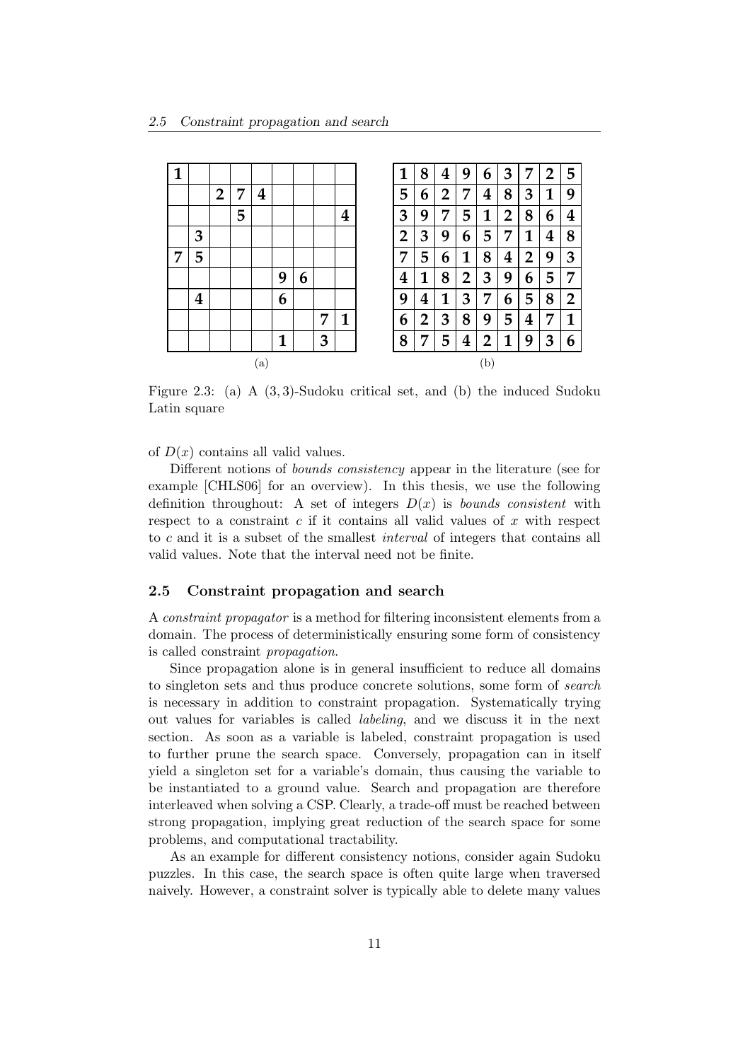| | | | | | | | | |
|---|---|---|---|---|---|---|---|---|
| 1 | | | | | | | | |
| | | 2 | 7 | 4 | | | | |
| | | | 5 | | | | | 4 |
| | 3 | | | | | | | |
| 7 | 5 | | | | | | | |
| | | | | | 9 | 6 | | |
| | 4 | | | | 6 | | | |
| | | | | | | | 7 | 1 |
| | | | | | 1 | | 3 | |

(a)

| | | | | | | | | |
|---|---|---|---|---|---|---|---|---|
| 1 | 8 | 4 | 9 | 6 | 3 | 7 | 2 | 5 |
| 5 | 6 | 2 | 7 | 4 | 8 | 3 | 1 | 9 |
| 3 | 9 | 7 | 5 | 1 | 2 | 8 | 6 | 4 |
| 2 | 3 | 9 | 6 | 5 | 7 | 1 | 4 | 8 |
| 7 | 5 | 6 | 1 | 8 | 4 | 2 | 9 | 3 |
| 4 | 1 | 8 | 2 | 3 | 9 | 6 | 5 | 7 |
| 9 | 4 | 1 | 3 | 7 | 6 | 5 | 8 | 2 |
| 6 | 2 | 3 | 8 | 9 | 5 | 4 | 7 | 1 |
| 8 | 7 | 5 | 4 | 2 | 1 | 9 | 3 | 6 |

(b)

Figure 2.3: (a) A (3, 3)-Sudoku critical set, and (b) the induced Sudoku Latin square

of $D(x)$ contains all valid values.

Different notions of *bounds consistency* appear in the literature (see for example [CHLS06] for an overview). In this thesis, we use the following definition throughout: A set of integers $D(x)$ is *bounds consistent* with respect to a constraint $c$ if it contains all valid values of $x$ with respect to $c$ and it is a subset of the smallest *interval* of integers that contains all valid values. Note that the interval need not be finite.

## 2.5 Constraint propagation and search

A *constraint propagator* is a method for filtering inconsistent elements from a domain. The process of deterministically ensuring some form of consistency is called constraint *propagation*.

Since propagation alone is in general insufficient to reduce all domains to singleton sets and thus produce concrete solutions, some form of *search* is necessary in addition to constraint propagation. Systematically trying out values for variables is called *labeling*, and we discuss it in the next section. As soon as a variable is labeled, constraint propagation is used to further prune the search space. Conversely, propagation can in itself yield a singleton set for a variable's domain, thus causing the variable to be instantiated to a ground value. Search and propagation are therefore interleaved when solving a CSP. Clearly, a trade-off must be reached between strong propagation, implying great reduction of the search space for some problems, and computational tractability.

As an example for different consistency notions, consider again Sudoku puzzles. In this case, the search space is often quite large when traversed naively. However, a constraint solver is typically able to delete many values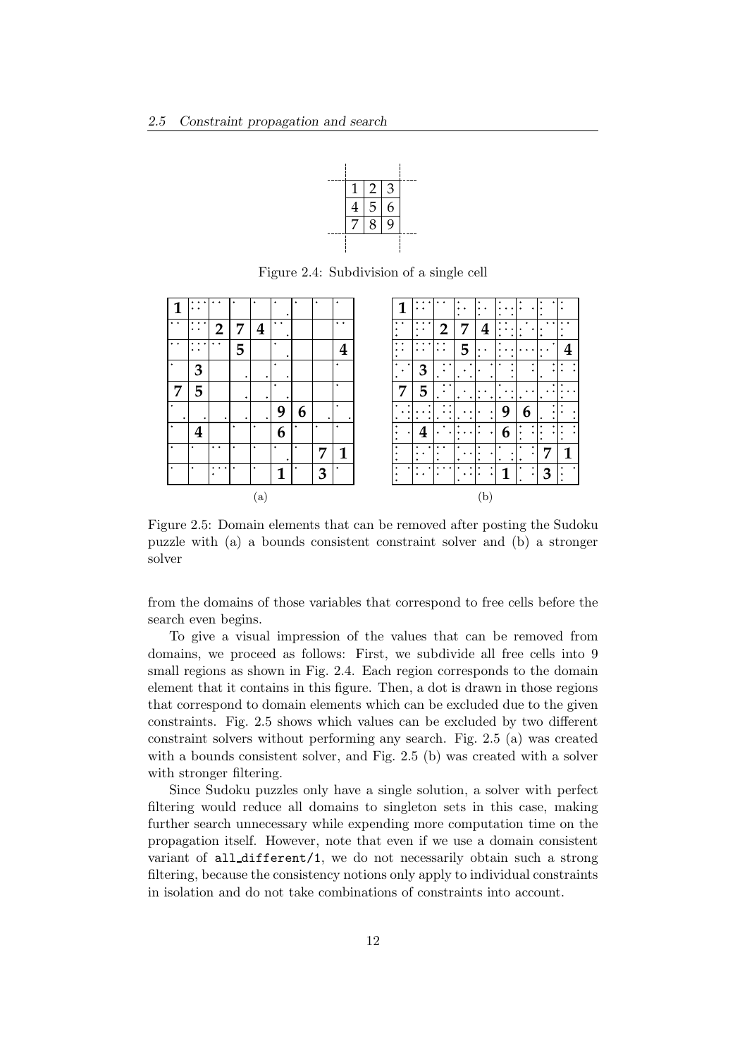| | | | | |
|---|---|---|---|---|
| | 1 | 2 | 3 | |
| | 4 | 5 | 6 | |
| | 7 | 8 | 9 | |

Figure 2.4: Subdivision of a single cell

(a)

| | | | | | | | | |
|---|---|---|---|---|---|---|---|---|
| 1 | | | | | | | | |
| | | 2 | 7 | 4 | | | | |
| | | | 5 | | | | | 4 |
| | 3 | | | | | | | |
| 7 | 5 | | | | | | | |
| | | | | | 9 | 6 | | |
| | 4 | | | | 6 | | | |
| | | | | | | | 7 | 1 |
| | | | | | 1 | | 3 | |

(b)

| | | | | | | | | |
|---|---|---|---|---|---|---|---|---|
| 1 | | | | | | | | |
| | | 2 | 7 | 4 | | | | |
| | | | 5 | | | | | 4 |
| | 3 | | | | | | | |
| 7 | 5 | | | | | | | |
| | | | | | 9 | 6 | | |
| | 4 | | | | 6 | | | |
| | | | | | | | 7 | 1 |
| | | | | | 1 | | 3 | |

Figure 2.5: Domain elements that can be removed after posting the Sudoku puzzle with (a) a bounds consistent constraint solver and (b) a stronger solver

from the domains of those variables that correspond to free cells before the search even begins.

To give a visual impression of the values that can be removed from domains, we proceed as follows: First, we subdivide all free cells into 9 small regions as shown in Fig. 2.4. Each region corresponds to the domain element that it contains in this figure. Then, a dot is drawn in those regions that correspond to domain elements which can be excluded due to the given constraints. Fig. 2.5 shows which values can be excluded by two different constraint solvers without performing any search. Fig. 2.5 (a) was created with a bounds consistent constraint solver, and Fig. 2.5 (b) was created with a solver with stronger filtering.

Since Sudoku puzzles only have a single solution, a solver with perfect filtering would reduce all domains to singleton sets in this case, making further search unnecessary while expending more computation time on the propagation itself. However, note that even if we use a domain consistent variant of `all_different/1`, we do not necessarily obtain such a strong filtering, because the consistency notions only apply to individual constraints in isolation and do not take combinations of constraints into account.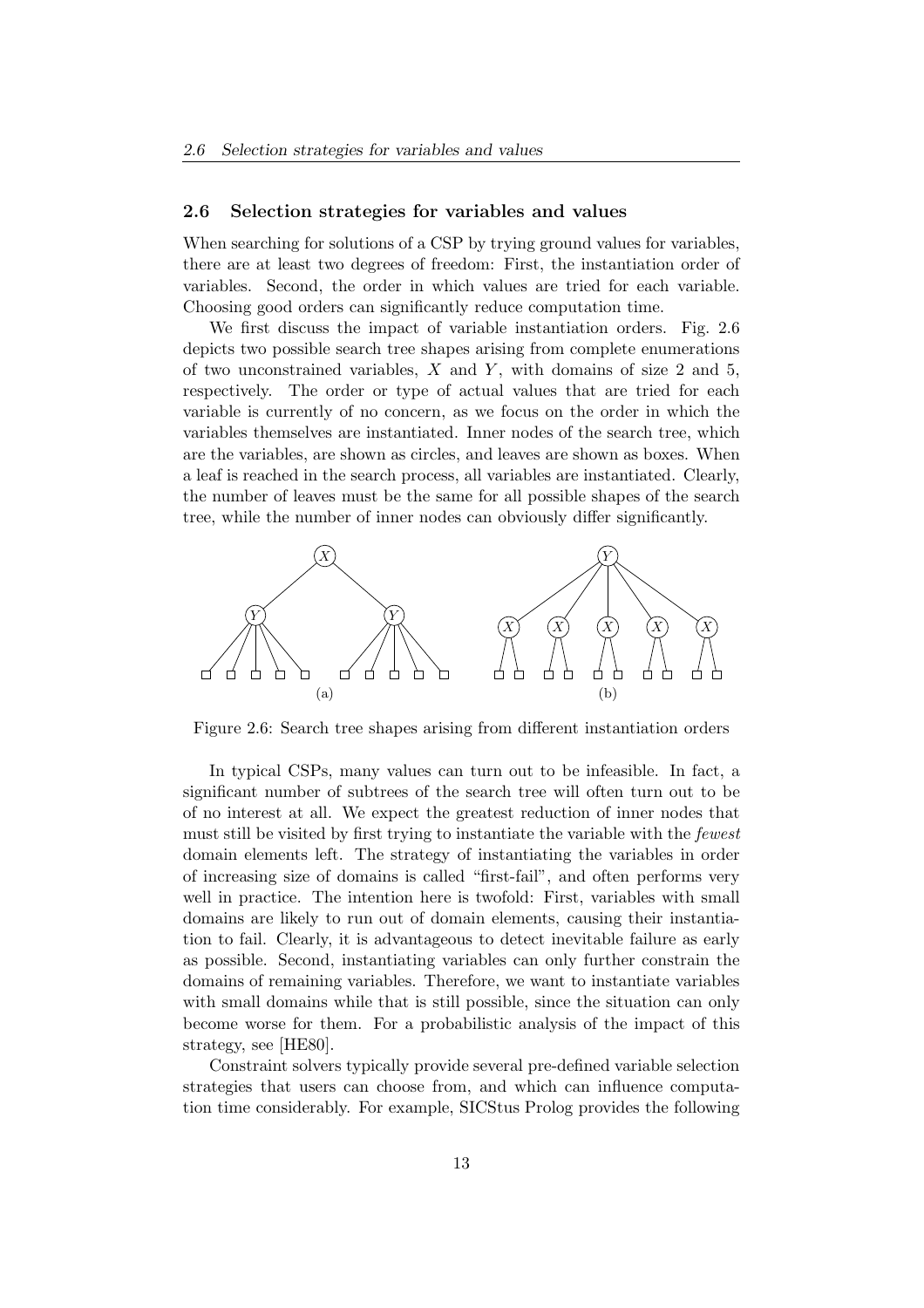## 2.6 Selection strategies for variables and values

When searching for solutions of a CSP by trying ground values for variables, there are at least two degrees of freedom: First, the instantiation order of variables. Second, the order in which values are tried for each variable. Choosing good orders can significantly reduce computation time.

We first discuss the impact of variable instantiation orders. Fig. 2.6 depicts two possible search tree shapes arising from complete enumerations of two unconstrained variables, $X$ and $Y$, with domains of size 2 and 5, respectively. The order or type of actual values that are tried for each variable is currently of no concern, as we focus on the order in which the variables themselves are instantiated. Inner nodes of the search tree, which are the variables, are shown as circles, and leaves are shown as boxes. When a leaf is reached in the search process, all variables are instantiated. Clearly, the number of leaves must be the same for all possible shapes of the search tree, while the number of inner nodes can obviously differ significantly.

Figure 2.6: Search tree shapes arising from different instantiation orders

In typical CSPs, many values can turn out to be infeasible. In fact, a significant number of subtrees of the search tree will often turn out to be of no interest at all. We expect the greatest reduction of inner nodes that must still be visited by first trying to instantiate the variable with the *fewest* domain elements left. The strategy of instantiating the variables in order of increasing size of domains is called "first-fail", and often performs very well in practice. The intention here is twofold: First, variables with small domains are likely to run out of domain elements, causing their instantiation to fail. Clearly, it is advantageous to detect inevitable failure as early as possible. Second, instantiating variables can only further constrain the domains of remaining variables. Therefore, we want to instantiate variables with small domains while that is still possible, since the situation can only become worse for them. For a probabilistic analysis of the impact of this strategy, see [HE80].

Constraint solvers typically provide several pre-defined variable selection strategies that users can choose from, and which can influence computation time considerably. For example, SICStus Prolog provides the following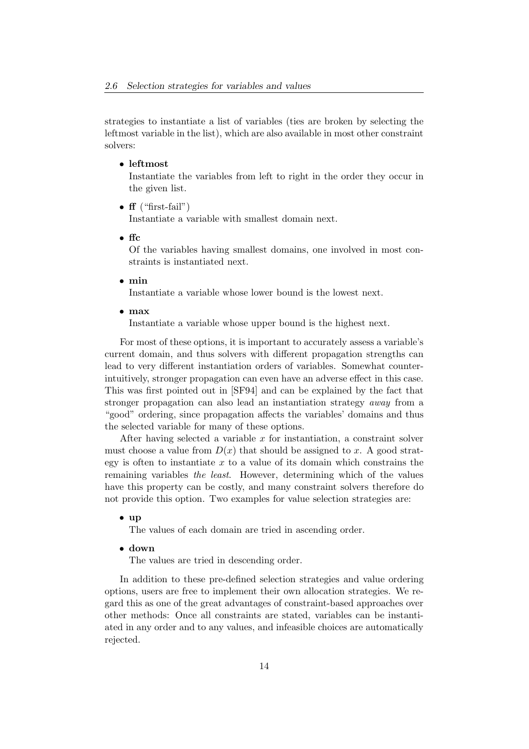strategies to instantiate a list of variables (ties are broken by selecting the leftmost variable in the list), which are also available in most other constraint solvers:

- **leftmost**
  Instantiate the variables from left to right in the order they occur in the given list.
- **ff** ("first-fail")
  Instantiate a variable with smallest domain next.
- **ffc**
  Of the variables having smallest domains, one involved in most constraints is instantiated next.
- **min**
  Instantiate a variable whose lower bound is the lowest next.
- **max**
  Instantiate a variable whose upper bound is the highest next.

For most of these options, it is important to accurately assess a variable's current domain, and thus solvers with different propagation strengths can lead to very different instantiation orders of variables. Somewhat counter-intuitively, stronger propagation can even have an adverse effect in this case. This was first pointed out in [SF94] and can be explained by the fact that stronger propagation can also lead an instantiation strategy *away* from a "good" ordering, since propagation affects the variables' domains and thus the selected variable for many of these options.

After having selected a variable $x$ for instantiation, a constraint solver must choose a value from $D(x)$ that should be assigned to $x$. A good strategy is often to instantiate $x$ to a value of its domain which constrains the remaining variables *the least*. However, determining which of the values have this property can be costly, and many constraint solvers therefore do not provide this option. Two examples for value selection strategies are:

- **up**
  The values of each domain are tried in ascending order.
- **down**
  The values are tried in descending order.

In addition to these pre-defined selection strategies and value ordering options, users are free to implement their own allocation strategies. We regard this as one of the great advantages of constraint-based approaches over other methods: Once all constraints are stated, variables can be instantiated in any order and to any values, and infeasible choices are automatically rejected.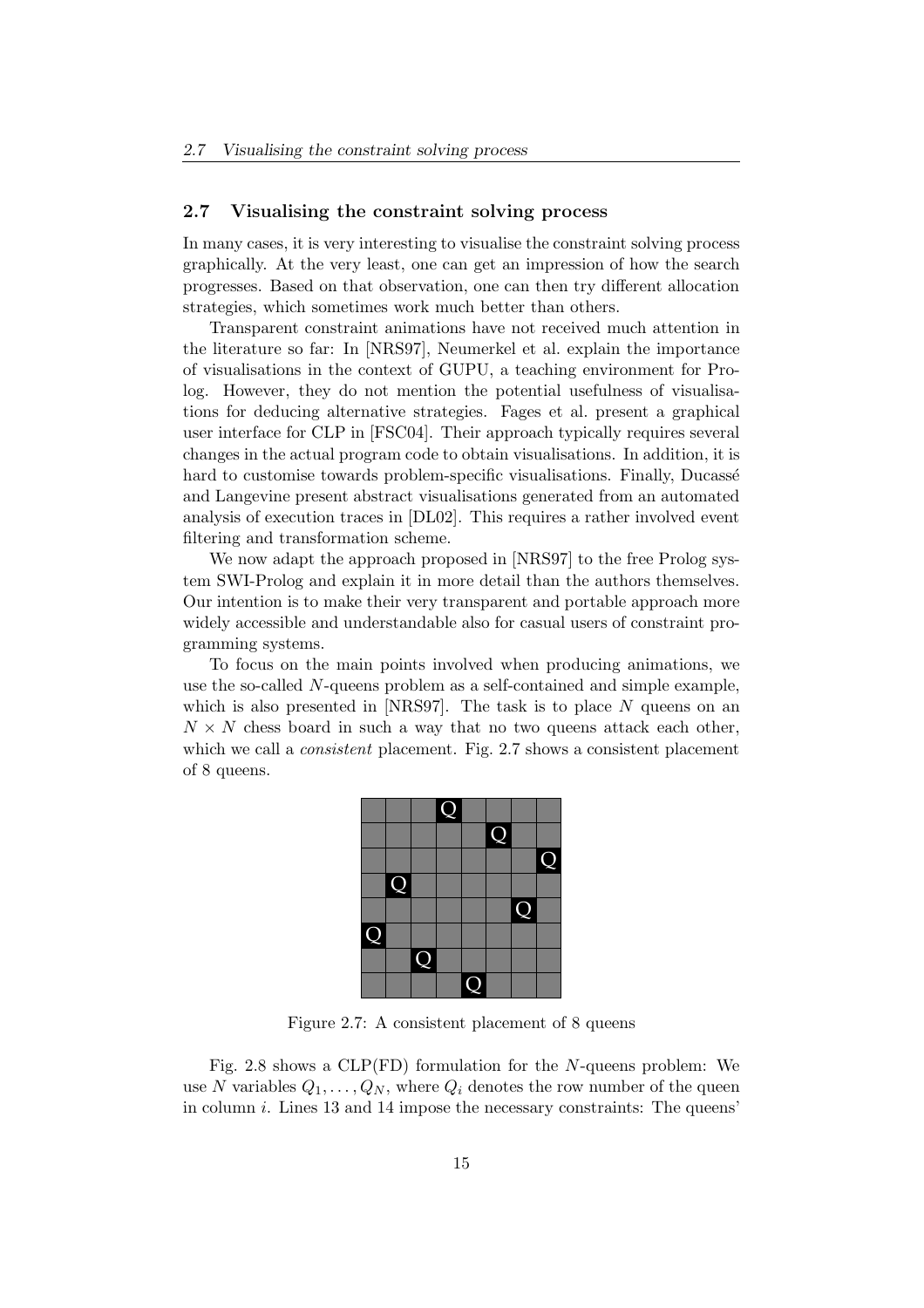## 2.7 Visualising the constraint solving process

In many cases, it is very interesting to visualise the constraint solving process graphically. At the very least, one can get an impression of how the search progresses. Based on that observation, one can then try different allocation strategies, which sometimes work much better than others.

Transparent constraint animations have not received much attention in the literature so far: In [NRS97], Neumerkel et al. explain the importance of visualisations in the context of GUPU, a teaching environment for Prolog. However, they do not mention the potential usefulness of visualisations for deducing alternative strategies. Fages et al. present a graphical user interface for CLP in [FSC04]. Their approach typically requires several changes in the actual program code to obtain visualisations. In addition, it is hard to customise towards problem-specific visualisations. Finally, Ducassé and Langevine present abstract visualisations generated from an automated analysis of execution traces in [DL02]. This requires a rather involved event filtering and transformation scheme.

We now adapt the approach proposed in [NRS97] to the free Prolog system SWI-Prolog and explain it in more detail than the authors themselves. Our intention is to make their very transparent and portable approach more widely accessible and understandable also for casual users of constraint programming systems.

To focus on the main points involved when producing animations, we use the so-called $N$-queens problem as a self-contained and simple example, which is also presented in [NRS97]. The task is to place $N$ queens on an $N \times N$ chess board in such a way that no two queens attack each other, which we call a *consistent* placement. Fig. 2.7 shows a consistent placement of 8 queens.

| | | | | | | | |
|---|---|---|---|---|---|---|---|
| | | | Q | | | | |
| | | | | | Q | | |
| | | | | | | | Q |
| | Q | | | | | | |
| | | | | | | Q | |
| Q | | | | | | | |
| | | Q | | | | | |
| | | | | Q | | | |

Figure 2.7: A consistent placement of 8 queens

Fig. 2.8 shows a CLP(FD) formulation for the $N$-queens problem: We use $N$ variables $Q_1, \ldots, Q_N$, where $Q_i$ denotes the row number of the queen in column $i$. Lines 13 and 14 impose the necessary constraints: The queens'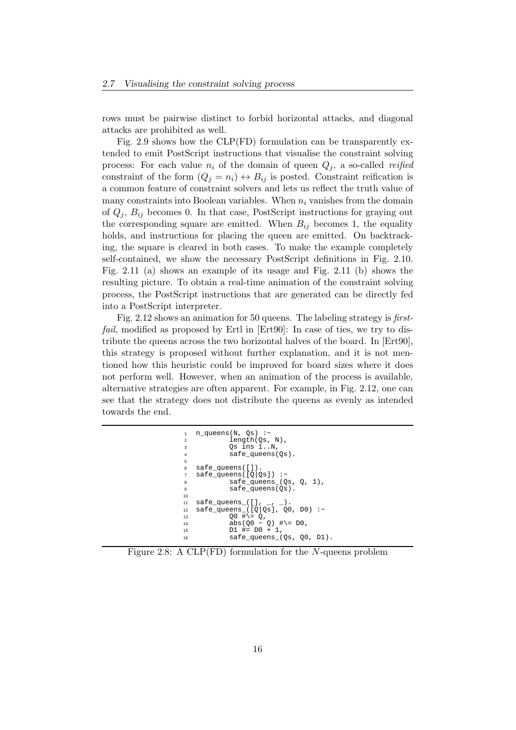rows must be pairwise distinct to forbid horizontal attacks, and diagonal attacks are prohibited as well.

Fig. 2.9 shows how the CLP(FD) formulation can be transparently extended to emit PostScript instructions that visualise the constraint solving process: For each value $n_i$ of the domain of queen $Q_j$, a so-called *reified* constraint of the form $(Q_j = n_i) \leftrightarrow B_{ij}$ is posted. Constraint reification is a common feature of constraint solvers and lets us reflect the truth value of many constraints into Boolean variables. When $n_i$ vanishes from the domain of $Q_j$, $B_{ij}$ becomes 0. In that case, PostScript instructions for graying out the corresponding square are emitted. When $B_{ij}$ becomes 1, the equality holds, and instructions for placing the queen are emitted. On backtracking, the square is cleared in both cases. To make the example completely self-contained, we show the necessary PostScript definitions in Fig. 2.10. Fig. 2.11 (a) shows an example of its usage and Fig. 2.11 (b) shows the resulting picture. To obtain a real-time animation of the constraint solving process, the PostScript instructions that are generated can be directly fed into a PostScript interpreter.

Fig. 2.12 shows an animation for 50 queens. The labeling strategy is *first-fail*, modified as proposed by Ertl in [Ert90]: In case of ties, we try to distribute the queens across the two horizontal halves of the board. In [Ert90], this strategy is proposed without further explanation, and it is not mentioned how this heuristic could be improved for board sizes where it does not perform well. However, when an animation of the process is available, alternative strategies are often apparent. For example, in Fig. 2.12, one can see that the strategy does not distribute the queens as evenly as intended towards the end.

```
n_queens(N, Qs) :-
        length(Qs, N),
        Qs ins 1..N,
        safe_queens(Qs).

safe_queens([]).
safe_queens([Q|Qs]) :-
        safe_queens_(Qs, Q, 1),
        safe_queens(Qs).

safe_queens_([], _, _).
safe_queens_([Q|Qs], Q0, D0) :-
        Q0 #\= Q,
        abs(Q0 - Q) #\= D0,
        D1 #= D0 + 1,
        safe_queens_(Qs, Q0, D1).
```

Figure 2.8: A CLP(FD) formulation for the $N$-queens problem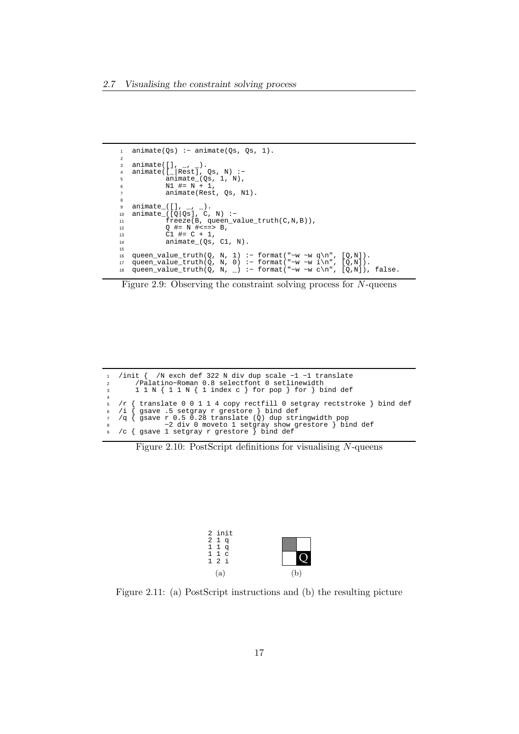```
animate(Qs) :- animate(Qs, Qs, 1).

animate([], _, _).
animate([_|Rest], Qs, N) :-
        animate_(Qs, 1, N),
        N1 #= N + 1,
        animate(Rest, Qs, N1).

animate_([], _, _).
animate_([Q|Qs], C, N) :-
        freeze(B, queen_value_truth(C,N,B)),
        Q #= N #<==> B,
        C1 #= C + 1,
        animate_(Qs, C1, N).

queen_value_truth(Q, N, 1) :- format("~w ~w q\n", [Q,N]).
queen_value_truth(Q, N, 0) :- format("~w ~w i\n", [Q,N]).
queen_value_truth(Q, N, _) :- format("~w ~w c\n", [Q,N]), false.
```

Figure 2.9: Observing the constraint solving process for $N$-queens

```
/init {  /N exch def 322 N div dup scale -1 -1 translate
    /Palatino-Roman 0.8 selectfont 0 setlinewidth
    1 1 N { 1 1 N { 1 index c } for pop } for } bind def

/r { translate 0 0 1 1 4 copy rectfill 0 setgray rectstroke } bind def
/i { gsave .5 setgray r grestore } bind def
/q { gsave r 0.5 0.28 translate (Q) dup stringwidth pop
        -2 div 0 moveto 1 setgray show grestore } bind def
/c { gsave 1 setgray r grestore } bind def
```

Figure 2.10: PostScript definitions for visualising $N$-queens

```
2 init
2 1 q
1 1 q
1 1 c
1 2 i
```

(a) (b)

Figure 2.11: (a) PostScript instructions and (b) the resulting picture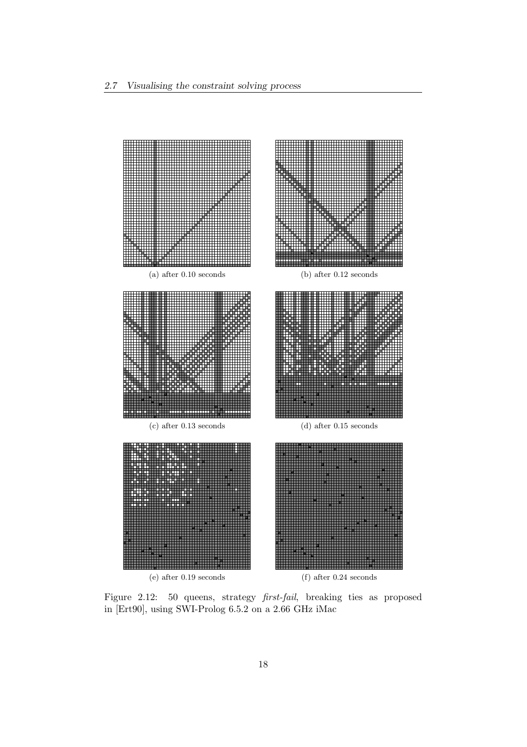(a) after 0.10 seconds

(b) after 0.12 seconds

(c) after 0.13 seconds

(d) after 0.15 seconds

(e) after 0.19 seconds

(f) after 0.24 seconds

Figure 2.12: 50 queens, strategy *first-fail*, breaking ties as proposed in [Ert90], using SWI-Prolog 6.5.2 on a 2.66 GHz iMac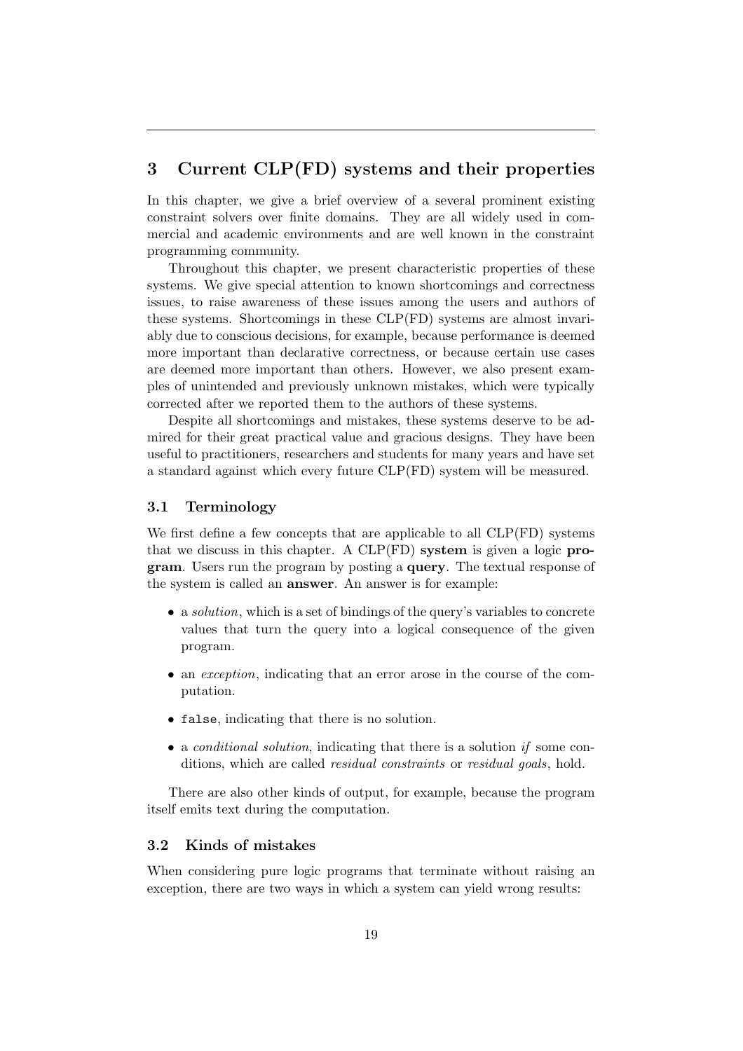## 3 Current CLP(FD) systems and their properties

In this chapter, we give a brief overview of a several prominent existing constraint solvers over finite domains. They are all widely used in commercial and academic environments and are well known in the constraint programming community.

Throughout this chapter, we present characteristic properties of these systems. We give special attention to known shortcomings and correctness issues, to raise awareness of these issues among the users and authors of these systems. Shortcomings in these CLP(FD) systems are almost invariably due to conscious decisions, for example, because performance is deemed more important than declarative correctness, or because certain use cases are deemed more important than others. However, we also present examples of unintended and previously unknown mistakes, which were typically corrected after we reported them to the authors of these systems.

Despite all shortcomings and mistakes, these systems deserve to be admired for their great practical value and gracious designs. They have been useful to practitioners, researchers and students for many years and have set a standard against which every future CLP(FD) system will be measured.

### 3.1 Terminology

We first define a few concepts that are applicable to all CLP(FD) systems that we discuss in this chapter. A CLP(FD) **system** is given a logic **program**. Users run the program by posting a **query**. The textual response of the system is called an **answer**. An answer is for example:

- a *solution*, which is a set of bindings of the query's variables to concrete values that turn the query into a logical consequence of the given program.
- an *exception*, indicating that an error arose in the course of the computation.
- `false`, indicating that there is no solution.
- a *conditional solution*, indicating that there is a solution *if* some conditions, which are called *residual constraints* or *residual goals*, hold.

There are also other kinds of output, for example, because the program itself emits text during the computation.

### 3.2 Kinds of mistakes

When considering pure logic programs that terminate without raising an exception, there are two ways in which a system can yield wrong results: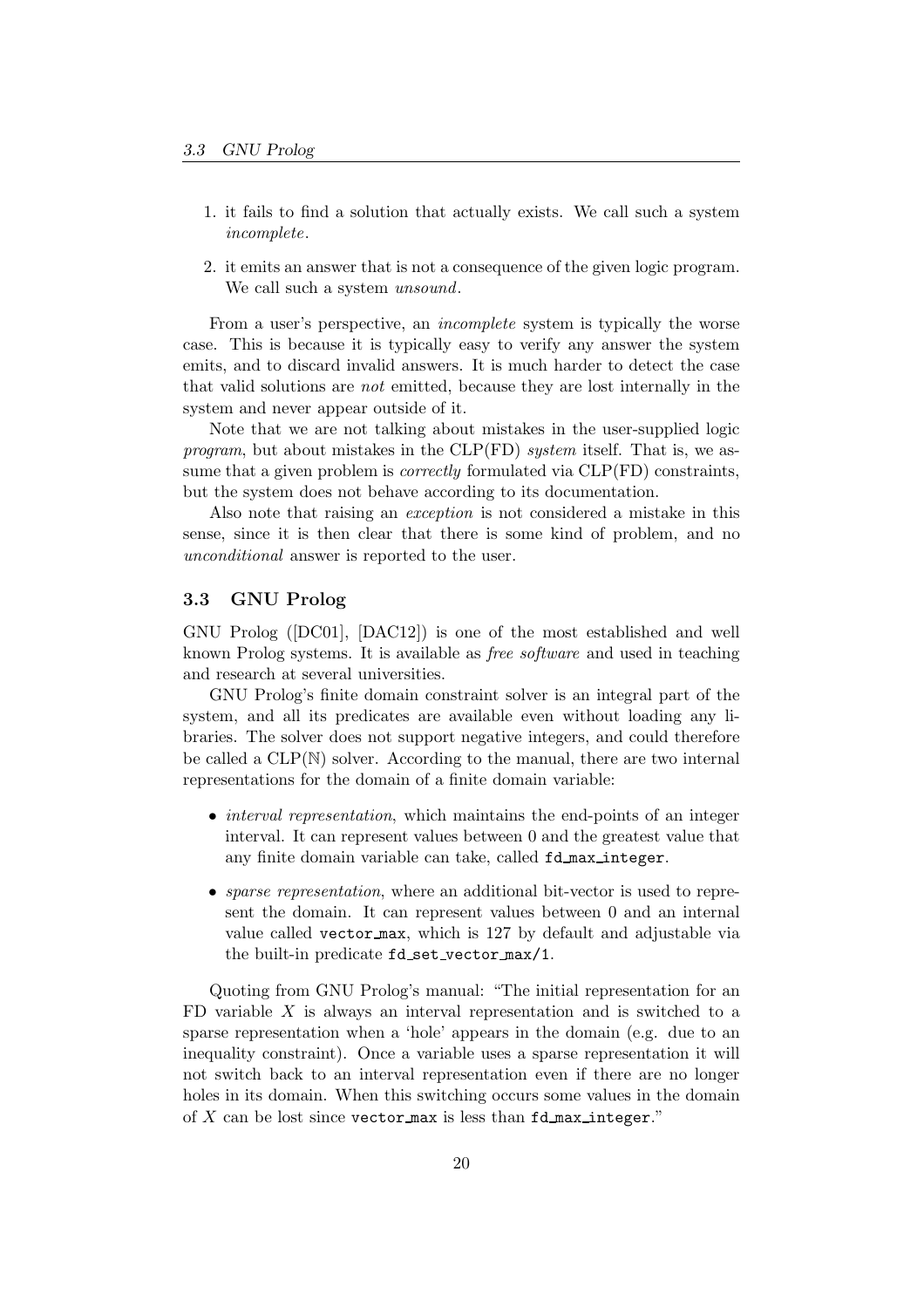1. it fails to find a solution that actually exists. We call such a system *incomplete*.
2. it emits an answer that is not a consequence of the given logic program. We call such a system *unsound*.

From a user's perspective, an *incomplete* system is typically the worse case. This is because it is typically easy to verify any answer the system emits, and to discard invalid answers. It is much harder to detect the case that valid solutions are *not* emitted, because they are lost internally in the system and never appear outside of it.

Note that we are not talking about mistakes in the user-supplied logic *program*, but about mistakes in the CLP(FD) *system* itself. That is, we assume that a given problem is *correctly* formulated via CLP(FD) constraints, but the system does not behave according to its documentation.

Also note that raising an *exception* is not considered a mistake in this sense, since it is then clear that there is some kind of problem, and no *unconditional* answer is reported to the user.

## 3.3 GNU Prolog

GNU Prolog ([DC01], [DAC12]) is one of the most established and well known Prolog systems. It is available as *free software* and used in teaching and research at several universities.

GNU Prolog's finite domain constraint solver is an integral part of the system, and all its predicates are available even without loading any libraries. The solver does not support negative integers, and could therefore be called a CLP($\mathbb{N}$) solver. According to the manual, there are two internal representations for the domain of a finite domain variable:

- *interval representation*, which maintains the end-points of an integer interval. It can represent values between 0 and the greatest value that any finite domain variable can take, called `fd_max_integer`.
- *sparse representation*, where an additional bit-vector is used to represent the domain. It can represent values between 0 and an internal value called `vector_max`, which is 127 by default and adjustable via the built-in predicate `fd_set_vector_max/1`.

Quoting from GNU Prolog's manual: "The initial representation for an FD variable $X$ is always an interval representation and is switched to a sparse representation when a 'hole' appears in the domain (e.g. due to an inequality constraint). Once a variable uses a sparse representation it will not switch back to an interval representation even if there are no longer holes in its domain. When this switching occurs some values in the domain of $X$ can be lost since `vector_max` is less than `fd_max_integer`."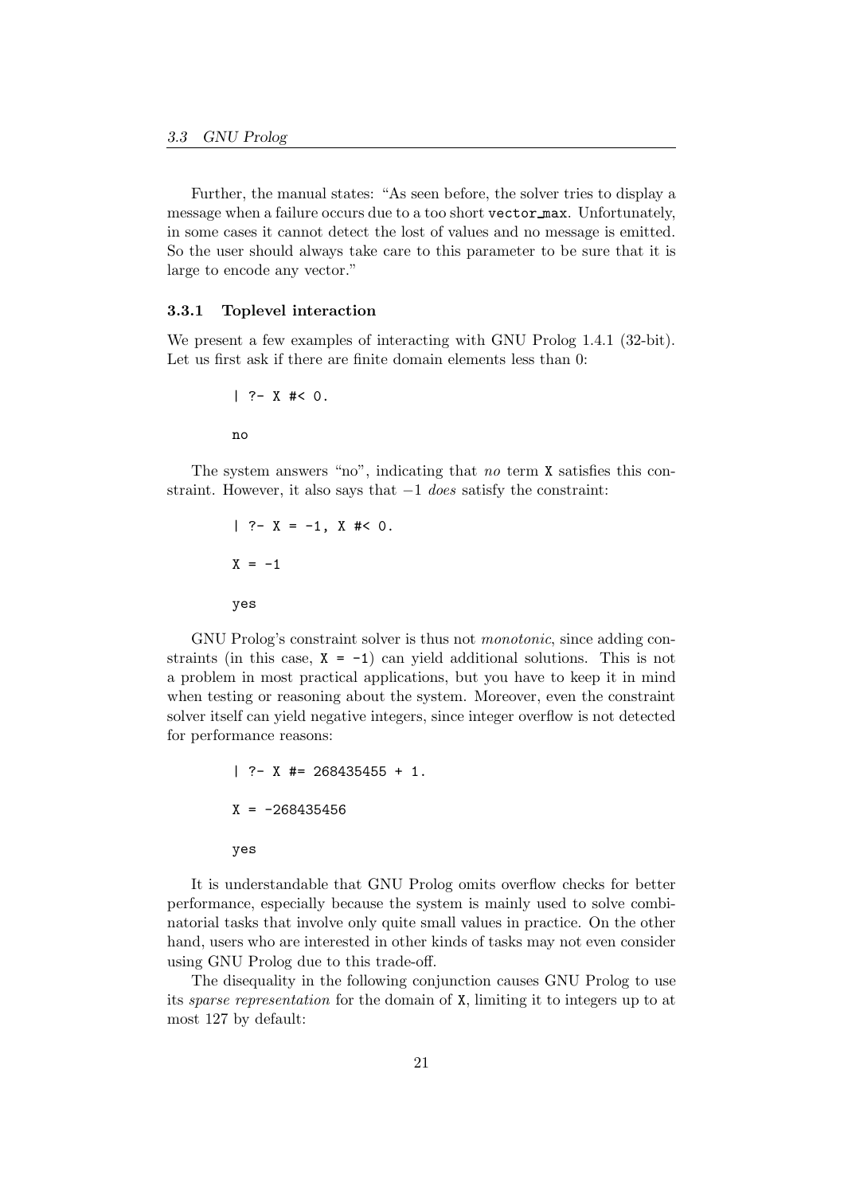Further, the manual states: "As seen before, the solver tries to display a message when a failure occurs due to a too short `vector_max`. Unfortunately, in some cases it cannot detect the lost of values and no message is emitted. So the user should always take care to this parameter to be sure that it is large to encode any vector."

### 3.3.1 Toplevel interaction

We present a few examples of interacting with GNU Prolog 1.4.1 (32-bit). Let us first ask if there are finite domain elements less than 0:

```
| ?- X #< 0.

no
```

The system answers "no", indicating that *no* term `X` satisfies this constraint. However, it also says that $-1$ *does* satisfy the constraint:

```
| ?- X = -1, X #< 0.

X = -1

yes
```

GNU Prolog's constraint solver is thus not *monotonic*, since adding constraints (in this case, `X = -1`) can yield additional solutions. This is not a problem in most practical applications, but you have to keep it in mind when testing or reasoning about the system. Moreover, even the constraint solver itself can yield negative integers, since integer overflow is not detected for performance reasons:

```
| ?- X #= 268435455 + 1.

X = -268435456

yes
```

It is understandable that GNU Prolog omits overflow checks for better performance, especially because the system is mainly used to solve combinatorial tasks that involve only quite small values in practice. On the other hand, users who are interested in other kinds of tasks may not even consider using GNU Prolog due to this trade-off.

The disequality in the following conjunction causes GNU Prolog to use its *sparse representation* for the domain of `X`, limiting it to integers up to at most 127 by default: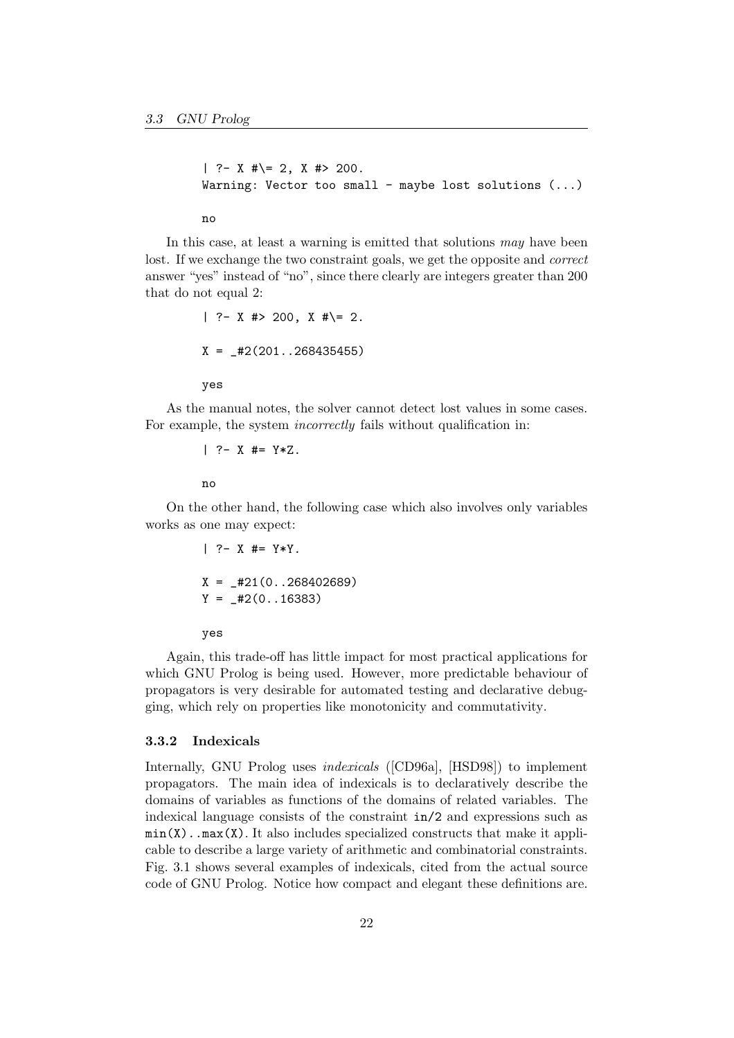```
| ?- X #\= 2, X #> 200.
Warning: Vector too small - maybe lost solutions (...)

no
```

In this case, at least a warning is emitted that solutions *may* have been lost. If we exchange the two constraint goals, we get the opposite and *correct* answer "yes" instead of "no", since there clearly are integers greater than 200 that do not equal 2:

```
| ?- X #> 200, X #\= 2.

X = _#2(201..268435455)

yes
```

As the manual notes, the solver cannot detect lost values in some cases. For example, the system *incorrectly* fails without qualification in:

```
| ?- X #= Y*Z.

no
```

On the other hand, the following case which also involves only variables works as one may expect:

```
| ?- X #= Y*Y.

X = _#21(0..268402689)
Y = _#2(0..16383)

yes
```

Again, this trade-off has little impact for most practical applications for which GNU Prolog is being used. However, more predictable behaviour of propagators is very desirable for automated testing and declarative debugging, which rely on properties like monotonicity and commutativity.

### 3.3.2 Indexicals

Internally, GNU Prolog uses *indexicals* ([CD96a], [HSD98]) to implement propagators. The main idea of indexicals is to declaratively describe the domains of variables as functions of the domains of related variables. The indexical language consists of the constraint `in/2` and expressions such as `min(X)..max(X)`. It also includes specialized constructs that make it applicable to describe a large variety of arithmetic and combinatorial constraints. Fig. 3.1 shows several examples of indexicals, cited from the actual source code of GNU Prolog. Notice how compact and elegant these definitions are.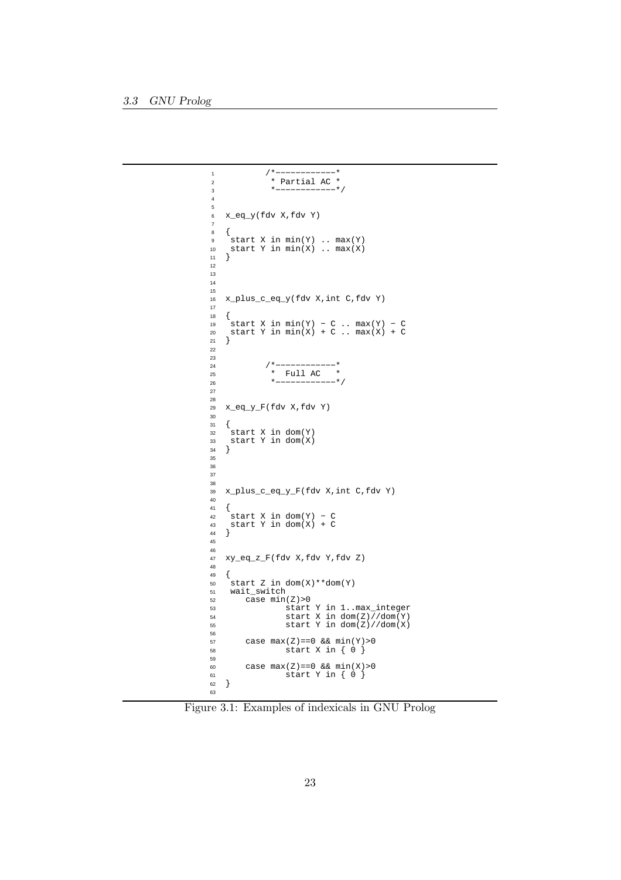```
        /*------------*
         * Partial AC *
         *------------*/


x_eq_y(fdv X,fdv Y)

{
 start X in min(Y) .. max(Y)
 start Y in min(X) .. max(X)
}




x_plus_c_eq_y(fdv X,int C,fdv Y)

{
 start X in min(Y) - C .. max(Y) - C
 start Y in min(X) + C .. max(X) + C
}


        /*------------*
         *  Full AC   *
         *------------*/


x_eq_y_F(fdv X,fdv Y)

{
 start X in dom(Y)
 start Y in dom(X)
}




x_plus_c_eq_y_F(fdv X,int C,fdv Y)

{
 start X in dom(Y) - C
 start Y in dom(X) + C
}


xy_eq_z_F(fdv X,fdv Y,fdv Z)

{
 start Z in dom(X)**dom(Y)
 wait_switch
    case min(Z)>0
            start Y in 1..max_integer
            start X in dom(Z)//dom(Y)
            start Y in dom(Z)//dom(X)

    case max(Z)==0 && min(Y)>0
            start X in { 0 }

    case max(Z)==0 && min(X)>0
            start Y in { 0 }
}

```

Figure 3.1: Examples of indexicals in GNU Prolog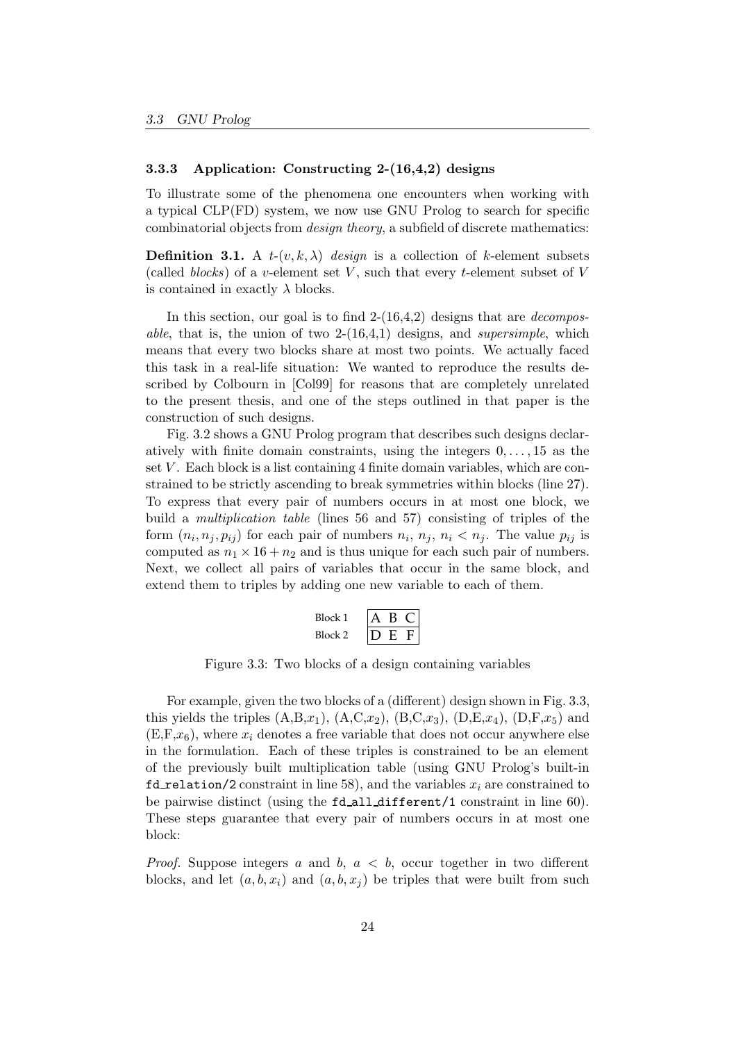### 3.3.3 Application: Constructing 2-(16,4,2) designs

To illustrate some of the phenomena one encounters when working with a typical CLP(FD) system, we now use GNU Prolog to search for specific combinatorial objects from *design theory*, a subfield of discrete mathematics:

**Definition 3.1.** A $t$-$(v, k, \lambda)$ *design* is a collection of $k$-element subsets (called *blocks*) of a $v$-element set $V$, such that every $t$-element subset of $V$ is contained in exactly $\lambda$ blocks.

In this section, our goal is to find 2-(16,4,2) designs that are *decomposable*, that is, the union of two 2-(16,4,1) designs, and *supersimple*, which means that every two blocks share at most two points. We actually faced this task in a real-life situation: We wanted to reproduce the results described by Colbourn in [Col99] for reasons that are completely unrelated to the present thesis, and one of the steps outlined in that paper is the construction of such designs.

Fig. 3.2 shows a GNU Prolog program that describes such designs declaratively with finite domain constraints, using the integers $0, \ldots, 15$ as the set $V$. Each block is a list containing 4 finite domain variables, which are constrained to be strictly ascending to break symmetries within blocks (line 27). To express that every pair of numbers occurs in at most one block, we build a *multiplication table* (lines 56 and 57) consisting of triples of the form $(n_i, n_j, p_{ij})$ for each pair of numbers $n_i$, $n_j$, $n_i < n_j$. The value $p_{ij}$ is computed as $n_1 \times 16 + n_2$ and is thus unique for each such pair of numbers. Next, we collect all pairs of variables that occur in the same block, and extend them to triples by adding one new variable to each of them.

| Block 1 | A | B | C |
|---|---|---|---|
| Block 2 | D | E | F |

Figure 3.3: Two blocks of a design containing variables

For example, given the two blocks of a (different) design shown in Fig. 3.3, this yields the triples (A,B,$x_1$), (A,C,$x_2$), (B,C,$x_3$), (D,E,$x_4$), (D,F,$x_5$) and (E,F,$x_6$), where $x_i$ denotes a free variable that does not occur anywhere else in the formulation. Each of these triples is constrained to be an element of the previously built multiplication table (using GNU Prolog's built-in `fd_relation/2` constraint in line 58), and the variables $x_i$ are constrained to be pairwise distinct (using the `fd_all_different/1` constraint in line 60). These steps guarantee that every pair of numbers occurs in at most one block:

*Proof.* Suppose integers $a$ and $b$, $a < b$, occur together in two different blocks, and let $(a, b, x_i)$ and $(a, b, x_j)$ be triples that were built from such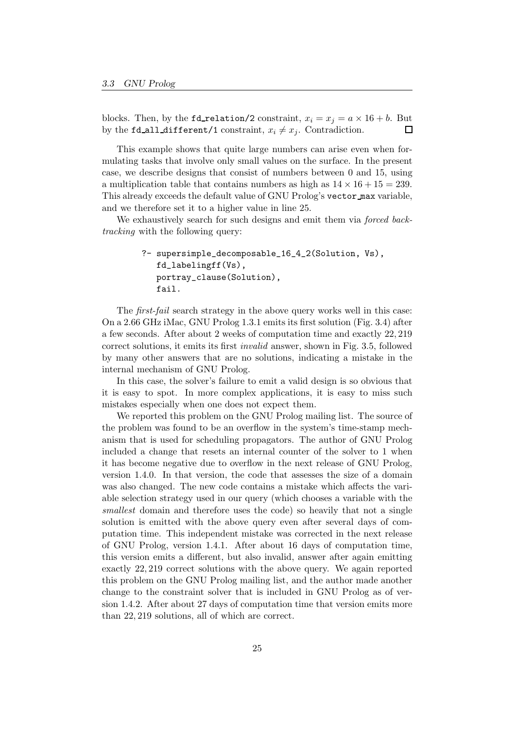blocks. Then, by the `fd_relation/2` constraint, $x_i = x_j = a \times 16 + b$. But by the `fd_all_different/1` constraint, $x_i \neq x_j$. Contradiction. $\square$

This example shows that quite large numbers can arise even when formulating tasks that involve only small values on the surface. In the present case, we describe designs that consist of numbers between 0 and 15, using a multiplication table that contains numbers as high as $14 \times 16 + 15 = 239$. This already exceeds the default value of GNU Prolog's `vector_max` variable, and we therefore set it to a higher value in line 25.

We exhaustively search for such designs and emit them via *forced backtracking* with the following query:

```
?- supersimple_decomposable_16_4_2(Solution, Vs),
   fd_labelingff(Vs),
   portray_clause(Solution),
   fail.
```

The *first-fail* search strategy in the above query works well in this case: On a 2.66 GHz iMac, GNU Prolog 1.3.1 emits its first solution (Fig. 3.4) after a few seconds. After about 2 weeks of computation time and exactly 22,219 correct solutions, it emits its first *invalid* answer, shown in Fig. 3.5, followed by many other answers that are no solutions, indicating a mistake in the internal mechanism of GNU Prolog.

In this case, the solver's failure to emit a valid design is so obvious that it is easy to spot. In more complex applications, it is easy to miss such mistakes especially when one does not expect them.

We reported this problem on the GNU Prolog mailing list. The source of the problem was found to be an overflow in the system's time-stamp mechanism that is used for scheduling propagators. The author of GNU Prolog included a change that resets an internal counter of the solver to 1 when it has become negative due to overflow in the next release of GNU Prolog, version 1.4.0. In that version, the code that assesses the size of a domain was also changed. The new code contains a mistake which affects the variable selection strategy used in our query (which chooses a variable with the *smallest* domain and therefore uses the code) so heavily that not a single solution is emitted with the above query even after several days of computation time. This independent mistake was corrected in the next release of GNU Prolog, version 1.4.1. After about 16 days of computation time, this version emits a different, but also invalid, answer after again emitting exactly 22,219 correct solutions with the above query. We again reported this problem on the GNU Prolog mailing list, and the author made another change to the constraint solver that is included in GNU Prolog as of version 1.4.2. After about 27 days of computation time that version emits more than 22,219 solutions, all of which are correct.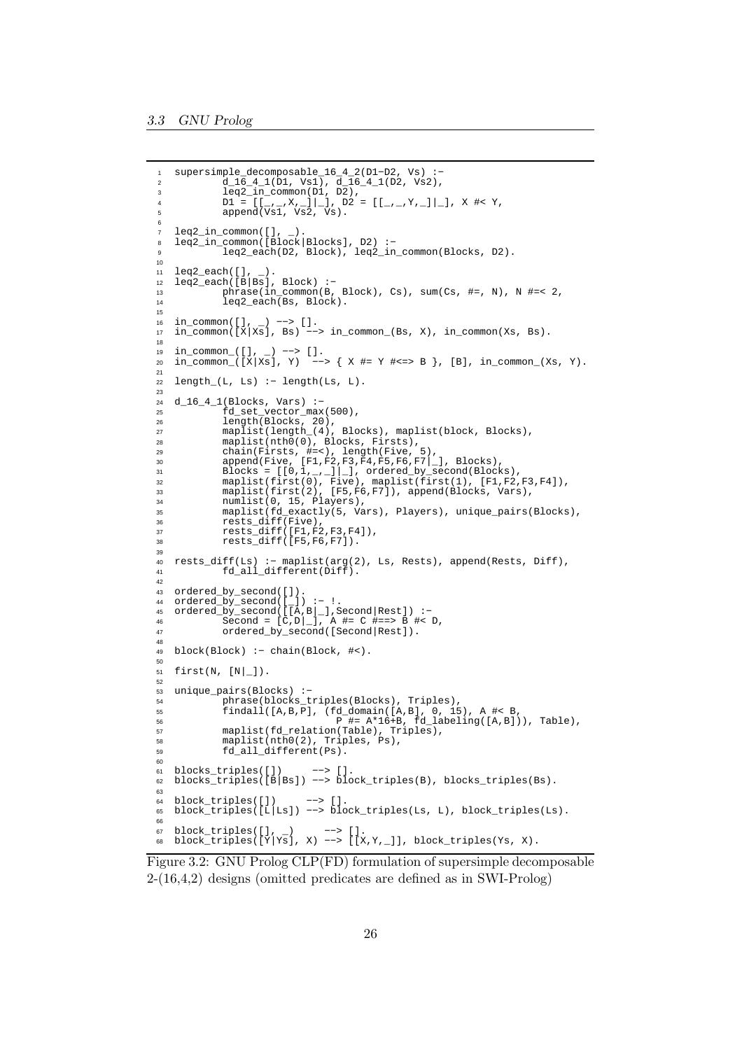```
supersimple_decomposable_16_4_2(D1-D2, Vs) :-
        d_16_4_1(D1, Vs1), d_16_4_1(D2, Vs2),
        leq2_in_common(D1, D2),
        D1 = [[_,_,X,_]|_], D2 = [[_,_,Y,_]|_], X #< Y,
        append(Vs1, Vs2, Vs).

leq2_in_common([], _).
leq2_in_common([Block|Blocks], D2) :-
        leq2_each(D2, Block), leq2_in_common(Blocks, D2).

leq2_each([], _).
leq2_each([B|Bs], Block) :-
        phrase(in_common(B, Block), Cs), sum(Cs, #=, N), N #=< 2,
        leq2_each(Bs, Block).

in_common([], _) --> [].
in_common([X|Xs], Bs) --> in_common_(Bs, X), in_common(Xs, Bs).

in_common_([], _) --> [].
in_common_([X|Xs], Y)  --> { X #= Y #<=> B }, [B], in_common_(Xs, Y).

length_(L, Ls) :- length(Ls, L).

d_16_4_1(Blocks, Vars) :-
        fd_set_vector_max(500),
        length(Blocks, 20),
        maplist(length_(4), Blocks), maplist(block, Blocks),
        maplist(nth0(0), Blocks, Firsts),
        chain(Firsts, #=<), length(Five, 5),
        append(Five, [F1,F2,F3,F4,F5,F6,F7|_], Blocks),
        Blocks = [[0,1,_,_]|_], ordered_by_second(Blocks),
        maplist(first(0), Five), maplist(first(1), [F1,F2,F3,F4]),
        maplist(first(2), [F5,F6,F7]), append(Blocks, Vars),
        numlist(0, 15, Players),
        maplist(fd_exactly(5, Vars), Players), unique_pairs(Blocks),
        rests_diff(Five),
        rests_diff([F1,F2,F3,F4]),
        rests_diff([F5,F6,F7]).

rests_diff(Ls) :- maplist(arg(2), Ls, Rests), append(Rests, Diff),
        fd_all_different(Diff).

ordered_by_second([]).
ordered_by_second([_]) :- !.
ordered_by_second([[A,B|_],Second|Rest]) :-
        Second = [C,D|_], A #= C #==> B #< D,
        ordered_by_second([Second|Rest]).

block(Block) :- chain(Block, #<).

first(N, [N|_]).

unique_pairs(Blocks) :-
        phrase(blocks_triples(Blocks), Triples),
        findall([A,B,P], (fd_domain([A,B], 0, 15), A #< B,
                          P #= A*16+B, fd_labeling([A,B])), Table),
        maplist(fd_relation(Table), Triples),
        maplist(nth0(2), Triples, Ps),
        fd_all_different(Ps).

blocks_triples([])     --> [].
blocks_triples([B|Bs]) --> block_triples(B), blocks_triples(Bs).

block_triples([])     --> [].
block_triples([L|Ls]) --> block_triples(Ls, L), block_triples(Ls).

block_triples([], _)     --> [].
block_triples([Y|Ys], X) --> [[X,Y,_]], block_triples(Ys, X).
```

Figure 3.2: GNU Prolog CLP(FD) formulation of supersimple decomposable 2-(16,4,2) designs (omitted predicates are defined as in SWI-Prolog)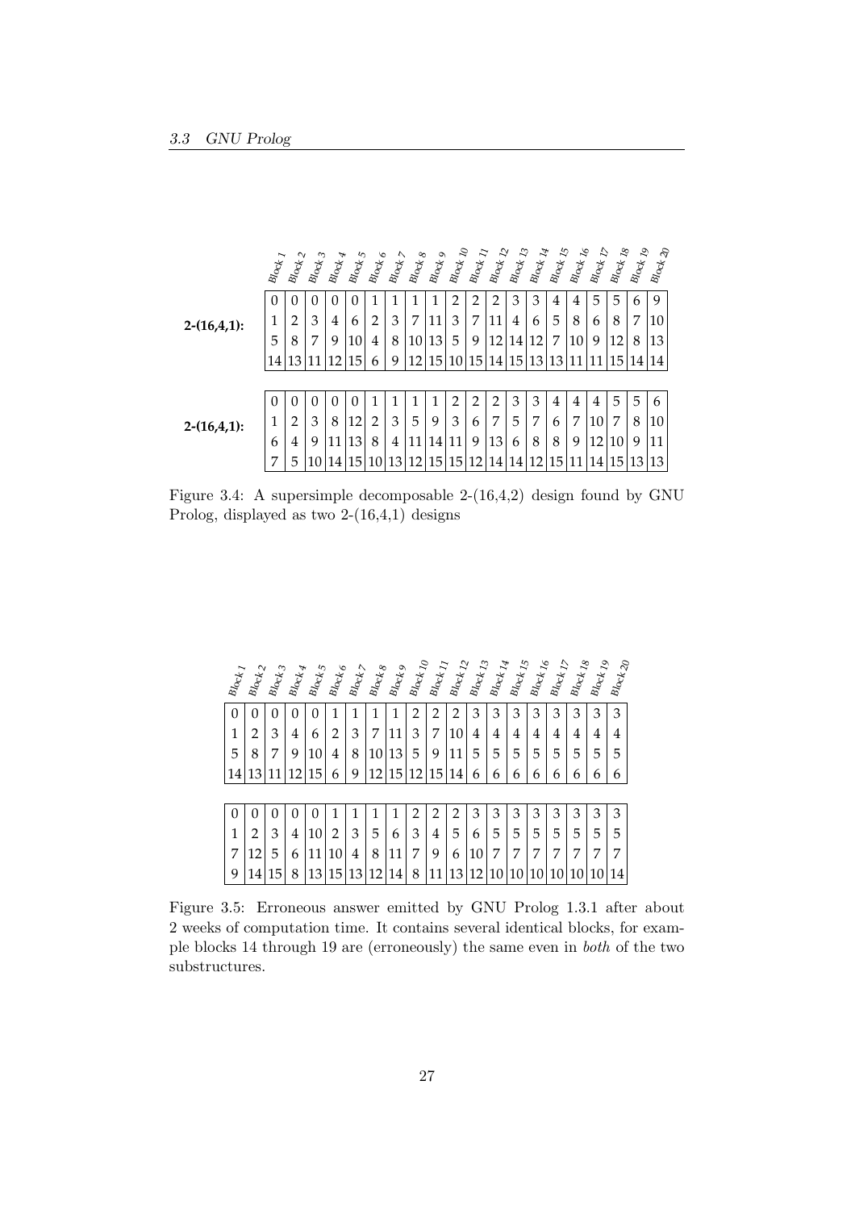| | Block 1 | Block 2 | Block 3 | Block 4 | Block 5 | Block 6 | Block 7 | Block 8 | Block 9 | Block 10 | Block 11 | Block 12 | Block 13 | Block 14 | Block 15 | Block 16 | Block 17 | Block 18 | Block 19 | Block 20 |
|---|---|---|---|---|---|---|---|---|---|---|---|---|---|---|---|---|---|---|---|---|
| **2-(16,4,1):** | 0 | 0 | 0 | 0 | 0 | 1 | 1 | 1 | 1 | 2 | 2 | 2 | 3 | 3 | 4 | 4 | 5 | 5 | 6 | 9 |
| | 1 | 2 | 3 | 4 | 6 | 2 | 3 | 7 | 11 | 3 | 7 | 11 | 4 | 6 | 5 | 8 | 6 | 8 | 7 | 10 |
| | 5 | 8 | 7 | 9 | 10 | 4 | 8 | 10 | 13 | 5 | 9 | 12 | 14 | 12 | 7 | 10 | 9 | 12 | 8 | 13 |
| | 14 | 13 | 11 | 12 | 15 | 6 | 9 | 12 | 15 | 10 | 15 | 14 | 15 | 13 | 13 | 11 | 11 | 15 | 14 | 14 |
| **2-(16,4,1):** | 0 | 0 | 0 | 0 | 0 | 1 | 1 | 1 | 1 | 2 | 2 | 2 | 3 | 3 | 4 | 4 | 4 | 5 | 5 | 6 |
| | 1 | 2 | 3 | 8 | 12 | 2 | 3 | 5 | 9 | 3 | 6 | 7 | 5 | 7 | 6 | 7 | 10 | 7 | 8 | 10 |
| | 6 | 4 | 9 | 11 | 13 | 8 | 4 | 11 | 14 | 11 | 9 | 13 | 6 | 8 | 8 | 9 | 12 | 10 | 9 | 11 |
| | 7 | 5 | 10 | 14 | 15 | 10 | 13 | 12 | 15 | 15 | 12 | 14 | 14 | 12 | 15 | 11 | 14 | 15 | 13 | 13 |

Figure 3.4: A supersimple decomposable 2-(16,4,2) design found by GNU Prolog, displayed as two 2-(16,4,1) designs

| Block 1 | Block 2 | Block 3 | Block 4 | Block 5 | Block 6 | Block 7 | Block 8 | Block 9 | Block 10 | Block 11 | Block 12 | Block 13 | Block 14 | Block 15 | Block 16 | Block 17 | Block 18 | Block 19 | Block 20 |
|---|---|---|---|---|---|---|---|---|---|---|---|---|---|---|---|---|---|---|---|
| 0 | 0 | 0 | 0 | 0 | 1 | 1 | 1 | 1 | 2 | 2 | 2 | 3 | 3 | 3 | 3 | 3 | 3 | 3 | 3 |
| 1 | 2 | 3 | 4 | 6 | 2 | 3 | 7 | 11 | 3 | 7 | 10 | 4 | 4 | 4 | 4 | 4 | 4 | 4 | 4 |
| 5 | 8 | 7 | 9 | 10 | 4 | 8 | 10 | 13 | 5 | 9 | 11 | 5 | 5 | 5 | 5 | 5 | 5 | 5 | 5 |
| 14 | 13 | 11 | 12 | 15 | 6 | 9 | 12 | 15 | 12 | 15 | 14 | 6 | 6 | 6 | 6 | 6 | 6 | 6 | 6 |
| 0 | 0 | 0 | 0 | 0 | 1 | 1 | 1 | 1 | 2 | 2 | 2 | 3 | 3 | 3 | 3 | 3 | 3 | 3 | 3 |
| 1 | 2 | 3 | 4 | 10 | 2 | 3 | 5 | 6 | 3 | 4 | 5 | 6 | 5 | 5 | 5 | 5 | 5 | 5 | 5 |
| 7 | 12 | 5 | 6 | 11 | 10 | 4 | 8 | 11 | 7 | 9 | 6 | 10 | 7 | 7 | 7 | 7 | 7 | 7 | 7 |
| 9 | 14 | 15 | 8 | 13 | 15 | 13 | 12 | 14 | 8 | 11 | 13 | 12 | 10 | 10 | 10 | 10 | 10 | 10 | 14 |

Figure 3.5: Erroneous answer emitted by GNU Prolog 1.3.1 after about 2 weeks of computation time. It contains several identical blocks, for example blocks 14 through 19 are (erroneously) the same even in *both* of the two substructures.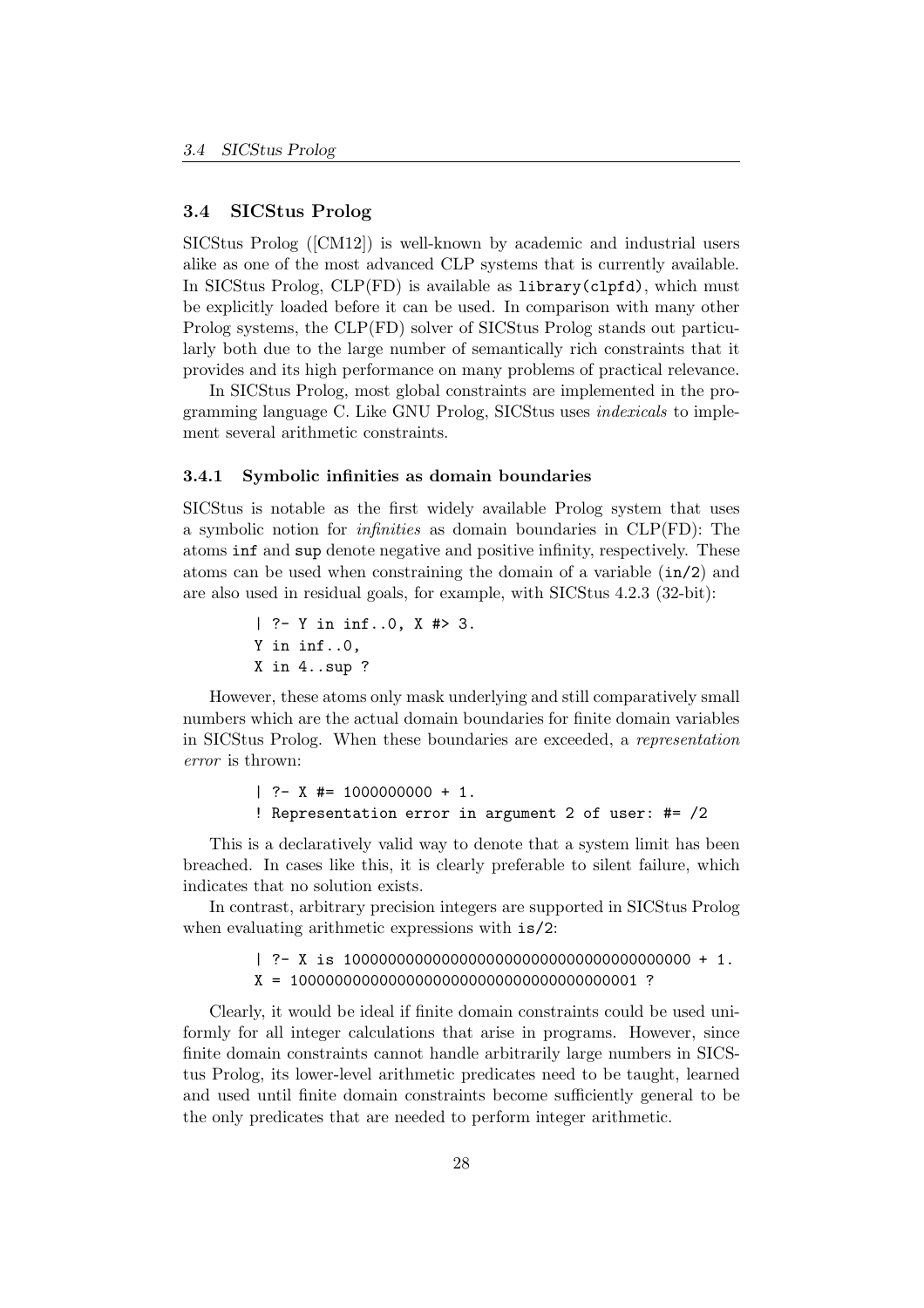## 3.4 SICStus Prolog

SICStus Prolog ([CM12]) is well-known by academic and industrial users alike as one of the most advanced CLP systems that is currently available. In SICStus Prolog, CLP(FD) is available as `library(clpfd)`, which must be explicitly loaded before it can be used. In comparison with many other Prolog systems, the CLP(FD) solver of SICStus Prolog stands out particularly both due to the large number of semantically rich constraints that it provides and its high performance on many problems of practical relevance.

In SICStus Prolog, most global constraints are implemented in the programming language C. Like GNU Prolog, SICStus uses *indexicals* to implement several arithmetic constraints.

### 3.4.1 Symbolic infinities as domain boundaries

SICStus is notable as the first widely available Prolog system that uses a symbolic notion for *infinities* as domain boundaries in CLP(FD): The atoms `inf` and `sup` denote negative and positive infinity, respectively. These atoms can be used when constraining the domain of a variable (`in/2`) and are also used in residual goals, for example, with SICStus 4.2.3 (32-bit):

```
| ?- Y in inf..0, X #> 3.
Y in inf..0,
X in 4..sup ?
```

However, these atoms only mask underlying and still comparatively small numbers which are the actual domain boundaries for finite domain variables in SICStus Prolog. When these boundaries are exceeded, a *representation error* is thrown:

```
| ?- X #= 1000000000 + 1.
! Representation error in argument 2 of user: #= /2
```

This is a declaratively valid way to denote that a system limit has been breached. In cases like this, it is clearly preferable to silent failure, which indicates that no solution exists.

In contrast, arbitrary precision integers are supported in SICStus Prolog when evaluating arithmetic expressions with `is/2`:

```
| ?- X is 1000000000000000000000000000000000000000 + 1.
X = 1000000000000000000000000000000000000001 ?
```

Clearly, it would be ideal if finite domain constraints could be used uniformly for all integer calculations that arise in programs. However, since finite domain constraints cannot handle arbitrarily large numbers in SICStus Prolog, its lower-level arithmetic predicates need to be taught, learned and used until finite domain constraints become sufficiently general to be the only predicates that are needed to perform integer arithmetic.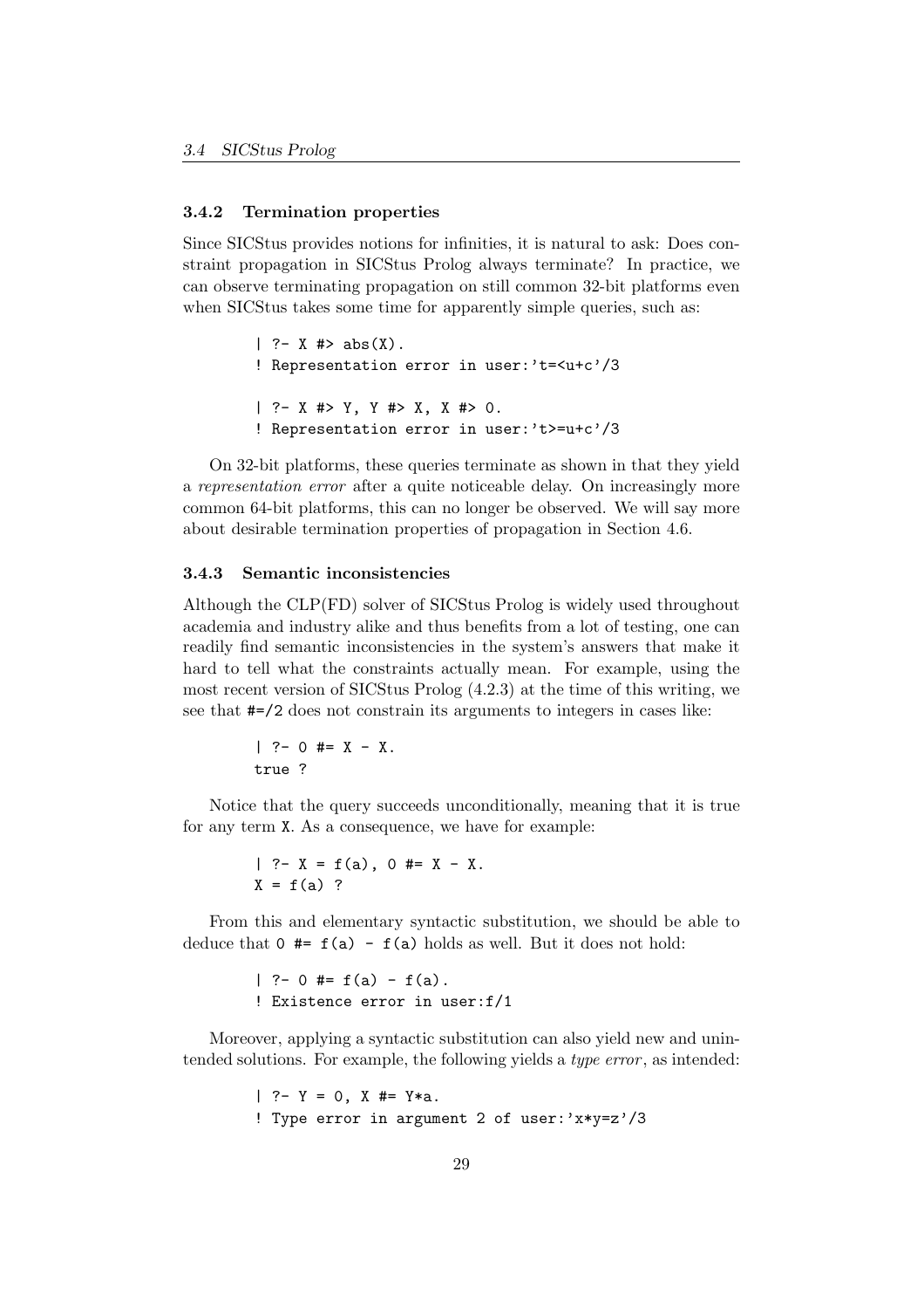### 3.4.2 Termination properties

Since SICStus provides notions for infinities, it is natural to ask: Does constraint propagation in SICStus Prolog always terminate? In practice, we can observe terminating propagation on still common 32-bit platforms even when SICStus takes some time for apparently simple queries, such as:

```
| ?- X #> abs(X).
! Representation error in user:'t=<u+c'/3

| ?- X #> Y, Y #> X, X #> 0.
! Representation error in user:'t>=u+c'/3
```

On 32-bit platforms, these queries terminate as shown in that they yield a *representation error* after a quite noticeable delay. On increasingly more common 64-bit platforms, this can no longer be observed. We will say more about desirable termination properties of propagation in Section 4.6.

### 3.4.3 Semantic inconsistencies

Although the CLP(FD) solver of SICStus Prolog is widely used throughout academia and industry alike and thus benefits from a lot of testing, one can readily find semantic inconsistencies in the system's answers that make it hard to tell what the constraints actually mean. For example, using the most recent version of SICStus Prolog (4.2.3) at the time of this writing, we see that `#=/2` does not constrain its arguments to integers in cases like:

```
| ?- 0 #= X - X.
true ?
```

Notice that the query succeeds unconditionally, meaning that it is true for any term `X`. As a consequence, we have for example:

```
| ?- X = f(a), 0 #= X - X.
X = f(a) ?
```

From this and elementary syntactic substitution, we should be able to deduce that `0 #= f(a) - f(a)` holds as well. But it does not hold:

```
| ?- 0 #= f(a) - f(a).
! Existence error in user:f/1
```

Moreover, applying a syntactic substitution can also yield new and unintended solutions. For example, the following yields a *type error*, as intended:

```
| ?- Y = 0, X #= Y*a.
! Type error in argument 2 of user:'x*y=z'/3
```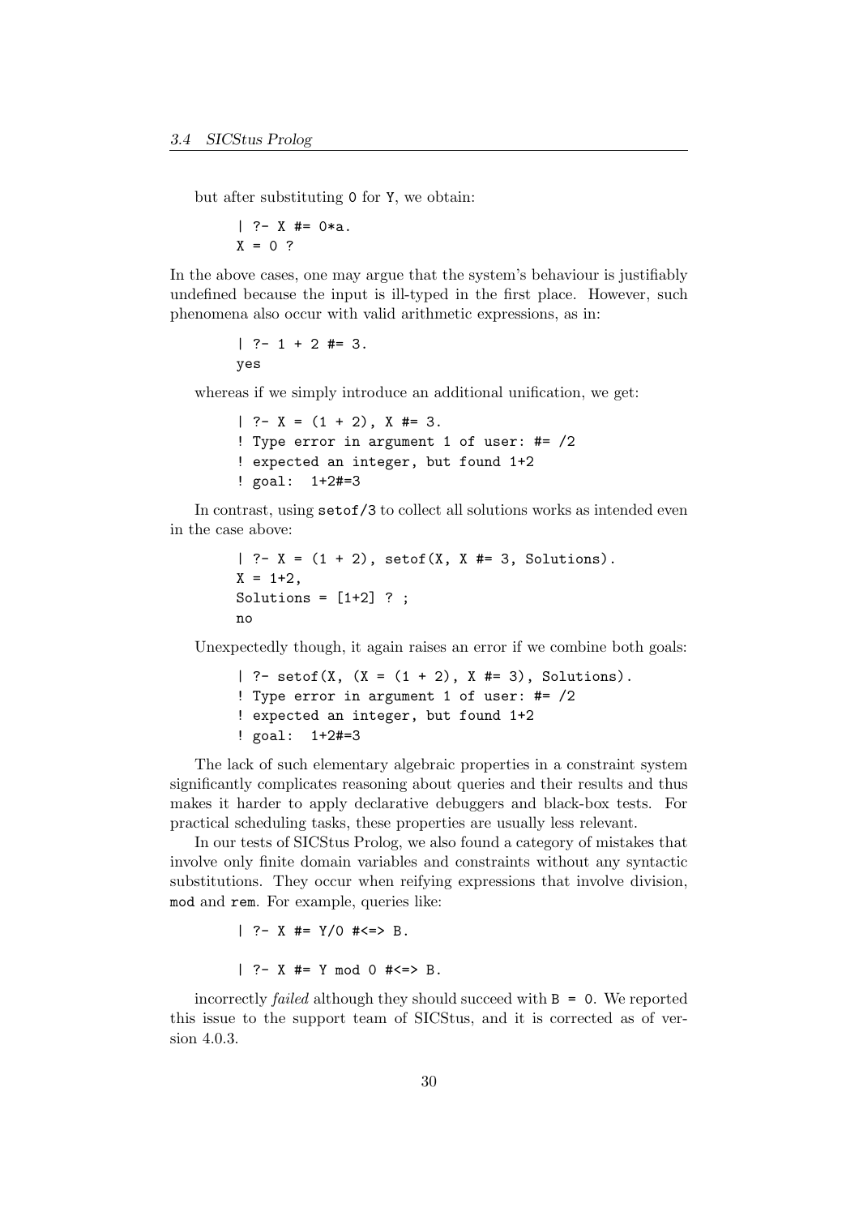but after substituting `0` for `Y`, we obtain:

```
| ?- X #= 0*a.
X = 0 ?
```

In the above cases, one may argue that the system's behaviour is justifiably undefined because the input is ill-typed in the first place. However, such phenomena also occur with valid arithmetic expressions, as in:

```
| ?- 1 + 2 #= 3.
yes
```

whereas if we simply introduce an additional unification, we get:

```
| ?- X = (1 + 2), X #= 3.
! Type error in argument 1 of user: #= /2
! expected an integer, but found 1+2
! goal:  1+2#=3
```

In contrast, using `setof/3` to collect all solutions works as intended even in the case above:

```
| ?- X = (1 + 2), setof(X, X #= 3, Solutions).
X = 1+2,
Solutions = [1+2] ? ;
no
```

Unexpectedly though, it again raises an error if we combine both goals:

```
| ?- setof(X, (X = (1 + 2), X #= 3), Solutions).
! Type error in argument 1 of user: #= /2
! expected an integer, but found 1+2
! goal:  1+2#=3
```

The lack of such elementary algebraic properties in a constraint system significantly complicates reasoning about queries and their results and thus makes it harder to apply declarative debuggers and black-box tests. For practical scheduling tasks, these properties are usually less relevant.

In our tests of SICStus Prolog, we also found a category of mistakes that involve only finite domain variables and constraints without any syntactic substitutions. They occur when reifying expressions that involve division, `mod` and `rem`. For example, queries like:

```
| ?- X #= Y/0 #<=> B.

| ?- X #= Y mod 0 #<=> B.
```

incorrectly *failed* although they should succeed with `B = 0`. We reported this issue to the support team of SICStus, and it is corrected as of version 4.0.3.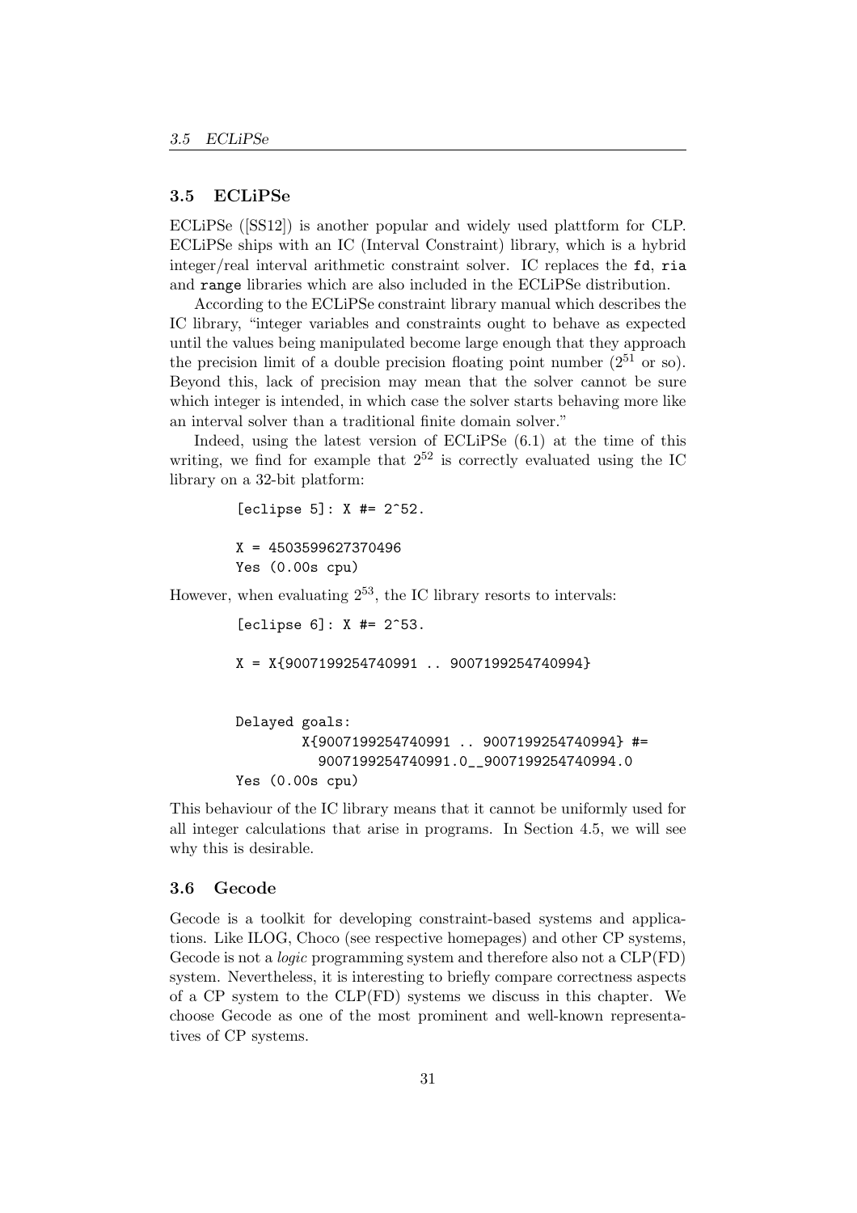### 3.5 ECLiPSe

ECLiPSe ([SS12]) is another popular and widely used plattform for CLP. ECLiPSe ships with an IC (Interval Constraint) library, which is a hybrid integer/real interval arithmetic constraint solver. IC replaces the `fd`, `ria` and `range` libraries which are also included in the ECLiPSe distribution.

According to the ECLiPSe constraint library manual which describes the IC library, "integer variables and constraints ought to behave as expected until the values being manipulated become large enough that they approach the precision limit of a double precision floating point number ($2^{51}$ or so). Beyond this, lack of precision may mean that the solver cannot be sure which integer is intended, in which case the solver starts behaving more like an interval solver than a traditional finite domain solver."

Indeed, using the latest version of ECLiPSe (6.1) at the time of this writing, we find for example that $2^{52}$ is correctly evaluated using the IC library on a 32-bit platform:

```
[eclipse 5]: X #= 2^52.

X = 4503599627370496
Yes (0.00s cpu)
```

However, when evaluating $2^{53}$, the IC library resorts to intervals:

```
[eclipse 6]: X #= 2^53.

X = X{9007199254740991 .. 9007199254740994}


Delayed goals:
        X{9007199254740991 .. 9007199254740994} #=
          9007199254740991.0__9007199254740994.0
Yes (0.00s cpu)
```

This behaviour of the IC library means that it cannot be uniformly used for all integer calculations that arise in programs. In Section 4.5, we will see why this is desirable.

### 3.6 Gecode

Gecode is a toolkit for developing constraint-based systems and applications. Like ILOG, Choco (see respective homepages) and other CP systems, Gecode is not a *logic* programming system and therefore also not a CLP(FD) system. Nevertheless, it is interesting to briefly compare correctness aspects of a CP system to the CLP(FD) systems we discuss in this chapter. We choose Gecode as one of the most prominent and well-known representatives of CP systems.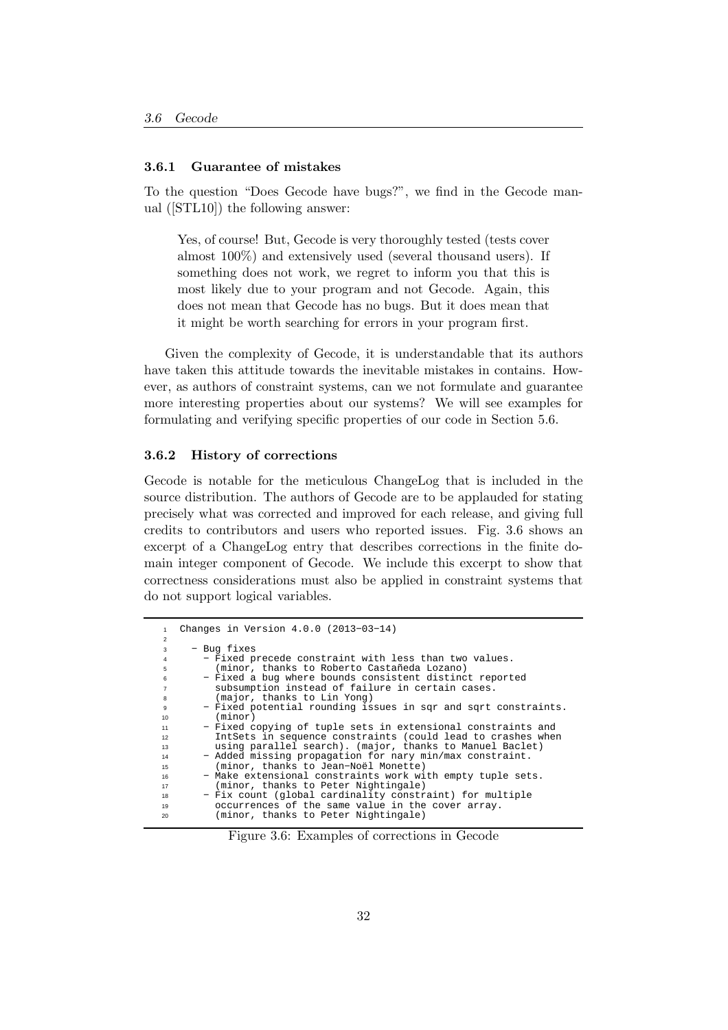### 3.6.1 Guarantee of mistakes

To the question "Does Gecode have bugs?", we find in the Gecode manual ([STL10]) the following answer:

> Yes, of course! But, Gecode is very thoroughly tested (tests cover almost 100%) and extensively used (several thousand users). If something does not work, we regret to inform you that this is most likely due to your program and not Gecode. Again, this does not mean that Gecode has no bugs. But it does mean that it might be worth searching for errors in your program first.

Given the complexity of Gecode, it is understandable that its authors have taken this attitude towards the inevitable mistakes in contains. However, as authors of constraint systems, can we not formulate and guarantee more interesting properties about our systems? We will see examples for formulating and verifying specific properties of our code in Section 5.6.

### 3.6.2 History of corrections

Gecode is notable for the meticulous ChangeLog that is included in the source distribution. The authors of Gecode are to be applauded for stating precisely what was corrected and improved for each release, and giving full credits to contributors and users who reported issues. Fig. 3.6 shows an excerpt of a ChangeLog entry that describes corrections in the finite domain integer component of Gecode. We include this excerpt to show that correctness considerations must also be applied in constraint systems that do not support logical variables.

```
1  Changes in Version 4.0.0 (2013-03-14)
2
3    - Bug fixes
4      - Fixed precede constraint with less than two values.
5        (minor, thanks to Roberto Castañeda Lozano)
6      - Fixed a bug where bounds consistent distinct reported
7        subsumption instead of failure in certain cases.
8        (major, thanks to Lin Yong)
9      - Fixed potential rounding issues in sqr and sqrt constraints.
10       (minor)
11     - Fixed copying of tuple sets in extensional constraints and
12       IntSets in sequence constraints (could lead to crashes when
13       using parallel search). (major, thanks to Manuel Baclet)
14     - Added missing propagation for nary min/max constraint.
15       (minor, thanks to Jean-Noël Monette)
16     - Make extensional constraints work with empty tuple sets.
17       (minor, thanks to Peter Nightingale)
18     - Fix count (global cardinality constraint) for multiple
19       occurrences of the same value in the cover array.
20       (minor, thanks to Peter Nightingale)
```

Figure 3.6: Examples of corrections in Gecode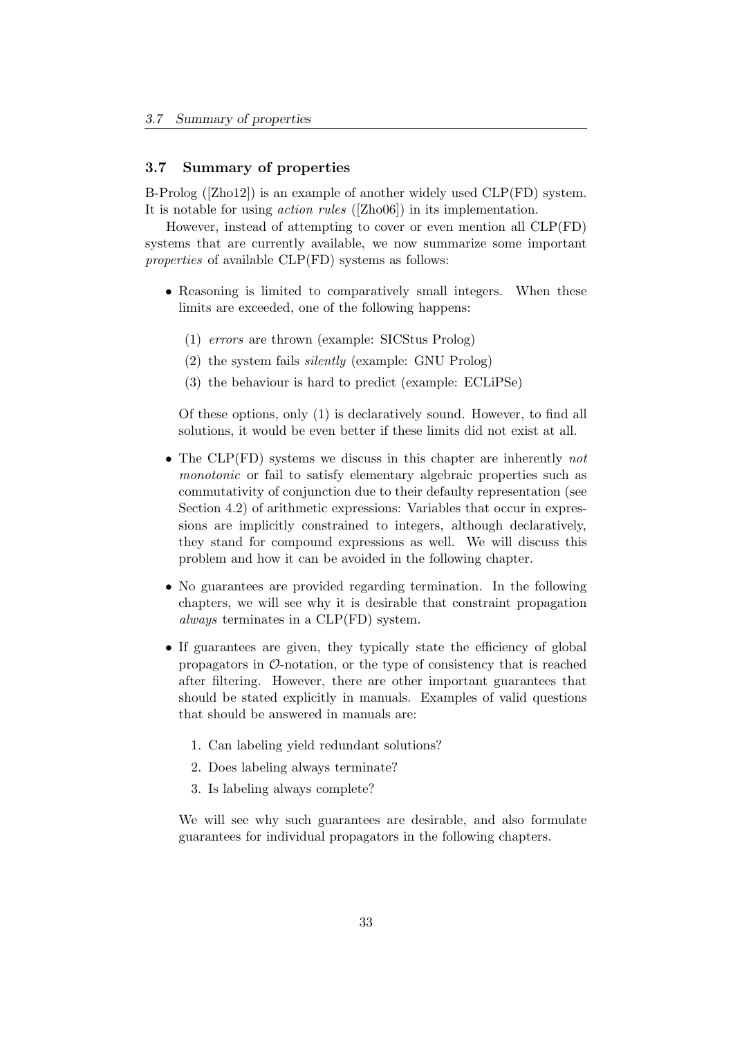## 3.7 Summary of properties

B-Prolog ([Zho12]) is an example of another widely used CLP(FD) system. It is notable for using *action rules* ([Zho06]) in its implementation.

However, instead of attempting to cover or even mention all CLP(FD) systems that are currently available, we now summarize some important *properties* of available CLP(FD) systems as follows:

- Reasoning is limited to comparatively small integers. When these limits are exceeded, one of the following happens:

  (1) *errors* are thrown (example: SICStus Prolog)

  (2) the system fails *silently* (example: GNU Prolog)

  (3) the behaviour is hard to predict (example: ECLiPSe)

  Of these options, only (1) is declaratively sound. However, to find all solutions, it would be even better if these limits did not exist at all.

- The CLP(FD) systems we discuss in this chapter are inherently *not monotonic* or fail to satisfy elementary algebraic properties such as commutativity of conjunction due to their defaulty representation (see Section 4.2) of arithmetic expressions: Variables that occur in expressions are implicitly constrained to integers, although declaratively, they stand for compound expressions as well. We will discuss this problem and how it can be avoided in the following chapter.

- No guarantees are provided regarding termination. In the following chapters, we will see why it is desirable that constraint propagation *always* terminates in a CLP(FD) system.

- If guarantees are given, they typically state the efficiency of global propagators in $\mathcal{O}$-notation, or the type of consistency that is reached after filtering. However, there are other important guarantees that should be stated explicitly in manuals. Examples of valid questions that should be answered in manuals are:

  1. Can labeling yield redundant solutions?
  2. Does labeling always terminate?
  3. Is labeling always complete?

  We will see why such guarantees are desirable, and also formulate guarantees for individual propagators in the following chapters.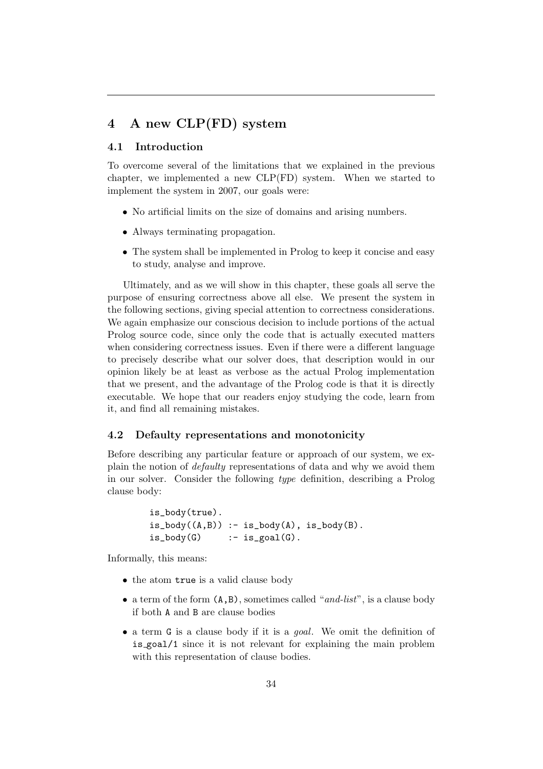# 4 A new CLP(FD) system

## 4.1 Introduction

To overcome several of the limitations that we explained in the previous chapter, we implemented a new CLP(FD) system. When we started to implement the system in 2007, our goals were:

- No artificial limits on the size of domains and arising numbers.
- Always terminating propagation.
- The system shall be implemented in Prolog to keep it concise and easy to study, analyse and improve.

Ultimately, and as we will show in this chapter, these goals all serve the purpose of ensuring correctness above all else. We present the system in the following sections, giving special attention to correctness considerations. We again emphasize our conscious decision to include portions of the actual Prolog source code, since only the code that is actually executed matters when considering correctness issues. Even if there were a different language to precisely describe what our solver does, that description would in our opinion likely be at least as verbose as the actual Prolog implementation that we present, and the advantage of the Prolog code is that it is directly executable. We hope that our readers enjoy studying the code, learn from it, and find all remaining mistakes.

## 4.2 Defaulty representations and monotonicity

Before describing any particular feature or approach of our system, we explain the notion of *defaulty* representations of data and why we avoid them in our solver. Consider the following *type* definition, describing a Prolog clause body:

```
is_body(true).
is_body((A,B)) :- is_body(A), is_body(B).
is_body(G)     :- is_goal(G).
```

Informally, this means:

- the atom `true` is a valid clause body
- a term of the form `(A,B)`, sometimes called "*and-list*", is a clause body if both `A` and `B` are clause bodies
- a term `G` is a clause body if it is a *goal*. We omit the definition of `is_goal/1` since it is not relevant for explaining the main problem with this representation of clause bodies.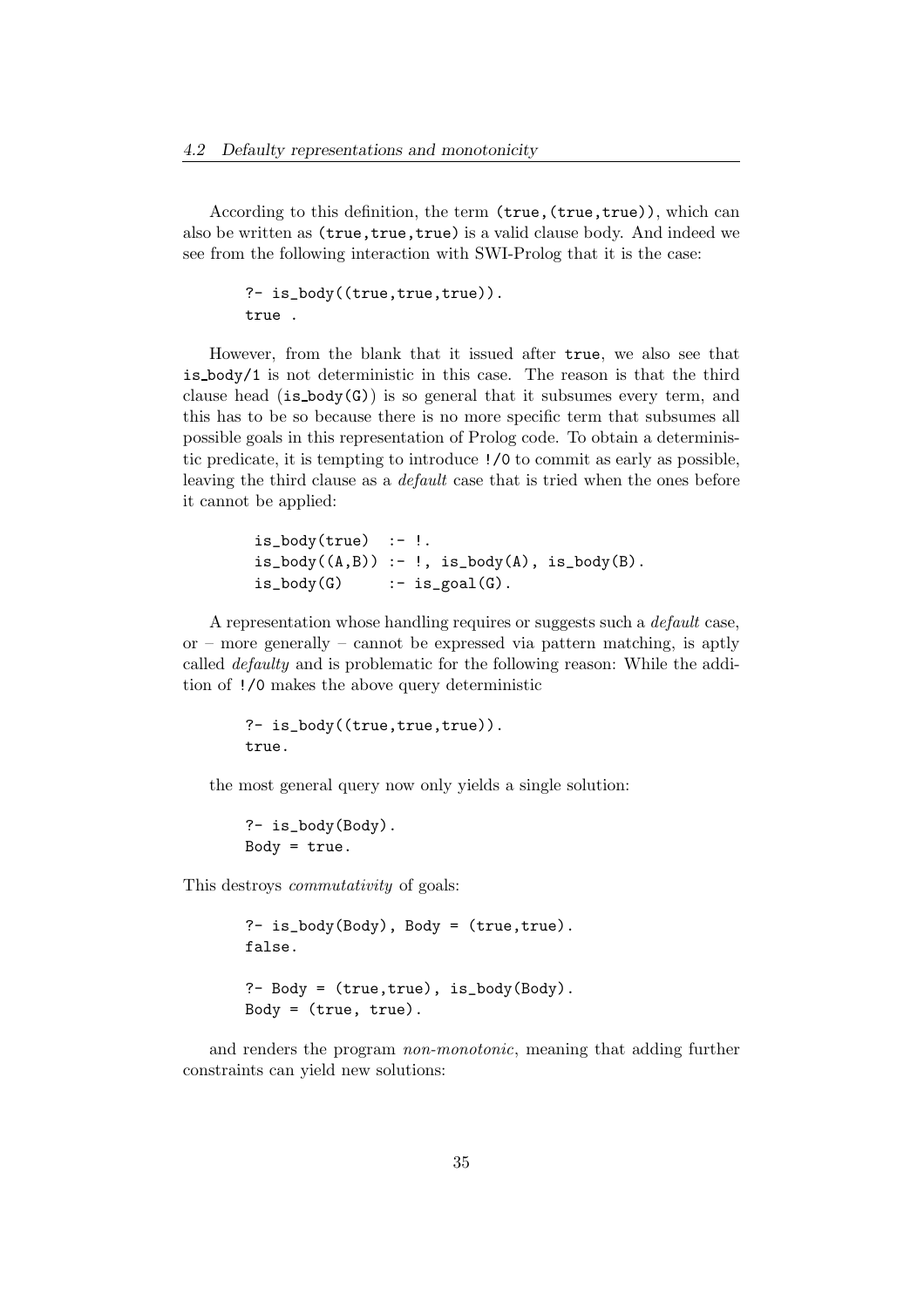According to this definition, the term `(true,(true,true))`, which can also be written as `(true,true,true)` is a valid clause body. And indeed we see from the following interaction with SWI-Prolog that it is the case:

```
?- is_body((true,true,true)).
true .
```

However, from the blank that it issued after `true`, we also see that `is_body/1` is not deterministic in this case. The reason is that the third clause head (`is_body(G)`) is so general that it subsumes every term, and this has to be so because there is no more specific term that subsumes all possible goals in this representation of Prolog code. To obtain a deterministic predicate, it is tempting to introduce `!/0` to commit as early as possible, leaving the third clause as a *default* case that is tried when the ones before it cannot be applied:

```
is_body(true)  :- !.
is_body((A,B)) :- !, is_body(A), is_body(B).
is_body(G)     :- is_goal(G).
```

A representation whose handling requires or suggests such a *default* case, or – more generally – cannot be expressed via pattern matching, is aptly called *defaulty* and is problematic for the following reason: While the addition of `!/0` makes the above query deterministic

```
?- is_body((true,true,true)).
true.
```

the most general query now only yields a single solution:

```
?- is_body(Body).
Body = true.
```

This destroys *commutativity* of goals:

```
?- is_body(Body), Body = (true,true).
false.

?- Body = (true,true), is_body(Body).
Body = (true, true).
```

and renders the program *non-monotonic*, meaning that adding further constraints can yield new solutions: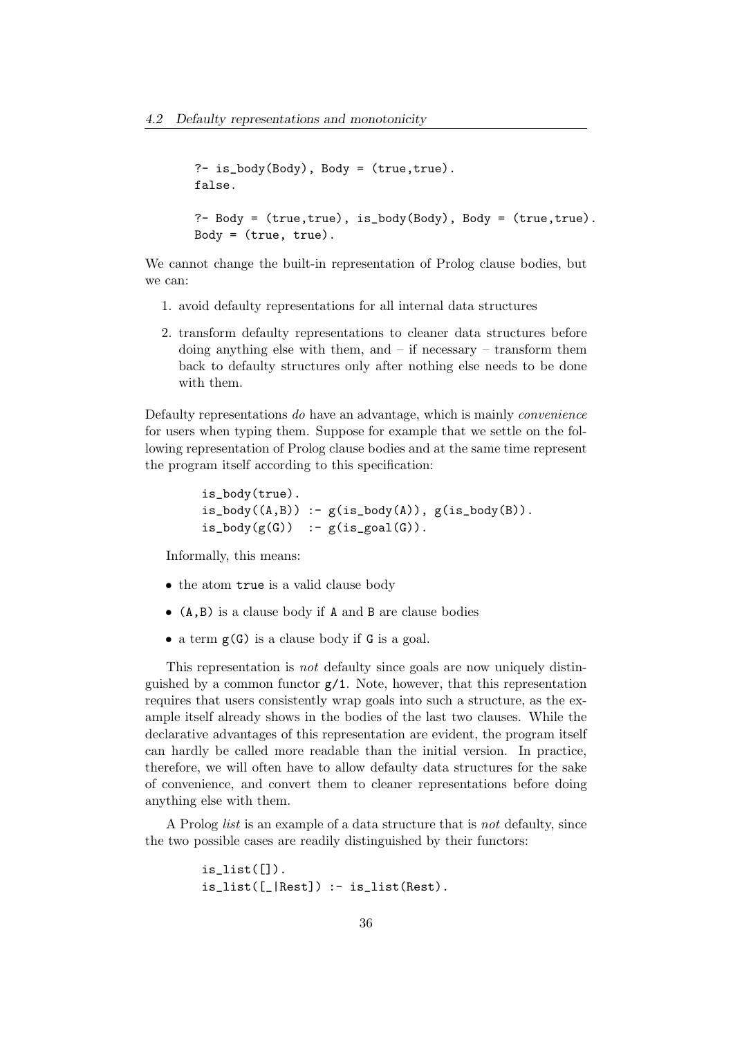```
?- is_body(Body), Body = (true,true).
false.

?- Body = (true,true), is_body(Body), Body = (true,true).
Body = (true, true).
```

We cannot change the built-in representation of Prolog clause bodies, but we can:

1. avoid defaulty representations for all internal data structures
2. transform defaulty representations to cleaner data structures before doing anything else with them, and – if necessary – transform them back to defaulty structures only after nothing else needs to be done with them.

Defaulty representations *do* have an advantage, which is mainly *convenience* for users when typing them. Suppose for example that we settle on the following representation of Prolog clause bodies and at the same time represent the program itself according to this specification:

```
is_body(true).
is_body((A,B)) :- g(is_body(A)), g(is_body(B)).
is_body(g(G))  :- g(is_goal(G)).
```

Informally, this means:

- the atom `true` is a valid clause body
- `(A,B)` is a clause body if `A` and `B` are clause bodies
- a term `g(G)` is a clause body if `G` is a goal.

This representation is *not* defaulty since goals are now uniquely distinguished by a common functor `g/1`. Note, however, that this representation requires that users consistently wrap goals into such a structure, as the example itself already shows in the bodies of the last two clauses. While the declarative advantages of this representation are evident, the program itself can hardly be called more readable than the initial version. In practice, therefore, we will often have to allow defaulty data structures for the sake of convenience, and convert them to cleaner representations before doing anything else with them.

A Prolog *list* is an example of a data structure that is *not* defaulty, since the two possible cases are readily distinguished by their functors:

```
is_list([]).
is_list([_|Rest]) :- is_list(Rest).
```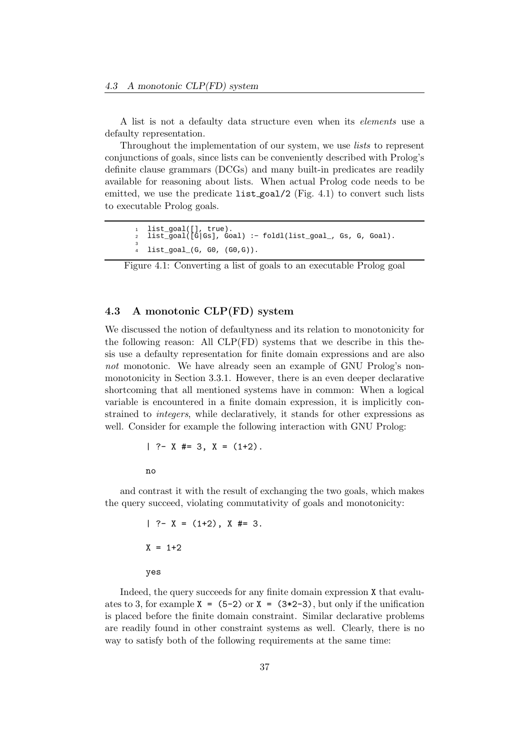A list is not a defaulty data structure even when its *elements* use a defaulty representation.

Throughout the implementation of our system, we use *lists* to represent conjunctions of goals, since lists can be conveniently described with Prolog's definite clause grammars (DCGs) and many built-in predicates are readily available for reasoning about lists. When actual Prolog code needs to be emitted, we use the predicate `list_goal/2` (Fig. 4.1) to convert such lists to executable Prolog goals.

```
list_goal([], true).
list_goal([G|Gs], Goal) :- foldl(list_goal_, Gs, G, Goal).

list_goal_(G, G0, (G0,G)).
```

Figure 4.1: Converting a list of goals to an executable Prolog goal

## 4.3 A monotonic CLP(FD) system

We discussed the notion of defaultyness and its relation to monotonicity for the following reason: All CLP(FD) systems that we describe in this thesis use a defaulty representation for finite domain expressions and are also *not* monotonic. We have already seen an example of GNU Prolog's non-monotonicity in Section 3.3.1. However, there is an even deeper declarative shortcoming that all mentioned systems have in common: When a logical variable is encountered in a finite domain expression, it is implicitly constrained to *integers*, while declaratively, it stands for other expressions as well. Consider for example the following interaction with GNU Prolog:

```
| ?- X #= 3, X = (1+2).

no
```

and contrast it with the result of exchanging the two goals, which makes the query succeed, violating commutativity of goals and monotonicity:

```
| ?- X = (1+2), X #= 3.

X = 1+2

yes
```

Indeed, the query succeeds for any finite domain expression `X` that evaluates to 3, for example `X = (5-2)` or `X = (3*2-3)`, but only if the unification is placed before the finite domain constraint. Similar declarative problems are readily found in other constraint systems as well. Clearly, there is no way to satisfy both of the following requirements at the same time: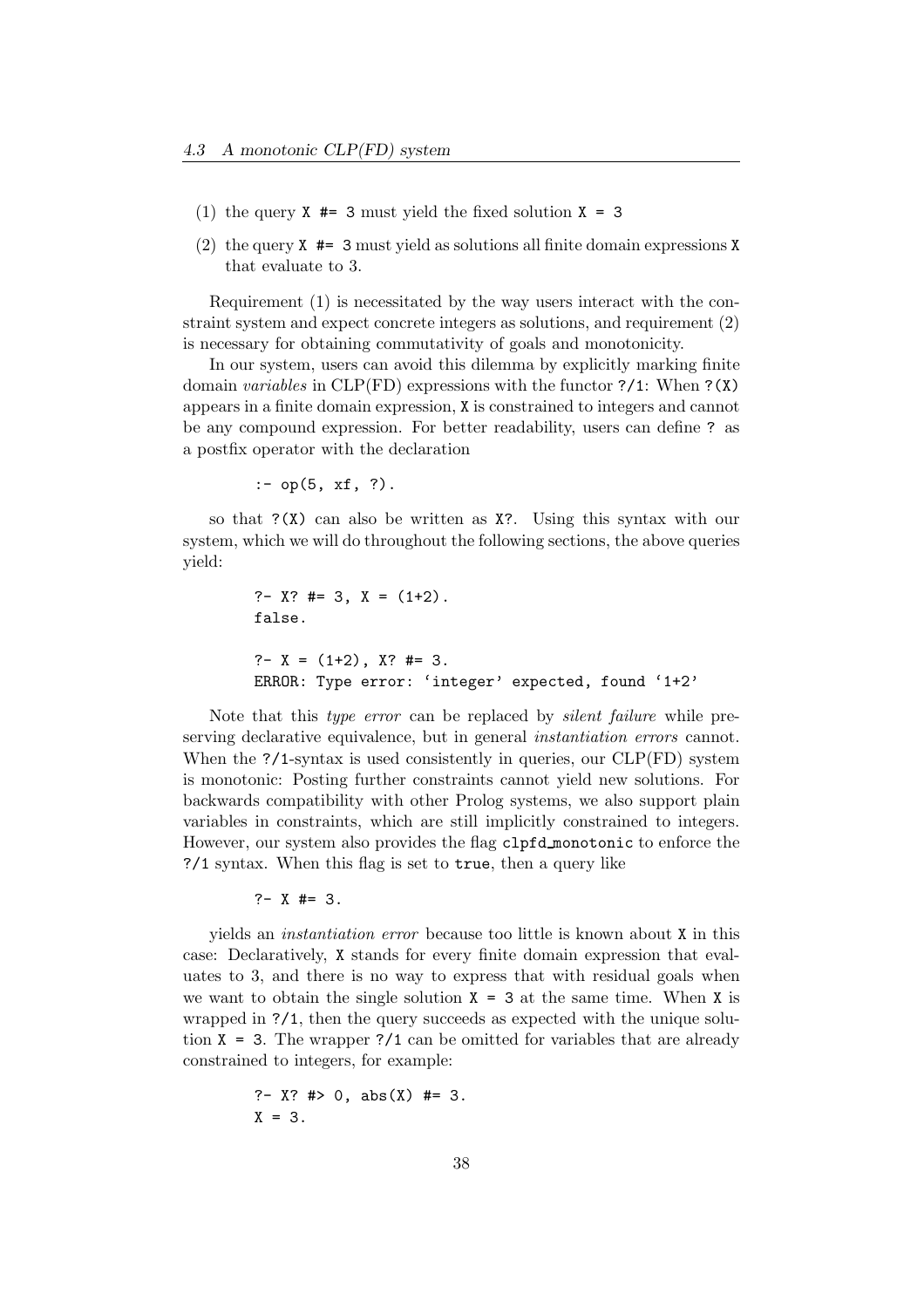(1) the query `X #= 3` must yield the fixed solution `X = 3`

(2) the query `X #= 3` must yield as solutions all finite domain expressions `X` that evaluate to 3.

Requirement (1) is necessitated by the way users interact with the constraint system and expect concrete integers as solutions, and requirement (2) is necessary for obtaining commutativity of goals and monotonicity.

In our system, users can avoid this dilemma by explicitly marking finite domain *variables* in CLP(FD) expressions with the functor `?/1`: When `?(X)` appears in a finite domain expression, `X` is constrained to integers and cannot be any compound expression. For better readability, users can define `?` as a postfix operator with the declaration

```
:- op(5, xf, ?).
```

so that `?(X)` can also be written as `X?`. Using this syntax with our system, which we will do throughout the following sections, the above queries yield:

```
?- X? #= 3, X = (1+2).
false.

?- X = (1+2), X? #= 3.
ERROR: Type error: `integer' expected, found `1+2'
```

Note that this *type error* can be replaced by *silent failure* while preserving declarative equivalence, but in general *instantiation errors* cannot. When the `?/1`-syntax is used consistently in queries, our CLP(FD) system is monotonic: Posting further constraints cannot yield new solutions. For backwards compatibility with other Prolog systems, we also support plain variables in constraints, which are still implicitly constrained to integers. However, our system also provides the flag `clpfd_monotonic` to enforce the `?/1` syntax. When this flag is set to `true`, then a query like

```
?- X #= 3.
```

yields an *instantiation error* because too little is known about `X` in this case: Declaratively, `X` stands for every finite domain expression that evaluates to 3, and there is no way to express that with residual goals when we want to obtain the single solution `X = 3` at the same time. When `X` is wrapped in `?/1`, then the query succeeds as expected with the unique solution `X = 3`. The wrapper `?/1` can be omitted for variables that are already constrained to integers, for example:

```
?- X? #> 0, abs(X) #= 3.
X = 3.
```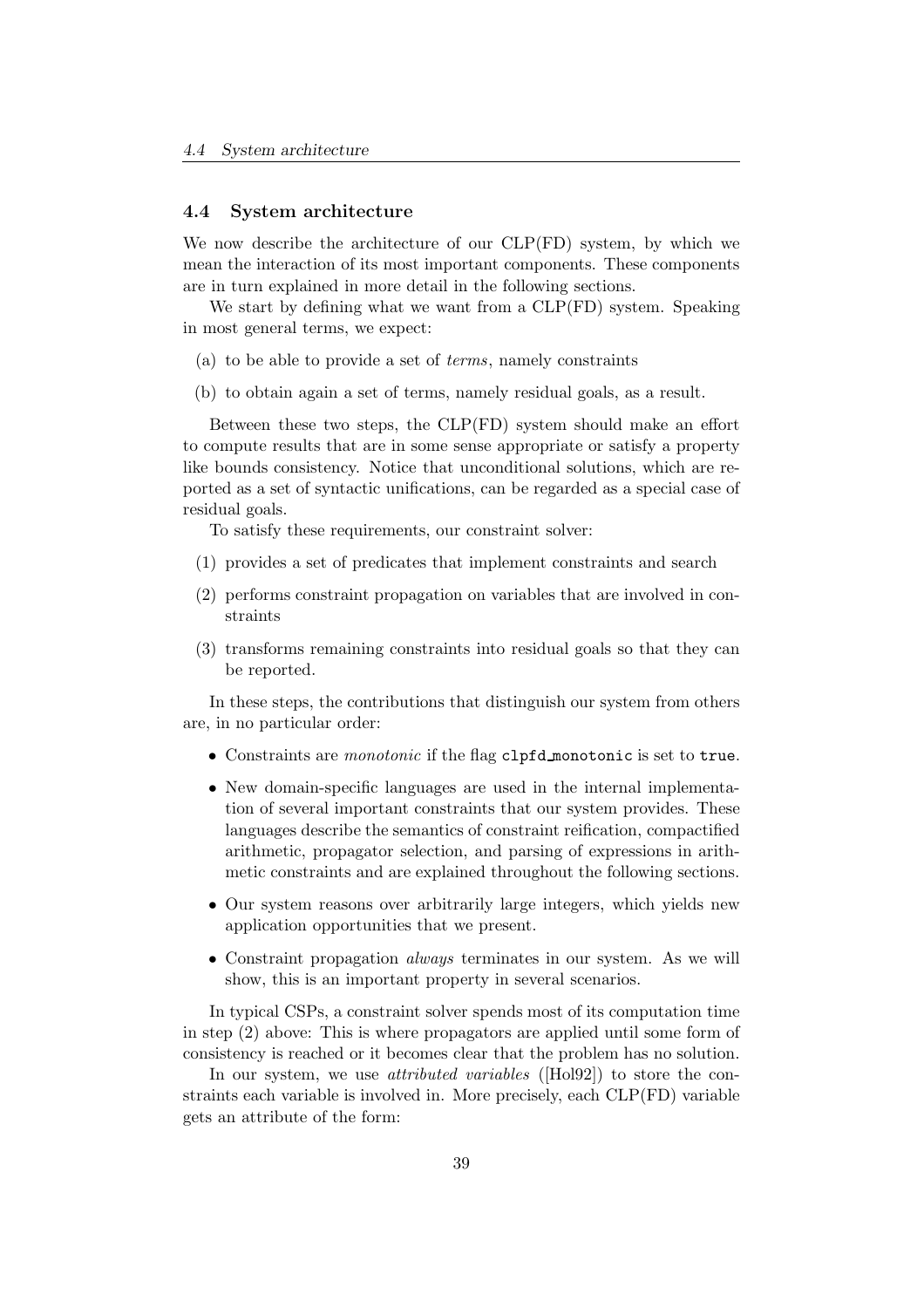## 4.4 System architecture

We now describe the architecture of our CLP(FD) system, by which we mean the interaction of its most important components. These components are in turn explained in more detail in the following sections.

We start by defining what we want from a CLP(FD) system. Speaking in most general terms, we expect:

(a) to be able to provide a set of *terms*, namely constraints

(b) to obtain again a set of terms, namely residual goals, as a result.

Between these two steps, the CLP(FD) system should make an effort to compute results that are in some sense appropriate or satisfy a property like bounds consistency. Notice that unconditional solutions, which are reported as a set of syntactic unifications, can be regarded as a special case of residual goals.

To satisfy these requirements, our constraint solver:

(1) provides a set of predicates that implement constraints and search

(2) performs constraint propagation on variables that are involved in constraints

(3) transforms remaining constraints into residual goals so that they can be reported.

In these steps, the contributions that distinguish our system from others are, in no particular order:

- Constraints are *monotonic* if the flag `clpfd_monotonic` is set to `true`.
- New domain-specific languages are used in the internal implementation of several important constraints that our system provides. These languages describe the semantics of constraint reification, compactified arithmetic, propagator selection, and parsing of expressions in arithmetic constraints and are explained throughout the following sections.
- Our system reasons over arbitrarily large integers, which yields new application opportunities that we present.
- Constraint propagation *always* terminates in our system. As we will show, this is an important property in several scenarios.

In typical CSPs, a constraint solver spends most of its computation time in step (2) above: This is where propagators are applied until some form of consistency is reached or it becomes clear that the problem has no solution.

In our system, we use *attributed variables* ([Hol92]) to store the constraints each variable is involved in. More precisely, each CLP(FD) variable gets an attribute of the form: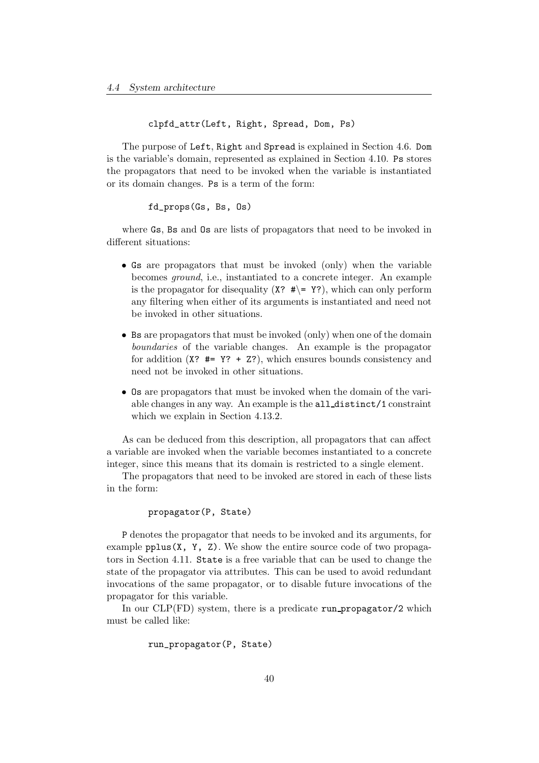```
clpfd_attr(Left, Right, Spread, Dom, Ps)
```

The purpose of `Left`, `Right` and `Spread` is explained in Section 4.6. `Dom` is the variable's domain, represented as explained in Section 4.10. `Ps` stores the propagators that need to be invoked when the variable is instantiated or its domain changes. `Ps` is a term of the form:

```
fd_props(Gs, Bs, Os)
```

where `Gs`, `Bs` and `Os` are lists of propagators that need to be invoked in different situations:

- `Gs` are propagators that must be invoked (only) when the variable becomes *ground*, i.e., instantiated to a concrete integer. An example is the propagator for disequality (`X? #\= Y?`), which can only perform any filtering when either of its arguments is instantiated and need not be invoked in other situations.
- `Bs` are propagators that must be invoked (only) when one of the domain *boundaries* of the variable changes. An example is the propagator for addition (`X? #= Y? + Z?`), which ensures bounds consistency and need not be invoked in other situations.
- `Os` are propagators that must be invoked when the domain of the variable changes in any way. An example is the `all_distinct/1` constraint which we explain in Section 4.13.2.

As can be deduced from this description, all propagators that can affect a variable are invoked when the variable becomes instantiated to a concrete integer, since this means that its domain is restricted to a single element.

The propagators that need to be invoked are stored in each of these lists in the form:

```
propagator(P, State)
```

`P` denotes the propagator that needs to be invoked and its arguments, for example `pplus(X, Y, Z)`. We show the entire source code of two propagators in Section 4.11. `State` is a free variable that can be used to change the state of the propagator via attributes. This can be used to avoid redundant invocations of the same propagator, or to disable future invocations of the propagator for this variable.

In our CLP(FD) system, there is a predicate `run_propagator/2` which must be called like:

```
run_propagator(P, State)
```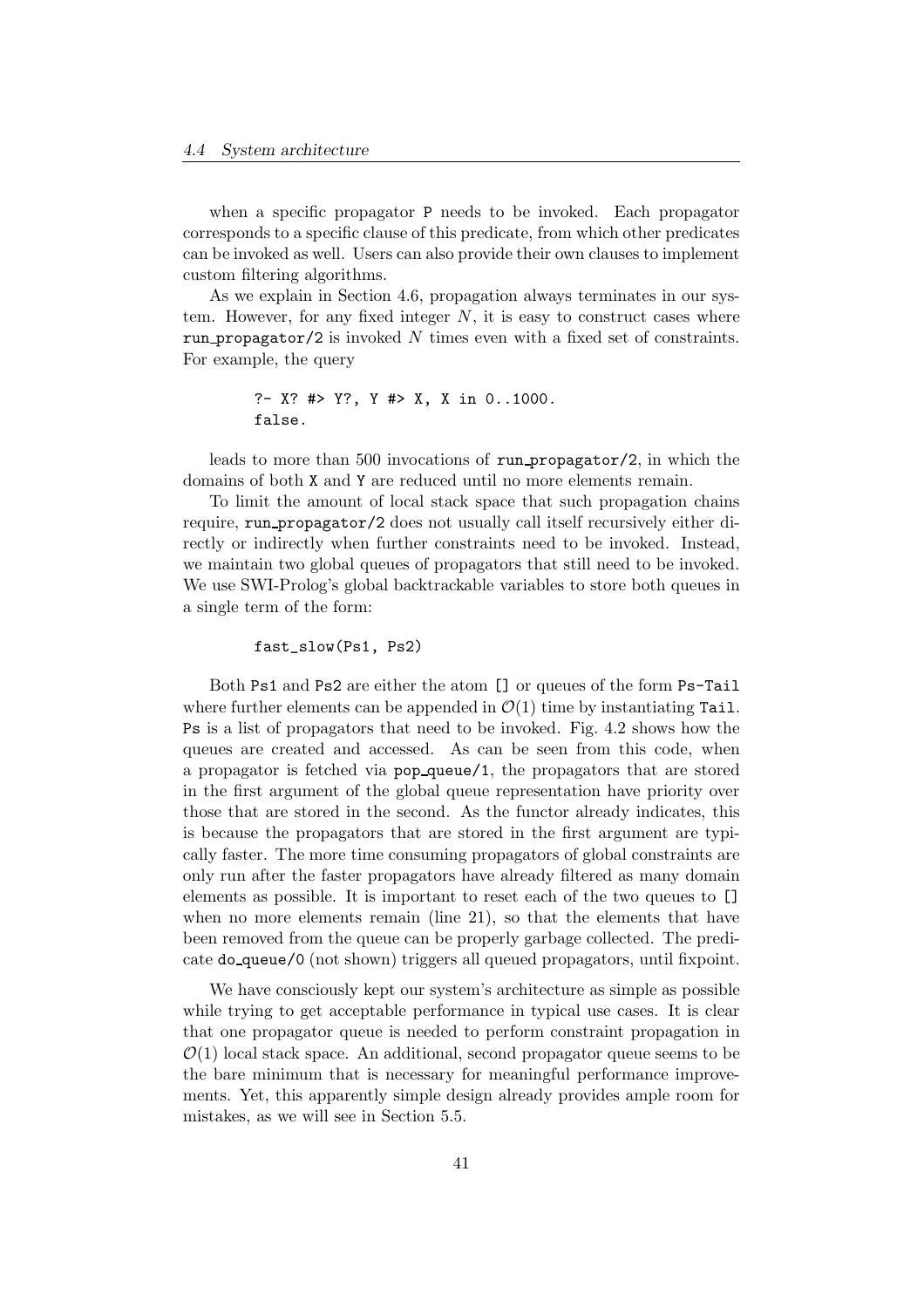when a specific propagator P needs to be invoked. Each propagator corresponds to a specific clause of this predicate, from which other predicates can be invoked as well. Users can also provide their own clauses to implement custom filtering algorithms.

As we explain in Section 4.6, propagation always terminates in our system. However, for any fixed integer $N$, it is easy to construct cases where run_propagator/2 is invoked $N$ times even with a fixed set of constraints. For example, the query

```
?- X? #> Y?, Y #> X, X in 0..1000.
false.
```

leads to more than 500 invocations of run_propagator/2, in which the domains of both X and Y are reduced until no more elements remain.

To limit the amount of local stack space that such propagation chains require, run_propagator/2 does not usually call itself recursively either directly or indirectly when further constraints need to be invoked. Instead, we maintain two global queues of propagators that still need to be invoked. We use SWI-Prolog's global backtrackable variables to store both queues in a single term of the form:

```
fast_slow(Ps1, Ps2)
```

Both Ps1 and Ps2 are either the atom [] or queues of the form Ps-Tail where further elements can be appended in $\mathcal{O}(1)$ time by instantiating Tail. Ps is a list of propagators that need to be invoked. Fig. 4.2 shows how the queues are created and accessed. As can be seen from this code, when a propagator is fetched via pop_queue/1, the propagators that are stored in the first argument of the global queue representation have priority over those that are stored in the second. As the functor already indicates, this is because the propagators that are stored in the first argument are typically faster. The more time consuming propagators of global constraints are only run after the faster propagators have already filtered as many domain elements as possible. It is important to reset each of the two queues to [] when no more elements remain (line 21), so that the elements that have been removed from the queue can be properly garbage collected. The predicate do_queue/0 (not shown) triggers all queued propagators, until fixpoint.

We have consciously kept our system's architecture as simple as possible while trying to get acceptable performance in typical use cases. It is clear that one propagator queue is needed to perform constraint propagation in $\mathcal{O}(1)$ local stack space. An additional, second propagator queue seems to be the bare minimum that is necessary for meaningful performance improvements. Yet, this apparently simple design already provides ample room for mistakes, as we will see in Section 5.5.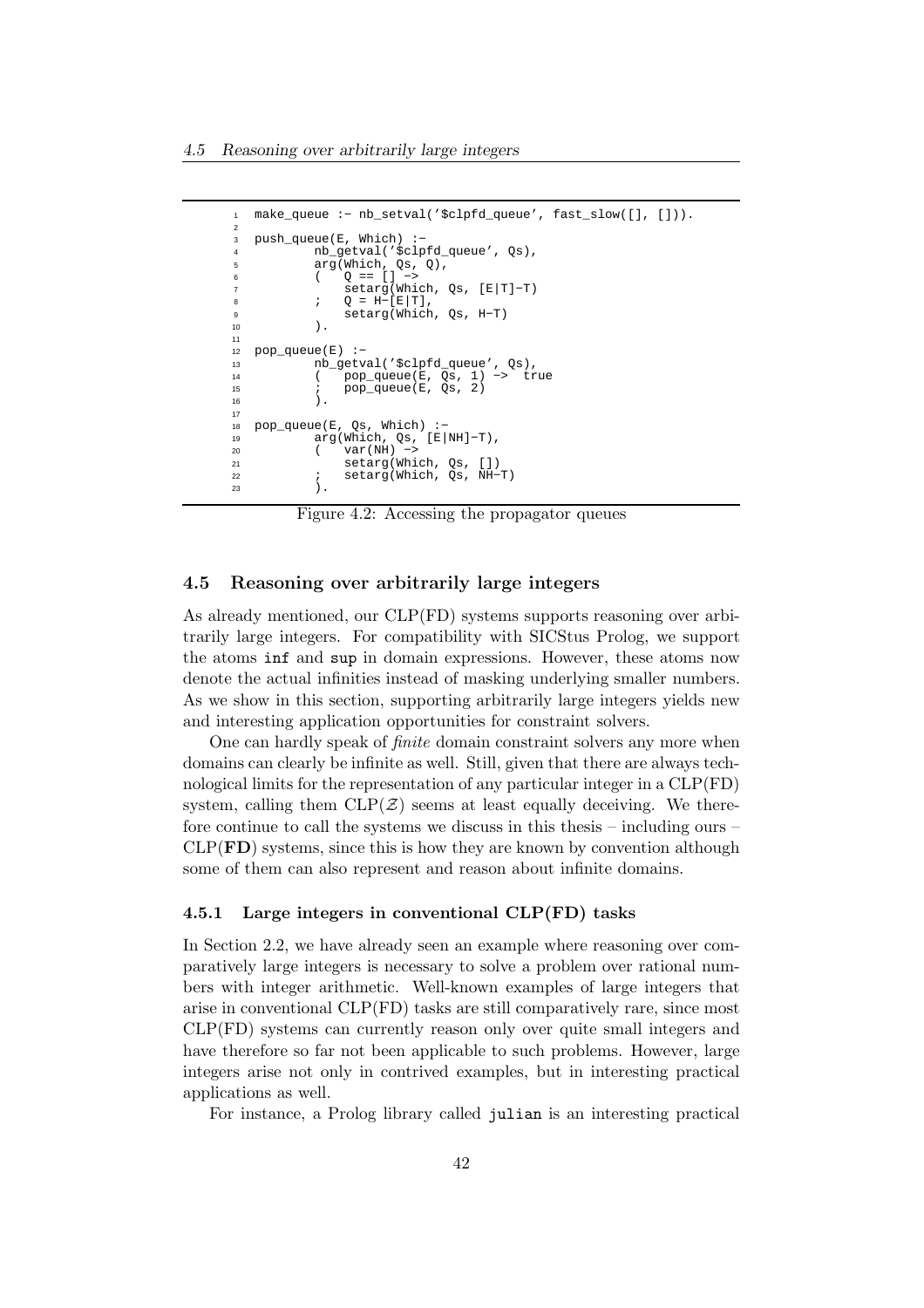```
make_queue :- nb_setval('$clpfd_queue', fast_slow([], [])).

push_queue(E, Which) :-
        nb_getval('$clpfd_queue', Qs),
        arg(Which, Qs, Q),
        (   Q == [] ->
            setarg(Which, Qs, [E|T]-T)
        ;   Q = H-[E|T],
            setarg(Which, Qs, H-T)
        ).

pop_queue(E) :-
        nb_getval('$clpfd_queue', Qs),
        (   pop_queue(E, Qs, 1) ->  true
        ;   pop_queue(E, Qs, 2)
        ).

pop_queue(E, Qs, Which) :-
        arg(Which, Qs, [E|NH]-T),
        (   var(NH) ->
            setarg(Which, Qs, [])
        ;   setarg(Which, Qs, NH-T)
        ).
```

Figure 4.2: Accessing the propagator queues

## 4.5 Reasoning over arbitrarily large integers

As already mentioned, our CLP(FD) systems supports reasoning over arbitrarily large integers. For compatibility with SICStus Prolog, we support the atoms `inf` and `sup` in domain expressions. However, these atoms now denote the actual infinities instead of masking underlying smaller numbers. As we show in this section, supporting arbitrarily large integers yields new and interesting application opportunities for constraint solvers.

One can hardly speak of *finite* domain constraint solvers any more when domains can clearly be infinite as well. Still, given that there are always technological limits for the representation of any particular integer in a CLP(FD) system, calling them CLP($\mathcal{Z}$) seems at least equally deceiving. We therefore continue to call the systems we discuss in this thesis – including ours – CLP(**FD**) systems, since this is how they are known by convention although some of them can also represent and reason about infinite domains.

### 4.5.1 Large integers in conventional CLP(FD) tasks

In Section 2.2, we have already seen an example where reasoning over comparatively large integers is necessary to solve a problem over rational numbers with integer arithmetic. Well-known examples of large integers that arise in conventional CLP(FD) tasks are still comparatively rare, since most CLP(FD) systems can currently reason only over quite small integers and have therefore so far not been applicable to such problems. However, large integers arise not only in contrived examples, but in interesting practical applications as well.

For instance, a Prolog library called `julian` is an interesting practical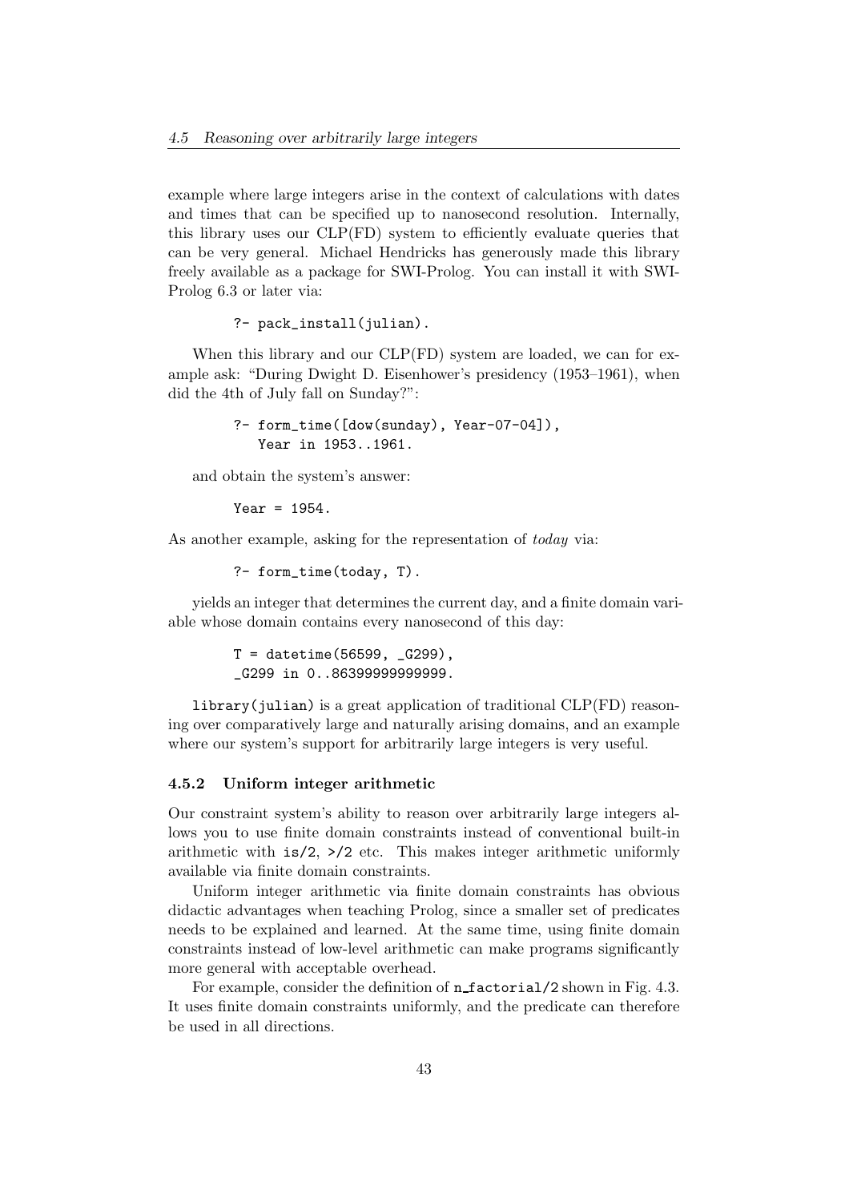example where large integers arise in the context of calculations with dates and times that can be specified up to nanosecond resolution. Internally, this library uses our CLP(FD) system to efficiently evaluate queries that can be very general. Michael Hendricks has generously made this library freely available as a package for SWI-Prolog. You can install it with SWI-Prolog 6.3 or later via:

```
?- pack_install(julian).
```

When this library and our CLP(FD) system are loaded, we can for example ask: "During Dwight D. Eisenhower's presidency (1953–1961), when did the 4th of July fall on Sunday?":

```
?- form_time([dow(sunday), Year-07-04]),
   Year in 1953..1961.
```

and obtain the system's answer:

```
Year = 1954.
```

As another example, asking for the representation of *today* via:

```
?- form_time(today, T).
```

yields an integer that determines the current day, and a finite domain variable whose domain contains every nanosecond of this day:

```
T = datetime(56599, _G299),
_G299 in 0..86399999999999.
```

`library(julian)` is a great application of traditional CLP(FD) reasoning over comparatively large and naturally arising domains, and an example where our system's support for arbitrarily large integers is very useful.

### 4.5.2 Uniform integer arithmetic

Our constraint system's ability to reason over arbitrarily large integers allows you to use finite domain constraints instead of conventional built-in arithmetic with `is/2`, `>/2` etc. This makes integer arithmetic uniformly available via finite domain constraints.

Uniform integer arithmetic via finite domain constraints has obvious didactic advantages when teaching Prolog, since a smaller set of predicates needs to be explained and learned. At the same time, using finite domain constraints instead of low-level arithmetic can make programs significantly more general with acceptable overhead.

For example, consider the definition of `n_factorial/2` shown in Fig. 4.3. It uses finite domain constraints uniformly, and the predicate can therefore be used in all directions.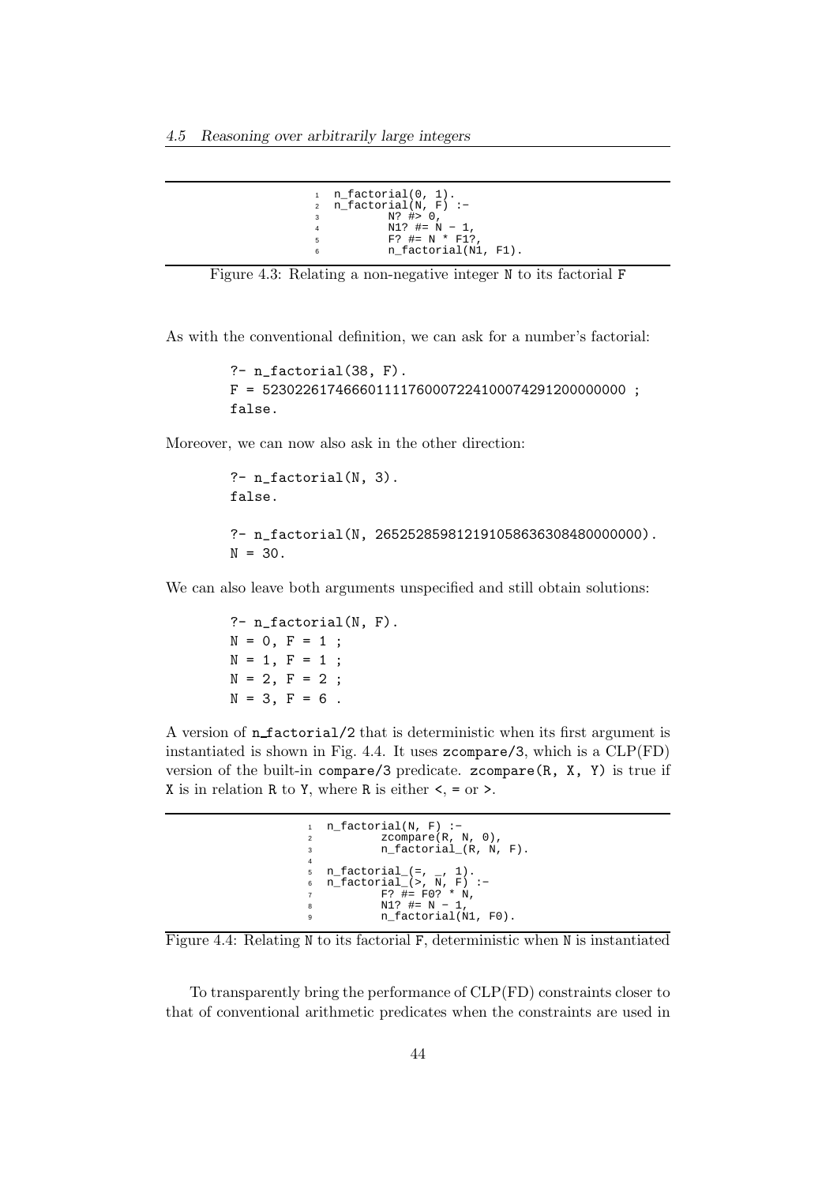```
1  n_factorial(0, 1).
2  n_factorial(N, F) :-
3          N? #> 0,
4          N1? #= N - 1,
5          F? #= N * F1?,
6          n_factorial(N1, F1).
```

Figure 4.3: Relating a non-negative integer N to its factorial F

As with the conventional definition, we can ask for a number's factorial:

```
?- n_factorial(38, F).
F = 523022617466601111760007224100074291200000000 ;
false.
```

Moreover, we can now also ask in the other direction:

```
?- n_factorial(N, 3).
false.

?- n_factorial(N, 265252859812191058636308480000000).
N = 30.
```

We can also leave both arguments unspecified and still obtain solutions:

```
?- n_factorial(N, F).
N = 0, F = 1 ;
N = 1, F = 1 ;
N = 2, F = 2 ;
N = 3, F = 6 .
```

A version of `n_factorial/2` that is deterministic when its first argument is instantiated is shown in Fig. 4.4. It uses `zcompare/3`, which is a CLP(FD) version of the built-in `compare/3` predicate. `zcompare(R, X, Y)` is true if `X` is in relation `R` to `Y`, where `R` is either `<`, `=` or `>`.

```
1  n_factorial(N, F) :-
2          zcompare(R, N, 0),
3          n_factorial_(R, N, F).
4
5  n_factorial_(=, _, 1).
6  n_factorial_(>, N, F) :-
7          F? #= F0? * N,
8          N1? #= N - 1,
9          n_factorial(N1, F0).
```

Figure 4.4: Relating N to its factorial F, deterministic when N is instantiated

To transparently bring the performance of CLP(FD) constraints closer to that of conventional arithmetic predicates when the constraints are used in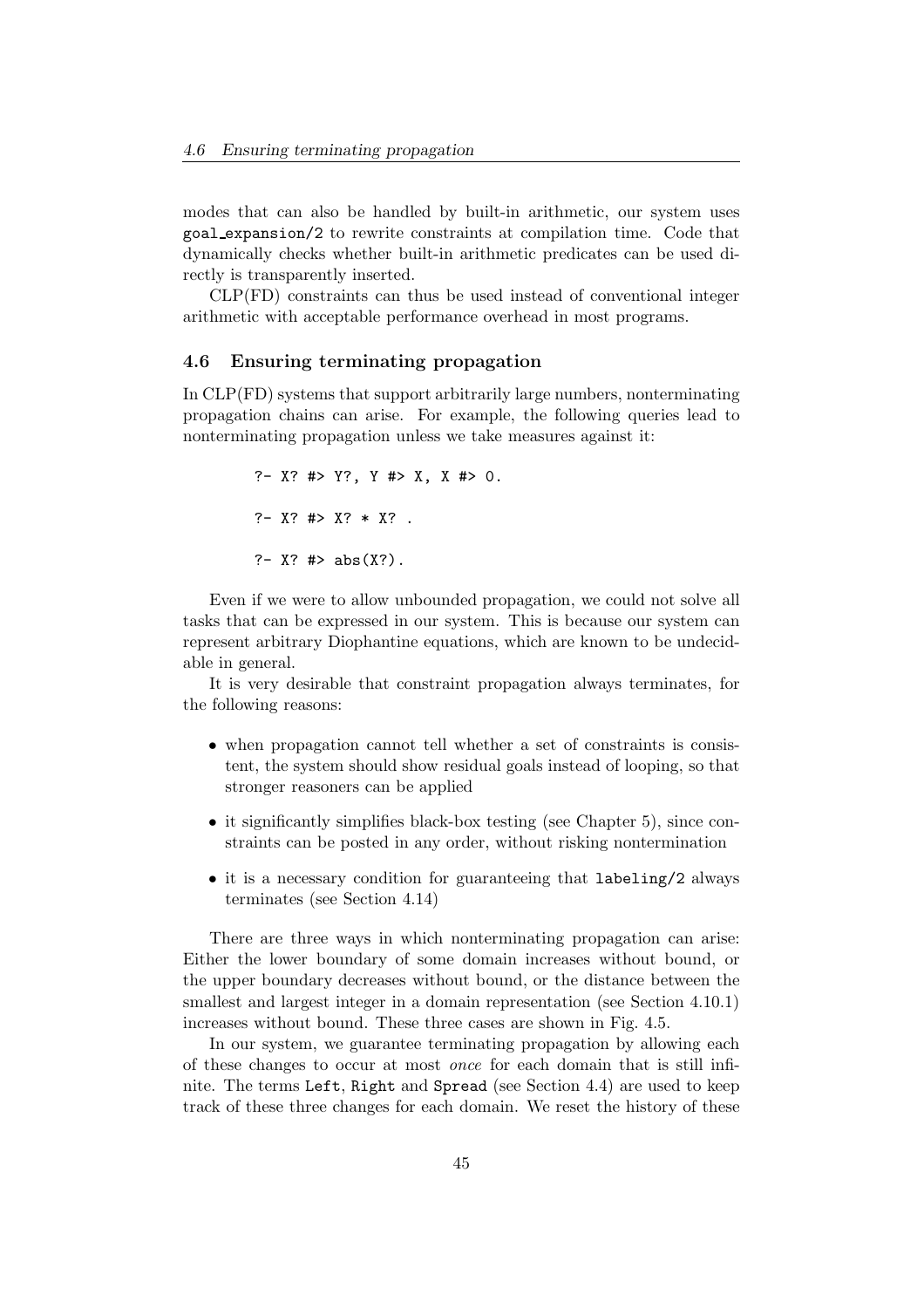modes that can also be handled by built-in arithmetic, our system uses goal_expansion/2 to rewrite constraints at compilation time. Code that dynamically checks whether built-in arithmetic predicates can be used directly is transparently inserted.

CLP(FD) constraints can thus be used instead of conventional integer arithmetic with acceptable performance overhead in most programs.

## 4.6 Ensuring terminating propagation

In CLP(FD) systems that support arbitrarily large numbers, nonterminating propagation chains can arise. For example, the following queries lead to nonterminating propagation unless we take measures against it:

```
?- X? #> Y?, Y #> X, X #> 0.

?- X? #> X? * X? .

?- X? #> abs(X?).
```

Even if we were to allow unbounded propagation, we could not solve all tasks that can be expressed in our system. This is because our system can represent arbitrary Diophantine equations, which are known to be undecidable in general.

It is very desirable that constraint propagation always terminates, for the following reasons:

- when propagation cannot tell whether a set of constraints is consistent, the system should show residual goals instead of looping, so that stronger reasoners can be applied
- it significantly simplifies black-box testing (see Chapter 5), since constraints can be posted in any order, without risking nontermination
- it is a necessary condition for guaranteeing that labeling/2 always terminates (see Section 4.14)

There are three ways in which nonterminating propagation can arise: Either the lower boundary of some domain increases without bound, or the upper boundary decreases without bound, or the distance between the smallest and largest integer in a domain representation (see Section 4.10.1) increases without bound. These three cases are shown in Fig. 4.5.

In our system, we guarantee terminating propagation by allowing each of these changes to occur at most *once* for each domain that is still infinite. The terms Left, Right and Spread (see Section 4.4) are used to keep track of these three changes for each domain. We reset the history of these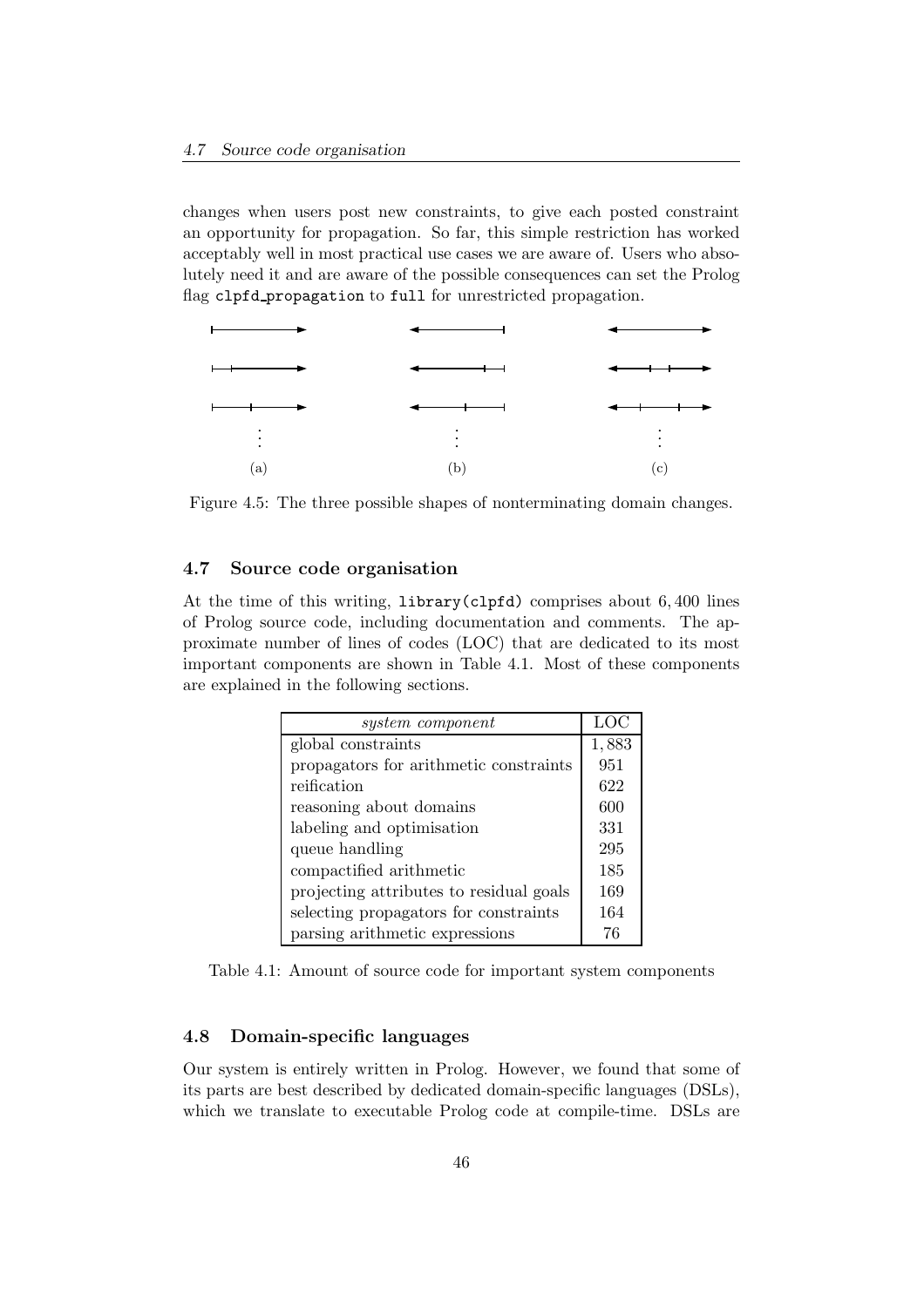changes when users post new constraints, to give each posted constraint an opportunity for propagation. So far, this simple restriction has worked acceptably well in most practical use cases we are aware of. Users who absolutely need it and are aware of the possible consequences can set the Prolog flag `clpfd_propagation` to `full` for unrestricted propagation.

Figure 4.5: The three possible shapes of nonterminating domain changes.

## 4.7 Source code organisation

At the time of this writing, `library(clpfd)` comprises about 6,400 lines of Prolog source code, including documentation and comments. The approximate number of lines of codes (LOC) that are dedicated to its most important components are shown in Table 4.1. Most of these components are explained in the following sections.

| *system component* | LOC |
|---|---|
| global constraints | 1,883 |
| propagators for arithmetic constraints | 951 |
| reification | 622 |
| reasoning about domains | 600 |
| labeling and optimisation | 331 |
| queue handling | 295 |
| compactified arithmetic | 185 |
| projecting attributes to residual goals | 169 |
| selecting propagators for constraints | 164 |
| parsing arithmetic expressions | 76 |

Table 4.1: Amount of source code for important system components

## 4.8 Domain-specific languages

Our system is entirely written in Prolog. However, we found that some of its parts are best described by dedicated domain-specific languages (DSLs), which we translate to executable Prolog code at compile-time. DSLs are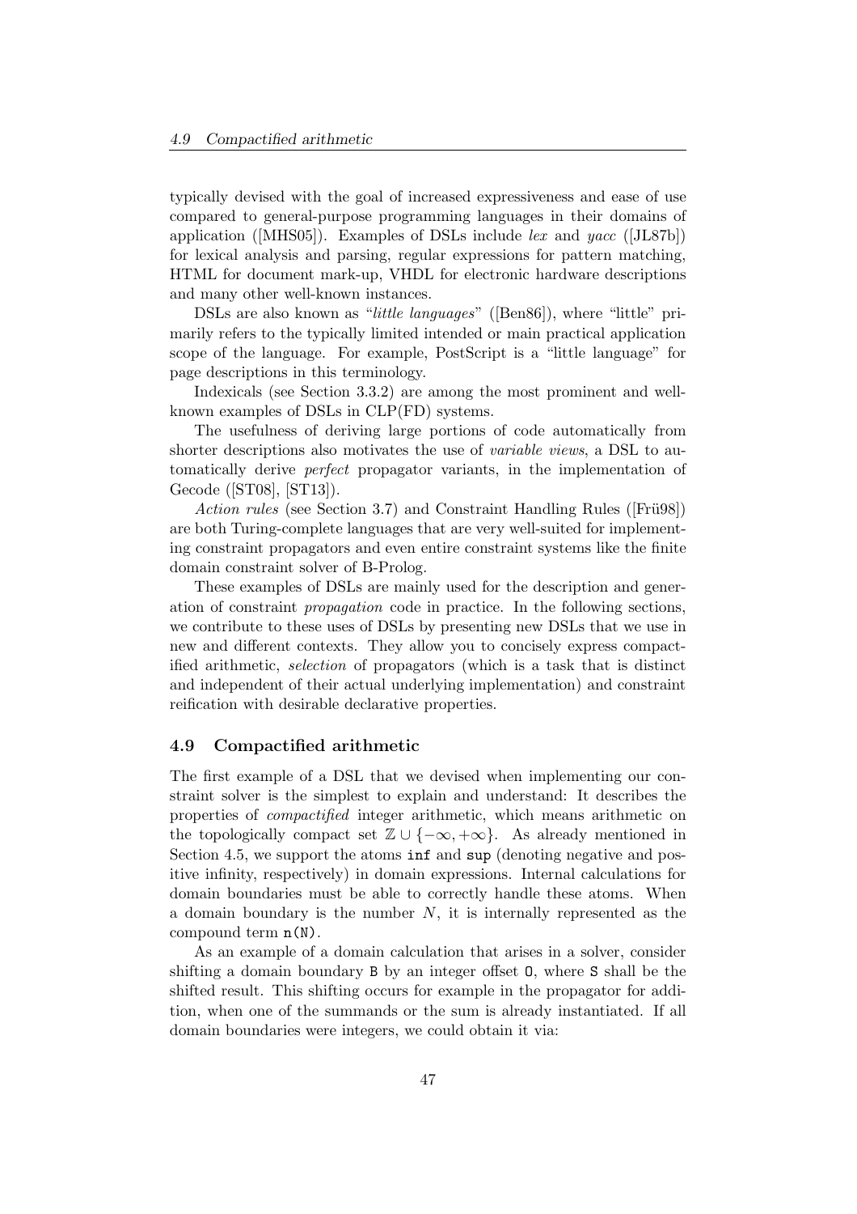typically devised with the goal of increased expressiveness and ease of use compared to general-purpose programming languages in their domains of application ([MHS05]). Examples of DSLs include *lex* and *yacc* ([JL87b]) for lexical analysis and parsing, regular expressions for pattern matching, HTML for document mark-up, VHDL for electronic hardware descriptions and many other well-known instances.

DSLs are also known as "*little languages*" ([Ben86]), where "little" primarily refers to the typically limited intended or main practical application scope of the language. For example, PostScript is a "little language" for page descriptions in this terminology.

Indexicals (see Section 3.3.2) are among the most prominent and well-known examples of DSLs in CLP(FD) systems.

The usefulness of deriving large portions of code automatically from shorter descriptions also motivates the use of *variable views*, a DSL to automatically derive *perfect* propagator variants, in the implementation of Gecode ([ST08], [ST13]).

*Action rules* (see Section 3.7) and Constraint Handling Rules ([Frü98]) are both Turing-complete languages that are very well-suited for implementing constraint propagators and even entire constraint systems like the finite domain constraint solver of B-Prolog.

These examples of DSLs are mainly used for the description and generation of constraint *propagation* code in practice. In the following sections, we contribute to these uses of DSLs by presenting new DSLs that we use in new and different contexts. They allow you to concisely express compactified arithmetic, *selection* of propagators (which is a task that is distinct and independent of their actual underlying implementation) and constraint reification with desirable declarative properties.

## 4.9 Compactified arithmetic

The first example of a DSL that we devised when implementing our constraint solver is the simplest to explain and understand: It describes the properties of *compactified* integer arithmetic, which means arithmetic on the topologically compact set $\mathbb{Z} \cup \{-\infty, +\infty\}$. As already mentioned in Section 4.5, we support the atoms `inf` and `sup` (denoting negative and positive infinity, respectively) in domain expressions. Internal calculations for domain boundaries must be able to correctly handle these atoms. When a domain boundary is the number $N$, it is internally represented as the compound term `n(N)`.

As an example of a domain calculation that arises in a solver, consider shifting a domain boundary `B` by an integer offset `O`, where `S` shall be the shifted result. This shifting occurs for example in the propagator for addition, when one of the summands or the sum is already instantiated. If all domain boundaries were integers, we could obtain it via: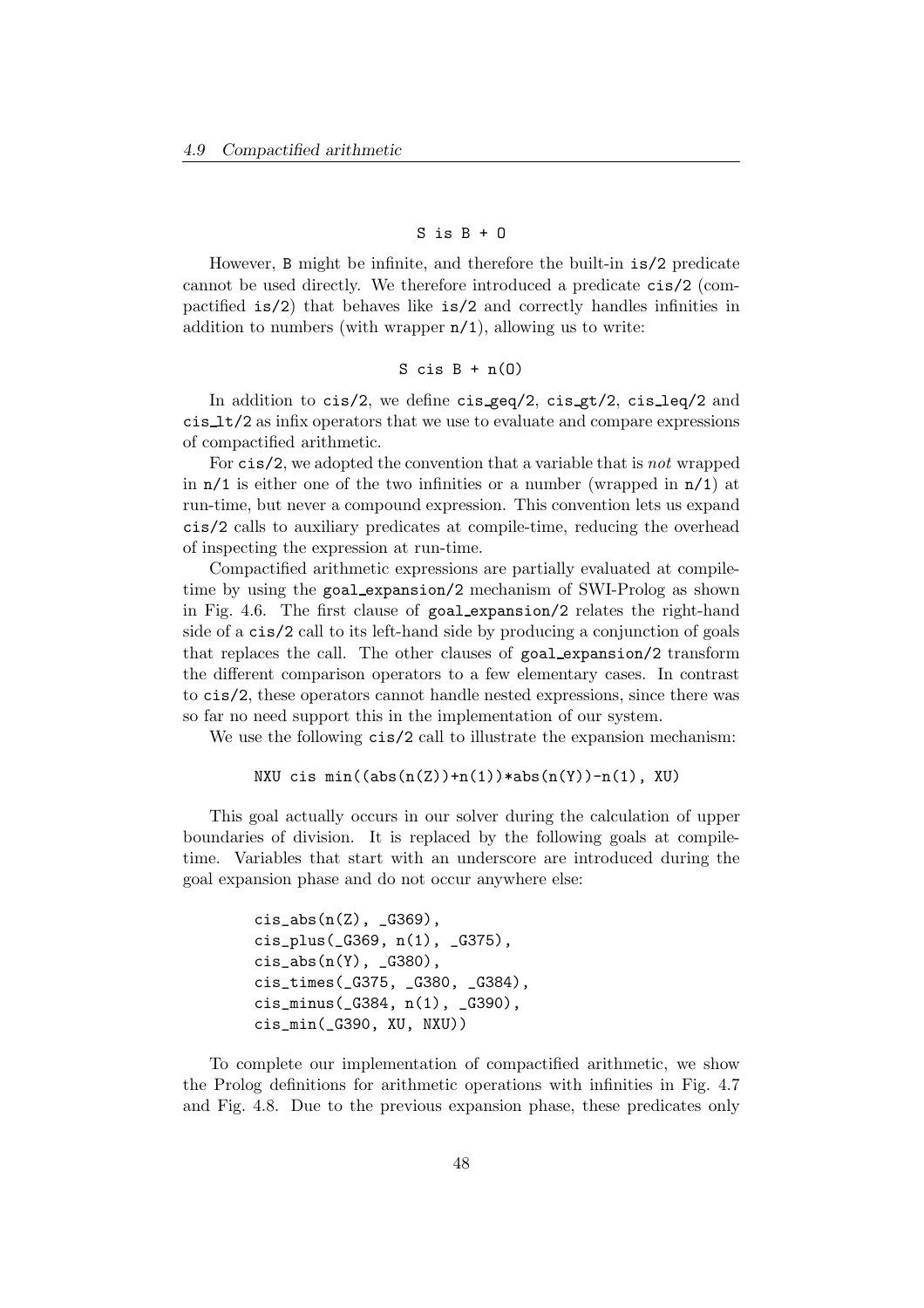```
S is B + O
```

However, B might be infinite, and therefore the built-in is/2 predicate cannot be used directly. We therefore introduced a predicate cis/2 (compactified is/2) that behaves like is/2 and correctly handles infinities in addition to numbers (with wrapper n/1), allowing us to write:

```
S cis B + n(O)
```

In addition to cis/2, we define cis_geq/2, cis_gt/2, cis_leq/2 and cis_lt/2 as infix operators that we use to evaluate and compare expressions of compactified arithmetic.

For cis/2, we adopted the convention that a variable that is *not* wrapped in n/1 is either one of the two infinities or a number (wrapped in n/1) at run-time, but never a compound expression. This convention lets us expand cis/2 calls to auxiliary predicates at compile-time, reducing the overhead of inspecting the expression at run-time.

Compactified arithmetic expressions are partially evaluated at compile-time by using the goal_expansion/2 mechanism of SWI-Prolog as shown in Fig. 4.6. The first clause of goal_expansion/2 relates the right-hand side of a cis/2 call to its left-hand side by producing a conjunction of goals that replaces the call. The other clauses of goal_expansion/2 transform the different comparison operators to a few elementary cases. In contrast to cis/2, these operators cannot handle nested expressions, since there was so far no need support this in the implementation of our system.

We use the following cis/2 call to illustrate the expansion mechanism:

```
NXU cis min((abs(n(Z))+n(1))*abs(n(Y))-n(1), XU)
```

This goal actually occurs in our solver during the calculation of upper boundaries of division. It is replaced by the following goals at compile-time. Variables that start with an underscore are introduced during the goal expansion phase and do not occur anywhere else:

```
cis_abs(n(Z), _G369),
cis_plus(_G369, n(1), _G375),
cis_abs(n(Y), _G380),
cis_times(_G375, _G380, _G384),
cis_minus(_G384, n(1), _G390),
cis_min(_G390, XU, NXU))
```

To complete our implementation of compactified arithmetic, we show the Prolog definitions for arithmetic operations with infinities in Fig. 4.7 and Fig. 4.8. Due to the previous expansion phase, these predicates only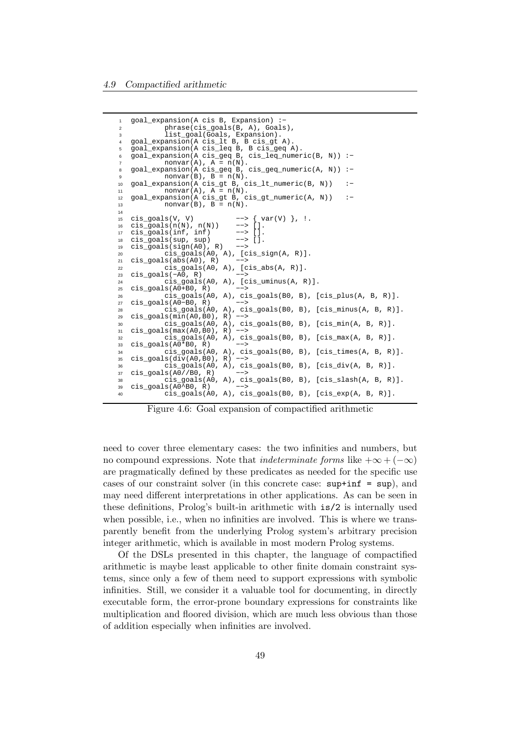```
goal_expansion(A cis B, Expansion) :-
        phrase(cis_goals(B, A), Goals),
        list_goal(Goals, Expansion).
goal_expansion(A cis_lt B, B cis_gt A).
goal_expansion(A cis_leq B, B cis_geq A).
goal_expansion(A cis_geq B, cis_leq_numeric(B, N)) :-
        nonvar(A), A = n(N).
goal_expansion(A cis_geq B, cis_geq_numeric(A, N)) :-
        nonvar(B), B = n(N).
goal_expansion(A cis_gt B, cis_lt_numeric(B, N))   :-
        nonvar(A), A = n(N).
goal_expansion(A cis_gt B, cis_gt_numeric(A, N))   :-
        nonvar(B), B = n(N).

cis_goals(V, V)          --> { var(V) }, !.
cis_goals(n(N), n(N))    --> [].
cis_goals(inf, inf)      --> [].
cis_goals(sup, sup)      --> [].
cis_goals(sign(A0), R)   -->
        cis_goals(A0, A), [cis_sign(A, R)].
cis_goals(abs(A0), R)    -->
        cis_goals(A0, A), [cis_abs(A, R)].
cis_goals(-A0, R)        -->
        cis_goals(A0, A), [cis_uminus(A, R)].
cis_goals(A0+B0, R)      -->
        cis_goals(A0, A), cis_goals(B0, B), [cis_plus(A, B, R)].
cis_goals(A0-B0, R)      -->
        cis_goals(A0, A), cis_goals(B0, B), [cis_minus(A, B, R)].
cis_goals(min(A0,B0), R) -->
        cis_goals(A0, A), cis_goals(B0, B), [cis_min(A, B, R)].
cis_goals(max(A0,B0), R) -->
        cis_goals(A0, A), cis_goals(B0, B), [cis_max(A, B, R)].
cis_goals(A0*B0, R)      -->
        cis_goals(A0, A), cis_goals(B0, B), [cis_times(A, B, R)].
cis_goals(div(A0,B0), R) -->
        cis_goals(A0, A), cis_goals(B0, B), [cis_div(A, B, R)].
cis_goals(A0//B0, R)     -->
        cis_goals(A0, A), cis_goals(B0, B), [cis_slash(A, B, R)].
cis_goals(A0^B0, R)      -->
        cis_goals(A0, A), cis_goals(B0, B), [cis_exp(A, B, R)].
```

Figure 4.6: Goal expansion of compactified arithmetic

need to cover three elementary cases: the two infinities and numbers, but no compound expressions. Note that *indeterminate forms* like $+\infty + (-\infty)$ are pragmatically defined by these predicates as needed for the specific use cases of our constraint solver (in this concrete case: `sup+inf = sup`), and may need different interpretations in other applications. As can be seen in these definitions, Prolog's built-in arithmetic with `is/2` is internally used when possible, i.e., when no infinities are involved. This is where we transparently benefit from the underlying Prolog system's arbitrary precision integer arithmetic, which is available in most modern Prolog systems.

Of the DSLs presented in this chapter, the language of compactified arithmetic is maybe least applicable to other finite domain constraint systems, since only a few of them need to support expressions with symbolic infinities. Still, we consider it a valuable tool for documenting, in directly executable form, the error-prone boundary expressions for constraints like multiplication and floored division, which are much less obvious than those of addition especially when infinities are involved.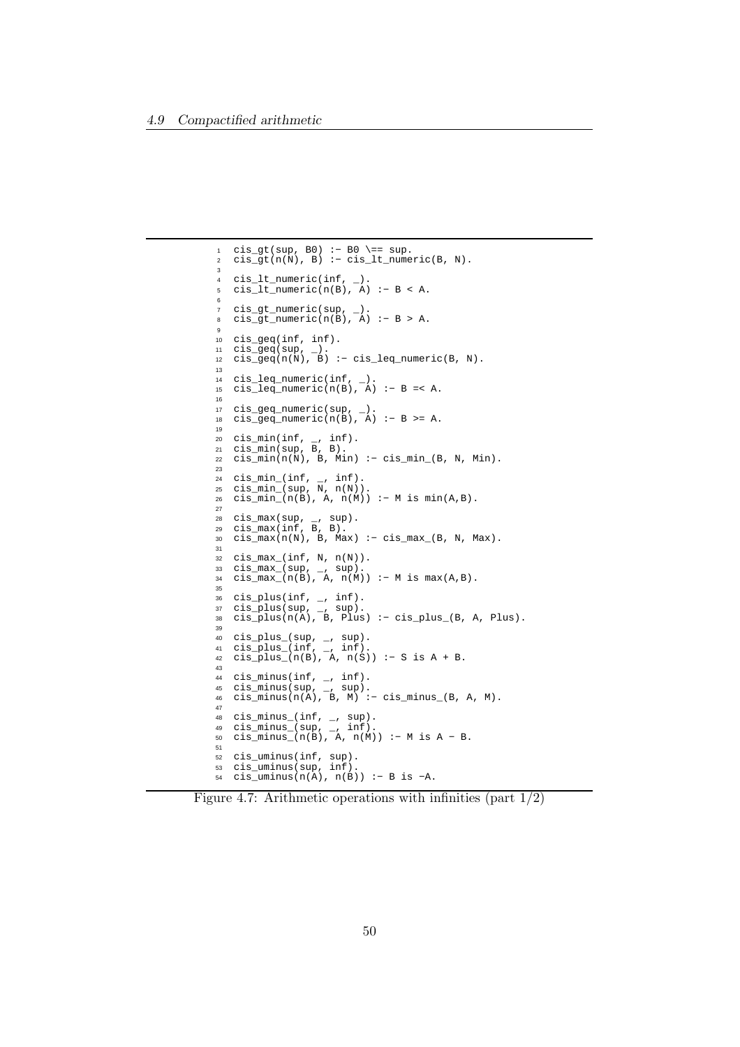```
cis_gt(sup, B0) :- B0 \== sup.
cis_gt(n(N), B) :- cis_lt_numeric(B, N).

cis_lt_numeric(inf, _).
cis_lt_numeric(n(B), A) :- B < A.

cis_gt_numeric(sup, _).
cis_gt_numeric(n(B), A) :- B > A.

cis_geq(inf, inf).
cis_geq(sup, _).
cis_geq(n(N), B) :- cis_leq_numeric(B, N).

cis_leq_numeric(inf, _).
cis_leq_numeric(n(B), A) :- B =< A.

cis_geq_numeric(sup, _).
cis_geq_numeric(n(B), A) :- B >= A.

cis_min(inf, _, inf).
cis_min(sup, B, B).
cis_min(n(N), B, Min) :- cis_min_(B, N, Min).

cis_min_(inf, _, inf).
cis_min_(sup, N, n(N)).
cis_min_(n(B), A, n(M)) :- M is min(A,B).

cis_max(sup, _, sup).
cis_max(inf, B, B).
cis_max(n(N), B, Max) :- cis_max_(B, N, Max).

cis_max_(inf, N, n(N)).
cis_max_(sup, _, sup).
cis_max_(n(B), A, n(M)) :- M is max(A,B).

cis_plus(inf, _, inf).
cis_plus(sup, _, sup).
cis_plus(n(A), B, Plus) :- cis_plus_(B, A, Plus).

cis_plus_(sup, _, sup).
cis_plus_(inf, _, inf).
cis_plus_(n(B), A, n(S)) :- S is A + B.

cis_minus(inf, _, inf).
cis_minus(sup, _, sup).
cis_minus(n(A), B, M) :- cis_minus_(B, A, M).

cis_minus_(inf, _, sup).
cis_minus_(sup, _, inf).
cis_minus_(n(B), A, n(M)) :- M is A - B.

cis_uminus(inf, sup).
cis_uminus(sup, inf).
cis_uminus(n(A), n(B)) :- B is -A.
```

Figure 4.7: Arithmetic operations with infinities (part 1/2)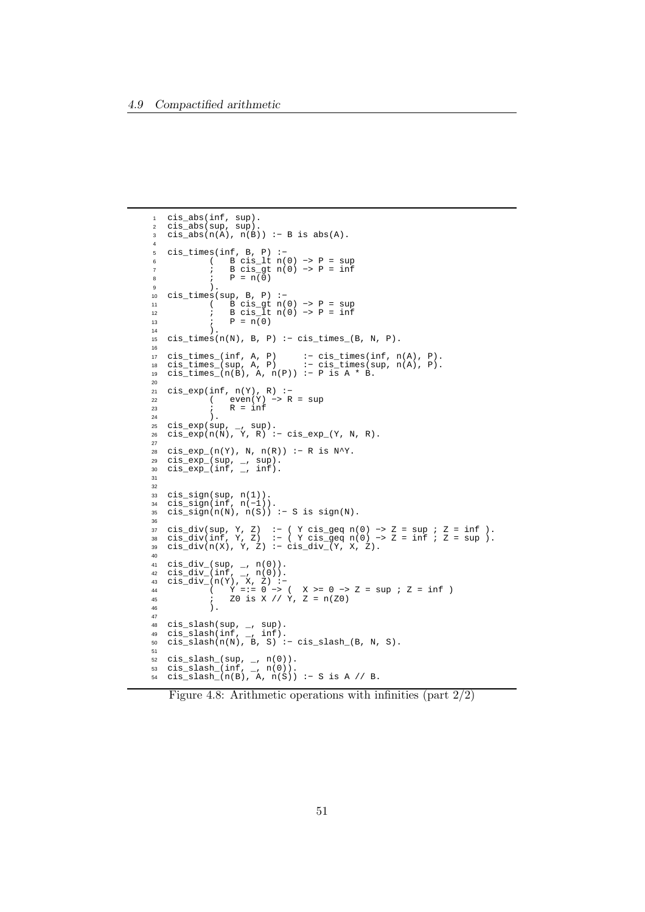```
cis_abs(inf, sup).
cis_abs(sup, sup).
cis_abs(n(A), n(B)) :- B is abs(A).

cis_times(inf, B, P) :-
        (   B cis_lt n(0) -> P = sup
        ;   B cis_gt n(0) -> P = inf
        ;   P = n(0)
        ).
cis_times(sup, B, P) :-
        (   B cis_gt n(0) -> P = sup
        ;   B cis_lt n(0) -> P = inf
        ;   P = n(0)
        ).
cis_times(n(N), B, P) :- cis_times_(B, N, P).

cis_times_(inf, A, P)     :- cis_times(inf, n(A), P).
cis_times_(sup, A, P)     :- cis_times(sup, n(A), P).
cis_times_(n(B), A, n(P)) :- P is A * B.

cis_exp(inf, n(Y), R) :-
        (   even(Y) -> R = sup
        ;   R = inf
        ).
cis_exp(sup, _, sup).
cis_exp(n(N), Y, R) :- cis_exp_(Y, N, R).

cis_exp_(n(Y), N, n(R)) :- R is N^Y.
cis_exp_(sup, _, sup).
cis_exp_(inf, _, inf).


cis_sign(sup, n(1)).
cis_sign(inf, n(-1)).
cis_sign(n(N), n(S)) :- S is sign(N).

cis_div(sup, Y, Z)  :- ( Y cis_geq n(0) -> Z = sup ; Z = inf ).
cis_div(inf, Y, Z)  :- ( Y cis_geq n(0) -> Z = inf ; Z = sup ).
cis_div(n(X), Y, Z) :- cis_div_(Y, X, Z).

cis_div_(sup, _, n(0)).
cis_div_(inf, _, n(0)).
cis_div_(n(Y), X, Z) :-
        (   Y =:= 0 -> (  X >= 0 -> Z = sup ; Z = inf )
        ;   Z0 is X // Y, Z = n(Z0)
        ).

cis_slash(sup, _, sup).
cis_slash(inf, _, inf).
cis_slash(n(N), B, S) :- cis_slash_(B, N, S).

cis_slash_(sup, _, n(0)).
cis_slash_(inf, _, n(0)).
cis_slash_(n(B), A, n(S)) :- S is A // B.
```

Figure 4.8: Arithmetic operations with infinities (part 2/2)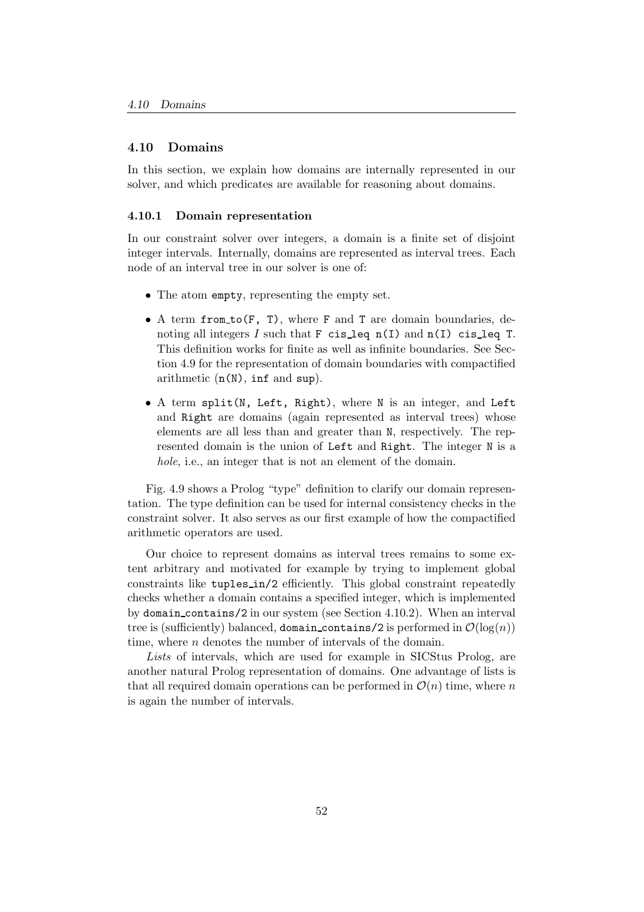## 4.10 Domains

In this section, we explain how domains are internally represented in our solver, and which predicates are available for reasoning about domains.

### 4.10.1 Domain representation

In our constraint solver over integers, a domain is a finite set of disjoint integer intervals. Internally, domains are represented as interval trees. Each node of an interval tree in our solver is one of:

- The atom `empty`, representing the empty set.
- A term `from_to(F, T)`, where `F` and `T` are domain boundaries, denoting all integers $I$ such that `F cis_leq n(I)` and `n(I) cis_leq T`. This definition works for finite as well as infinite boundaries. See Section 4.9 for the representation of domain boundaries with compactified arithmetic (`n(N)`, `inf` and `sup`).
- A term `split(N, Left, Right)`, where `N` is an integer, and `Left` and `Right` are domains (again represented as interval trees) whose elements are all less than and greater than `N`, respectively. The represented domain is the union of `Left` and `Right`. The integer `N` is a *hole*, i.e., an integer that is not an element of the domain.

Fig. 4.9 shows a Prolog "type" definition to clarify our domain representation. The type definition can be used for internal consistency checks in the constraint solver. It also serves as our first example of how the compactified arithmetic operators are used.

Our choice to represent domains as interval trees remains to some extent arbitrary and motivated for example by trying to implement global constraints like `tuples_in/2` efficiently. This global constraint repeatedly checks whether a domain contains a specified integer, which is implemented by `domain_contains/2` in our system (see Section 4.10.2). When an interval tree is (sufficiently) balanced, `domain_contains/2` is performed in $\mathcal{O}(\log(n))$ time, where $n$ denotes the number of intervals of the domain.

*Lists* of intervals, which are used for example in SICStus Prolog, are another natural Prolog representation of domains. One advantage of lists is that all required domain operations can be performed in $\mathcal{O}(n)$ time, where $n$ is again the number of intervals.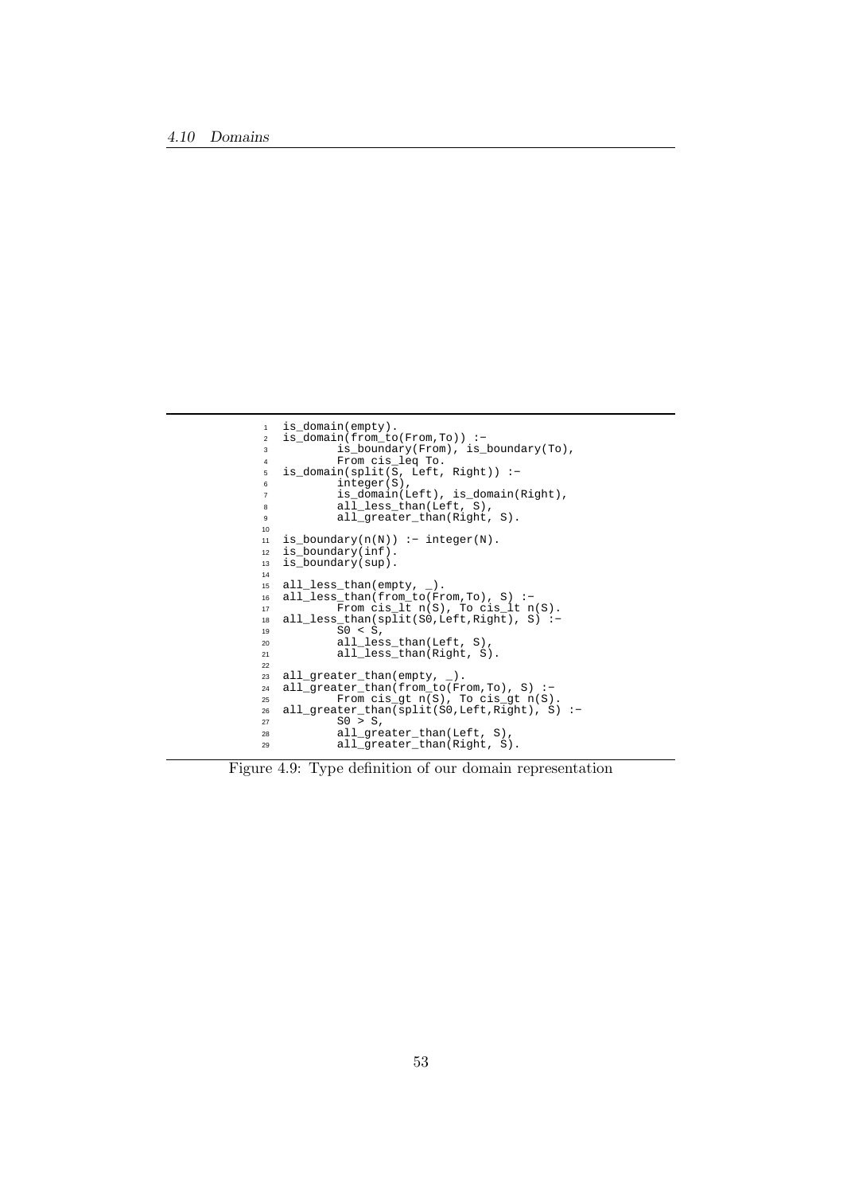```
is_domain(empty).
is_domain(from_to(From,To)) :-
        is_boundary(From), is_boundary(To),
        From cis_leq To.
is_domain(split(S, Left, Right)) :-
        integer(S),
        is_domain(Left), is_domain(Right),
        all_less_than(Left, S),
        all_greater_than(Right, S).

is_boundary(n(N)) :- integer(N).
is_boundary(inf).
is_boundary(sup).

all_less_than(empty, _).
all_less_than(from_to(From,To), S) :-
        From cis_lt n(S), To cis_lt n(S).
all_less_than(split(S0,Left,Right), S) :-
        S0 < S,
        all_less_than(Left, S),
        all_less_than(Right, S).

all_greater_than(empty, _).
all_greater_than(from_to(From,To), S) :-
        From cis_gt n(S), To cis_gt n(S).
all_greater_than(split(S0,Left,Right), S) :-
        S0 > S,
        all_greater_than(Left, S),
        all_greater_than(Right, S).
```

Figure 4.9: Type definition of our domain representation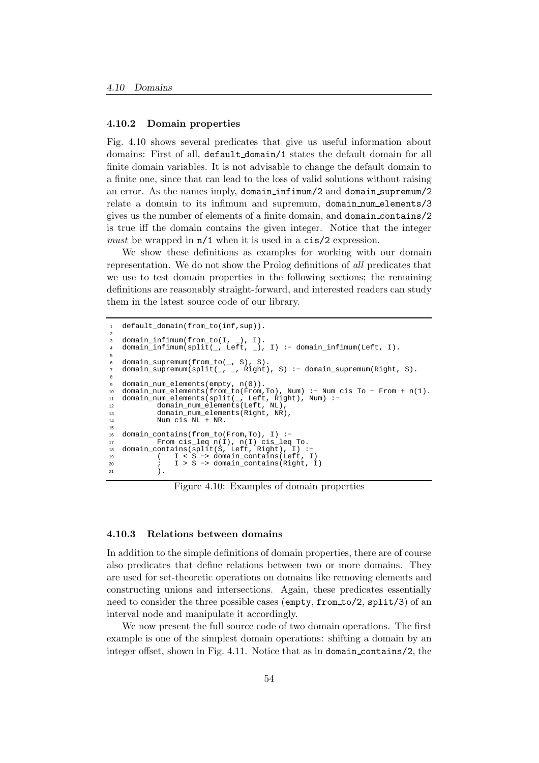### 4.10.2 Domain properties

Fig. 4.10 shows several predicates that give us useful information about domains: First of all, `default_domain/1` states the default domain for all finite domain variables. It is not advisable to change the default domain to a finite one, since that can lead to the loss of valid solutions without raising an error. As the names imply, `domain_infimum/2` and `domain_supremum/2` relate a domain to its infimum and supremum, `domain_num_elements/3` gives us the number of elements of a finite domain, and `domain_contains/2` is true iff the domain contains the given integer. Notice that the integer *must* be wrapped in `n/1` when it is used in a `cis/2` expression.

We show these definitions as examples for working with our domain representation. We do not show the Prolog definitions of *all* predicates that we use to test domain properties in the following sections; the remaining definitions are reasonably straight-forward, and interested readers can study them in the latest source code of our library.

```
1  default_domain(from_to(inf,sup)).
2
3  domain_infimum(from_to(I, _), I).
4  domain_infimum(split(_, Left, _), I) :- domain_infimum(Left, I).
5
6  domain_supremum(from_to(_, S), S).
7  domain_supremum(split(_, _, Right), S) :- domain_supremum(Right, S).
8
9  domain_num_elements(empty, n(0)).
10 domain_num_elements(from_to(From,To), Num) :- Num cis To - From + n(1).
11 domain_num_elements(split(_, Left, Right), Num) :-
12         domain_num_elements(Left, NL),
13         domain_num_elements(Right, NR),
14         Num cis NL + NR.
15
16 domain_contains(from_to(From,To), I) :-
17         From cis_leq n(I), n(I) cis_leq To.
18 domain_contains(split(S, Left, Right), I) :-
19         (   I < S -> domain_contains(Left, I)
20         ;   I > S -> domain_contains(Right, I)
21         ).
```

Figure 4.10: Examples of domain properties

### 4.10.3 Relations between domains

In addition to the simple definitions of domain properties, there are of course also predicates that define relations between two or more domains. They are used for set-theoretic operations on domains like removing elements and constructing unions and intersections. Again, these predicates essentially need to consider the three possible cases (`empty`, `from_to/2`, `split/3`) of an interval node and manipulate it accordingly.

We now present the full source code of two domain operations. The first example is one of the simplest domain operations: shifting a domain by an integer offset, shown in Fig. 4.11. Notice that as in `domain_contains/2`, the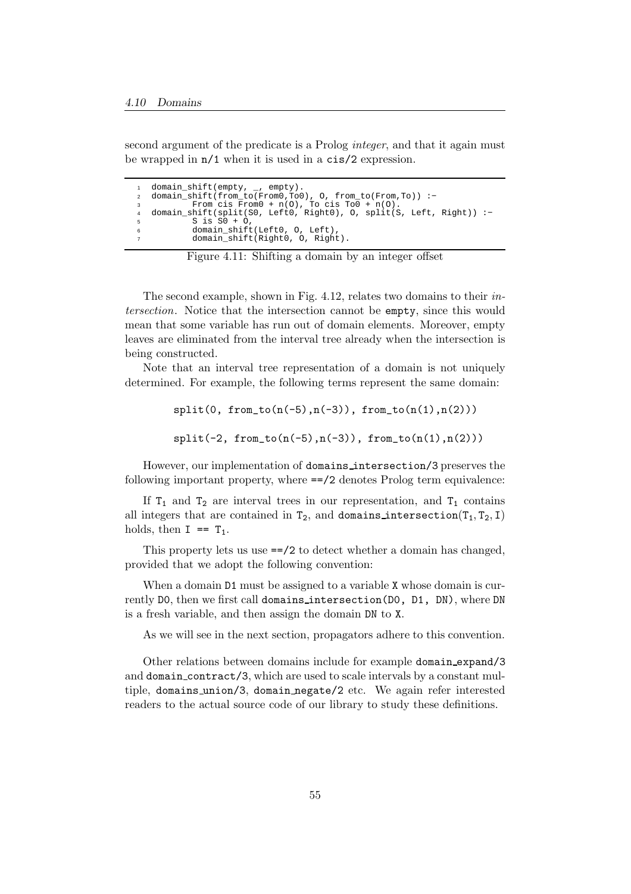second argument of the predicate is a Prolog *integer*, and that it again must be wrapped in n/1 when it is used in a cis/2 expression.

```
domain_shift(empty, _, empty).
domain_shift(from_to(From0,To0), O, from_to(From,To)) :-
        From cis From0 + n(O), To cis To0 + n(O).
domain_shift(split(S0, Left0, Right0), O, split(S, Left, Right)) :-
        S is S0 + O,
        domain_shift(Left0, O, Left),
        domain_shift(Right0, O, Right).
```

Figure 4.11: Shifting a domain by an integer offset

The second example, shown in Fig. 4.12, relates two domains to their *intersection*. Notice that the intersection cannot be empty, since this would mean that some variable has run out of domain elements. Moreover, empty leaves are eliminated from the interval tree already when the intersection is being constructed.

Note that an interval tree representation of a domain is not uniquely determined. For example, the following terms represent the same domain:

```
split(0, from_to(n(-5),n(-3)), from_to(n(1),n(2)))

split(-2, from_to(n(-5),n(-3)), from_to(n(1),n(2)))
```

However, our implementation of domains_intersection/3 preserves the following important property, where ==/2 denotes Prolog term equivalence:

If $T_1$ and $T_2$ are interval trees in our representation, and $T_1$ contains all integers that are contained in $T_2$, and domains_intersection($T_1, T_2$, I) holds, then I == $T_1$.

This property lets us use ==/2 to detect whether a domain has changed, provided that we adopt the following convention:

When a domain D1 must be assigned to a variable X whose domain is currently D0, then we first call domains_intersection(D0, D1, DN), where DN is a fresh variable, and then assign the domain DN to X.

As we will see in the next section, propagators adhere to this convention.

Other relations between domains include for example domain_expand/3 and domain_contract/3, which are used to scale intervals by a constant multiple, domains_union/3, domain_negate/2 etc. We again refer interested readers to the actual source code of our library to study these definitions.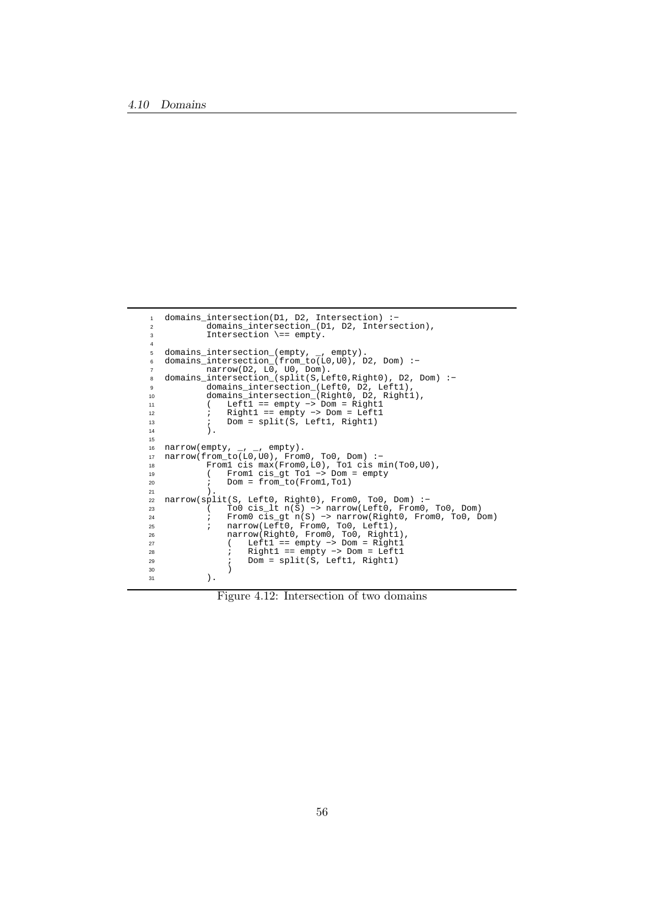```
domains_intersection(D1, D2, Intersection) :-
        domains_intersection_(D1, D2, Intersection),
        Intersection \== empty.

domains_intersection_(empty, _, empty).
domains_intersection_(from_to(L0,U0), D2, Dom) :-
        narrow(D2, L0, U0, Dom).
domains_intersection_(split(S,Left0,Right0), D2, Dom) :-
        domains_intersection_(Left0, D2, Left1),
        domains_intersection_(Right0, D2, Right1),
        (   Left1 == empty -> Dom = Right1
        ;   Right1 == empty -> Dom = Left1
        ;   Dom = split(S, Left1, Right1)
        ).

narrow(empty, _, _, empty).
narrow(from_to(L0,U0), From0, To0, Dom) :-
        From1 cis max(From0,L0), To1 cis min(To0,U0),
        (   From1 cis_gt To1 -> Dom = empty
        ;   Dom = from_to(From1,To1)
        ).
narrow(split(S, Left0, Right0), From0, To0, Dom) :-
        (   To0 cis_lt n(S) -> narrow(Left0, From0, To0, Dom)
        ;   From0 cis_gt n(S) -> narrow(Right0, From0, To0, Dom)
        ;   narrow(Left0, From0, To0, Left1),
            narrow(Right0, From0, To0, Right1),
            (   Left1 == empty -> Dom = Right1
            ;   Right1 == empty -> Dom = Left1
            ;   Dom = split(S, Left1, Right1)
            )
        ).
```

Figure 4.12: Intersection of two domains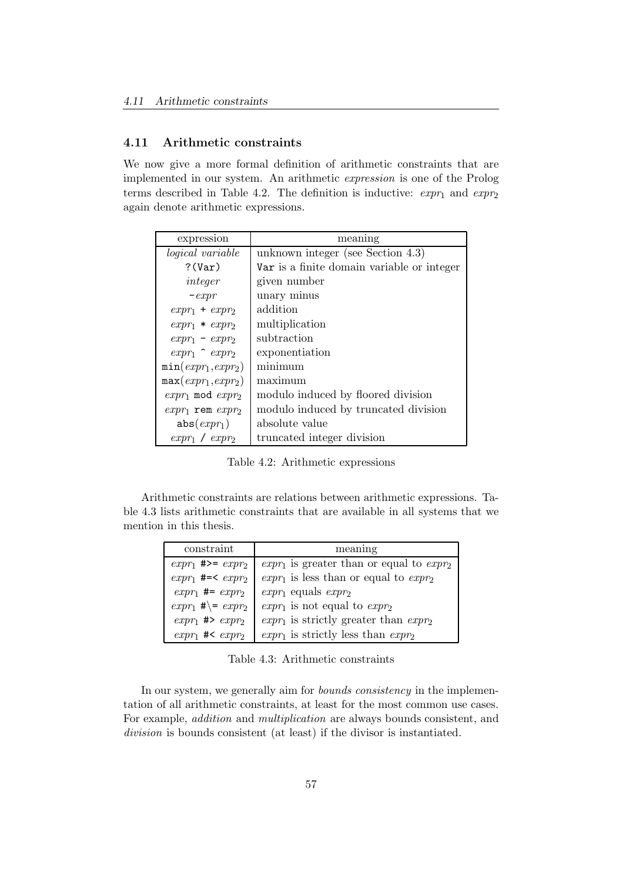## 4.11 Arithmetic constraints

We now give a more formal definition of arithmetic constraints that are implemented in our system. An arithmetic *expression* is one of the Prolog terms described in Table 4.2. The definition is inductive: $expr_1$ and $expr_2$ again denote arithmetic expressions.

| expression | meaning |
|---|---|
| *logical variable* | unknown integer (see Section 4.3) |
| `?(Var)` | `Var` is a finite domain variable or integer |
| *integer* | given number |
| `-`*expr* | unary minus |
| $expr_1$ `+` $expr_2$ | addition |
| $expr_1$ `*` $expr_2$ | multiplication |
| $expr_1$ `-` $expr_2$ | subtraction |
| $expr_1$ `^` $expr_2$ | exponentiation |
| `min(`$expr_1$`,`$expr_2$`)` | minimum |
| `max(`$expr_1$`,`$expr_2$`)` | maximum |
| $expr_1$ `mod` $expr_2$ | modulo induced by floored division |
| $expr_1$ `rem` $expr_2$ | modulo induced by truncated division |
| `abs(`$expr_1$`)` | absolute value |
| $expr_1$ `/` $expr_2$ | truncated integer division |

Table 4.2: Arithmetic expressions

Arithmetic constraints are relations between arithmetic expressions. Table 4.3 lists arithmetic constraints that are available in all systems that we mention in this thesis.

| constraint | meaning |
|---|---|
| $expr_1$ `#>=` $expr_2$ | $expr_1$ is greater than or equal to $expr_2$ |
| $expr_1$ `#=<` $expr_2$ | $expr_1$ is less than or equal to $expr_2$ |
| $expr_1$ `#=` $expr_2$ | $expr_1$ equals $expr_2$ |
| $expr_1$ `#\=` $expr_2$ | $expr_1$ is not equal to $expr_2$ |
| $expr_1$ `#>` $expr_2$ | $expr_1$ is strictly greater than $expr_2$ |
| $expr_1$ `#<` $expr_2$ | $expr_1$ is strictly less than $expr_2$ |

Table 4.3: Arithmetic constraints

In our system, we generally aim for *bounds consistency* in the implementation of all arithmetic constraints, at least for the most common use cases. For example, *addition* and *multiplication* are always bounds consistent, and *division* is bounds consistent (at least) if the divisor is instantiated.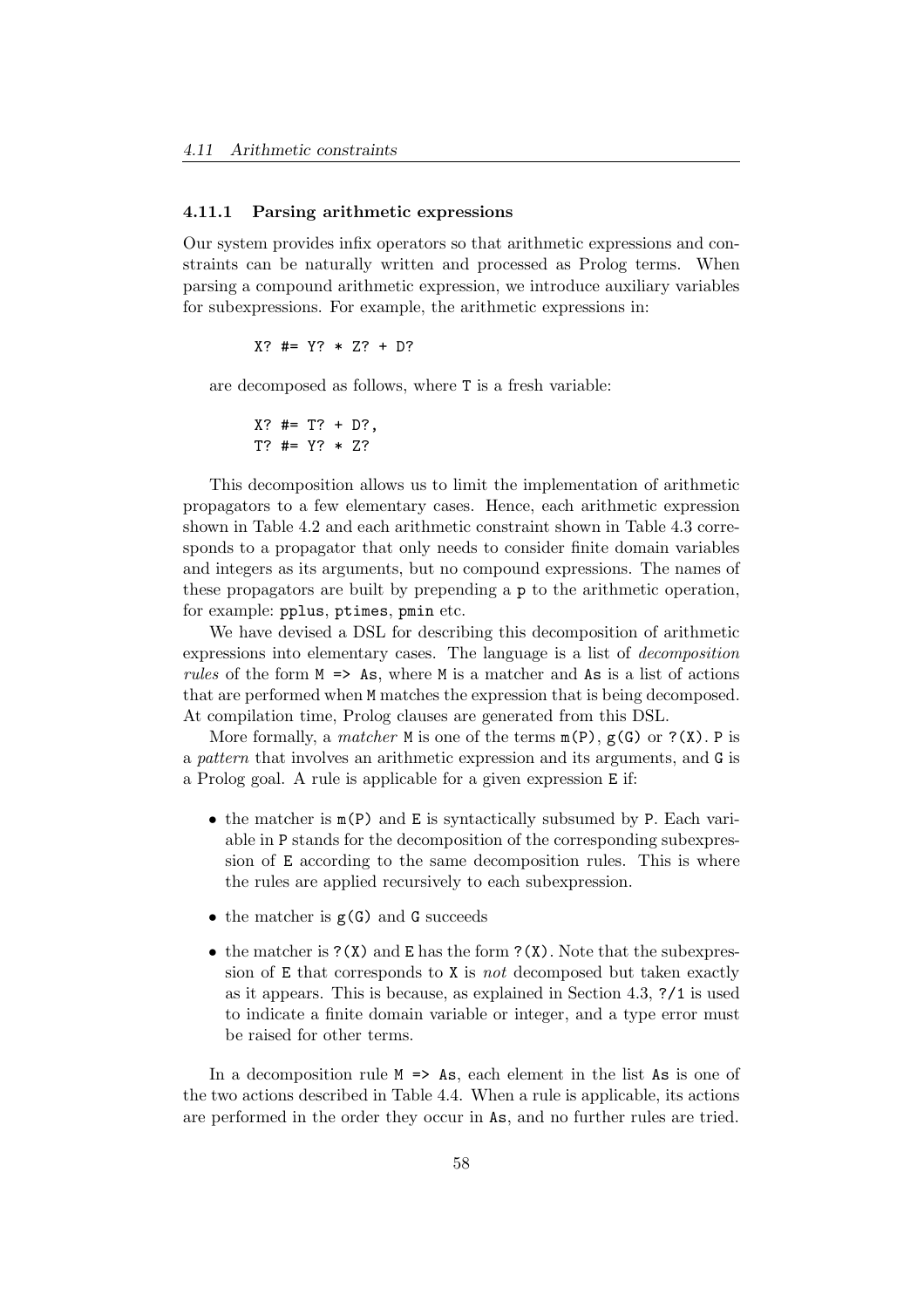### 4.11.1 Parsing arithmetic expressions

Our system provides infix operators so that arithmetic expressions and constraints can be naturally written and processed as Prolog terms. When parsing a compound arithmetic expression, we introduce auxiliary variables for subexpressions. For example, the arithmetic expressions in:

```
X? #= Y? * Z? + D?
```

are decomposed as follows, where `T` is a fresh variable:

```
X? #= T? + D?,
T? #= Y? * Z?
```

This decomposition allows us to limit the implementation of arithmetic propagators to a few elementary cases. Hence, each arithmetic expression shown in Table 4.2 and each arithmetic constraint shown in Table 4.3 corresponds to a propagator that only needs to consider finite domain variables and integers as its arguments, but no compound expressions. The names of these propagators are built by prepending a `p` to the arithmetic operation, for example: `pplus`, `ptimes`, `pmin` etc.

We have devised a DSL for describing this decomposition of arithmetic expressions into elementary cases. The language is a list of *decomposition rules* of the form `M => As`, where `M` is a matcher and `As` is a list of actions that are performed when `M` matches the expression that is being decomposed. At compilation time, Prolog clauses are generated from this DSL.

More formally, a *matcher* `M` is one of the terms `m(P)`, `g(G)` or `?(X)`. `P` is a *pattern* that involves an arithmetic expression and its arguments, and `G` is a Prolog goal. A rule is applicable for a given expression `E` if:

- the matcher is `m(P)` and `E` is syntactically subsumed by `P`. Each variable in `P` stands for the decomposition of the corresponding subexpression of `E` according to the same decomposition rules. This is where the rules are applied recursively to each subexpression.
- the matcher is `g(G)` and `G` succeeds
- the matcher is `?(X)` and `E` has the form `?(X)`. Note that the subexpression of `E` that corresponds to `X` is *not* decomposed but taken exactly as it appears. This is because, as explained in Section 4.3, `?/1` is used to indicate a finite domain variable or integer, and a type error must be raised for other terms.

In a decomposition rule `M => As`, each element in the list `As` is one of the two actions described in Table 4.4. When a rule is applicable, its actions are performed in the order they occur in `As`, and no further rules are tried.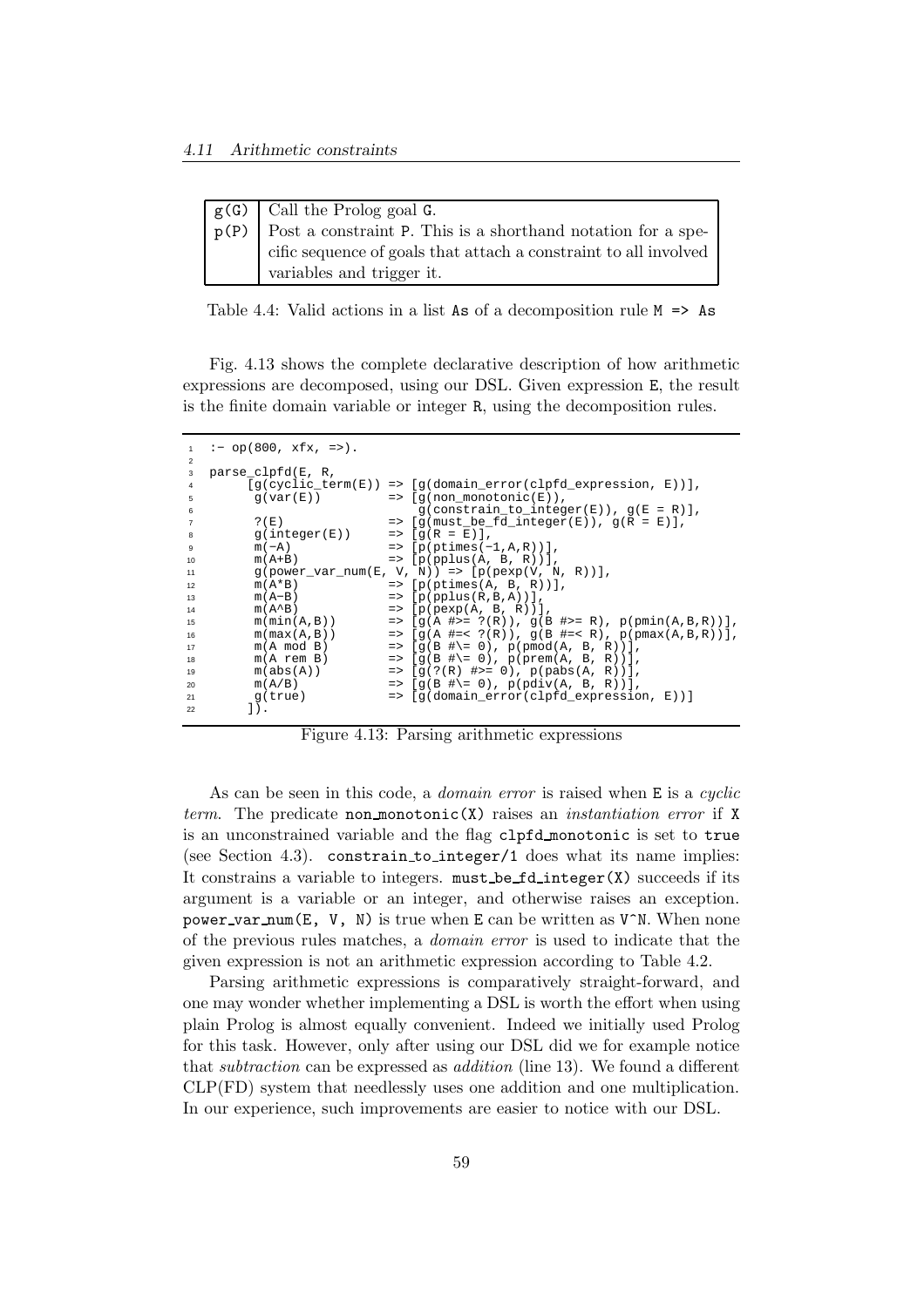| | |
|---|---|
| `g(G)` | Call the Prolog goal `G`. |
| `p(P)` | Post a constraint `P`. This is a shorthand notation for a specific sequence of goals that attach a constraint to all involved variables and trigger it. |

Table 4.4: Valid actions in a list `As` of a decomposition rule `M => As`

Fig. 4.13 shows the complete declarative description of how arithmetic expressions are decomposed, using our DSL. Given expression `E`, the result is the finite domain variable or integer `R`, using the decomposition rules.

```
1  :- op(800, xfx, =>).
2
3  parse_clpfd(E, R,
4       [g(cyclic_term(E)) => [g(domain_error(clpfd_expression, E))],
5        g(var(E))         => [g(non_monotonic(E)),
6                              g(constrain_to_integer(E)), g(E = R)],
7        ?(E)              => [g(must_be_fd_integer(E)), g(R = E)],
8        g(integer(E))     => [g(R = E)],
9        m(-A)             => [p(ptimes(-1,A,R))],
10       m(A+B)            => [p(pplus(A, B, R))],
11       g(power_var_num(E, V, N)) => [p(pexp(V, N, R))],
12       m(A*B)            => [p(ptimes(A, B, R))],
13       m(A-B)            => [p(pplus(R,B,A))],
14       m(A^B)            => [p(pexp(A, B, R))],
15       m(min(A,B))       => [g(A #>= ?(R)), g(B #>= R), p(pmin(A,B,R))],
16       m(max(A,B))       => [g(A #=< ?(R)), g(B #=< R), p(pmax(A,B,R))],
17       m(A mod B)        => [g(B #\= 0), p(pmod(A, B, R))],
18       m(A rem B)        => [g(B #\= 0), p(prem(A, B, R))],
19       m(abs(A))         => [g(?(R) #>= 0), p(pabs(A, R))],
20       m(A/B)            => [g(B #\= 0), p(pdiv(A, B, R))],
21       g(true)           => [g(domain_error(clpfd_expression, E))]
22      ]).
```

Figure 4.13: Parsing arithmetic expressions

As can be seen in this code, a *domain error* is raised when `E` is a *cyclic term*. The predicate `non_monotonic(X)` raises an *instantiation error* if `X` is an unconstrained variable and the flag `clpfd_monotonic` is set to `true` (see Section 4.3). `constrain_to_integer/1` does what its name implies: It constrains a variable to integers. `must_be_fd_integer(X)` succeeds if its argument is a variable or an integer, and otherwise raises an exception. `power_var_num(E, V, N)` is true when `E` can be written as `V^N`. When none of the previous rules matches, a *domain error* is used to indicate that the given expression is not an arithmetic expression according to Table 4.2.

Parsing arithmetic expressions is comparatively straight-forward, and one may wonder whether implementing a DSL is worth the effort when using plain Prolog is almost equally convenient. Indeed we initially used Prolog for this task. However, only after using our DSL did we for example notice that *subtraction* can be expressed as *addition* (line 13). We found a different CLP(FD) system that needlessly uses one addition and one multiplication. In our experience, such improvements are easier to notice with our DSL.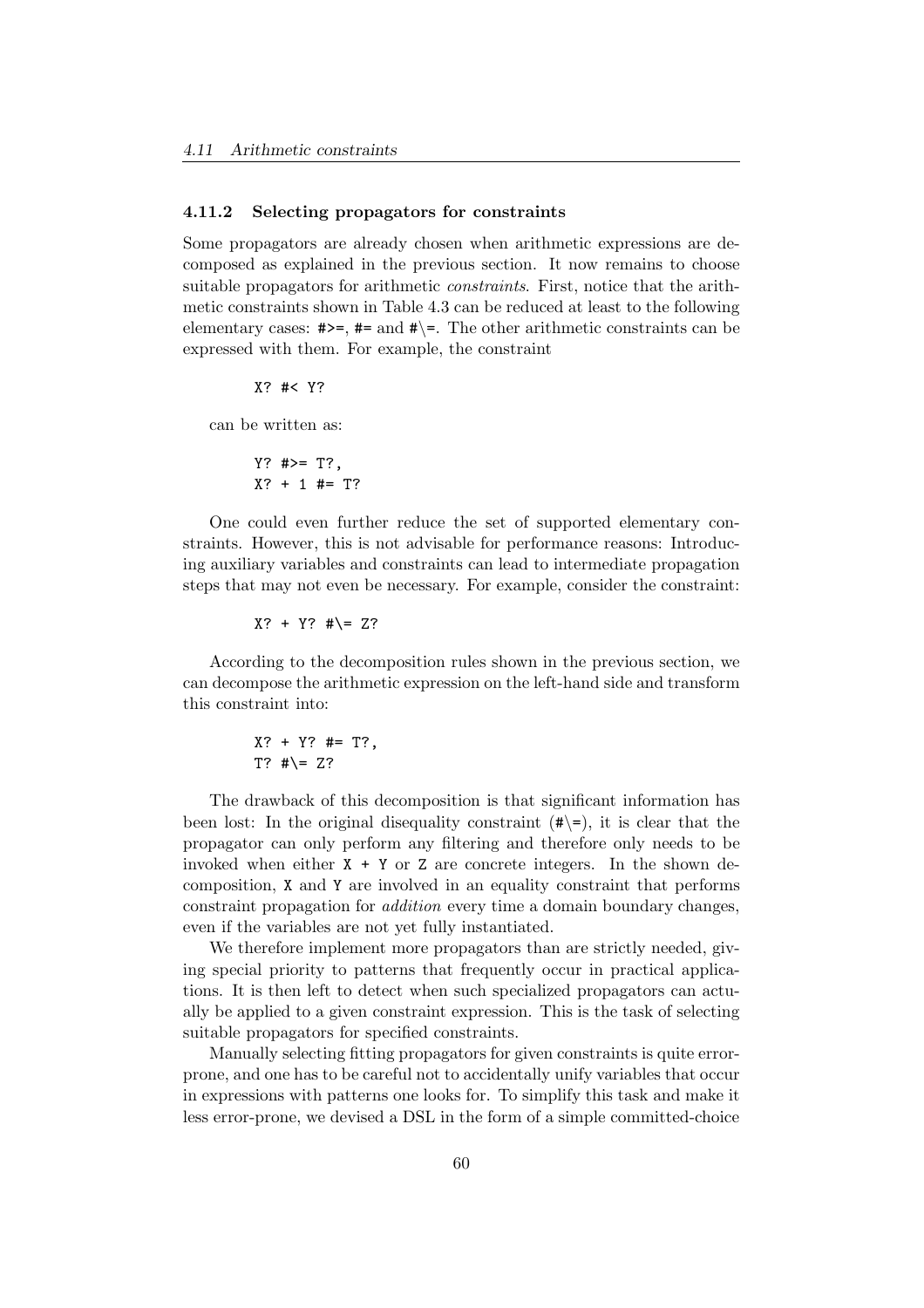### 4.11.2 Selecting propagators for constraints

Some propagators are already chosen when arithmetic expressions are decomposed as explained in the previous section. It now remains to choose suitable propagators for arithmetic *constraints*. First, notice that the arithmetic constraints shown in Table 4.3 can be reduced at least to the following elementary cases: `#>=`, `#=` and `#\=`. The other arithmetic constraints can be expressed with them. For example, the constraint

```
X? #< Y?
```

can be written as:

```
Y? #>= T?,
X? + 1 #= T?
```

One could even further reduce the set of supported elementary constraints. However, this is not advisable for performance reasons: Introducing auxiliary variables and constraints can lead to intermediate propagation steps that may not even be necessary. For example, consider the constraint:

```
X? + Y? #\= Z?
```

According to the decomposition rules shown in the previous section, we can decompose the arithmetic expression on the left-hand side and transform this constraint into:

```
X? + Y? #= T?,
T? #\= Z?
```

The drawback of this decomposition is that significant information has been lost: In the original disequality constraint (`#\=`), it is clear that the propagator can only perform any filtering and therefore only needs to be invoked when either `X + Y` or `Z` are concrete integers. In the shown decomposition, `X` and `Y` are involved in an equality constraint that performs constraint propagation for *addition* every time a domain boundary changes, even if the variables are not yet fully instantiated.

We therefore implement more propagators than are strictly needed, giving special priority to patterns that frequently occur in practical applications. It is then left to detect when such specialized propagators can actually be applied to a given constraint expression. This is the task of selecting suitable propagators for specified constraints.

Manually selecting fitting propagators for given constraints is quite error-prone, and one has to be careful not to accidentally unify variables that occur in expressions with patterns one looks for. To simplify this task and make it less error-prone, we devised a DSL in the form of a simple committed-choice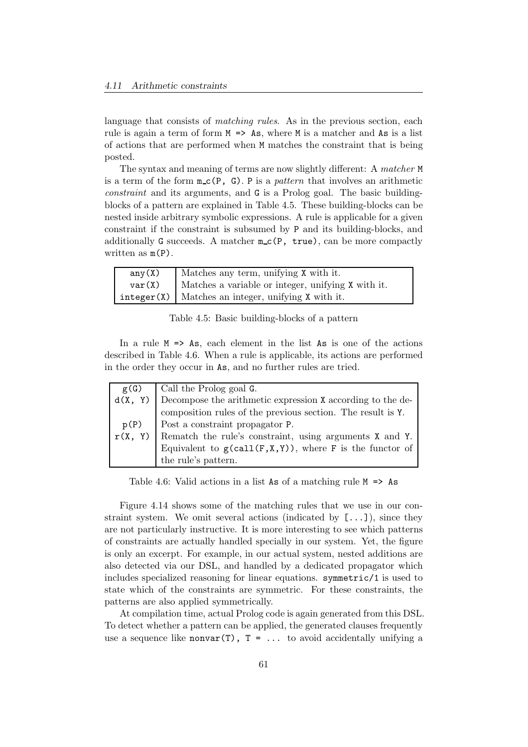language that consists of *matching rules*. As in the previous section, each rule is again a term of form `M => As`, where `M` is a matcher and `As` is a list of actions that are performed when `M` matches the constraint that is being posted.

The syntax and meaning of terms are now slightly different: A *matcher* `M` is a term of the form `m_c(P, G)`. `P` is a *pattern* that involves an arithmetic *constraint* and its arguments, and `G` is a Prolog goal. The basic building-blocks of a pattern are explained in Table 4.5. These building-blocks can be nested inside arbitrary symbolic expressions. A rule is applicable for a given constraint if the constraint is subsumed by `P` and its building-blocks, and additionally `G` succeeds. A matcher `m_c(P, true)`, can be more compactly written as `m(P)`.

| | |
|---|---|
| `any(X)` | Matches any term, unifying `X` with it. |
| `var(X)` | Matches a variable or integer, unifying `X` with it. |
| `integer(X)` | Matches an integer, unifying `X` with it. |

Table 4.5: Basic building-blocks of a pattern

In a rule `M => As`, each element in the list `As` is one of the actions described in Table 4.6. When a rule is applicable, its actions are performed in the order they occur in `As`, and no further rules are tried.

| | |
|---|---|
| `g(G)` | Call the Prolog goal `G`. |
| `d(X, Y)` | Decompose the arithmetic expression `X` according to the decomposition rules of the previous section. The result is `Y`. |
| `p(P)` | Post a constraint propagator `P`. |
| `r(X, Y)` | Rematch the rule's constraint, using arguments `X` and `Y`. Equivalent to `g(call(F,X,Y))`, where `F` is the functor of the rule's pattern. |

Table 4.6: Valid actions in a list `As` of a matching rule `M => As`

Figure 4.14 shows some of the matching rules that we use in our constraint system. We omit several actions (indicated by `[...]`), since they are not particularly instructive. It is more interesting to see which patterns of constraints are actually handled specially in our system. Yet, the figure is only an excerpt. For example, in our actual system, nested additions are also detected via our DSL, and handled by a dedicated propagator which includes specialized reasoning for linear equations. `symmetric/1` is used to state which of the constraints are symmetric. For these constraints, the patterns are also applied symmetrically.

At compilation time, actual Prolog code is again generated from this DSL. To detect whether a pattern can be applied, the generated clauses frequently use a sequence like `nonvar(T), T = ...` to avoid accidentally unifying a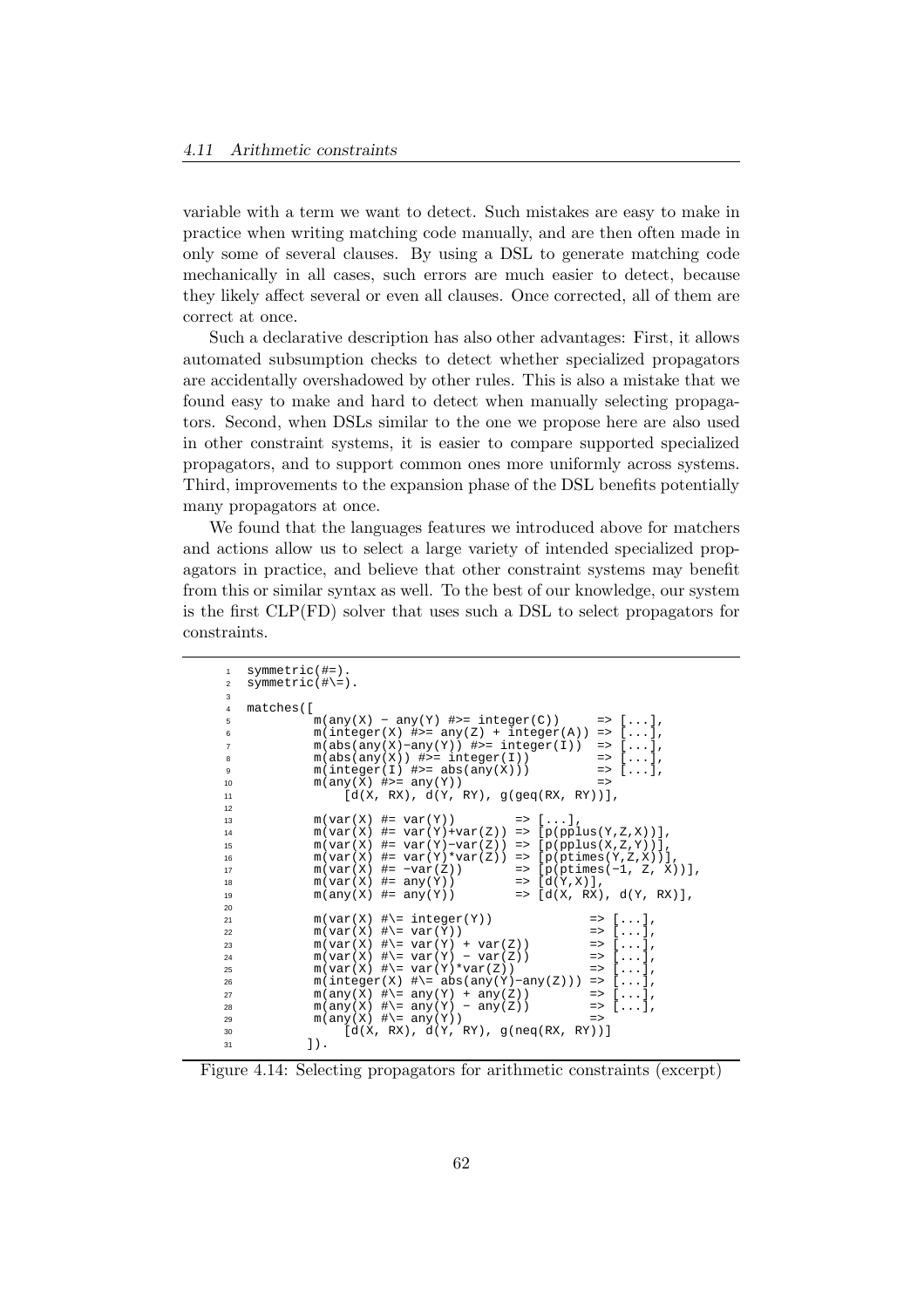variable with a term we want to detect. Such mistakes are easy to make in practice when writing matching code manually, and are then often made in only some of several clauses. By using a DSL to generate matching code mechanically in all cases, such errors are much easier to detect, because they likely affect several or even all clauses. Once corrected, all of them are correct at once.

Such a declarative description has also other advantages: First, it allows automated subsumption checks to detect whether specialized propagators are accidentally overshadowed by other rules. This is also a mistake that we found easy to make and hard to detect when manually selecting propagators. Second, when DSLs similar to the one we propose here are also used in other constraint systems, it is easier to compare supported specialized propagators, and to support common ones more uniformly across systems. Third, improvements to the expansion phase of the DSL benefits potentially many propagators at once.

We found that the languages features we introduced above for matchers and actions allow us to select a large variety of intended specialized propagators in practice, and believe that other constraint systems may benefit from this or similar syntax as well. To the best of our knowledge, our system is the first CLP(FD) solver that uses such a DSL to select propagators for constraints.

```
symmetric(#=).
symmetric(#\=).

matches([
          m(any(X) - any(Y) #>= integer(C))     => [...],
          m(integer(X) #>= any(Z) + integer(A)) => [...],
          m(abs(any(X)-any(Y)) #>= integer(I))  => [...],
          m(abs(any(X)) #>= integer(I))         => [...],
          m(integer(I) #>= abs(any(X)))         => [...],
          m(any(X) #>= any(Y))                  =>
              [d(X, RX), d(Y, RY), g(geq(RX, RY))],

          m(var(X) #= var(Y))        => [...],
          m(var(X) #= var(Y)+var(Z)) => [p(pplus(Y,Z,X))],
          m(var(X) #= var(Y)-var(Z)) => [p(pplus(X,Z,Y))],
          m(var(X) #= var(Y)*var(Z)) => [p(ptimes(Y,Z,X))],
          m(var(X) #= -var(Z))       => [p(ptimes(-1, Z, X))],
          m(var(X) #= any(Y))        => [d(Y,X)],
          m(any(X) #= any(Y))        => [d(X, RX), d(Y, RX)],

          m(var(X) #\= integer(Y))             => [...],
          m(var(X) #\= var(Y))                 => [...],
          m(var(X) #\= var(Y) + var(Z))        => [...],
          m(var(X) #\= var(Y) - var(Z))        => [...],
          m(var(X) #\= var(Y)*var(Z))          => [...],
          m(integer(X) #\= abs(any(Y)-any(Z))) => [...],
          m(any(X) #\= any(Y) + any(Z))        => [...],
          m(any(X) #\= any(Y) - any(Z))        => [...],
          m(any(X) #\= any(Y))                 =>
              [d(X, RX), d(Y, RY), g(neq(RX, RY))]
         ]).
```

Figure 4.14: Selecting propagators for arithmetic constraints (excerpt)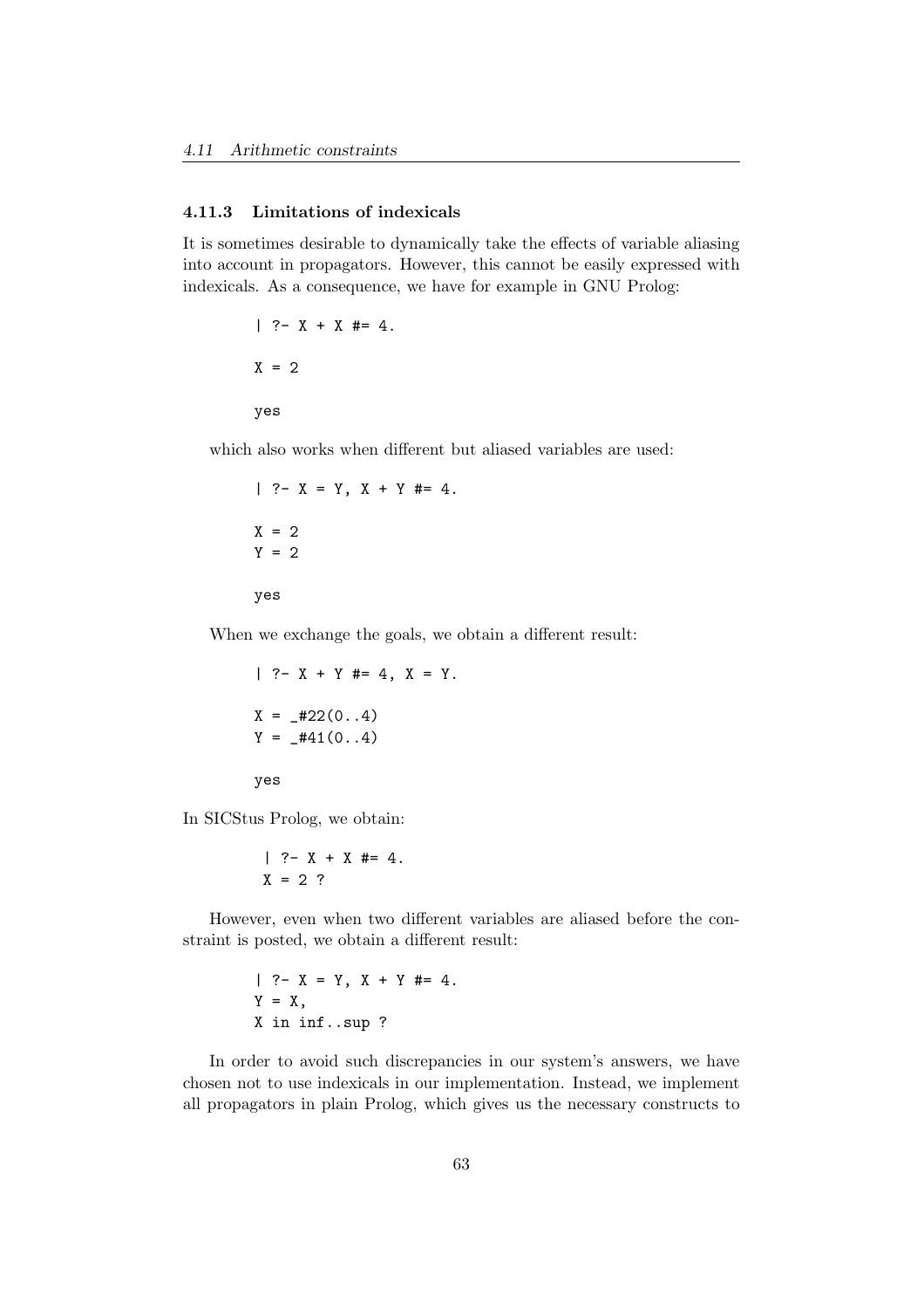### 4.11.3 Limitations of indexicals

It is sometimes desirable to dynamically take the effects of variable aliasing into account in propagators. However, this cannot be easily expressed with indexicals. As a consequence, we have for example in GNU Prolog:

```
| ?- X + X #= 4.

X = 2

yes
```

which also works when different but aliased variables are used:

```
| ?- X = Y, X + Y #= 4.

X = 2
Y = 2

yes
```

When we exchange the goals, we obtain a different result:

```
| ?- X + Y #= 4, X = Y.

X = _#22(0..4)
Y = _#41(0..4)

yes
```

In SICStus Prolog, we obtain:

```
| ?- X + X #= 4.
X = 2 ?
```

However, even when two different variables are aliased before the constraint is posted, we obtain a different result:

```
| ?- X = Y, X + Y #= 4.
Y = X,
X in inf..sup ?
```

In order to avoid such discrepancies in our system's answers, we have chosen not to use indexicals in our implementation. Instead, we implement all propagators in plain Prolog, which gives us the necessary constructs to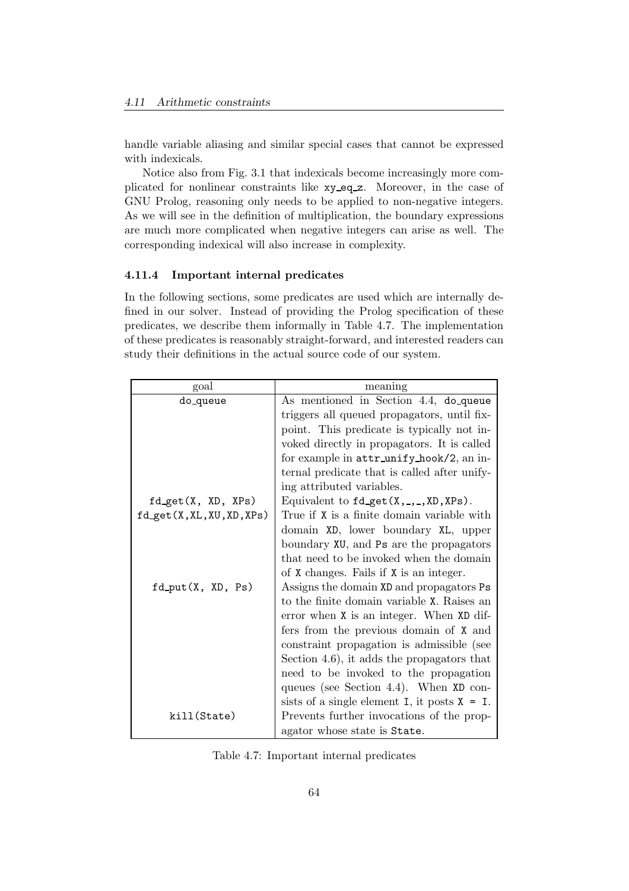handle variable aliasing and similar special cases that cannot be expressed with indexicals.

Notice also from Fig. 3.1 that indexicals become increasingly more complicated for nonlinear constraints like `xy_eq_z`. Moreover, in the case of GNU Prolog, reasoning only needs to be applied to non-negative integers. As we will see in the definition of multiplication, the boundary expressions are much more complicated when negative integers can arise as well. The corresponding indexical will also increase in complexity.

### 4.11.4 Important internal predicates

In the following sections, some predicates are used which are internally defined in our solver. Instead of providing the Prolog specification of these predicates, we describe them informally in Table 4.7. The implementation of these predicates is reasonably straight-forward, and interested readers can study their definitions in the actual source code of our system.

| goal | meaning |
|---|---|
| `do_queue` | As mentioned in Section 4.4, `do_queue` triggers all queued propagators, until fixpoint. This predicate is typically not invoked directly in propagators. It is called for example in `attr_unify_hook/2`, an internal predicate that is called after unifying attributed variables. |
| `fd_get(X, XD, XPs)` | Equivalent to `fd_get(X,_,_,XD,XPs)`. |
| `fd_get(X,XL,XU,XD,XPs)` | True if `X` is a finite domain variable with domain `XD`, lower boundary `XL`, upper boundary `XU`, and `Ps` are the propagators that need to be invoked when the domain of `X` changes. Fails if `X` is an integer. |
| `fd_put(X, XD, Ps)` | Assigns the domain `XD` and propagators `Ps` to the finite domain variable `X`. Raises an error when `X` is an integer. When `XD` differs from the previous domain of `X` and constraint propagation is admissible (see Section 4.6), it adds the propagators that need to be invoked to the propagation queues (see Section 4.4). When `XD` consists of a single element `I`, it posts `X = I`. |
| `kill(State)` | Prevents further invocations of the propagator whose state is `State`. |

Table 4.7: Important internal predicates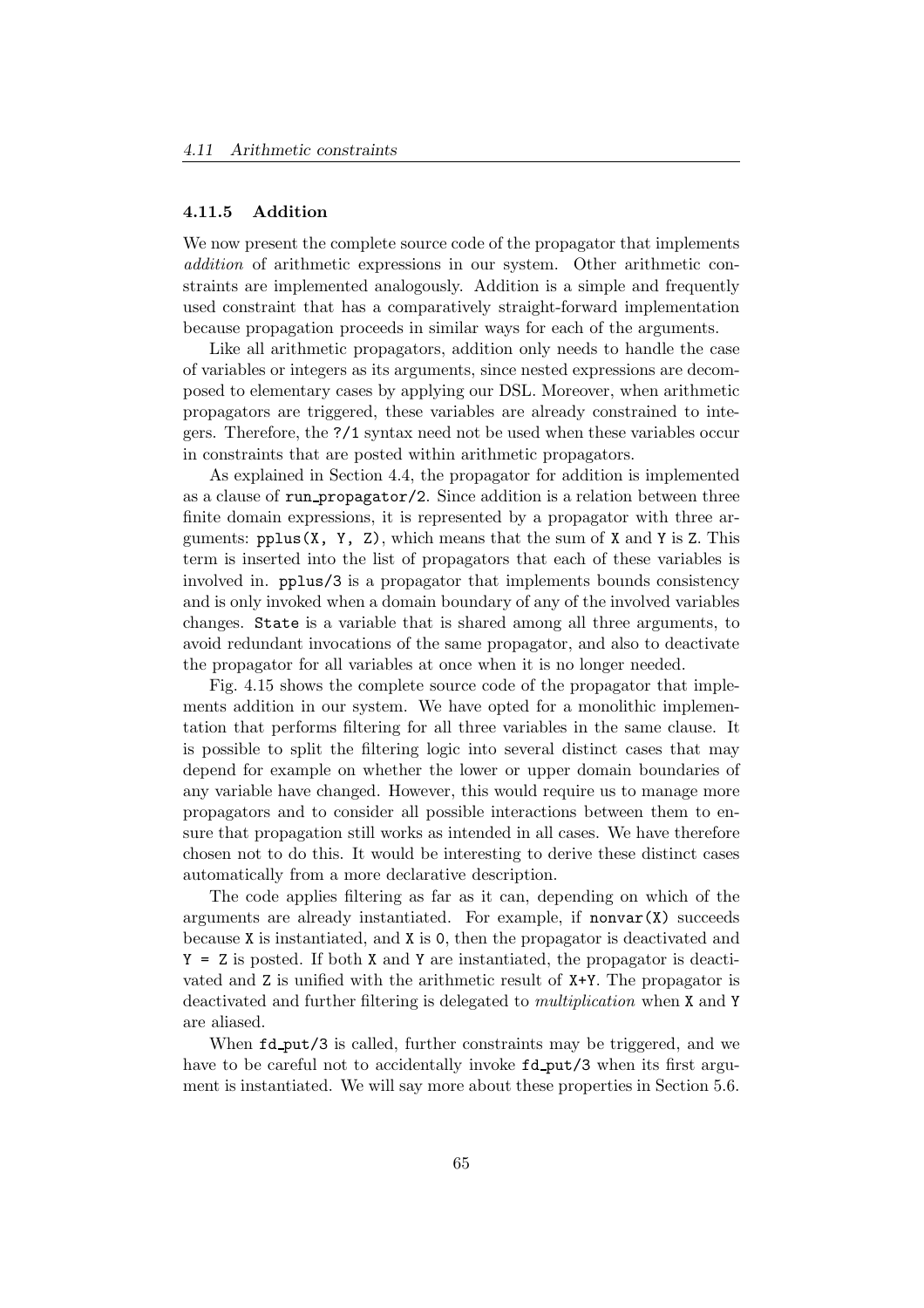### 4.11.5 Addition

We now present the complete source code of the propagator that implements *addition* of arithmetic expressions in our system. Other arithmetic constraints are implemented analogously. Addition is a simple and frequently used constraint that has a comparatively straight-forward implementation because propagation proceeds in similar ways for each of the arguments.

Like all arithmetic propagators, addition only needs to handle the case of variables or integers as its arguments, since nested expressions are decomposed to elementary cases by applying our DSL. Moreover, when arithmetic propagators are triggered, these variables are already constrained to integers. Therefore, the `?/1` syntax need not be used when these variables occur in constraints that are posted within arithmetic propagators.

As explained in Section 4.4, the propagator for addition is implemented as a clause of `run_propagator/2`. Since addition is a relation between three finite domain expressions, it is represented by a propagator with three arguments: `pplus(X, Y, Z)`, which means that the sum of `X` and `Y` is `Z`. This term is inserted into the list of propagators that each of these variables is involved in. `pplus/3` is a propagator that implements bounds consistency and is only invoked when a domain boundary of any of the involved variables changes. `State` is a variable that is shared among all three arguments, to avoid redundant invocations of the same propagator, and also to deactivate the propagator for all variables at once when it is no longer needed.

Fig. 4.15 shows the complete source code of the propagator that implements addition in our system. We have opted for a monolithic implementation that performs filtering for all three variables in the same clause. It is possible to split the filtering logic into several distinct cases that may depend for example on whether the lower or upper domain boundaries of any variable have changed. However, this would require us to manage more propagators and to consider all possible interactions between them to ensure that propagation still works as intended in all cases. We have therefore chosen not to do this. It would be interesting to derive these distinct cases automatically from a more declarative description.

The code applies filtering as far as it can, depending on which of the arguments are already instantiated. For example, if `nonvar(X)` succeeds because `X` is instantiated, and `X` is `0`, then the propagator is deactivated and `Y = Z` is posted. If both `X` and `Y` are instantiated, the propagator is deactivated and `Z` is unified with the arithmetic result of `X+Y`. The propagator is deactivated and further filtering is delegated to *multiplication* when `X` and `Y` are aliased.

When `fd_put/3` is called, further constraints may be triggered, and we have to be careful not to accidentally invoke `fd_put/3` when its first argument is instantiated. We will say more about these properties in Section 5.6.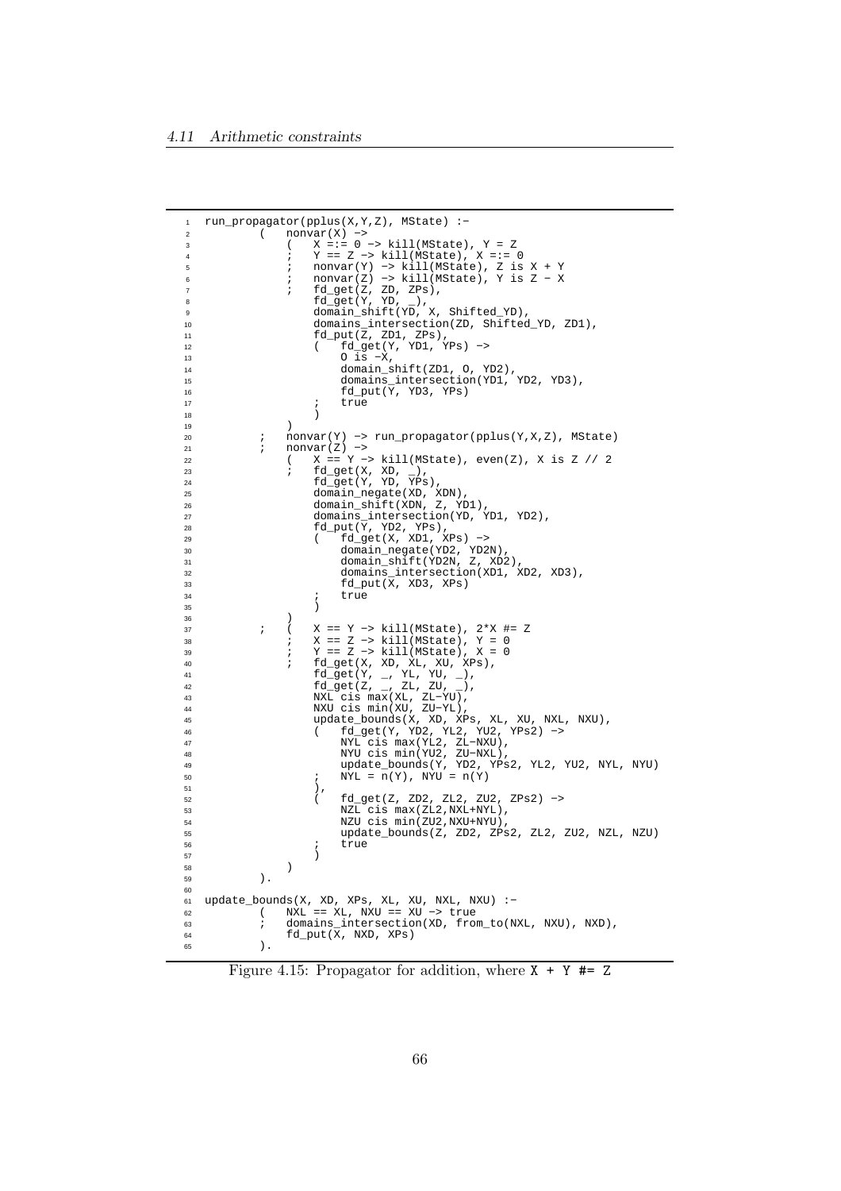```
run_propagator(pplus(X,Y,Z), MState) :-
        (   nonvar(X) ->
            (   X =:= 0 -> kill(MState), Y = Z
            ;   Y == Z -> kill(MState), X =:= 0
            ;   nonvar(Y) -> kill(MState), Z is X + Y
            ;   nonvar(Z) -> kill(MState), Y is Z - X
            ;   fd_get(Z, ZD, ZPs),
                fd_get(Y, YD, _),
                domain_shift(YD, X, Shifted_YD),
                domains_intersection(ZD, Shifted_YD, ZD1),
                fd_put(Z, ZD1, ZPs),
                (   fd_get(Y, YD1, YPs) ->
                    O is -X,
                    domain_shift(ZD1, O, YD2),
                    domains_intersection(YD1, YD2, YD3),
                    fd_put(Y, YD3, YPs)
                ;   true
                )
            )
        ;   nonvar(Y) -> run_propagator(pplus(Y,X,Z), MState)
        ;   nonvar(Z) ->
            (   X == Y -> kill(MState), even(Z), X is Z // 2
            ;   fd_get(X, XD, _),
                fd_get(Y, YD, YPs),
                domain_negate(XD, XDN),
                domain_shift(XDN, Z, YD1),
                domains_intersection(YD, YD1, YD2),
                fd_put(Y, YD2, YPs),
                (   fd_get(X, XD1, XPs) ->
                    domain_negate(YD2, YD2N),
                    domain_shift(YD2N, Z, XD2),
                    domains_intersection(XD1, XD2, XD3),
                    fd_put(X, XD3, XPs)
                ;   true
                )
            )
        ;   (   X == Y -> kill(MState), 2*X #= Z
            ;   X == Z -> kill(MState), Y = 0
            ;   Y == Z -> kill(MState), X = 0
            ;   fd_get(X, XD, XL, XU, XPs),
                fd_get(Y, _, YL, YU, _),
                fd_get(Z, _, ZL, ZU, _),
                NXL cis max(XL, ZL-YU),
                NXU cis min(XU, ZU-YL),
                update_bounds(X, XD, XPs, XL, XU, NXL, NXU),
                (   fd_get(Y, YD2, YL2, YU2, YPs2) ->
                    NYL cis max(YL2, ZL-NXU),
                    NYU cis min(YU2, ZU-NXL),
                    update_bounds(Y, YD2, YPs2, YL2, YU2, NYL, NYU)
                ;   NYL = n(Y), NYU = n(Y)
                ),
                (   fd_get(Z, ZD2, ZL2, ZU2, ZPs2) ->
                    NZL cis max(ZL2,NXL+NYL),
                    NZU cis min(ZU2,NXU+NYU),
                    update_bounds(Z, ZD2, ZPs2, ZL2, ZU2, NZL, NZU)
                ;   true
                )
            )
        ).

update_bounds(X, XD, XPs, XL, XU, NXL, NXU) :-
        (   NXL == XL, NXU == XU -> true
        ;   domains_intersection(XD, from_to(NXL, NXU), NXD),
            fd_put(X, NXD, XPs)
        ).
```

Figure 4.15: Propagator for addition, where `X + Y #= Z`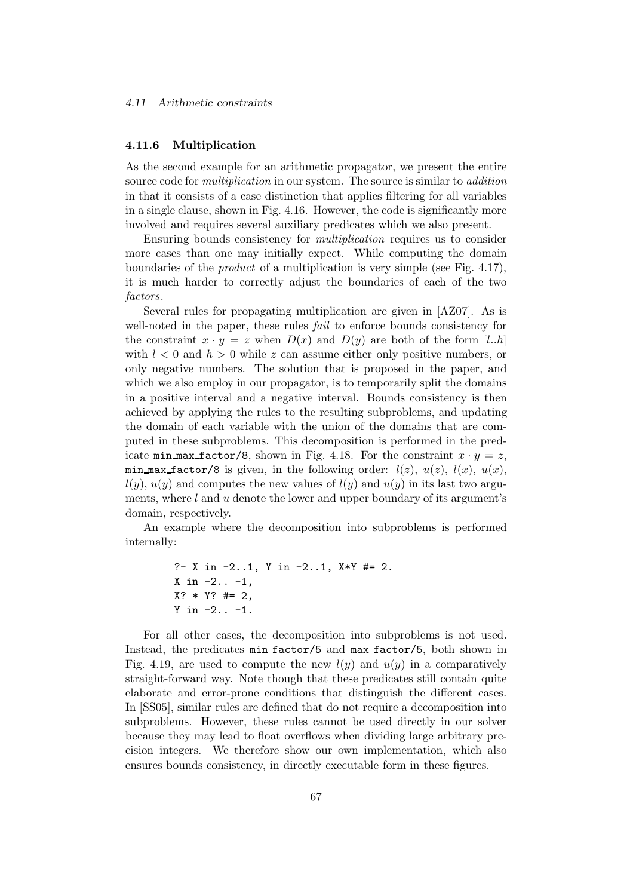### 4.11.6 Multiplication

As the second example for an arithmetic propagator, we present the entire source code for *multiplication* in our system. The source is similar to *addition* in that it consists of a case distinction that applies filtering for all variables in a single clause, shown in Fig. 4.16. However, the code is significantly more involved and requires several auxiliary predicates which we also present.

Ensuring bounds consistency for *multiplication* requires us to consider more cases than one may initially expect. While computing the domain boundaries of the *product* of a multiplication is very simple (see Fig. 4.17), it is much harder to correctly adjust the boundaries of each of the two *factors*.

Several rules for propagating multiplication are given in [AZ07]. As is well-noted in the paper, these rules *fail* to enforce bounds consistency for the constraint $x \cdot y = z$ when $D(x)$ and $D(y)$ are both of the form $[l..h]$ with $l < 0$ and $h > 0$ while $z$ can assume either only positive numbers, or only negative numbers. The solution that is proposed in the paper, and which we also employ in our propagator, is to temporarily split the domains in a positive interval and a negative interval. Bounds consistency is then achieved by applying the rules to the resulting subproblems, and updating the domain of each variable with the union of the domains that are computed in these subproblems. This decomposition is performed in the predicate `min_max_factor/8`, shown in Fig. 4.18. For the constraint $x \cdot y = z$, `min_max_factor/8` is given, in the following order: $l(z)$, $u(z)$, $l(x)$, $u(x)$, $l(y)$, $u(y)$ and computes the new values of $l(y)$ and $u(y)$ in its last two arguments, where $l$ and $u$ denote the lower and upper boundary of its argument's domain, respectively.

An example where the decomposition into subproblems is performed internally:

```
?- X in -2..1, Y in -2..1, X*Y #= 2.
X in -2.. -1,
X? * Y? #= 2,
Y in -2.. -1.
```

For all other cases, the decomposition into subproblems is not used. Instead, the predicates `min_factor/5` and `max_factor/5`, both shown in Fig. 4.19, are used to compute the new $l(y)$ and $u(y)$ in a comparatively straight-forward way. Note though that these predicates still contain quite elaborate and error-prone conditions that distinguish the different cases. In [SS05], similar rules are defined that do not require a decomposition into subproblems. However, these rules cannot be used directly in our solver because they may lead to float overflows when dividing large arbitrary precision integers. We therefore show our own implementation, which also ensures bounds consistency, in directly executable form in these figures.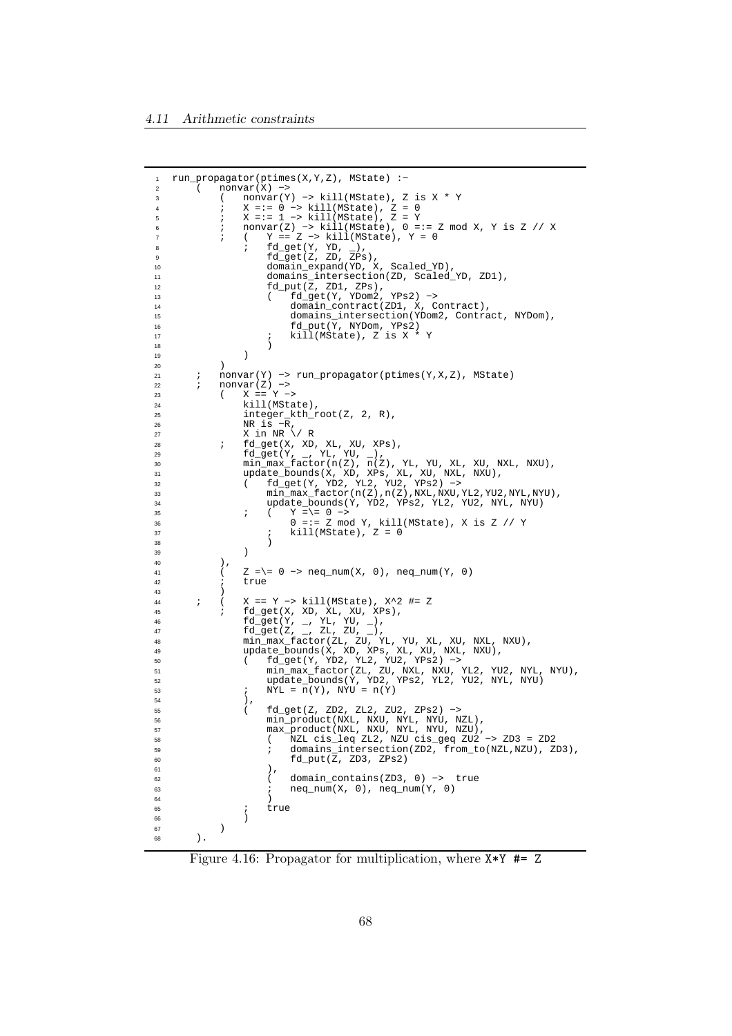```
run_propagator(ptimes(X,Y,Z), MState) :-
    (   nonvar(X) ->
        (   nonvar(Y) -> kill(MState), Z is X * Y
        ;   X =:= 0 -> kill(MState), Z = 0
        ;   X =:= 1 -> kill(MState), Z = Y
        ;   nonvar(Z) -> kill(MState), 0 =:= Z mod X, Y is Z // X
        ;   (   Y == Z -> kill(MState), Y = 0
            ;   fd_get(Y, YD, _),
                fd_get(Z, ZD, ZPs),
                domain_expand(YD, X, Scaled_YD),
                domains_intersection(ZD, Scaled_YD, ZD1),
                fd_put(Z, ZD1, ZPs),
                (   fd_get(Y, YDom2, YPs2) ->
                    domain_contract(ZD1, X, Contract),
                    domains_intersection(YDom2, Contract, NYDom),
                    fd_put(Y, NYDom, YPs2)
                ;   kill(MState), Z is X * Y
                )
            )
        )
    ;   nonvar(Y) -> run_propagator(ptimes(Y,X,Z), MState)
    ;   nonvar(Z) ->
        (   X == Y ->
            kill(MState),
            integer_kth_root(Z, 2, R),
            NR is -R,
            X in NR \/ R
        ;   fd_get(X, XD, XL, XU, XPs),
            fd_get(Y, _, YL, YU, _),
            min_max_factor(n(Z), n(Z), YL, YU, XL, XU, NXL, NXU),
            update_bounds(X, XD, XPs, XL, XU, NXL, NXU),
            (   fd_get(Y, YD2, YL2, YU2, YPs2) ->
                min_max_factor(n(Z),n(Z),NXL,NXU,YL2,YU2,NYL,NYU),
                update_bounds(Y, YD2, YPs2, YL2, YU2, NYL, NYU)
            ;   (   Y =\= 0 ->
                    0 =:= Z mod Y, kill(MState), X is Z // Y
                ;   kill(MState), Z = 0
                )
            )
        ),
        (   Z =\= 0 -> neq_num(X, 0), neq_num(Y, 0)
        ;   true
        )
    ;   (   X == Y -> kill(MState), X^2 #= Z
        ;   fd_get(X, XD, XL, XU, XPs),
            fd_get(Y, _, YL, YU, _),
            fd_get(Z, _, ZL, ZU, _),
            min_max_factor(ZL, ZU, YL, YU, XL, XU, NXL, NXU),
            update_bounds(X, XD, XPs, XL, XU, NXL, NXU),
            (   fd_get(Y, YD2, YL2, YU2, YPs2) ->
                min_max_factor(ZL, ZU, NXL, NXU, YL2, YU2, NYL, NYU),
                update_bounds(Y, YD2, YPs2, YL2, YU2, NYL, NYU)
            ;   NYL = n(Y), NYU = n(Y)
            ),
            (   fd_get(Z, ZD2, ZL2, ZU2, ZPs2) ->
                min_product(NXL, NXU, NYL, NYU, NZL),
                max_product(NXL, NXU, NYL, NYU, NZU),
                (   NZL cis_leq ZL2, NZU cis_geq ZU2 -> ZD3 = ZD2
                ;   domains_intersection(ZD2, from_to(NZL,NZU), ZD3),
                    fd_put(Z, ZD3, ZPs2)
                ),
                (   domain_contains(ZD3, 0) ->  true
                ;   neq_num(X, 0), neq_num(Y, 0)
                )
            ;   true
            )
        )
    ).
```

Figure 4.16: Propagator for multiplication, where `X*Y #= Z`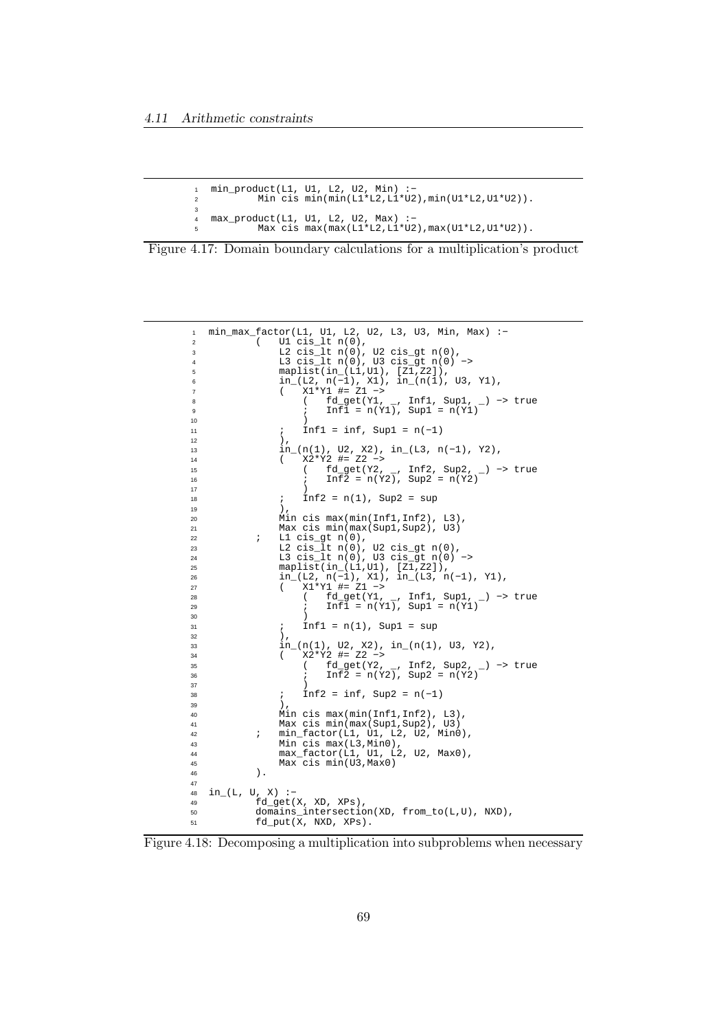```
min_product(L1, U1, L2, U2, Min) :-
        Min cis min(min(L1*L2,L1*U2),min(U1*L2,U1*U2)).

max_product(L1, U1, L2, U2, Max) :-
        Max cis max(max(L1*L2,L1*U2),max(U1*L2,U1*U2)).
```

Figure 4.17: Domain boundary calculations for a multiplication's product

```
min_max_factor(L1, U1, L2, U2, L3, U3, Min, Max) :-
        (   U1 cis_lt n(0),
            L2 cis_lt n(0), U2 cis_gt n(0),
            L3 cis_lt n(0), U3 cis_gt n(0) ->
            maplist(in_(L1,U1), [Z1,Z2]),
            in_(L2, n(-1), X1), in_(n(1), U3, Y1),
            (   X1*Y1 #= Z1 ->
                (   fd_get(Y1, _, Inf1, Sup1, _) -> true
                ;   Inf1 = n(Y1), Sup1 = n(Y1)
                )
            ;   Inf1 = inf, Sup1 = n(-1)
            ),
            in_(n(1), U2, X2), in_(L3, n(-1), Y2),
            (   X2*Y2 #= Z2 ->
                (   fd_get(Y2, _, Inf2, Sup2, _) -> true
                ;   Inf2 = n(Y2), Sup2 = n(Y2)
                )
            ;   Inf2 = n(1), Sup2 = sup
            ),
            Min cis max(min(Inf1,Inf2), L3),
            Max cis min(max(Sup1,Sup2), U3)
        ;   L1 cis_gt n(0),
            L2 cis_lt n(0), U2 cis_gt n(0),
            L3 cis_lt n(0), U3 cis_gt n(0) ->
            maplist(in_(L1,U1), [Z1,Z2]),
            in_(L2, n(-1), X1), in_(L3, n(-1), Y1),
            (   X1*Y1 #= Z1 ->
                (   fd_get(Y1, _, Inf1, Sup1, _) -> true
                ;   Inf1 = n(Y1), Sup1 = n(Y1)
                )
            ;   Inf1 = n(1), Sup1 = sup
            ),
            in_(n(1), U2, X2), in_(n(1), U3, Y2),
            (   X2*Y2 #= Z2 ->
                (   fd_get(Y2, _, Inf2, Sup2, _) -> true
                ;   Inf2 = n(Y2), Sup2 = n(Y2)
                )
            ;   Inf2 = inf, Sup2 = n(-1)
            ),
            Min cis max(min(Inf1,Inf2), L3),
            Max cis min(max(Sup1,Sup2), U3)
        ;   min_factor(L1, U1, L2, U2, Min0),
            Min cis max(L3,Min0),
            max_factor(L1, U1, L2, U2, Max0),
            Max cis min(U3,Max0)
        ).

in_(L, U, X) :-
        fd_get(X, XD, XPs),
        domains_intersection(XD, from_to(L,U), NXD),
        fd_put(X, NXD, XPs).
```

Figure 4.18: Decomposing a multiplication into subproblems when necessary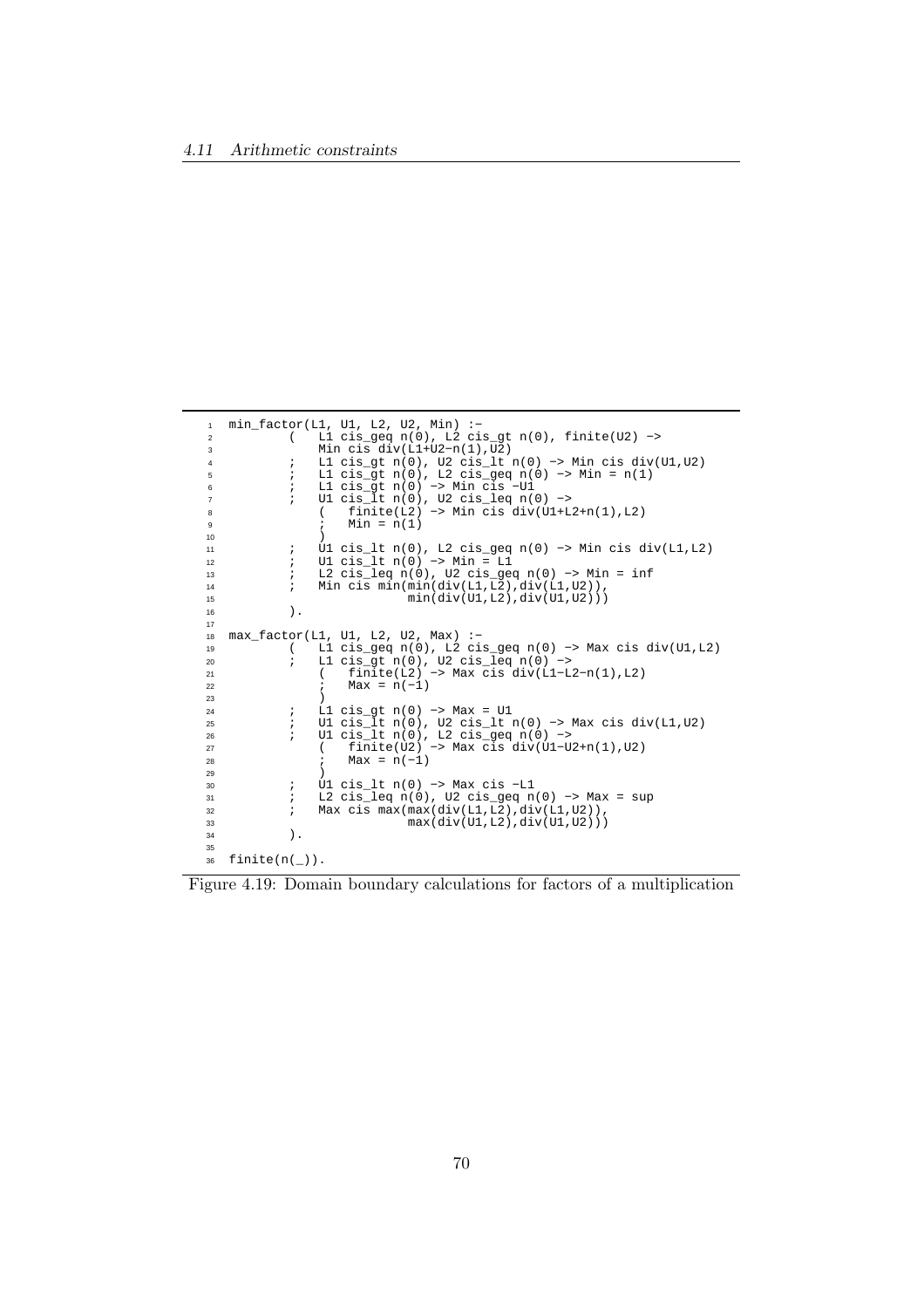```
min_factor(L1, U1, L2, U2, Min) :-
        (   L1 cis_geq n(0), L2 cis_gt n(0), finite(U2) ->
            Min cis div(L1+U2-n(1),U2)
        ;   L1 cis_gt n(0), U2 cis_lt n(0) -> Min cis div(U1,U2)
        ;   L1 cis_gt n(0), L2 cis_geq n(0) -> Min = n(1)
        ;   L1 cis_gt n(0) -> Min cis -U1
        ;   U1 cis_lt n(0), U2 cis_leq n(0) ->
            (   finite(L2) -> Min cis div(U1+L2+n(1),L2)
            ;   Min = n(1)
            )
        ;   U1 cis_lt n(0), L2 cis_geq n(0) -> Min cis div(L1,L2)
        ;   U1 cis_lt n(0) -> Min = L1
        ;   L2 cis_leq n(0), U2 cis_geq n(0) -> Min = inf
        ;   Min cis min(min(div(L1,L2),div(L1,U2)),
                        min(div(U1,L2),div(U1,U2)))
        ).

max_factor(L1, U1, L2, U2, Max) :-
        (   L1 cis_geq n(0), L2 cis_geq n(0) -> Max cis div(U1,L2)
        ;   L1 cis_gt n(0), U2 cis_leq n(0) ->
            (   finite(L2) -> Max cis div(L1-L2-n(1),L2)
            ;   Max = n(-1)
            )
        ;   L1 cis_gt n(0) -> Max = U1
        ;   U1 cis_lt n(0), U2 cis_lt n(0) -> Max cis div(L1,U2)
        ;   U1 cis_lt n(0), L2 cis_geq n(0) ->
            (   finite(U2) -> Max cis div(U1-U2+n(1),U2)
            ;   Max = n(-1)
            )
        ;   U1 cis_lt n(0) -> Max cis -L1
        ;   L2 cis_leq n(0), U2 cis_geq n(0) -> Max = sup
        ;   Max cis max(max(div(L1,L2),div(L1,U2)),
                        max(div(U1,L2),div(U1,U2)))
        ).

finite(n(_)).
```

Figure 4.19: Domain boundary calculations for factors of a multiplication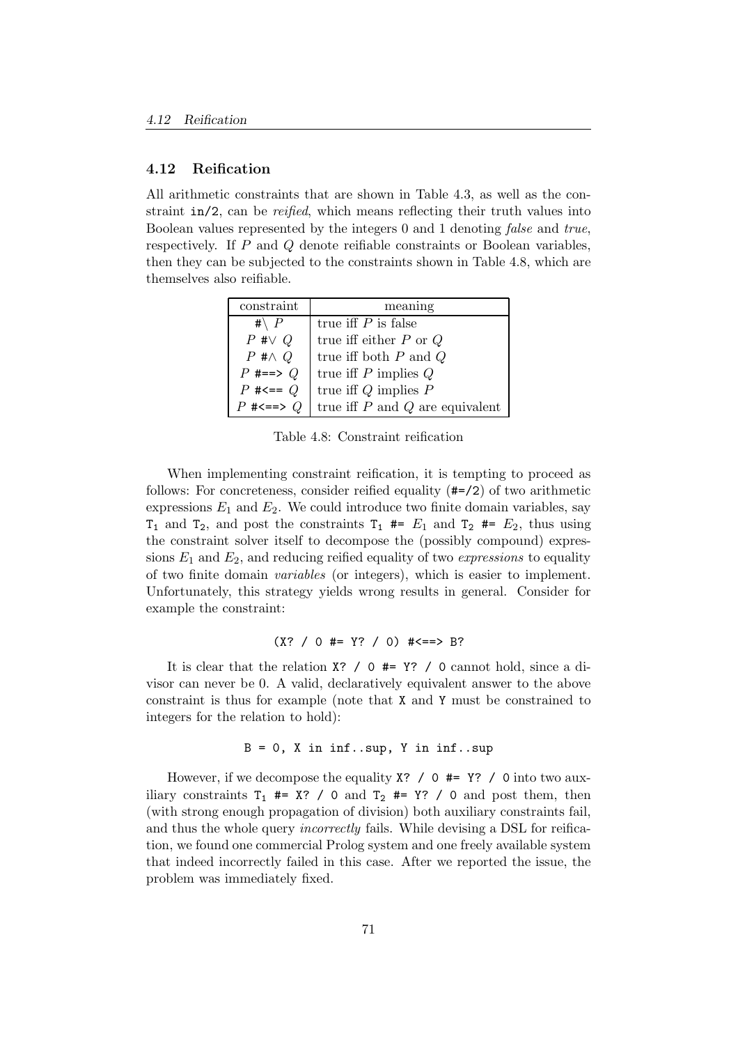## 4.12 Reification

All arithmetic constraints that are shown in Table 4.3, as well as the constraint `in/2`, can be *reified*, which means reflecting their truth values into Boolean values represented by the integers 0 and 1 denoting *false* and *true*, respectively. If $P$ and $Q$ denote reifiable constraints or Boolean variables, then they can be subjected to the constraints shown in Table 4.8, which are themselves also reifiable.

| constraint | meaning |
|---|---|
| `#\` $P$ | true iff $P$ is false |
| $P$ `#\/` $Q$ | true iff either $P$ or $Q$ |
| $P$ `#/\` $Q$ | true iff both $P$ and $Q$ |
| $P$ `#==>` $Q$ | true iff $P$ implies $Q$ |
| $P$ `#<==` $Q$ | true iff $Q$ implies $P$ |
| $P$ `#<==>` $Q$ | true iff $P$ and $Q$ are equivalent |

Table 4.8: Constraint reification

When implementing constraint reification, it is tempting to proceed as follows: For concreteness, consider reified equality (`#=/2`) of two arithmetic expressions $E_1$ and $E_2$. We could introduce two finite domain variables, say $T_1$ and $T_2$, and post the constraints $T_1$ `#=` $E_1$ and $T_2$ `#=` $E_2$, thus using the constraint solver itself to decompose the (possibly compound) expressions $E_1$ and $E_2$, and reducing reified equality of two *expressions* to equality of two finite domain *variables* (or integers), which is easier to implement. Unfortunately, this strategy yields wrong results in general. Consider for example the constraint:

```
(X? / 0 #= Y? / 0) #<==> B?
```

It is clear that the relation `X? / 0 #= Y? / 0` cannot hold, since a divisor can never be 0. A valid, declaratively equivalent answer to the above constraint is thus for example (note that `X` and `Y` must be constrained to integers for the relation to hold):

```
B = 0, X in inf..sup, Y in inf..sup
```

However, if we decompose the equality `X? / 0 #= Y? / 0` into two auxiliary constraints $T_1$ `#= X? / 0` and $T_2$ `#= Y? / 0` and post them, then (with strong enough propagation of division) both auxiliary constraints fail, and thus the whole query *incorrectly* fails. While devising a DSL for reification, we found one commercial Prolog system and one freely available system that indeed incorrectly failed in this case. After we reported the issue, the problem was immediately fixed.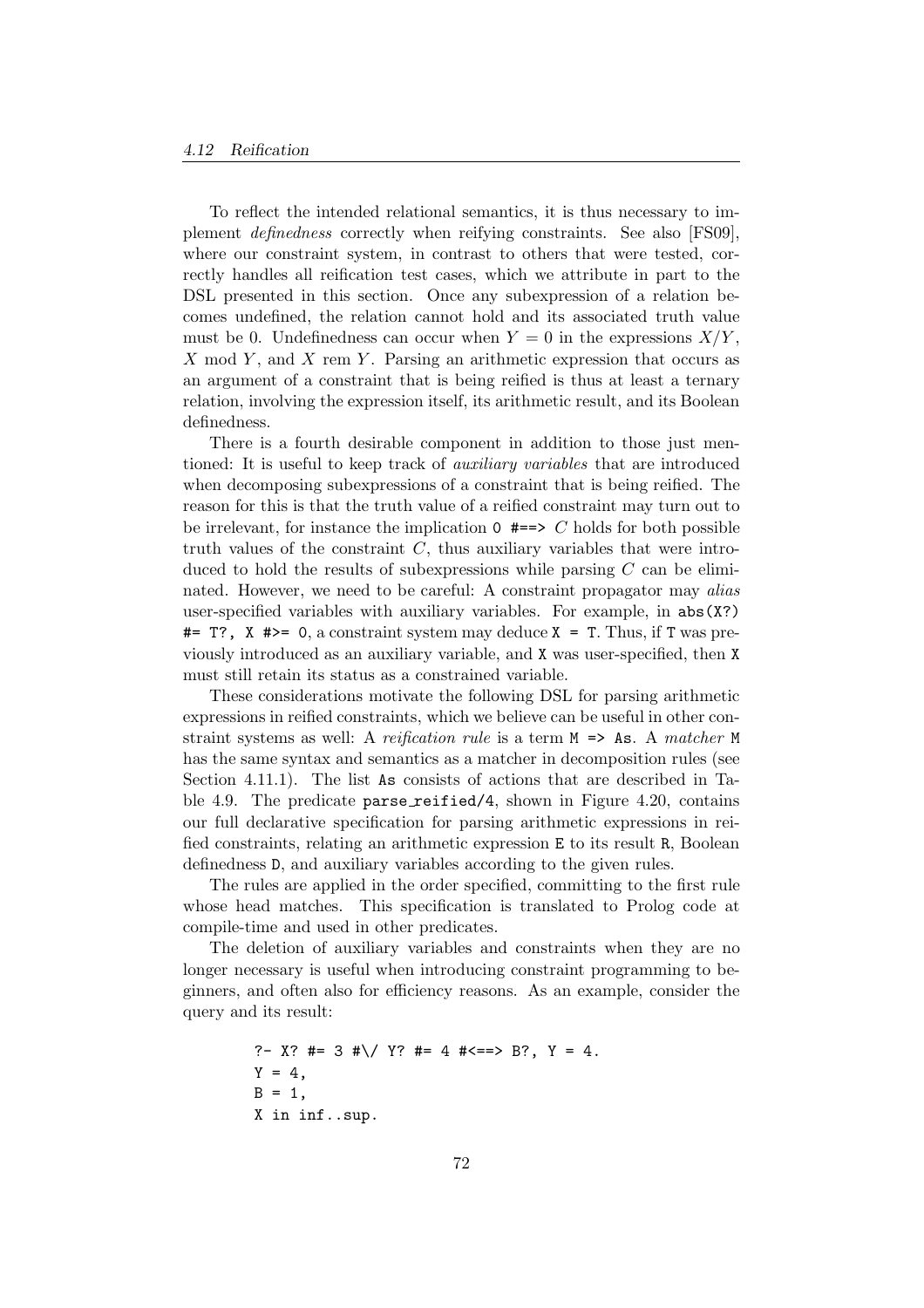To reflect the intended relational semantics, it is thus necessary to implement *definedness* correctly when reifying constraints. See also [FS09], where our constraint system, in contrast to others that were tested, correctly handles all reification test cases, which we attribute in part to the DSL presented in this section. Once any subexpression of a relation becomes undefined, the relation cannot hold and its associated truth value must be 0. Undefinedness can occur when $Y = 0$ in the expressions $X/Y$, $X \bmod Y$, and $X \text{ rem } Y$. Parsing an arithmetic expression that occurs as an argument of a constraint that is being reified is thus at least a ternary relation, involving the expression itself, its arithmetic result, and its Boolean definedness.

There is a fourth desirable component in addition to those just mentioned: It is useful to keep track of *auxiliary variables* that are introduced when decomposing subexpressions of a constraint that is being reified. The reason for this is that the truth value of a reified constraint may turn out to be irrelevant, for instance the implication `0 #==>` $C$ holds for both possible truth values of the constraint $C$, thus auxiliary variables that were introduced to hold the results of subexpressions while parsing $C$ can be eliminated. However, we need to be careful: A constraint propagator may *alias* user-specified variables with auxiliary variables. For example, in `abs(X?) #= T?, X #>= 0`, a constraint system may deduce `X = T`. Thus, if `T` was previously introduced as an auxiliary variable, and `X` was user-specified, then `X` must still retain its status as a constrained variable.

These considerations motivate the following DSL for parsing arithmetic expressions in reified constraints, which we believe can be useful in other constraint systems as well: A *reification rule* is a term `M => As`. A *matcher* `M` has the same syntax and semantics as a matcher in decomposition rules (see Section 4.11.1). The list `As` consists of actions that are described in Table 4.9. The predicate `parse_reified/4`, shown in Figure 4.20, contains our full declarative specification for parsing arithmetic expressions in reified constraints, relating an arithmetic expression `E` to its result `R`, Boolean definedness `D`, and auxiliary variables according to the given rules.

The rules are applied in the order specified, committing to the first rule whose head matches. This specification is translated to Prolog code at compile-time and used in other predicates.

The deletion of auxiliary variables and constraints when they are no longer necessary is useful when introducing constraint programming to beginners, and often also for efficiency reasons. As an example, consider the query and its result:

```
?- X? #= 3 #\/ Y? #= 4 #<==> B?, Y = 4.
Y = 4,
B = 1,
X in inf..sup.
```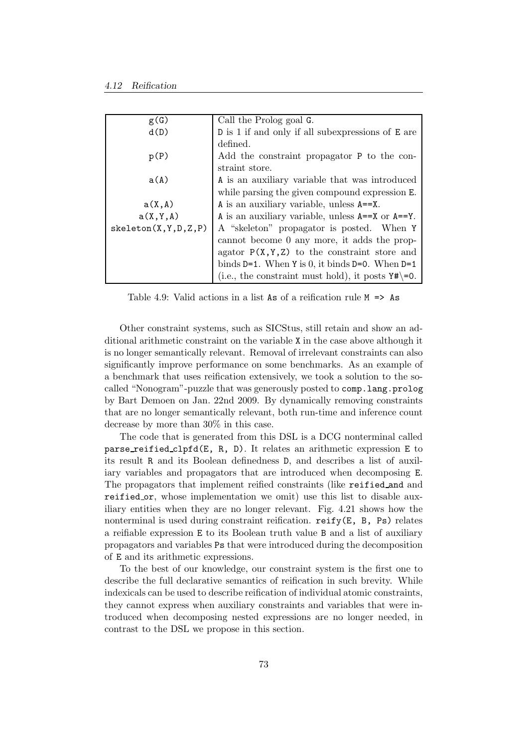| | |
|---|---|
| `g(G)` | Call the Prolog goal `G`. |
| `d(D)` | `D` is 1 if and only if all subexpressions of `E` are defined. |
| `p(P)` | Add the constraint propagator `P` to the constraint store. |
| `a(A)` | `A` is an auxiliary variable that was introduced while parsing the given compound expression `E`. |
| `a(X,A)` | `A` is an auxiliary variable, unless `A==X`. |
| `a(X,Y,A)` | `A` is an auxiliary variable, unless `A==X` or `A==Y`. |
| `skeleton(X,Y,D,Z,P)` | A "skeleton" propagator is posted. When `Y` cannot become 0 any more, it adds the propagator `P(X,Y,Z)` to the constraint store and binds `D=1`. When `Y` is 0, it binds `D=0`. When `D=1` (i.e., the constraint must hold), it posts `Y#\=0`. |

Table 4.9: Valid actions in a list `As` of a reification rule `M => As`

Other constraint systems, such as SICStus, still retain and show an additional arithmetic constraint on the variable `X` in the case above although it is no longer semantically relevant. Removal of irrelevant constraints can also significantly improve performance on some benchmarks. As an example of a benchmark that uses reification extensively, we took a solution to the so-called "Nonogram"-puzzle that was generously posted to `comp.lang.prolog` by Bart Demoen on Jan. 22nd 2009. By dynamically removing constraints that are no longer semantically relevant, both run-time and inference count decrease by more than 30% in this case.

The code that is generated from this DSL is a DCG nonterminal called `parse_reified_clpfd(E, R, D)`. It relates an arithmetic expression `E` to its result `R` and its Boolean definedness `D`, and describes a list of auxiliary variables and propagators that are introduced when decomposing `E`. The propagators that implement reified constraints (like `reified_and` and `reified_or`, whose implementation we omit) use this list to disable auxiliary entities when they are no longer relevant. Fig. 4.21 shows how the nonterminal is used during constraint reification. `reify(E, B, Ps)` relates a reifiable expression `E` to its Boolean truth value `B` and a list of auxiliary propagators and variables `Ps` that were introduced during the decomposition of `E` and its arithmetic expressions.

To the best of our knowledge, our constraint system is the first one to describe the full declarative semantics of reification in such brevity. While indexicals can be used to describe reification of individual atomic constraints, they cannot express when auxiliary constraints and variables that were introduced when decomposing nested expressions are no longer needed, in contrast to the DSL we propose in this section.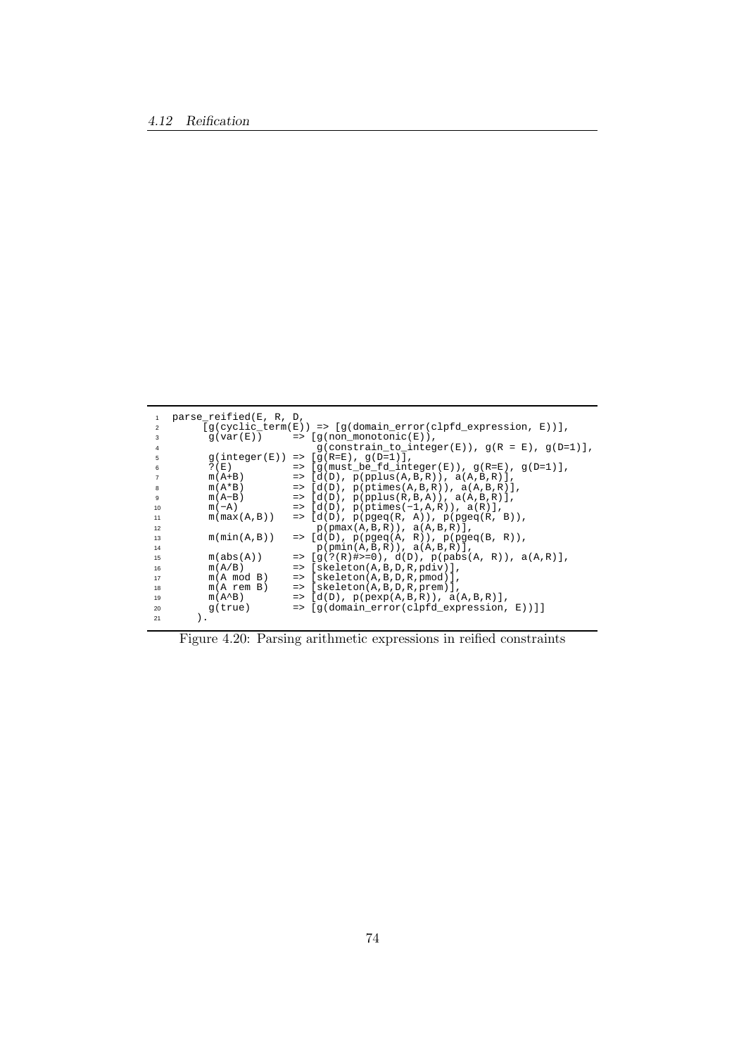```
parse_reified(E, R, D,
     [g(cyclic_term(E)) => [g(domain_error(clpfd_expression, E))],
      g(var(E))      => [g(non_monotonic(E)),
                        g(constrain_to_integer(E)), g(R = E), g(D=1)],
      g(integer(E)) => [g(R=E), g(D=1)],
      ?(E)           => [g(must_be_fd_integer(E)), g(R=E), g(D=1)],
      m(A+B)         => [d(D), p(pplus(A,B,R)), a(A,B,R)],
      m(A*B)         => [d(D), p(ptimes(A,B,R)), a(A,B,R)],
      m(A-B)         => [d(D), p(pplus(R,B,A)), a(A,B,R)],
      m(-A)          => [d(D), p(ptimes(-1,A,R)), a(R)],
      m(max(A,B))    => [d(D), p(pgeq(R, A)), p(pgeq(R, B)),
                        p(pmax(A,B,R)), a(A,B,R)],
      m(min(A,B))    => [d(D), p(pgeq(A, R)), p(pgeq(B, R)),
                        p(pmin(A,B,R)), a(A,B,R)],
      m(abs(A))      => [g(?(R)#>=0), d(D), p(pabs(A, R)), a(A,R)],
      m(A/B)         => [skeleton(A,B,D,R,pdiv)],
      m(A mod B)     => [skeleton(A,B,D,R,pmod)],
      m(A rem B)     => [skeleton(A,B,D,R,prem)],
      m(A^B)         => [d(D), p(pexp(A,B,R)), a(A,B,R)],
      g(true)        => [g(domain_error(clpfd_expression, E))]]
     ).
```

Figure 4.20: Parsing arithmetic expressions in reified constraints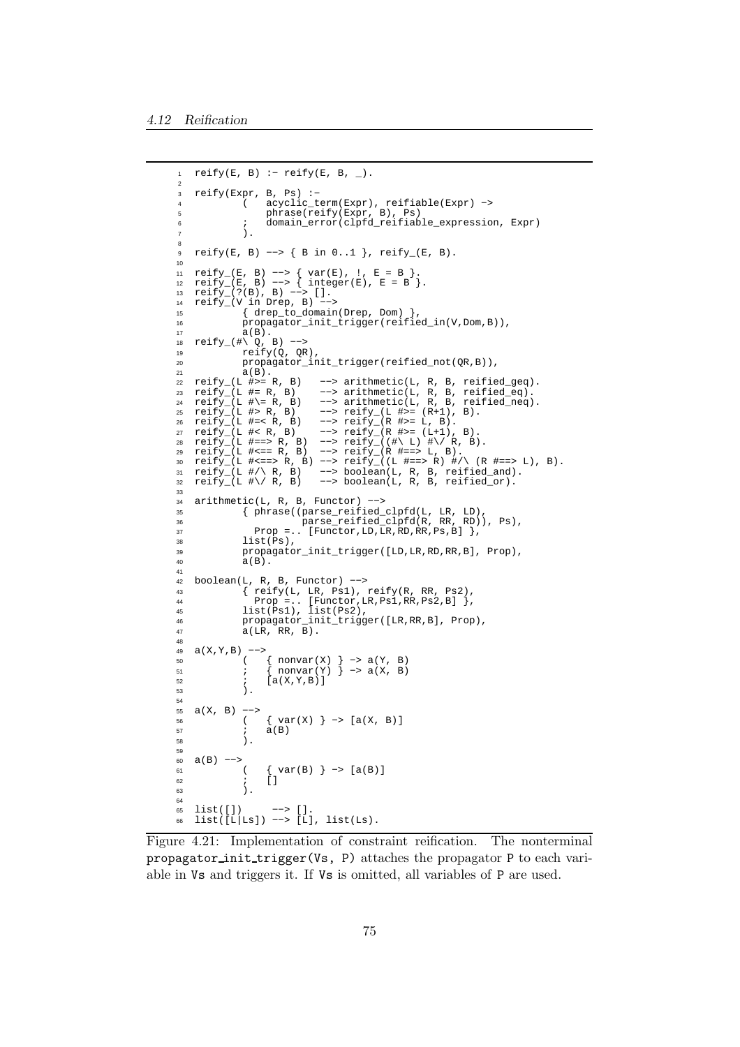```
reify(E, B) :- reify(E, B, _).

reify(Expr, B, Ps) :-
        (   acyclic_term(Expr), reifiable(Expr) ->
            phrase(reify(Expr, B), Ps)
        ;   domain_error(clpfd_reifiable_expression, Expr)
        ).

reify(E, B) --> { B in 0..1 }, reify_(E, B).

reify_(E, B) --> { var(E), !, E = B }.
reify_(E, B) --> { integer(E), E = B }.
reify_(?(B), B) --> [].
reify_(V in Drep, B) -->
        { drep_to_domain(Drep, Dom) },
        propagator_init_trigger(reified_in(V,Dom,B)),
        a(B).
reify_(#\ Q, B) -->
        reify(Q, QR),
        propagator_init_trigger(reified_not(QR,B)),
        a(B).
reify_(L #>= R, B)   --> arithmetic(L, R, B, reified_geq).
reify_(L #= R, B)    --> arithmetic(L, R, B, reified_eq).
reify_(L #\= R, B)   --> arithmetic(L, R, B, reified_neq).
reify_(L #> R, B)    --> reify_(L #>= (R+1), B).
reify_(L #=< R, B)   --> reify_(R #>= L, B).
reify_(L #< R, B)    --> reify_(R #>= (L+1), B).
reify_(L #==> R, B)  --> reify_((#\ L) #\/ R, B).
reify_(L #<== R, B)  --> reify_(R #==> L, B).
reify_(L #<==> R, B) --> reify_((L #==> R) #/\ (R #==> L), B).
reify_(L #/\ R, B)   --> boolean(L, R, B, reified_and).
reify_(L #\/ R, B)   --> boolean(L, R, B, reified_or).

arithmetic(L, R, B, Functor) -->
        { phrase((parse_reified_clpfd(L, LR, LD),
                  parse_reified_clpfd(R, RR, RD)), Ps),
          Prop =.. [Functor,LD,LR,RD,RR,Ps,B] },
        list(Ps),
        propagator_init_trigger([LD,LR,RD,RR,B], Prop),
        a(B).

boolean(L, R, B, Functor) -->
        { reify(L, LR, Ps1), reify(R, RR, Ps2),
          Prop =.. [Functor,LR,Ps1,RR,Ps2,B] },
        list(Ps1), list(Ps2),
        propagator_init_trigger([LR,RR,B], Prop),
        a(LR, RR, B).

a(X,Y,B) -->
        (   { nonvar(X) } -> a(Y, B)
        ;   { nonvar(Y) } -> a(X, B)
        ;   [a(X,Y,B)]
        ).

a(X, B) -->
        (   { var(X) } -> [a(X, B)]
        ;   a(B)
        ).

a(B) -->
        (   { var(B) } -> [a(B)]
        ;   []
        ).

list([])     --> [].
list([L|Ls]) --> [L], list(Ls).
```

Figure 4.21: Implementation of constraint reification. The nonterminal `propagator_init_trigger(Vs, P)` attaches the propagator `P` to each variable in `Vs` and triggers it. If `Vs` is omitted, all variables of `P` are used.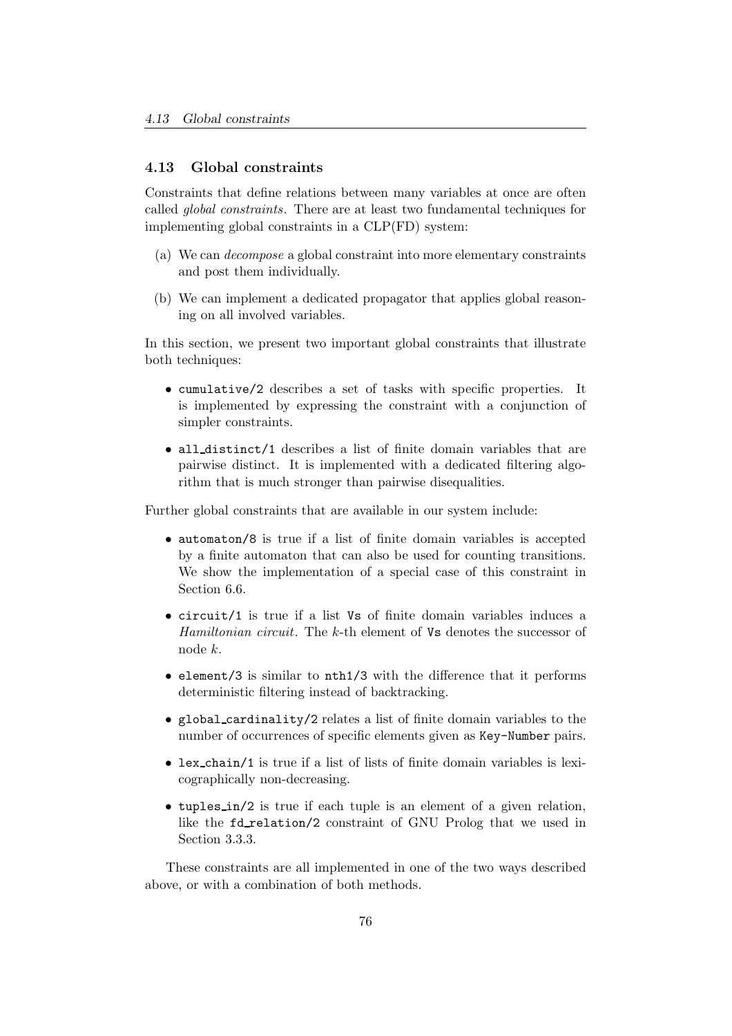## 4.13 Global constraints

Constraints that define relations between many variables at once are often called *global constraints*. There are at least two fundamental techniques for implementing global constraints in a CLP(FD) system:

(a) We can *decompose* a global constraint into more elementary constraints and post them individually.

(b) We can implement a dedicated propagator that applies global reasoning on all involved variables.

In this section, we present two important global constraints that illustrate both techniques:

- `cumulative/2` describes a set of tasks with specific properties. It is implemented by expressing the constraint with a conjunction of simpler constraints.
- `all_distinct/1` describes a list of finite domain variables that are pairwise distinct. It is implemented with a dedicated filtering algorithm that is much stronger than pairwise disequalities.

Further global constraints that are available in our system include:

- `automaton/8` is true if a list of finite domain variables is accepted by a finite automaton that can also be used for counting transitions. We show the implementation of a special case of this constraint in Section 6.6.
- `circuit/1` is true if a list `Vs` of finite domain variables induces a *Hamiltonian circuit*. The $k$-th element of `Vs` denotes the successor of node $k$.
- `element/3` is similar to `nth1/3` with the difference that it performs deterministic filtering instead of backtracking.
- `global_cardinality/2` relates a list of finite domain variables to the number of occurrences of specific elements given as `Key-Number` pairs.
- `lex_chain/1` is true if a list of lists of finite domain variables is lexicographically non-decreasing.
- `tuples_in/2` is true if each tuple is an element of a given relation, like the `fd_relation/2` constraint of GNU Prolog that we used in Section 3.3.3.

These constraints are all implemented in one of the two ways described above, or with a combination of both methods.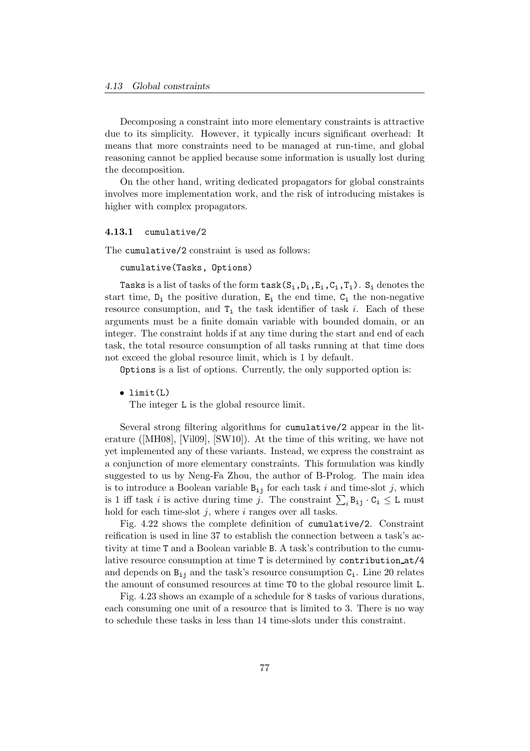Decomposing a constraint into more elementary constraints is attractive due to its simplicity. However, it typically incurs significant overhead: It means that more constraints need to be managed at run-time, and global reasoning cannot be applied because some information is usually lost during the decomposition.

On the other hand, writing dedicated propagators for global constraints involves more implementation work, and the risk of introducing mistakes is higher with complex propagators.

### 4.13.1 cumulative/2

The `cumulative/2` constraint is used as follows:

```
cumulative(Tasks, Options)
```

`Tasks` is a list of tasks of the form `task(`$\mathtt{S_i}$`,`$\mathtt{D_i}$`,`$\mathtt{E_i}$`,`$\mathtt{C_i}$`,`$\mathtt{T_i}$`)`. $\mathtt{S_i}$ denotes the start time, $\mathtt{D_i}$ the positive duration, $\mathtt{E_i}$ the end time, $\mathtt{C_i}$ the non-negative resource consumption, and $\mathtt{T_i}$ the task identifier of task $i$. Each of these arguments must be a finite domain variable with bounded domain, or an integer. The constraint holds if at any time during the start and end of each task, the total resource consumption of all tasks running at that time does not exceed the global resource limit, which is 1 by default.

`Options` is a list of options. Currently, the only supported option is:

- `limit(L)`
  The integer `L` is the global resource limit.

Several strong filtering algorithms for `cumulative/2` appear in the literature ([MH08], [Vil09], [SW10]). At the time of this writing, we have not yet implemented any of these variants. Instead, we express the constraint as a conjunction of more elementary constraints. This formulation was kindly suggested to us by Neng-Fa Zhou, the author of B-Prolog. The main idea is to introduce a Boolean variable $\mathtt{B_{ij}}$ for each task $i$ and time-slot $j$, which is 1 iff task $i$ is active during time $j$. The constraint $\sum_i \mathtt{B_{ij}} \cdot \mathtt{C_i} \leq \mathtt{L}$ must hold for each time-slot $j$, where $i$ ranges over all tasks.

Fig. 4.22 shows the complete definition of `cumulative/2`. Constraint reification is used in line 37 to establish the connection between a task's activity at time `T` and a Boolean variable `B`. A task's contribution to the cumulative resource consumption at time `T` is determined by `contribution_at/4` and depends on $\mathtt{B_{ij}}$ and the task's resource consumption $\mathtt{C_i}$. Line 20 relates the amount of consumed resources at time `T0` to the global resource limit `L`.

Fig. 4.23 shows an example of a schedule for 8 tasks of various durations, each consuming one unit of a resource that is limited to 3. There is no way to schedule these tasks in less than 14 time-slots under this constraint.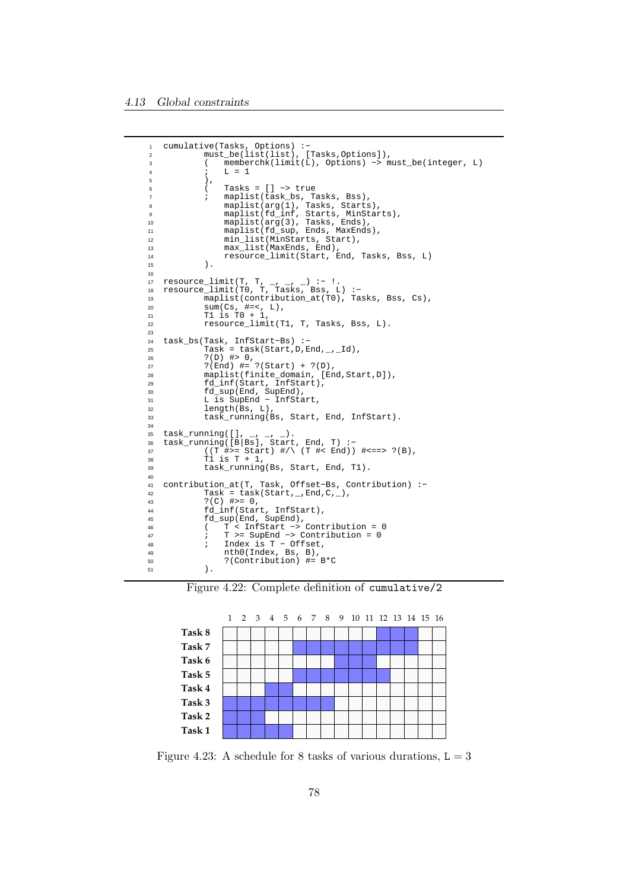```
cumulative(Tasks, Options) :-
        must_be(list(list), [Tasks,Options]),
        (   memberchk(limit(L), Options) -> must_be(integer, L)
        ;   L = 1
        ),
        (   Tasks = [] -> true
        ;   maplist(task_bs, Tasks, Bss),
            maplist(arg(1), Tasks, Starts),
            maplist(fd_inf, Starts, MinStarts),
            maplist(arg(3), Tasks, Ends),
            maplist(fd_sup, Ends, MaxEnds),
            min_list(MinStarts, Start),
            max_list(MaxEnds, End),
            resource_limit(Start, End, Tasks, Bss, L)
        ).

resource_limit(T, T, _, _, _) :- !.
resource_limit(T0, T, Tasks, Bss, L) :-
        maplist(contribution_at(T0), Tasks, Bss, Cs),
        sum(Cs, #=<, L),
        T1 is T0 + 1,
        resource_limit(T1, T, Tasks, Bss, L).

task_bs(Task, InfStart-Bs) :-
        Task = task(Start,D,End,_,_Id),
        ?(D) #> 0,
        ?(End) #= ?(Start) + ?(D),
        maplist(finite_domain, [End,Start,D]),
        fd_inf(Start, InfStart),
        fd_sup(End, SupEnd),
        L is SupEnd - InfStart,
        length(Bs, L),
        task_running(Bs, Start, End, InfStart).

task_running([], _, _, _).
task_running([B|Bs], Start, End, T) :-
        ((T #>= Start) #/\ (T #< End)) #<==> ?(B),
        T1 is T + 1,
        task_running(Bs, Start, End, T1).

contribution_at(T, Task, Offset-Bs, Contribution) :-
        Task = task(Start,_,End,C,_),
        ?(C) #>= 0,
        fd_inf(Start, InfStart),
        fd_sup(End, SupEnd),
        (   T < InfStart -> Contribution = 0
        ;   T >= SupEnd -> Contribution = 0
        ;   Index is T - Offset,
            nth0(Index, Bs, B),
            ?(Contribution) #= B*C
        ).
```

Figure 4.22: Complete definition of `cumulative/2`

| | 1 | 2 | 3 | 4 | 5 | 6 | 7 | 8 | 9 | 10 | 11 | 12 | 13 | 14 | 15 | 16 |
|---|---|---|---|---|---|---|---|---|---|---|---|---|---|---|---|---|
| **Task 8** | | | | | | | | | | | | ■ | ■ | ■ | | |
| **Task 7** | | | | | | ■ | ■ | ■ | ■ | ■ | ■ | ■ | ■ | ■ | | |
| **Task 6** | | | | | | | | | ■ | ■ | ■ | | | | | |
| **Task 5** | | | | | | ■ | ■ | ■ | ■ | ■ | ■ | ■ | | | | |
| **Task 4** | | | | ■ | ■ | | | | | | | | | | | |
| **Task 3** | ■ | ■ | ■ | ■ | ■ | ■ | ■ | ■ | | | | | | | | |
| **Task 2** | ■ | ■ | ■ | | | | | | | | | | | | | |
| **Task 1** | ■ | ■ | ■ | ■ | ■ | | | | | | | | | | | |

Figure 4.23: A schedule for 8 tasks of various durations, $\mathtt{L} = 3$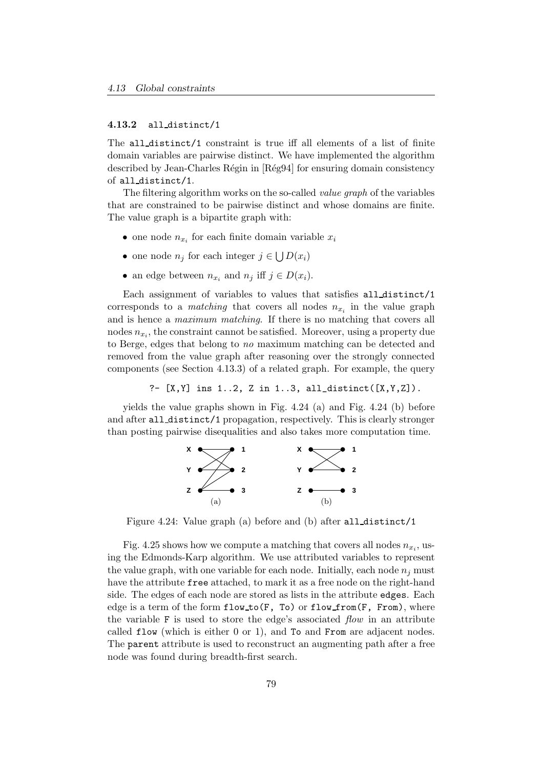### 4.13.2 all_distinct/1

The all_distinct/1 constraint is true iff all elements of a list of finite domain variables are pairwise distinct. We have implemented the algorithm described by Jean-Charles Régin in [Rég94] for ensuring domain consistency of all_distinct/1.

The filtering algorithm works on the so-called *value graph* of the variables that are constrained to be pairwise distinct and whose domains are finite. The value graph is a bipartite graph with:

- one node $n_{x_i}$ for each finite domain variable $x_i$
- one node $n_j$ for each integer $j \in \bigcup D(x_i)$
- an edge between $n_{x_i}$ and $n_j$ iff $j \in D(x_i)$.

Each assignment of variables to values that satisfies all_distinct/1 corresponds to a *matching* that covers all nodes $n_{x_i}$ in the value graph and is hence a *maximum matching*. If there is no matching that covers all nodes $n_{x_i}$, the constraint cannot be satisfied. Moreover, using a property due to Berge, edges that belong to *no* maximum matching can be detected and removed from the value graph after reasoning over the strongly connected components (see Section 4.13.3) of a related graph. For example, the query

```
?- [X,Y] ins 1..2, Z in 1..3, all_distinct([X,Y,Z]).
```

yields the value graphs shown in Fig. 4.24 (a) and Fig. 4.24 (b) before and after all_distinct/1 propagation, respectively. This is clearly stronger than posting pairwise disequalities and also takes more computation time.

Figure 4.24: Value graph (a) before and (b) after all_distinct/1

Fig. 4.25 shows how we compute a matching that covers all nodes $n_{x_i}$, using the Edmonds-Karp algorithm. We use attributed variables to represent the value graph, with one variable for each node. Initially, each node $n_j$ must have the attribute free attached, to mark it as a free node on the right-hand side. The edges of each node are stored as lists in the attribute edges. Each edge is a term of the form flow_to(F, To) or flow_from(F, From), where the variable F is used to store the edge's associated *flow* in an attribute called flow (which is either 0 or 1), and To and From are adjacent nodes. The parent attribute is used to reconstruct an augmenting path after a free node was found during breadth-first search.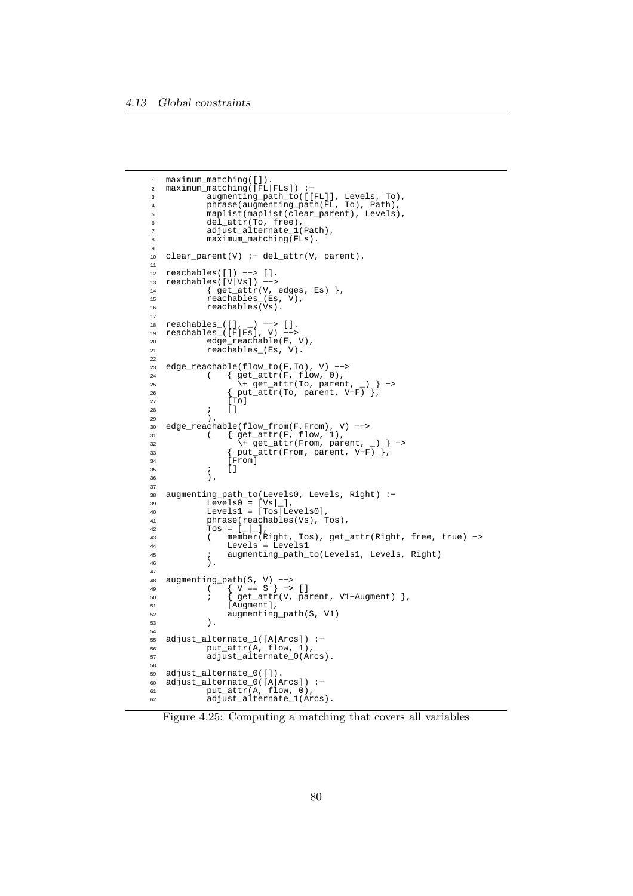```
maximum_matching([]).
maximum_matching([FL|FLs]) :-
        augmenting_path_to([[FL]], Levels, To),
        phrase(augmenting_path(FL, To), Path),
        maplist(maplist(clear_parent), Levels),
        del_attr(To, free),
        adjust_alternate_1(Path),
        maximum_matching(FLs).

clear_parent(V) :- del_attr(V, parent).

reachables([]) --> [].
reachables([V|Vs]) -->
        { get_attr(V, edges, Es) },
        reachables_(Es, V),
        reachables(Vs).

reachables_([], _) --> [].
reachables_([E|Es], V) -->
        edge_reachable(E, V),
        reachables_(Es, V).

edge_reachable(flow_to(F,To), V) -->
        (   { get_attr(F, flow, 0),
              \+ get_attr(To, parent, _) } ->
            { put_attr(To, parent, V-F) },
            [To]
        ;   []
        ).
edge_reachable(flow_from(F,From), V) -->
        (   { get_attr(F, flow, 1),
              \+ get_attr(From, parent, _) } ->
            { put_attr(From, parent, V-F) },
            [From]
        ;   []
        ).

augmenting_path_to(Levels0, Levels, Right) :-
        Levels0 = [Vs|_],
        Levels1 = [Tos|Levels0],
        phrase(reachables(Vs), Tos),
        Tos = [_|_],
        (   member(Right, Tos), get_attr(Right, free, true) ->
            Levels = Levels1
        ;   augmenting_path_to(Levels1, Levels, Right)
        ).

augmenting_path(S, V) -->
        (   { V == S } -> []
        ;   { get_attr(V, parent, V1-Augment) },
            [Augment],
            augmenting_path(S, V1)
        ).

adjust_alternate_1([A|Arcs]) :-
        put_attr(A, flow, 1),
        adjust_alternate_0(Arcs).

adjust_alternate_0([]).
adjust_alternate_0([A|Arcs]) :-
        put_attr(A, flow, 0),
        adjust_alternate_1(Arcs).
```

Figure 4.25: Computing a matching that covers all variables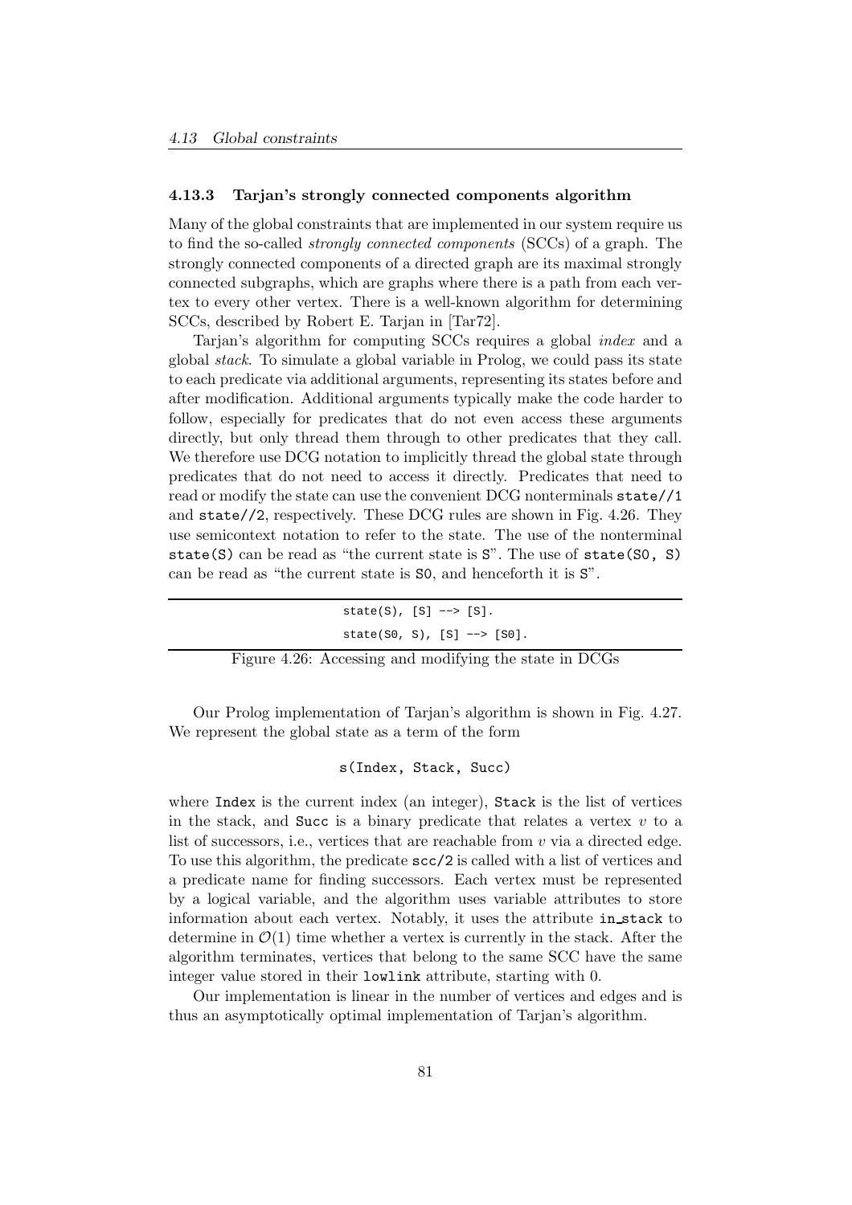### 4.13.3 Tarjan's strongly connected components algorithm

Many of the global constraints that are implemented in our system require us to find the so-called *strongly connected components* (SCCs) of a graph. The strongly connected components of a directed graph are its maximal strongly connected subgraphs, which are graphs where there is a path from each vertex to every other vertex. There is a well-known algorithm for determining SCCs, described by Robert E. Tarjan in [Tar72].

Tarjan's algorithm for computing SCCs requires a global *index* and a global *stack*. To simulate a global variable in Prolog, we could pass its state to each predicate via additional arguments, representing its states before and after modification. Additional arguments typically make the code harder to follow, especially for predicates that do not even access these arguments directly, but only thread them through to other predicates that they call. We therefore use DCG notation to implicitly thread the global state through predicates that do not need to access it directly. Predicates that need to read or modify the state can use the convenient DCG nonterminals `state//1` and `state//2`, respectively. These DCG rules are shown in Fig. 4.26. They use semicontext notation to refer to the state. The use of the nonterminal `state(S)` can be read as "the current state is `S`". The use of `state(S0, S)` can be read as "the current state is `S0`, and henceforth it is `S`".

```
state(S), [S] --> [S].
state(S0, S), [S] --> [S0].
```

Figure 4.26: Accessing and modifying the state in DCGs

Our Prolog implementation of Tarjan's algorithm is shown in Fig. 4.27. We represent the global state as a term of the form

```
s(Index, Stack, Succ)
```

where `Index` is the current index (an integer), `Stack` is the list of vertices in the stack, and `Succ` is a binary predicate that relates a vertex $v$ to a list of successors, i.e., vertices that are reachable from $v$ via a directed edge. To use this algorithm, the predicate `scc/2` is called with a list of vertices and a predicate name for finding successors. Each vertex must be represented by a logical variable, and the algorithm uses variable attributes to store information about each vertex. Notably, it uses the attribute `in_stack` to determine in $\mathcal{O}(1)$ time whether a vertex is currently in the stack. After the algorithm terminates, vertices that belong to the same SCC have the same integer value stored in their `lowlink` attribute, starting with 0.

Our implementation is linear in the number of vertices and edges and is thus an asymptotically optimal implementation of Tarjan's algorithm.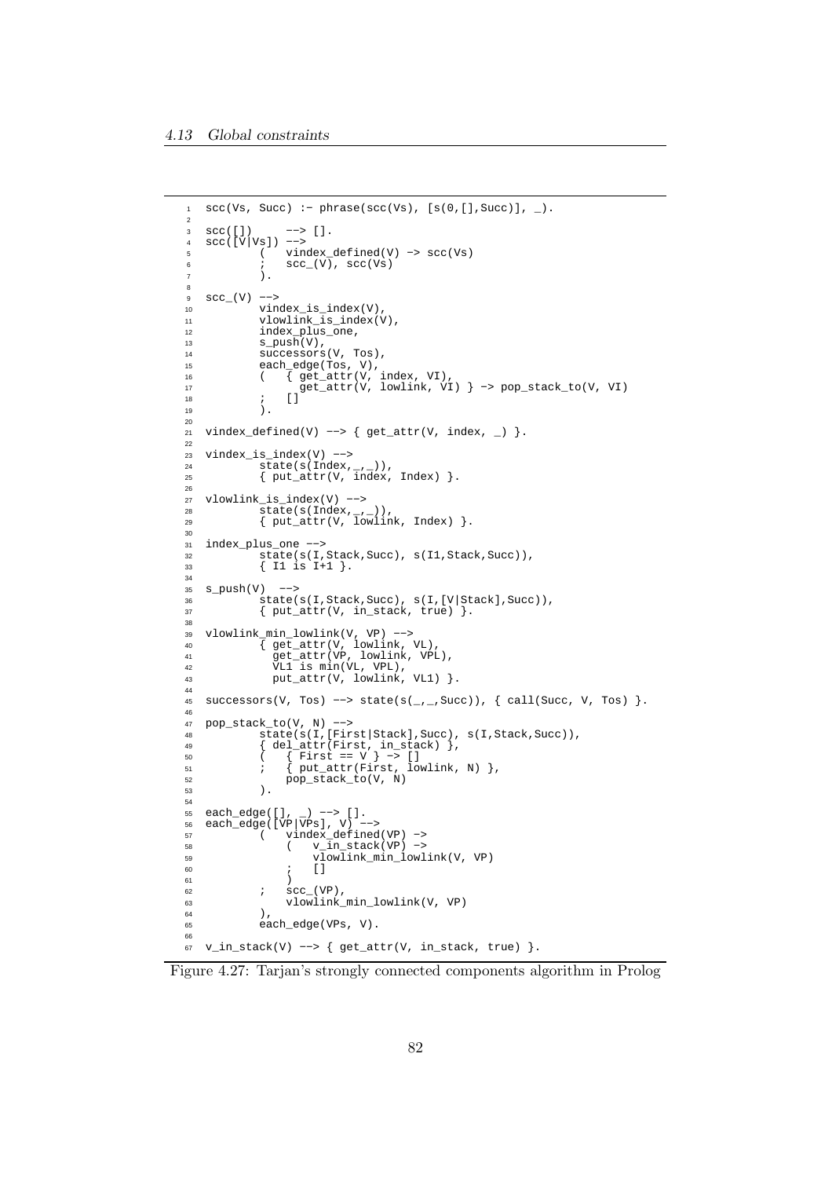```
scc(Vs, Succ) :- phrase(scc(Vs), [s(0,[],Succ)], _).

scc([])     --> [].
scc([V|Vs]) -->
        (   vindex_defined(V) -> scc(Vs)
        ;   scc_(V), scc(Vs)
        ).

scc_(V) -->
        vindex_is_index(V),
        vlowlink_is_index(V),
        index_plus_one,
        s_push(V),
        successors(V, Tos),
        each_edge(Tos, V),
        (   { get_attr(V, index, VI),
              get_attr(V, lowlink, VI) } -> pop_stack_to(V, VI)
        ;   []
        ).

vindex_defined(V) --> { get_attr(V, index, _) }.

vindex_is_index(V) -->
        state(s(Index,_,_)),
        { put_attr(V, index, Index) }.

vlowlink_is_index(V) -->
        state(s(Index,_,_)),
        { put_attr(V, lowlink, Index) }.

index_plus_one -->
        state(s(I,Stack,Succ), s(I1,Stack,Succ)),
        { I1 is I+1 }.

s_push(V)  -->
        state(s(I,Stack,Succ), s(I,[V|Stack],Succ)),
        { put_attr(V, in_stack, true) }.

vlowlink_min_lowlink(V, VP) -->
        { get_attr(V, lowlink, VL),
          get_attr(VP, lowlink, VPL),
          VL1 is min(VL, VPL),
          put_attr(V, lowlink, VL1) }.

successors(V, Tos) --> state(s(_,_,Succ)), { call(Succ, V, Tos) }.

pop_stack_to(V, N) -->
        state(s(I,[First|Stack],Succ), s(I,Stack,Succ)),
        { del_attr(First, in_stack) },
        (   { First == V } -> []
        ;   { put_attr(First, lowlink, N) },
            pop_stack_to(V, N)
        ).

each_edge([], _) --> [].
each_edge([VP|VPs], V) -->
        (   vindex_defined(VP) ->
            (   v_in_stack(VP) ->
                vlowlink_min_lowlink(V, VP)
            ;   []
            )
        ;   scc_(VP),
            vlowlink_min_lowlink(V, VP)
        ),
        each_edge(VPs, V).

v_in_stack(V) --> { get_attr(V, in_stack, true) }.
```

Figure 4.27: Tarjan's strongly connected components algorithm in Prolog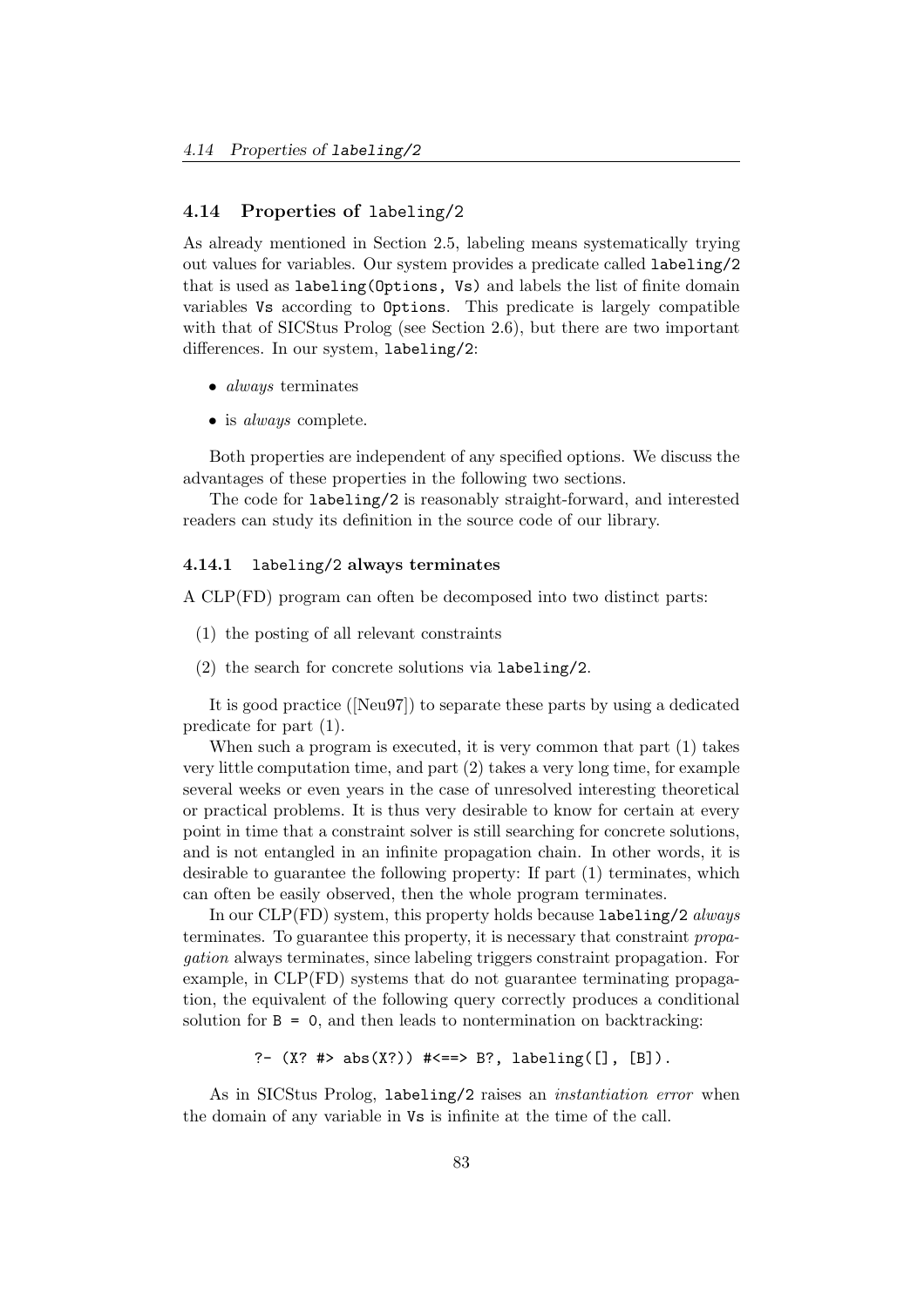## 4.14 Properties of `labeling/2`

As already mentioned in Section 2.5, labeling means systematically trying out values for variables. Our system provides a predicate called `labeling/2` that is used as `labeling(Options, Vs)` and labels the list of finite domain variables `Vs` according to `Options`. This predicate is largely compatible with that of SICStus Prolog (see Section 2.6), but there are two important differences. In our system, `labeling/2`:

- *always* terminates
- is *always* complete.

Both properties are independent of any specified options. We discuss the advantages of these properties in the following two sections.

The code for `labeling/2` is reasonably straight-forward, and interested readers can study its definition in the source code of our library.

### 4.14.1 `labeling/2` always terminates

A CLP(FD) program can often be decomposed into two distinct parts:

(1) the posting of all relevant constraints

(2) the search for concrete solutions via `labeling/2`.

It is good practice ([Neu97]) to separate these parts by using a dedicated predicate for part (1).

When such a program is executed, it is very common that part (1) takes very little computation time, and part (2) takes a very long time, for example several weeks or even years in the case of unresolved interesting theoretical or practical problems. It is thus very desirable to know for certain at every point in time that a constraint solver is still searching for concrete solutions, and is not entangled in an infinite propagation chain. In other words, it is desirable to guarantee the following property: If part (1) terminates, which can often be easily observed, then the whole program terminates.

In our CLP(FD) system, this property holds because `labeling/2` *always* terminates. To guarantee this property, it is necessary that constraint *propagation* always terminates, since labeling triggers constraint propagation. For example, in CLP(FD) systems that do not guarantee terminating propagation, the equivalent of the following query correctly produces a conditional solution for `B = 0`, and then leads to nontermination on backtracking:

```
?- (X? #> abs(X?)) #<==> B?, labeling([], [B]).
```

As in SICStus Prolog, `labeling/2` raises an *instantiation error* when the domain of any variable in `Vs` is infinite at the time of the call.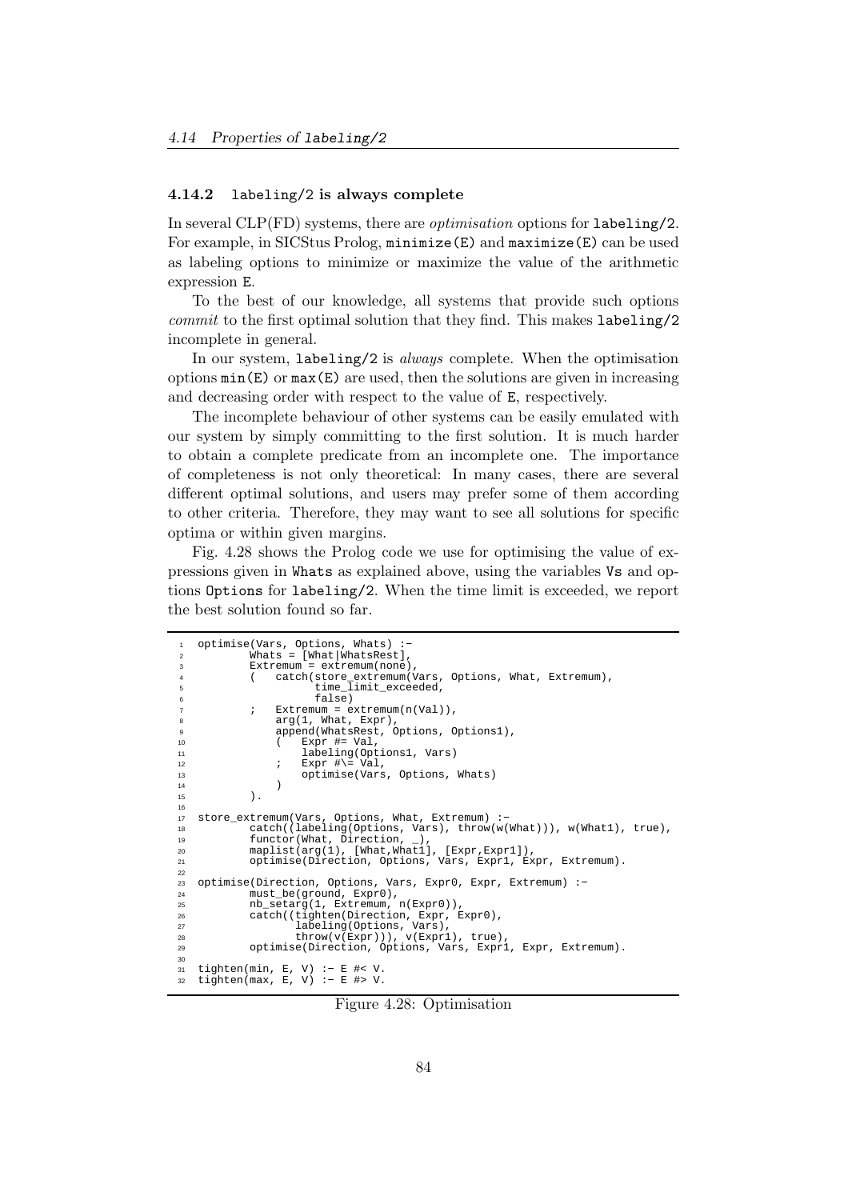### 4.14.2 `labeling/2` is always complete

In several CLP(FD) systems, there are *optimisation* options for `labeling/2`. For example, in SICStus Prolog, `minimize(E)` and `maximize(E)` can be used as labeling options to minimize or maximize the value of the arithmetic expression `E`.

To the best of our knowledge, all systems that provide such options *commit* to the first optimal solution that they find. This makes `labeling/2` incomplete in general.

In our system, `labeling/2` is *always* complete. When the optimisation options `min(E)` or `max(E)` are used, then the solutions are given in increasing and decreasing order with respect to the value of `E`, respectively.

The incomplete behaviour of other systems can be easily emulated with our system by simply committing to the first solution. It is much harder to obtain a complete predicate from an incomplete one. The importance of completeness is not only theoretical: In many cases, there are several different optimal solutions, and users may prefer some of them according to other criteria. Therefore, they may want to see all solutions for specific optima or within given margins.

Fig. 4.28 shows the Prolog code we use for optimising the value of expressions given in `Whats` as explained above, using the variables `Vs` and options `Options` for `labeling/2`. When the time limit is exceeded, we report the best solution found so far.

```
optimise(Vars, Options, Whats) :-
        Whats = [What|WhatsRest],
        Extremum = extremum(none),
        (   catch(store_extremum(Vars, Options, What, Extremum),
                  time_limit_exceeded,
                  false)
        ;   Extremum = extremum(n(Val)),
            arg(1, What, Expr),
            append(WhatsRest, Options, Options1),
            (   Expr #= Val,
                labeling(Options1, Vars)
            ;   Expr #\= Val,
                optimise(Vars, Options, Whats)
            )
        ).

store_extremum(Vars, Options, What, Extremum) :-
        catch((labeling(Options, Vars), throw(w(What))), w(What1), true),
        functor(What, Direction, _),
        maplist(arg(1), [What,What1], [Expr,Expr1]),
        optimise(Direction, Options, Vars, Expr1, Expr, Extremum).

optimise(Direction, Options, Vars, Expr0, Expr, Extremum) :-
        must_be(ground, Expr0),
        nb_setarg(1, Extremum, n(Expr0)),
        catch((tighten(Direction, Expr, Expr0),
               labeling(Options, Vars),
               throw(v(Expr))), v(Expr1), true),
        optimise(Direction, Options, Vars, Expr1, Expr, Extremum).

tighten(min, E, V) :- E #< V.
tighten(max, E, V) :- E #> V.
```

Figure 4.28: Optimisation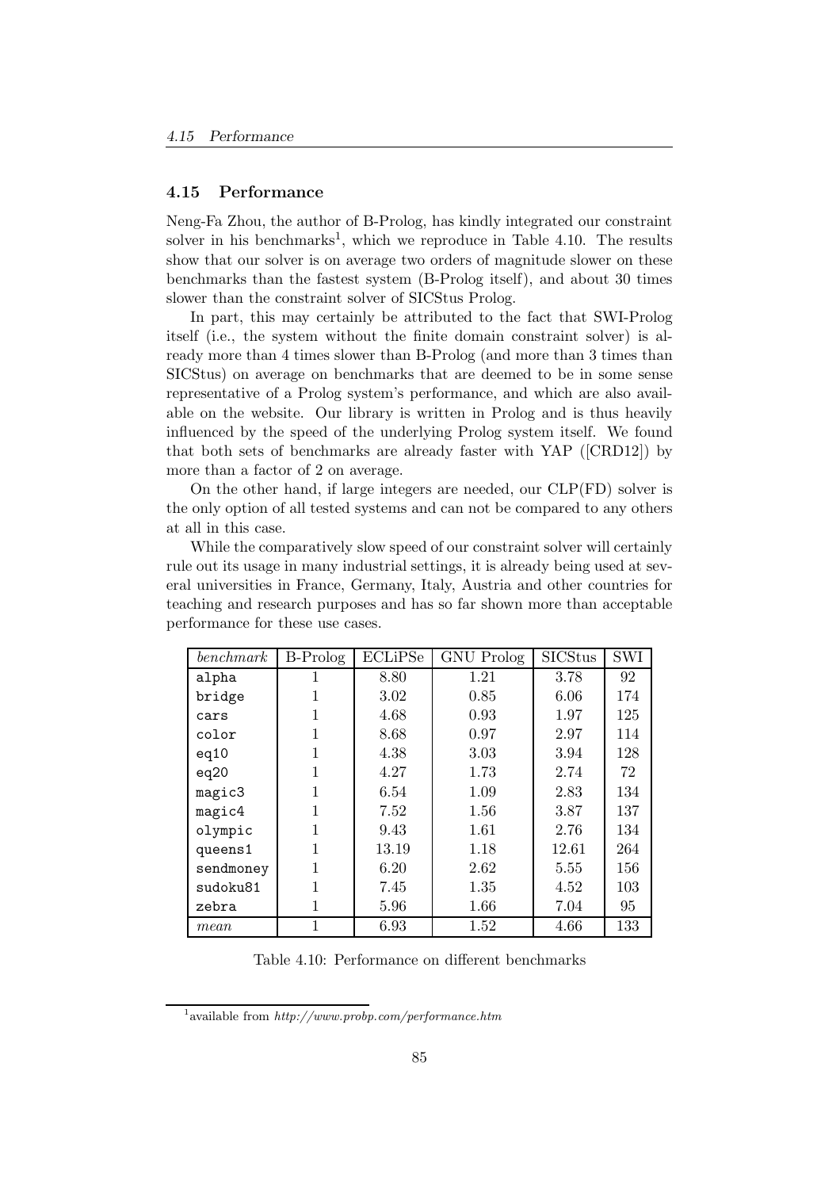## 4.15 Performance

Neng-Fa Zhou, the author of B-Prolog, has kindly integrated our constraint solver in his benchmarks[1], which we reproduce in Table 4.10. The results show that our solver is on average two orders of magnitude slower on these benchmarks than the fastest system (B-Prolog itself), and about 30 times slower than the constraint solver of SICStus Prolog.

In part, this may certainly be attributed to the fact that SWI-Prolog itself (i.e., the system without the finite domain constraint solver) is already more than 4 times slower than B-Prolog (and more than 3 times than SICStus) on average on benchmarks that are deemed to be in some sense representative of a Prolog system's performance, and which are also available on the website. Our library is written in Prolog and is thus heavily influenced by the speed of the underlying Prolog system itself. We found that both sets of benchmarks are already faster with YAP ([CRD12]) by more than a factor of 2 on average.

On the other hand, if large integers are needed, our CLP(FD) solver is the only option of all tested systems and can not be compared to any others at all in this case.

While the comparatively slow speed of our constraint solver will certainly rule out its usage in many industrial settings, it is already being used at several universities in France, Germany, Italy, Austria and other countries for teaching and research purposes and has so far shown more than acceptable performance for these use cases.

| *benchmark* | B-Prolog | ECLiPSe | GNU Prolog | SICStus | SWI |
|---|---|---|---|---|---|
| `alpha` | 1 | 8.80 | 1.21 | 3.78 | 92 |
| `bridge` | 1 | 3.02 | 0.85 | 6.06 | 174 |
| `cars` | 1 | 4.68 | 0.93 | 1.97 | 125 |
| `color` | 1 | 8.68 | 0.97 | 2.97 | 114 |
| `eq10` | 1 | 4.38 | 3.03 | 3.94 | 128 |
| `eq20` | 1 | 4.27 | 1.73 | 2.74 | 72 |
| `magic3` | 1 | 6.54 | 1.09 | 2.83 | 134 |
| `magic4` | 1 | 7.52 | 1.56 | 3.87 | 137 |
| `olympic` | 1 | 9.43 | 1.61 | 2.76 | 134 |
| `queens1` | 1 | 13.19 | 1.18 | 12.61 | 264 |
| `sendmoney` | 1 | 6.20 | 2.62 | 5.55 | 156 |
| `sudoku81` | 1 | 7.45 | 1.35 | 4.52 | 103 |
| `zebra` | 1 | 5.96 | 1.66 | 7.04 | 95 |
| *mean* | 1 | 6.93 | 1.52 | 4.66 | 133 |

Table 4.10: Performance on different benchmarks

[1] available from *http://www.probp.com/performance.htm*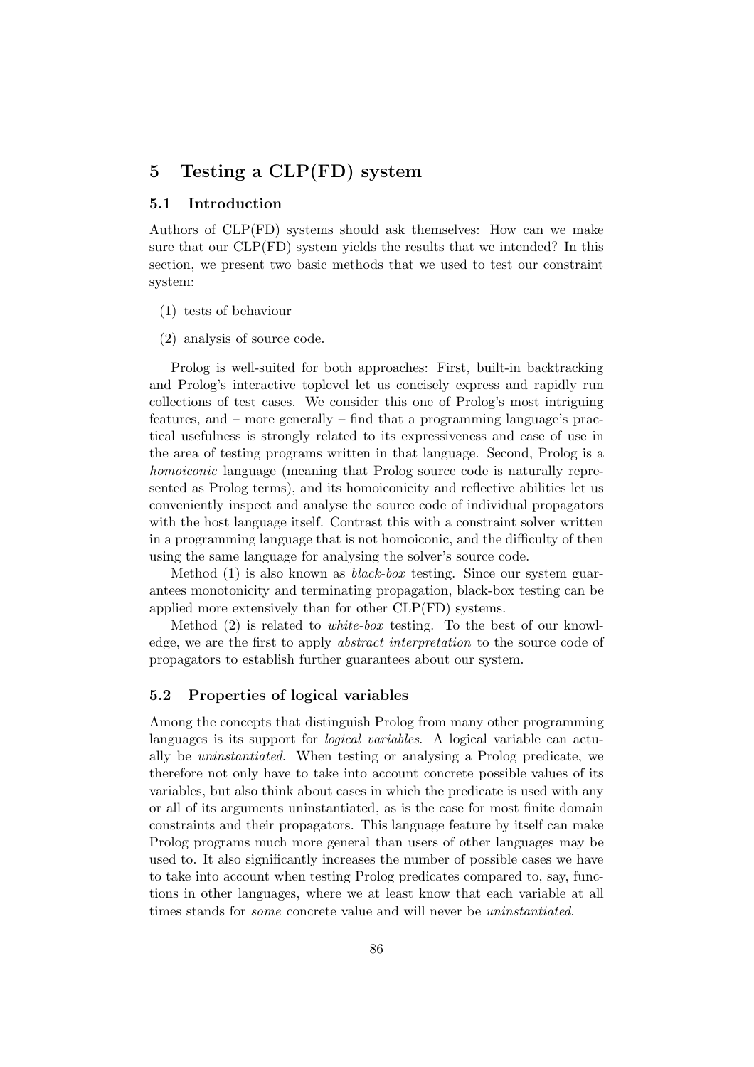## 5 Testing a CLP(FD) system

### 5.1 Introduction

Authors of CLP(FD) systems should ask themselves: How can we make sure that our CLP(FD) system yields the results that we intended? In this section, we present two basic methods that we used to test our constraint system:

(1) tests of behaviour

(2) analysis of source code.

Prolog is well-suited for both approaches: First, built-in backtracking and Prolog's interactive toplevel let us concisely express and rapidly run collections of test cases. We consider this one of Prolog's most intriguing features, and – more generally – find that a programming language's practical usefulness is strongly related to its expressiveness and ease of use in the area of testing programs written in that language. Second, Prolog is a *homoiconic* language (meaning that Prolog source code is naturally represented as Prolog terms), and its homoiconicity and reflective abilities let us conveniently inspect and analyse the source code of individual propagators with the host language itself. Contrast this with a constraint solver written in a programming language that is not homoiconic, and the difficulty of then using the same language for analysing the solver's source code.

Method (1) is also known as *black-box* testing. Since our system guarantees monotonicity and terminating propagation, black-box testing can be applied more extensively than for other CLP(FD) systems.

Method (2) is related to *white-box* testing. To the best of our knowledge, we are the first to apply *abstract interpretation* to the source code of propagators to establish further guarantees about our system.

### 5.2 Properties of logical variables

Among the concepts that distinguish Prolog from many other programming languages is its support for *logical variables*. A logical variable can actually be *uninstantiated*. When testing or analysing a Prolog predicate, we therefore not only have to take into account concrete possible values of its variables, but also think about cases in which the predicate is used with any or all of its arguments uninstantiated, as is the case for most finite domain constraints and their propagators. This language feature by itself can make Prolog programs much more general than users of other languages may be used to. It also significantly increases the number of possible cases we have to take into account when testing Prolog predicates compared to, say, functions in other languages, where we at least know that each variable at all times stands for *some* concrete value and will never be *uninstantiated*.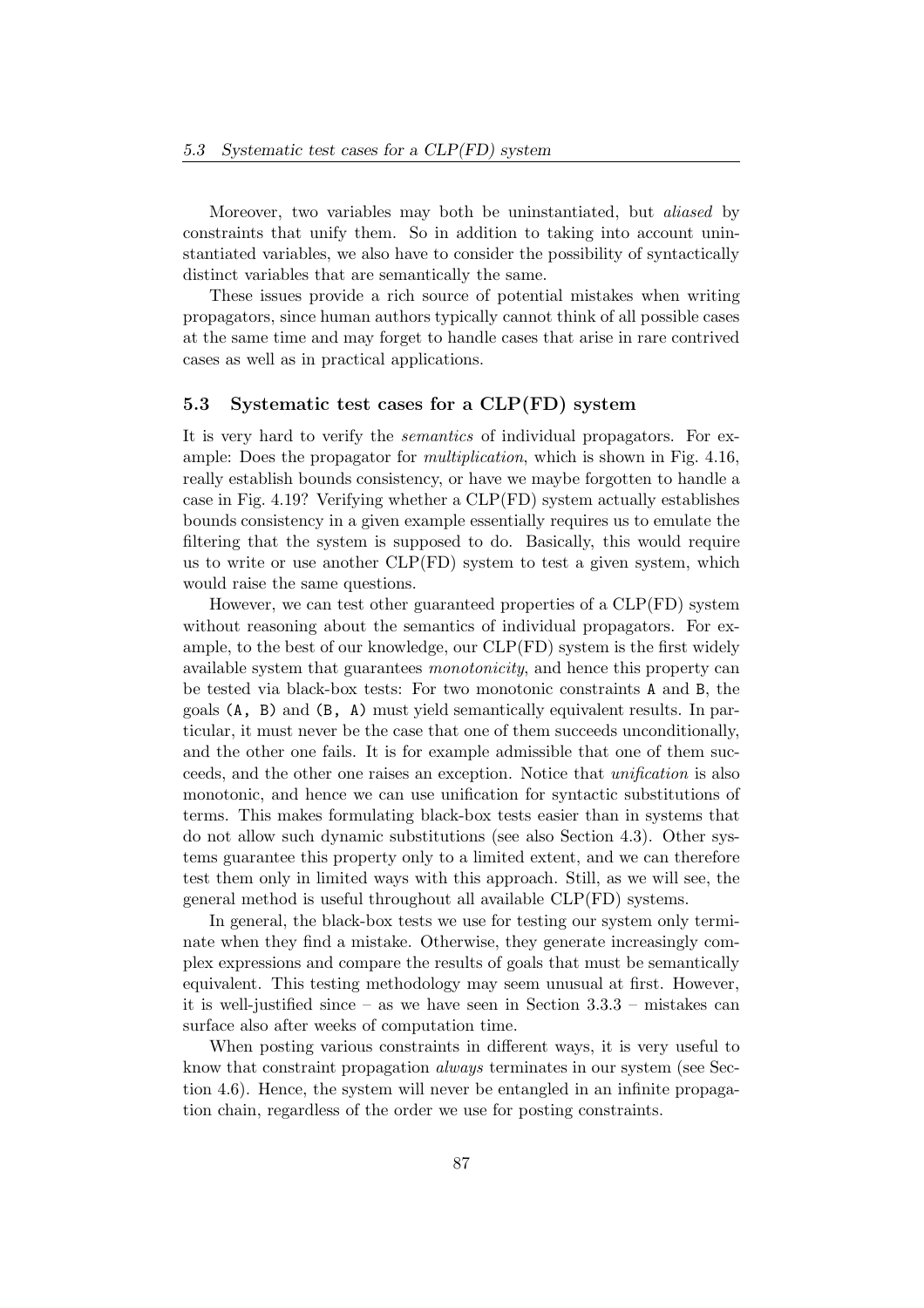Moreover, two variables may both be uninstantiated, but *aliased* by constraints that unify them. So in addition to taking into account uninstantiated variables, we also have to consider the possibility of syntactically distinct variables that are semantically the same.

These issues provide a rich source of potential mistakes when writing propagators, since human authors typically cannot think of all possible cases at the same time and may forget to handle cases that arise in rare contrived cases as well as in practical applications.

## 5.3 Systematic test cases for a CLP(FD) system

It is very hard to verify the *semantics* of individual propagators. For example: Does the propagator for *multiplication*, which is shown in Fig. 4.16, really establish bounds consistency, or have we maybe forgotten to handle a case in Fig. 4.19? Verifying whether a CLP(FD) system actually establishes bounds consistency in a given example essentially requires us to emulate the filtering that the system is supposed to do. Basically, this would require us to write or use another CLP(FD) system to test a given system, which would raise the same questions.

However, we can test other guaranteed properties of a CLP(FD) system without reasoning about the semantics of individual propagators. For example, to the best of our knowledge, our CLP(FD) system is the first widely available system that guarantees *monotonicity*, and hence this property can be tested via black-box tests: For two monotonic constraints `A` and `B`, the goals `(A, B)` and `(B, A)` must yield semantically equivalent results. In particular, it must never be the case that one of them succeeds unconditionally, and the other one fails. It is for example admissible that one of them succeeds, and the other one raises an exception. Notice that *unification* is also monotonic, and hence we can use unification for syntactic substitutions of terms. This makes formulating black-box tests easier than in systems that do not allow such dynamic substitutions (see also Section 4.3). Other systems guarantee this property only to a limited extent, and we can therefore test them only in limited ways with this approach. Still, as we will see, the general method is useful throughout all available CLP(FD) systems.

In general, the black-box tests we use for testing our system only terminate when they find a mistake. Otherwise, they generate increasingly complex expressions and compare the results of goals that must be semantically equivalent. This testing methodology may seem unusual at first. However, it is well-justified since – as we have seen in Section 3.3.3 – mistakes can surface also after weeks of computation time.

When posting various constraints in different ways, it is very useful to know that constraint propagation *always* terminates in our system (see Section 4.6). Hence, the system will never be entangled in an infinite propagation chain, regardless of the order we use for posting constraints.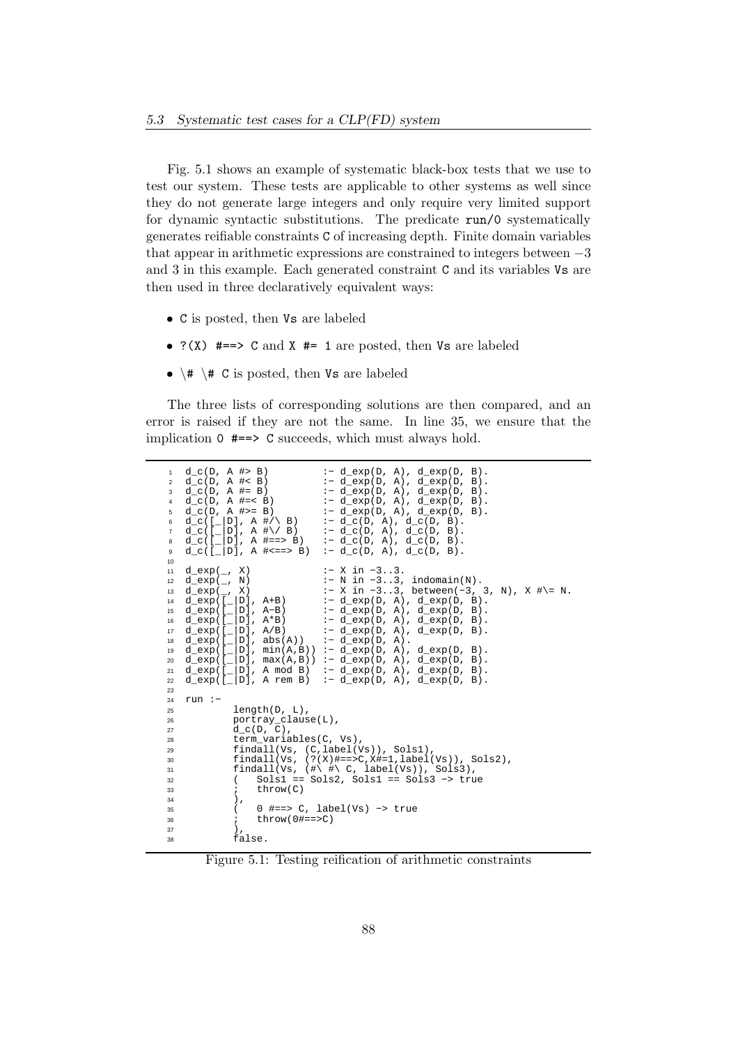Fig. 5.1 shows an example of systematic black-box tests that we use to test our system. These tests are applicable to other systems as well since they do not generate large integers and only require very limited support for dynamic syntactic substitutions. The predicate `run/0` systematically generates reifiable constraints `C` of increasing depth. Finite domain variables that appear in arithmetic expressions are constrained to integers between $-3$ and 3 in this example. Each generated constraint `C` and its variables `Vs` are then used in three declaratively equivalent ways:

- `C` is posted, then `Vs` are labeled
- `?(X) #==> C` and `X #= 1` are posted, then `Vs` are labeled
- `\# \# C` is posted, then `Vs` are labeled

The three lists of corresponding solutions are then compared, and an error is raised if they are not the same. In line 35, we ensure that the implication `0 #==> C` succeeds, which must always hold.

```
 1  d_c(D, A #> B)         :- d_exp(D, A), d_exp(D, B).
 2  d_c(D, A #< B)         :- d_exp(D, A), d_exp(D, B).
 3  d_c(D, A #= B)         :- d_exp(D, A), d_exp(D, B).
 4  d_c(D, A #=< B)        :- d_exp(D, A), d_exp(D, B).
 5  d_c(D, A #>= B)        :- d_exp(D, A), d_exp(D, B).
 6  d_c([_|D], A #/\ B)    :- d_c(D, A), d_c(D, B).
 7  d_c([_|D], A #\/ B)    :- d_c(D, A), d_c(D, B).
 8  d_c([_|D], A #==> B)   :- d_c(D, A), d_c(D, B).
 9  d_c([_|D], A #<==> B)  :- d_c(D, A), d_c(D, B).
10
11  d_exp(_, X)            :- X in -3..3.
12  d_exp(_, N)            :- N in -3..3, indomain(N).
13  d_exp(_, X)            :- X in -3..3, between(-3, 3, N), X #\= N.
14  d_exp([_|D], A+B)      :- d_exp(D, A), d_exp(D, B).
15  d_exp([_|D], A-B)      :- d_exp(D, A), d_exp(D, B).
16  d_exp([_|D], A*B)      :- d_exp(D, A), d_exp(D, B).
17  d_exp([_|D], A/B)      :- d_exp(D, A), d_exp(D, B).
18  d_exp([_|D], abs(A))   :- d_exp(D, A).
19  d_exp([_|D], min(A,B)) :- d_exp(D, A), d_exp(D, B).
20  d_exp([_|D], max(A,B)) :- d_exp(D, A), d_exp(D, B).
21  d_exp([_|D], A mod B)  :- d_exp(D, A), d_exp(D, B).
22  d_exp([_|D], A rem B)  :- d_exp(D, A), d_exp(D, B).
23
24  run :-
25          length(D, L),
26          portray_clause(L),
27          d_c(D, C),
28          term_variables(C, Vs),
29          findall(Vs, (C,label(Vs)), Sols1),
30          findall(Vs, (?(X)#==>C,X#=1,label(Vs)), Sols2),
31          findall(Vs, (#\ #\ C, label(Vs)), Sols3),
32          (   Sols1 == Sols2, Sols1 == Sols3 -> true
33          ;   throw(C)
34          ),
35          (   0 #==> C, label(Vs) -> true
36          ;   throw(0#==>C)
37          ),
38          false.
```

Figure 5.1: Testing reification of arithmetic constraints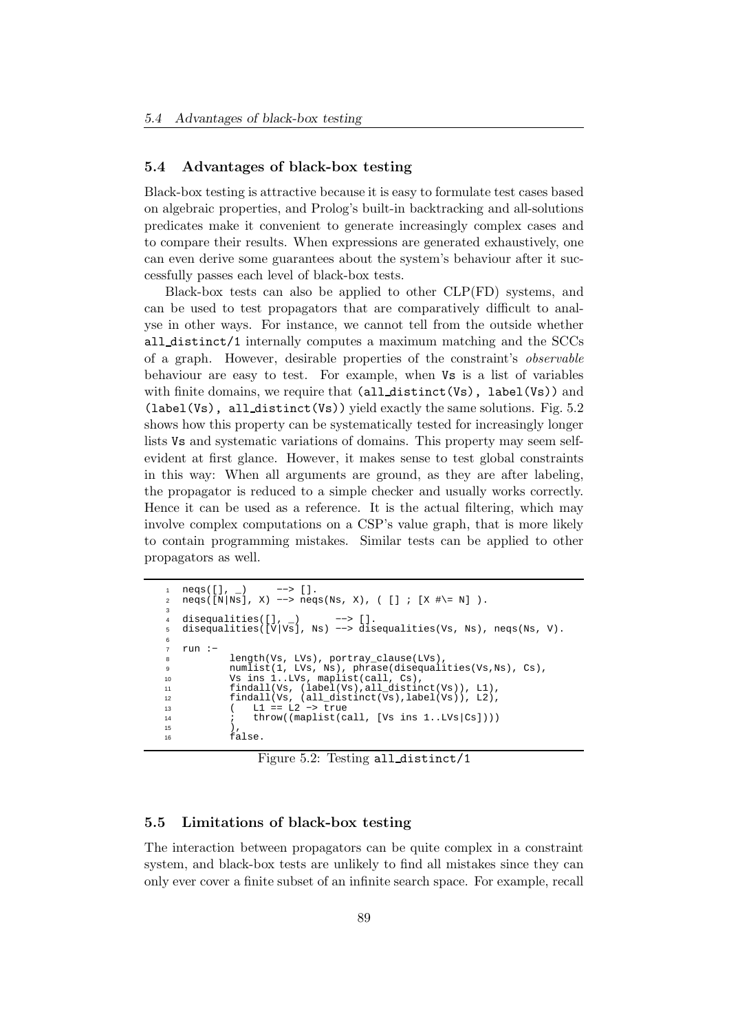## 5.4 Advantages of black-box testing

Black-box testing is attractive because it is easy to formulate test cases based on algebraic properties, and Prolog's built-in backtracking and all-solutions predicates make it convenient to generate increasingly complex cases and to compare their results. When expressions are generated exhaustively, one can even derive some guarantees about the system's behaviour after it successfully passes each level of black-box tests.

Black-box tests can also be applied to other CLP(FD) systems, and can be used to test propagators that are comparatively difficult to analyse in other ways. For instance, we cannot tell from the outside whether `all_distinct/1` internally computes a maximum matching and the SCCs of a graph. However, desirable properties of the constraint's *observable* behaviour are easy to test. For example, when `Vs` is a list of variables with finite domains, we require that `(all_distinct(Vs), label(Vs))` and `(label(Vs), all_distinct(Vs))` yield exactly the same solutions. Fig. 5.2 shows how this property can be systematically tested for increasingly longer lists `Vs` and systematic variations of domains. This property may seem self-evident at first glance. However, it makes sense to test global constraints in this way: When all arguments are ground, as they are after labeling, the propagator is reduced to a simple checker and usually works correctly. Hence it can be used as a reference. It is the actual filtering, which may involve complex computations on a CSP's value graph, that is more likely to contain programming mistakes. Similar tests can be applied to other propagators as well.

```
neqs([], _)     --> [].
neqs([N|Ns], X) --> neqs(Ns, X), ( [] ; [X #\= N] ).

disequalities([], _)      --> [].
disequalities([V|Vs], Ns) --> disequalities(Vs, Ns), neqs(Ns, V).

run :-
        length(Vs, LVs), portray_clause(LVs),
        numlist(1, LVs, Ns), phrase(disequalities(Vs,Ns), Cs),
        Vs ins 1..LVs, maplist(call, Cs),
        findall(Vs, (label(Vs),all_distinct(Vs)), L1),
        findall(Vs, (all_distinct(Vs),label(Vs)), L2),
        (   L1 == L2 -> true
        ;   throw((maplist(call, [Vs ins 1..LVs|Cs])))
        ),
        false.
```

Figure 5.2: Testing `all_distinct/1`

## 5.5 Limitations of black-box testing

The interaction between propagators can be quite complex in a constraint system, and black-box tests are unlikely to find all mistakes since they can only ever cover a finite subset of an infinite search space. For example, recall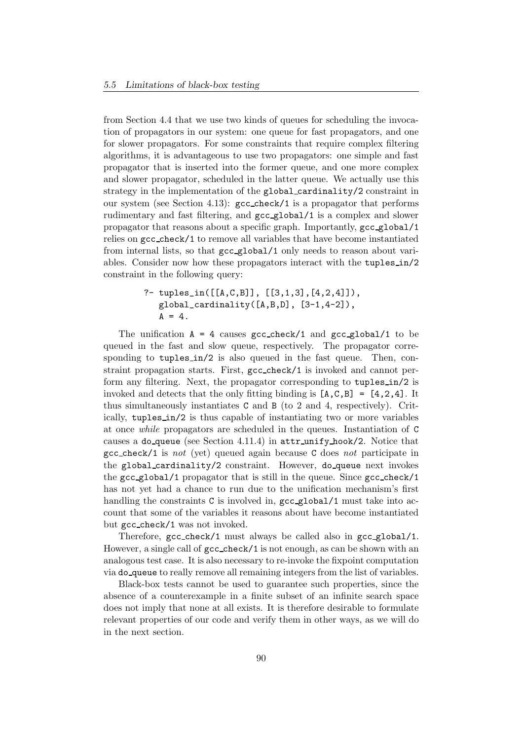from Section 4.4 that we use two kinds of queues for scheduling the invocation of propagators in our system: one queue for fast propagators, and one for slower propagators. For some constraints that require complex filtering algorithms, it is advantageous to use two propagators: one simple and fast propagator that is inserted into the former queue, and one more complex and slower propagator, scheduled in the latter queue. We actually use this strategy in the implementation of the `global_cardinality/2` constraint in our system (see Section 4.13): `gcc_check/1` is a propagator that performs rudimentary and fast filtering, and `gcc_global/1` is a complex and slower propagator that reasons about a specific graph. Importantly, `gcc_global/1` relies on `gcc_check/1` to remove all variables that have become instantiated from internal lists, so that `gcc_global/1` only needs to reason about variables. Consider now how these propagators interact with the `tuples_in/2` constraint in the following query:

```
?- tuples_in([[A,C,B]], [[3,1,3],[4,2,4]]),
   global_cardinality([A,B,D], [3-1,4-2]),
   A = 4.
```

The unification `A = 4` causes `gcc_check/1` and `gcc_global/1` to be queued in the fast and slow queue, respectively. The propagator corresponding to `tuples_in/2` is also queued in the fast queue. Then, constraint propagation starts. First, `gcc_check/1` is invoked and cannot perform any filtering. Next, the propagator corresponding to `tuples_in/2` is invoked and detects that the only fitting binding is `[A,C,B] = [4,2,4]`. It thus simultaneously instantiates `C` and `B` (to 2 and 4, respectively). Critically, `tuples_in/2` is thus capable of instantiating two or more variables at once *while* propagators are scheduled in the queues. Instantiation of `C` causes a `do_queue` (see Section 4.11.4) in `attr_unify_hook/2`. Notice that `gcc_check/1` is *not* (yet) queued again because `C` does *not* participate in the `global_cardinality/2` constraint. However, `do_queue` next invokes the `gcc_global/1` propagator that is still in the queue. Since `gcc_check/1` has not yet had a chance to run due to the unification mechanism's first handling the constraints `C` is involved in, `gcc_global/1` must take into account that some of the variables it reasons about have become instantiated but `gcc_check/1` was not invoked.

Therefore, `gcc_check/1` must always be called also in `gcc_global/1`. However, a single call of `gcc_check/1` is not enough, as can be shown with an analogous test case. It is also necessary to re-invoke the fixpoint computation via `do_queue` to really remove all remaining integers from the list of variables.

Black-box tests cannot be used to guarantee such properties, since the absence of a counterexample in a finite subset of an infinite search space does not imply that none at all exists. It is therefore desirable to formulate relevant properties of our code and verify them in other ways, as we will do in the next section.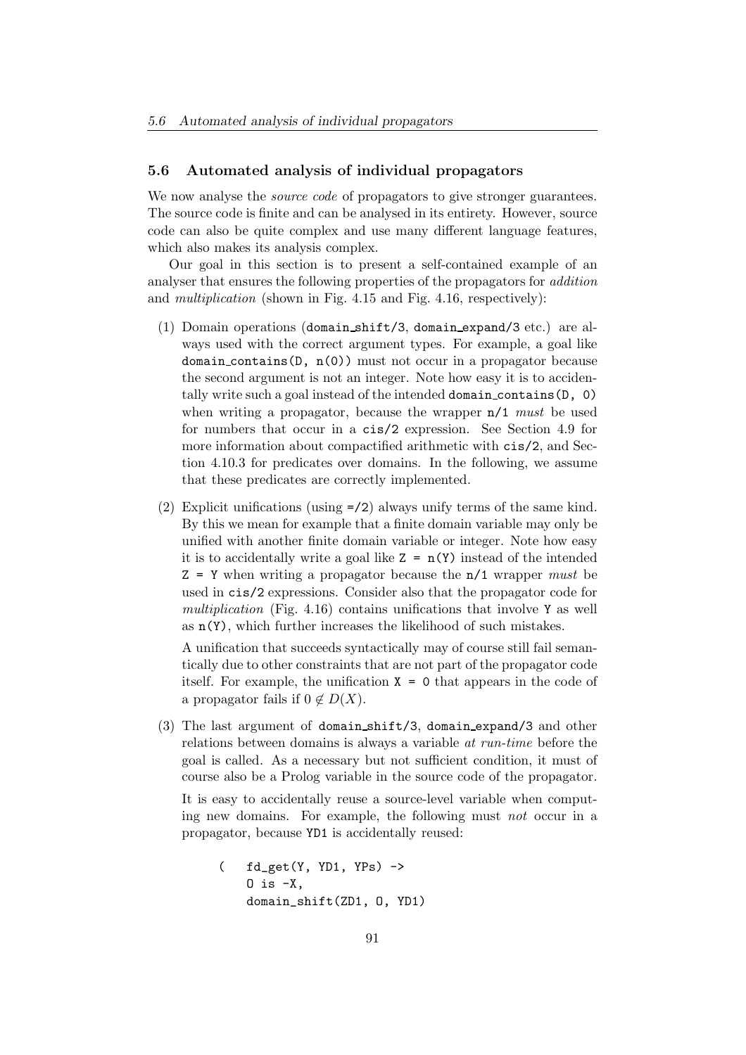## 5.6 Automated analysis of individual propagators

We now analyse the *source code* of propagators to give stronger guarantees. The source code is finite and can be analysed in its entirety. However, source code can also be quite complex and use many different language features, which also makes its analysis complex.

Our goal in this section is to present a self-contained example of an analyser that ensures the following properties of the propagators for *addition* and *multiplication* (shown in Fig. 4.15 and Fig. 4.16, respectively):

(1) Domain operations (`domain_shift/3`, `domain_expand/3` etc.) are always used with the correct argument types. For example, a goal like `domain_contains(D, n(0))` must not occur in a propagator because the second argument is not an integer. Note how easy it is to accidentally write such a goal instead of the intended `domain_contains(D, 0)` when writing a propagator, because the wrapper `n/1` *must* be used for numbers that occur in a `cis/2` expression. See Section 4.9 for more information about compactified arithmetic with `cis/2`, and Section 4.10.3 for predicates over domains. In the following, we assume that these predicates are correctly implemented.

(2) Explicit unifications (using `=/2`) always unify terms of the same kind. By this we mean for example that a finite domain variable may only be unified with another finite domain variable or integer. Note how easy it is to accidentally write a goal like `Z = n(Y)` instead of the intended `Z = Y` when writing a propagator because the `n/1` wrapper *must* be used in `cis/2` expressions. Consider also that the propagator code for *multiplication* (Fig. 4.16) contains unifications that involve `Y` as well as `n(Y)`, which further increases the likelihood of such mistakes.

A unification that succeeds syntactically may of course still fail semantically due to other constraints that are not part of the propagator code itself. For example, the unification `X = 0` that appears in the code of a propagator fails if $0 \notin D(X)$.

(3) The last argument of `domain_shift/3`, `domain_expand/3` and other relations between domains is always a variable *at run-time* before the goal is called. As a necessary but not sufficient condition, it must of course also be a Prolog variable in the source code of the propagator.

It is easy to accidentally reuse a source-level variable when computing new domains. For example, the following must *not* occur in a propagator, because `YD1` is accidentally reused:

```
(   fd_get(Y, YD1, YPs) ->
    O is -X,
    domain_shift(ZD1, O, YD1)
```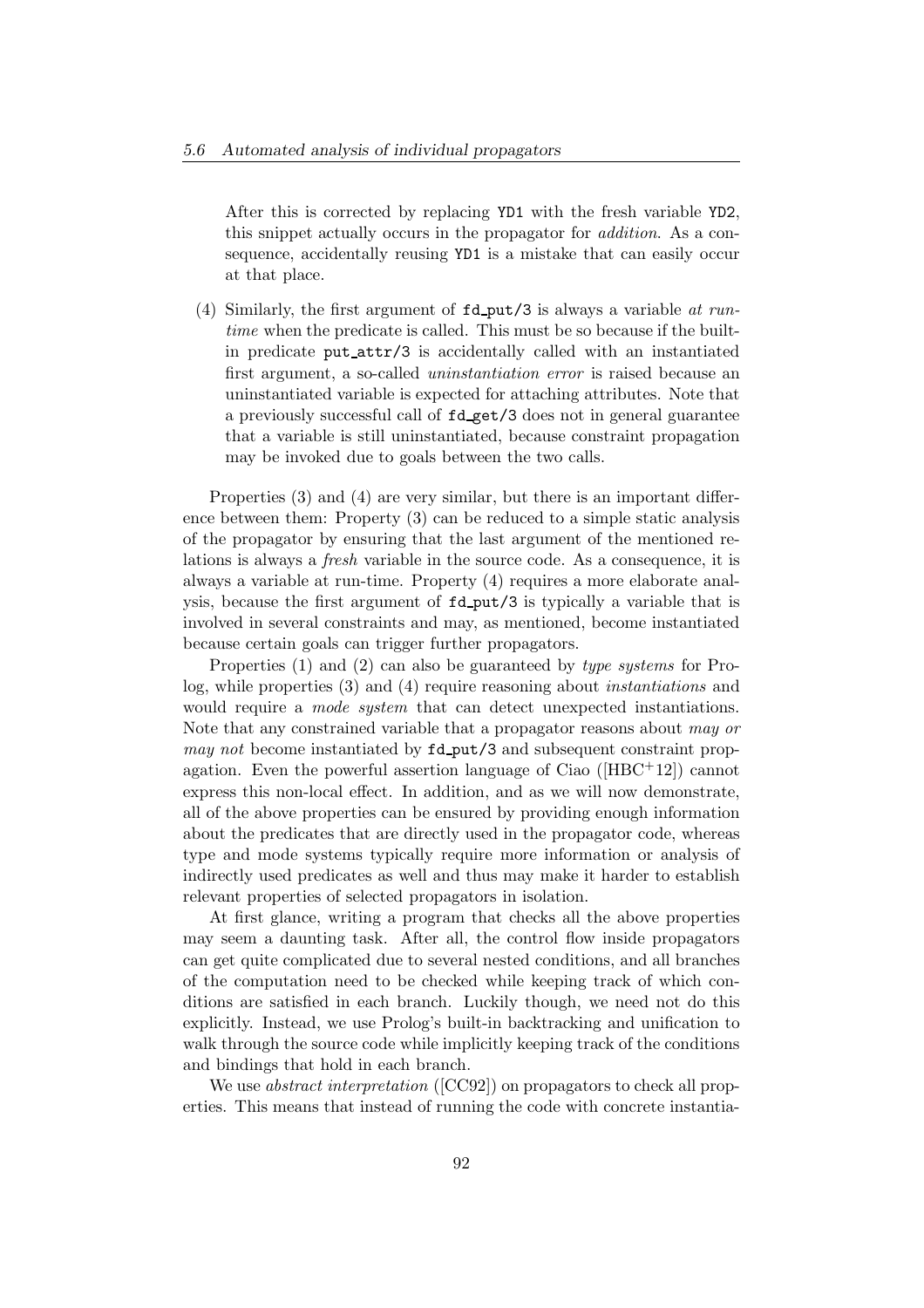After this is corrected by replacing `YD1` with the fresh variable `YD2`, this snippet actually occurs in the propagator for *addition*. As a consequence, accidentally reusing `YD1` is a mistake that can easily occur at that place.

(4) Similarly, the first argument of `fd_put/3` is always a variable *at run-time* when the predicate is called. This must be so because if the built-in predicate `put_attr/3` is accidentally called with an instantiated first argument, a so-called *uninstantiation error* is raised because an uninstantiated variable is expected for attaching attributes. Note that a previously successful call of `fd_get/3` does not in general guarantee that a variable is still uninstantiated, because constraint propagation may be invoked due to goals between the two calls.

Properties (3) and (4) are very similar, but there is an important difference between them: Property (3) can be reduced to a simple static analysis of the propagator by ensuring that the last argument of the mentioned relations is always a *fresh* variable in the source code. As a consequence, it is always a variable at run-time. Property (4) requires a more elaborate analysis, because the first argument of `fd_put/3` is typically a variable that is involved in several constraints and may, as mentioned, become instantiated because certain goals can trigger further propagators.

Properties (1) and (2) can also be guaranteed by *type systems* for Prolog, while properties (3) and (4) require reasoning about *instantiations* and would require a *mode system* that can detect unexpected instantiations. Note that any constrained variable that a propagator reasons about *may or may not* become instantiated by `fd_put/3` and subsequent constraint propagation. Even the powerful assertion language of Ciao ([HBC+12]) cannot express this non-local effect. In addition, and as we will now demonstrate, all of the above properties can be ensured by providing enough information about the predicates that are directly used in the propagator code, whereas type and mode systems typically require more information or analysis of indirectly used predicates as well and thus may make it harder to establish relevant properties of selected propagators in isolation.

At first glance, writing a program that checks all the above properties may seem a daunting task. After all, the control flow inside propagators can get quite complicated due to several nested conditions, and all branches of the computation need to be checked while keeping track of which conditions are satisfied in each branch. Luckily though, we need not do this explicitly. Instead, we use Prolog's built-in backtracking and unification to walk through the source code while implicitly keeping track of the conditions and bindings that hold in each branch.

We use *abstract interpretation* ([CC92]) on propagators to check all properties. This means that instead of running the code with concrete instantia-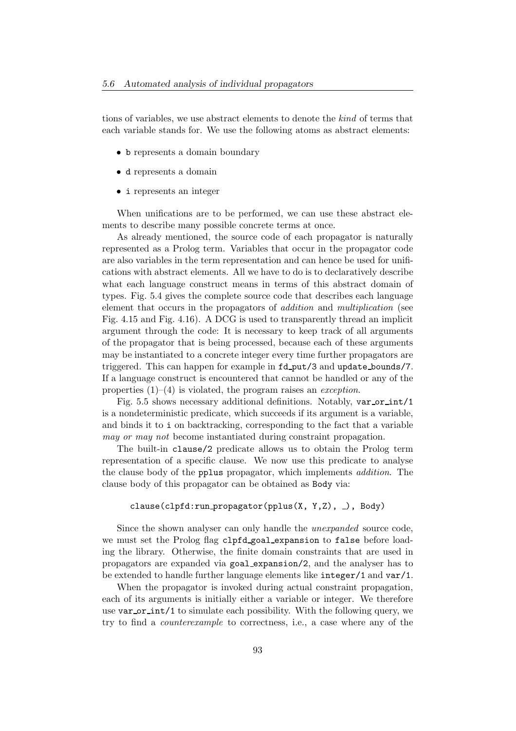tions of variables, we use abstract elements to denote the *kind* of terms that each variable stands for. We use the following atoms as abstract elements:

- `b` represents a domain boundary
- `d` represents a domain
- `i` represents an integer

When unifications are to be performed, we can use these abstract elements to describe many possible concrete terms at once.

As already mentioned, the source code of each propagator is naturally represented as a Prolog term. Variables that occur in the propagator code are also variables in the term representation and can hence be used for unifications with abstract elements. All we have to do is to declaratively describe what each language construct means in terms of this abstract domain of types. Fig. 5.4 gives the complete source code that describes each language element that occurs in the propagators of *addition* and *multiplication* (see Fig. 4.15 and Fig. 4.16). A DCG is used to transparently thread an implicit argument through the code: It is necessary to keep track of all arguments of the propagator that is being processed, because each of these arguments may be instantiated to a concrete integer every time further propagators are triggered. This can happen for example in `fd_put/3` and `update_bounds/7`. If a language construct is encountered that cannot be handled or any of the properties (1)–(4) is violated, the program raises an *exception*.

Fig. 5.5 shows necessary additional definitions. Notably, `var_or_int/1` is a nondeterministic predicate, which succeeds if its argument is a variable, and binds it to `i` on backtracking, corresponding to the fact that a variable *may or may not* become instantiated during constraint propagation.

The built-in `clause/2` predicate allows us to obtain the Prolog term representation of a specific clause. We now use this predicate to analyse the clause body of the `pplus` propagator, which implements *addition*. The clause body of this propagator can be obtained as `Body` via:

```
clause(clpfd:run_propagator(pplus(X, Y,Z), _), Body)
```

Since the shown analyser can only handle the *unexpanded* source code, we must set the Prolog flag `clpfd_goal_expansion` to `false` before loading the library. Otherwise, the finite domain constraints that are used in propagators are expanded via `goal_expansion/2`, and the analyser has to be extended to handle further language elements like `integer/1` and `var/1`.

When the propagator is invoked during actual constraint propagation, each of its arguments is initially either a variable or integer. We therefore use `var_or_int/1` to simulate each possibility. With the following query, we try to find a *counterexample* to correctness, i.e., a case where any of the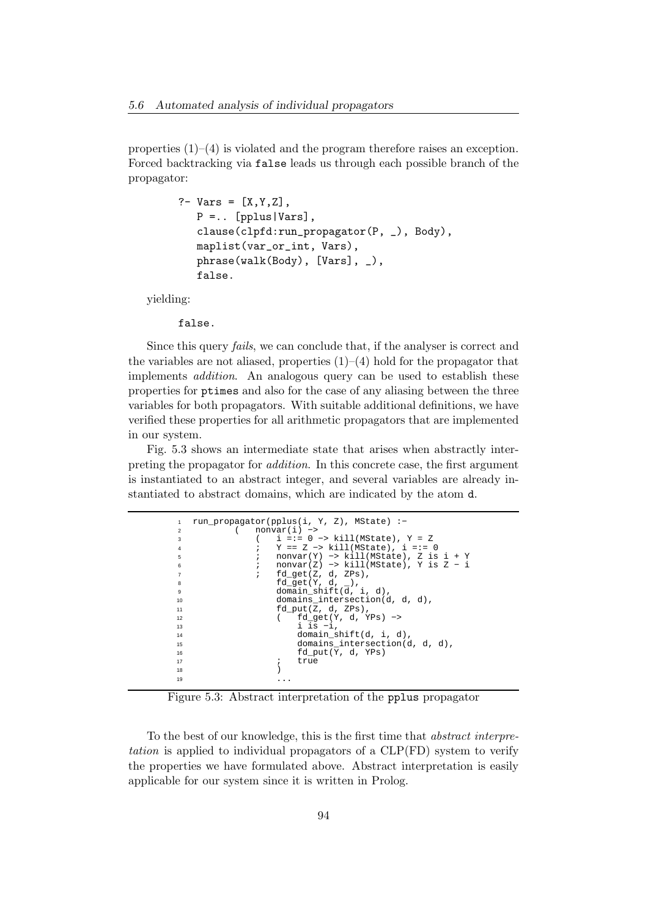properties (1)–(4) is violated and the program therefore raises an exception. Forced backtracking via `false` leads us through each possible branch of the propagator:

```
?- Vars = [X,Y,Z],
   P =.. [pplus|Vars],
   clause(clpfd:run_propagator(P, _), Body),
   maplist(var_or_int, Vars),
   phrase(walk(Body), [Vars], _),
   false.
```

yielding:

```
false.
```

Since this query *fails*, we can conclude that, if the analyser is correct and the variables are not aliased, properties (1)–(4) hold for the propagator that implements *addition*. An analogous query can be used to establish these properties for `ptimes` and also for the case of any aliasing between the three variables for both propagators. With suitable additional definitions, we have verified these properties for all arithmetic propagators that are implemented in our system.

Fig. 5.3 shows an intermediate state that arises when abstractly interpreting the propagator for *addition*. In this concrete case, the first argument is instantiated to an abstract integer, and several variables are already instantiated to abstract domains, which are indicated by the atom `d`.

```
1  run_propagator(pplus(i, Y, Z), MState) :-
2          (   nonvar(i) ->
3              (   i =:= 0 -> kill(MState), Y = Z
4              ;   Y == Z -> kill(MState), i =:= 0
5              ;   nonvar(Y) -> kill(MState), Z is i + Y
6              ;   nonvar(Z) -> kill(MState), Y is Z - i
7              ;   fd_get(Z, d, ZPs),
8                  fd_get(Y, d, _),
9                  domain_shift(d, i, d),
10                 domains_intersection(d, d, d),
11                 fd_put(Z, d, ZPs),
12                 (   fd_get(Y, d, YPs) ->
13                     i is -i,
14                     domain_shift(d, i, d),
15                     domains_intersection(d, d, d),
16                     fd_put(Y, d, YPs)
17                 ;   true
18                 )
19                 ...
```

Figure 5.3: Abstract interpretation of the `pplus` propagator

To the best of our knowledge, this is the first time that *abstract interpretation* is applied to individual propagators of a CLP(FD) system to verify the properties we have formulated above. Abstract interpretation is easily applicable for our system since it is written in Prolog.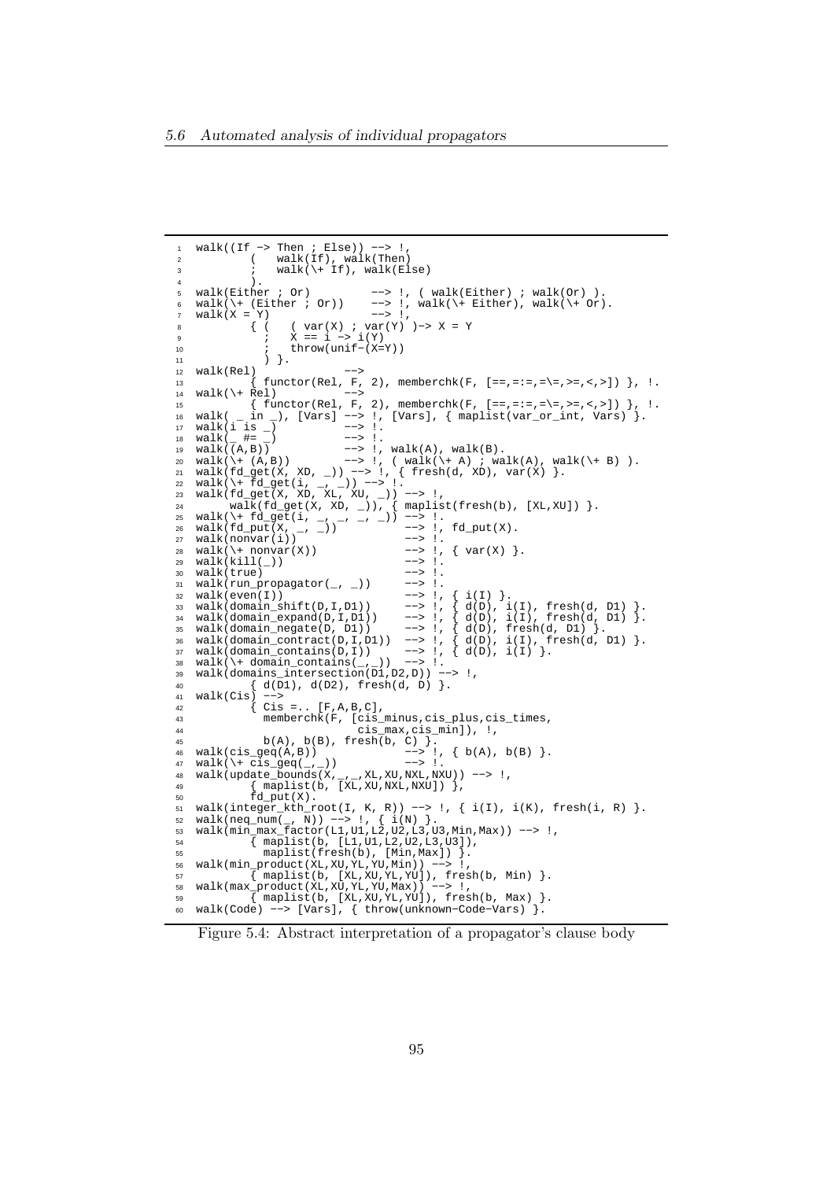```
walk((If -> Then ; Else)) --> !,
        (   walk(If), walk(Then)
        ;   walk(\+ If), walk(Else)
        ).
walk(Either ; Or)          --> !, ( walk(Either) ; walk(Or) ).
walk(\+ (Either ; Or))     --> !, walk(\+ Either), walk(\+ Or).
walk(X = Y)                --> !,
        { (   ( var(X) ; var(Y) )-> X = Y
          ;   X == i -> i(Y)
          ;   throw(unif-(X=Y))
          ) }.
walk(Rel)              -->
        { functor(Rel, F, 2), memberchk(F, [==,=:=,=\=,>=,<,>]) }, !.
walk(\+ Rel)           -->
        { functor(Rel, F, 2), memberchk(F, [==,=:=,=\=,>=,<,>]) }, !.
walk( _ in _), [Vars] --> !, [Vars], { maplist(var_or_int, Vars) }.
walk(i is _)           --> !.
walk(_ #= _)           --> !.
walk((A,B))            --> !, walk(A), walk(B).
walk(\+ (A,B))         --> !, ( walk(\+ A) ; walk(A), walk(\+ B) ).
walk(fd_get(X, XD, _)) --> !, { fresh(d, XD), var(X) }.
walk(\+ fd_get(i, _, _)) --> !.
walk(fd_get(X, XD, XL, XU, _)) --> !,
      walk(fd_get(X, XD, _)), { maplist(fresh(b), [XL,XU]) }.
walk(\+ fd_get(i, _, _, _, _)) --> !.
walk(fd_put(X, _, _))            --> !, fd_put(X).
walk(nonvar(i))                  --> !.
walk(\+ nonvar(X))               --> !, { var(X) }.
walk(kill(_))                    --> !.
walk(true)                       --> !.
walk(run_propagator(_, _))       --> !.
walk(even(I))                    --> !, { i(I) }.
walk(domain_shift(D,I,D1))       --> !, { d(D), i(I), fresh(d, D1) }.
walk(domain_expand(D,I,D1))      --> !, { d(D), i(I), fresh(d, D1) }.
walk(domain_negate(D, D1))       --> !, { d(D), fresh(d, D1) }.
walk(domain_contract(D,I,D1))    --> !, { d(D), i(I), fresh(d, D1) }.
walk(domain_contains(D,I))       --> !, { d(D), i(I) }.
walk(\+ domain_contains(_,_))    --> !.
walk(domains_intersection(D1,D2,D)) --> !,
        { d(D1), d(D2), fresh(d, D) }.
walk(Cis) -->
        { Cis =.. [F,A,B,C],
          memberchk(F, [cis_minus,cis_plus,cis_times,
                         cis_max,cis_min]), !,
          b(A), b(B), fresh(b, C) }.
walk(cis_geq(A,B))               --> !, { b(A), b(B) }.
walk(\+ cis_geq(_,_))            --> !.
walk(update_bounds(X,_,_,XL,XU,NXL,NXU)) --> !,
        { maplist(b, [XL,XU,NXL,NXU]) },
        fd_put(X).
walk(integer_kth_root(I, K, R)) --> !, { i(I), i(K), fresh(i, R) }.
walk(neq_num(_, N)) --> !, { i(N) }.
walk(min_max_factor(L1,U1,L2,U2,L3,U3,Min,Max)) --> !,
        { maplist(b, [L1,U1,L2,U2,L3,U3]),
          maplist(fresh(b), [Min,Max]) }.
walk(min_product(XL,XU,YL,YU,Min)) --> !,
        { maplist(b, [XL,XU,YL,YU]), fresh(b, Min) }.
walk(max_product(XL,XU,YL,YU,Max)) --> !,
        { maplist(b, [XL,XU,YL,YU]), fresh(b, Max) }.
walk(Code) --> [Vars], { throw(unknown-Code-Vars) }.
```

Figure 5.4: Abstract interpretation of a propagator's clause body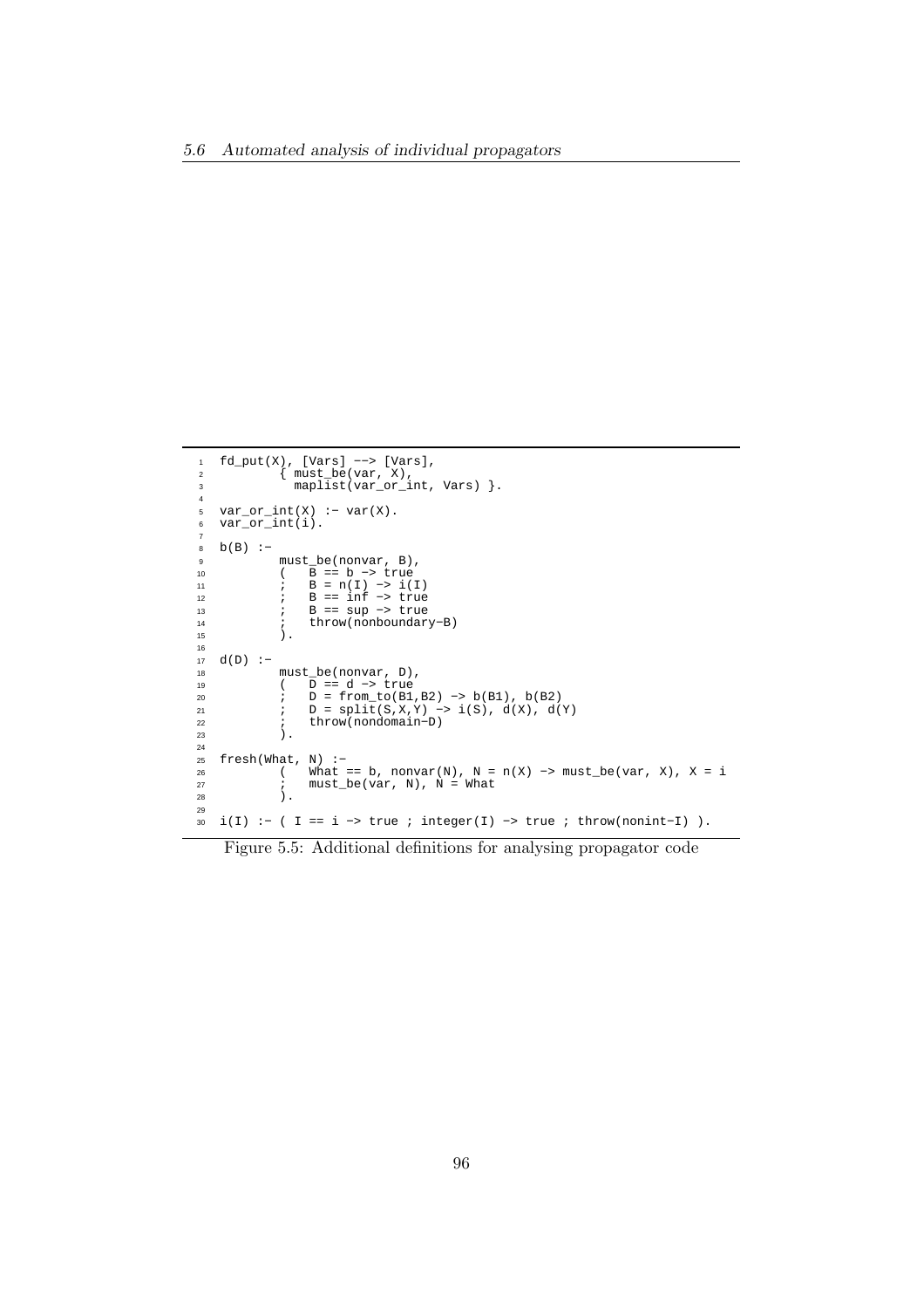```
fd_put(X), [Vars] --> [Vars],
        { must_be(var, X),
          maplist(var_or_int, Vars) }.

var_or_int(X) :- var(X).
var_or_int(i).

b(B) :-
        must_be(nonvar, B),
        (   B == b -> true
        ;   B = n(I) -> i(I)
        ;   B == inf -> true
        ;   B == sup -> true
        ;   throw(nonboundary-B)
        ).

d(D) :-
        must_be(nonvar, D),
        (   D == d -> true
        ;   D = from_to(B1,B2) -> b(B1), b(B2)
        ;   D = split(S,X,Y) -> i(S), d(X), d(Y)
        ;   throw(nondomain-D)
        ).

fresh(What, N) :-
        (   What == b, nonvar(N), N = n(X) -> must_be(var, X), X = i
        ;   must_be(var, N), N = What
        ).

i(I) :- ( I == i -> true ; integer(I) -> true ; throw(nonint-I) ).
```

Figure 5.5: Additional definitions for analysing propagator code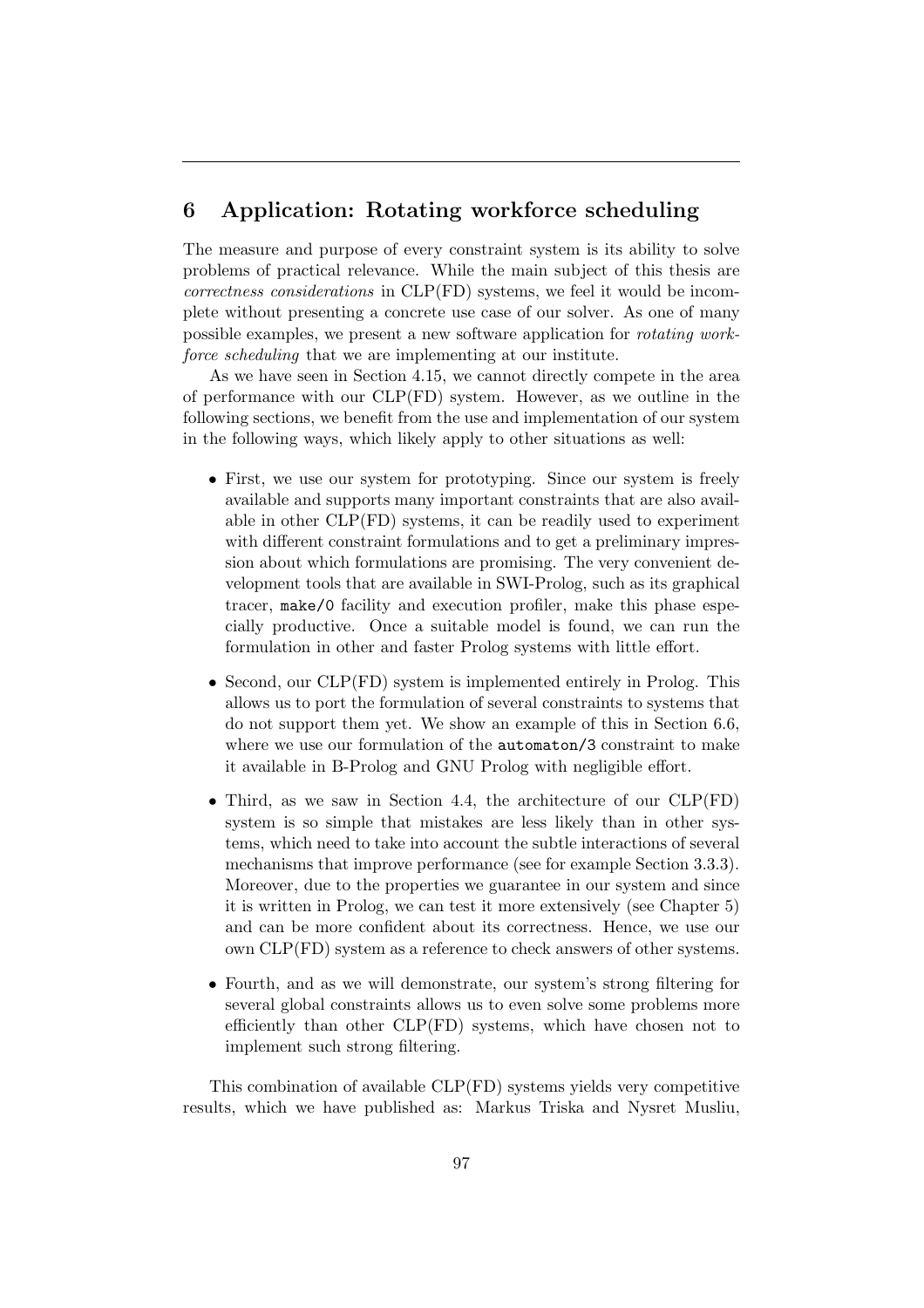# 6 Application: Rotating workforce scheduling

The measure and purpose of every constraint system is its ability to solve problems of practical relevance. While the main subject of this thesis are *correctness considerations* in CLP(FD) systems, we feel it would be incomplete without presenting a concrete use case of our solver. As one of many possible examples, we present a new software application for *rotating workforce scheduling* that we are implementing at our institute.

As we have seen in Section 4.15, we cannot directly compete in the area of performance with our CLP(FD) system. However, as we outline in the following sections, we benefit from the use and implementation of our system in the following ways, which likely apply to other situations as well:

- First, we use our system for prototyping. Since our system is freely available and supports many important constraints that are also available in other CLP(FD) systems, it can be readily used to experiment with different constraint formulations and to get a preliminary impression about which formulations are promising. The very convenient development tools that are available in SWI-Prolog, such as its graphical tracer, `make/0` facility and execution profiler, make this phase especially productive. Once a suitable model is found, we can run the formulation in other and faster Prolog systems with little effort.

- Second, our CLP(FD) system is implemented entirely in Prolog. This allows us to port the formulation of several constraints to systems that do not support them yet. We show an example of this in Section 6.6, where we use our formulation of the `automaton/3` constraint to make it available in B-Prolog and GNU Prolog with negligible effort.

- Third, as we saw in Section 4.4, the architecture of our CLP(FD) system is so simple that mistakes are less likely than in other systems, which need to take into account the subtle interactions of several mechanisms that improve performance (see for example Section 3.3.3). Moreover, due to the properties we guarantee in our system and since it is written in Prolog, we can test it more extensively (see Chapter 5) and can be more confident about its correctness. Hence, we use our own CLP(FD) system as a reference to check answers of other systems.

- Fourth, and as we will demonstrate, our system's strong filtering for several global constraints allows us to even solve some problems more efficiently than other CLP(FD) systems, which have chosen not to implement such strong filtering.

This combination of available CLP(FD) systems yields very competitive results, which we have published as: Markus Triska and Nysret Musliu,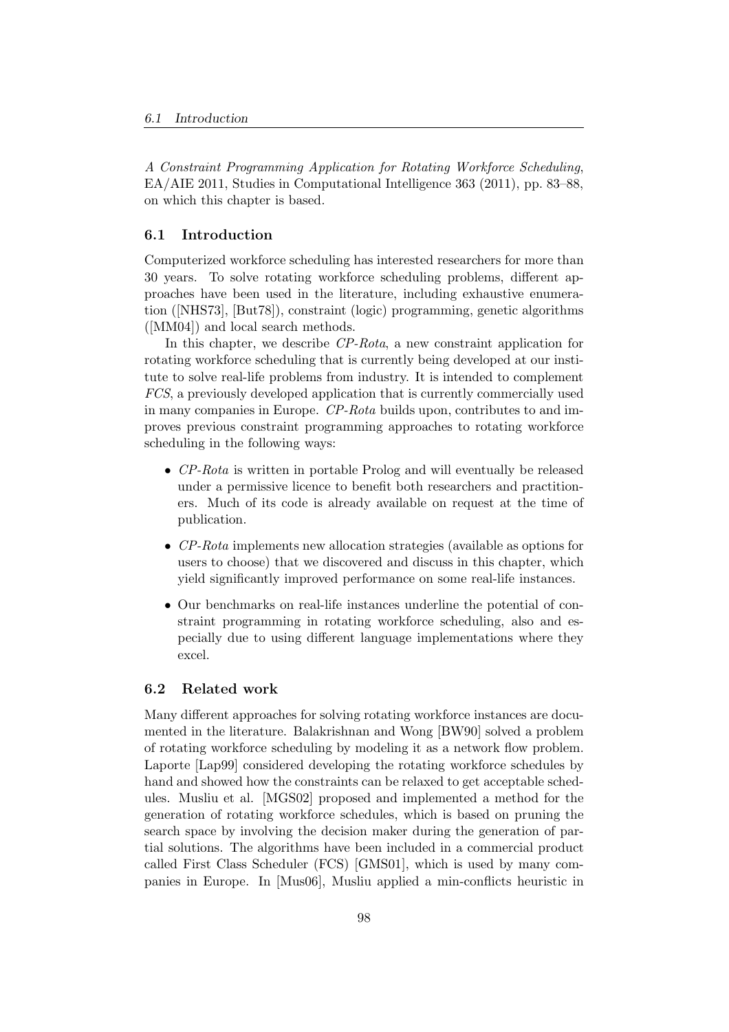*A Constraint Programming Application for Rotating Workforce Scheduling*, EA/AIE 2011, Studies in Computational Intelligence 363 (2011), pp. 83–88, on which this chapter is based.

## 6.1 Introduction

Computerized workforce scheduling has interested researchers for more than 30 years. To solve rotating workforce scheduling problems, different approaches have been used in the literature, including exhaustive enumeration ([NHS73], [But78]), constraint (logic) programming, genetic algorithms ([MM04]) and local search methods.

In this chapter, we describe *CP-Rota*, a new constraint application for rotating workforce scheduling that is currently being developed at our institute to solve real-life problems from industry. It is intended to complement *FCS*, a previously developed application that is currently commercially used in many companies in Europe. *CP-Rota* builds upon, contributes to and improves previous constraint programming approaches to rotating workforce scheduling in the following ways:

- *CP-Rota* is written in portable Prolog and will eventually be released under a permissive licence to benefit both researchers and practitioners. Much of its code is already available on request at the time of publication.
- *CP-Rota* implements new allocation strategies (available as options for users to choose) that we discovered and discuss in this chapter, which yield significantly improved performance on some real-life instances.
- Our benchmarks on real-life instances underline the potential of constraint programming in rotating workforce scheduling, also and especially due to using different language implementations where they excel.

## 6.2 Related work

Many different approaches for solving rotating workforce instances are documented in the literature. Balakrishnan and Wong [BW90] solved a problem of rotating workforce scheduling by modeling it as a network flow problem. Laporte [Lap99] considered developing the rotating workforce schedules by hand and showed how the constraints can be relaxed to get acceptable schedules. Musliu et al. [MGS02] proposed and implemented a method for the generation of rotating workforce schedules, which is based on pruning the search space by involving the decision maker during the generation of partial solutions. The algorithms have been included in a commercial product called First Class Scheduler (FCS) [GMS01], which is used by many companies in Europe. In [Mus06], Musliu applied a min-conflicts heuristic in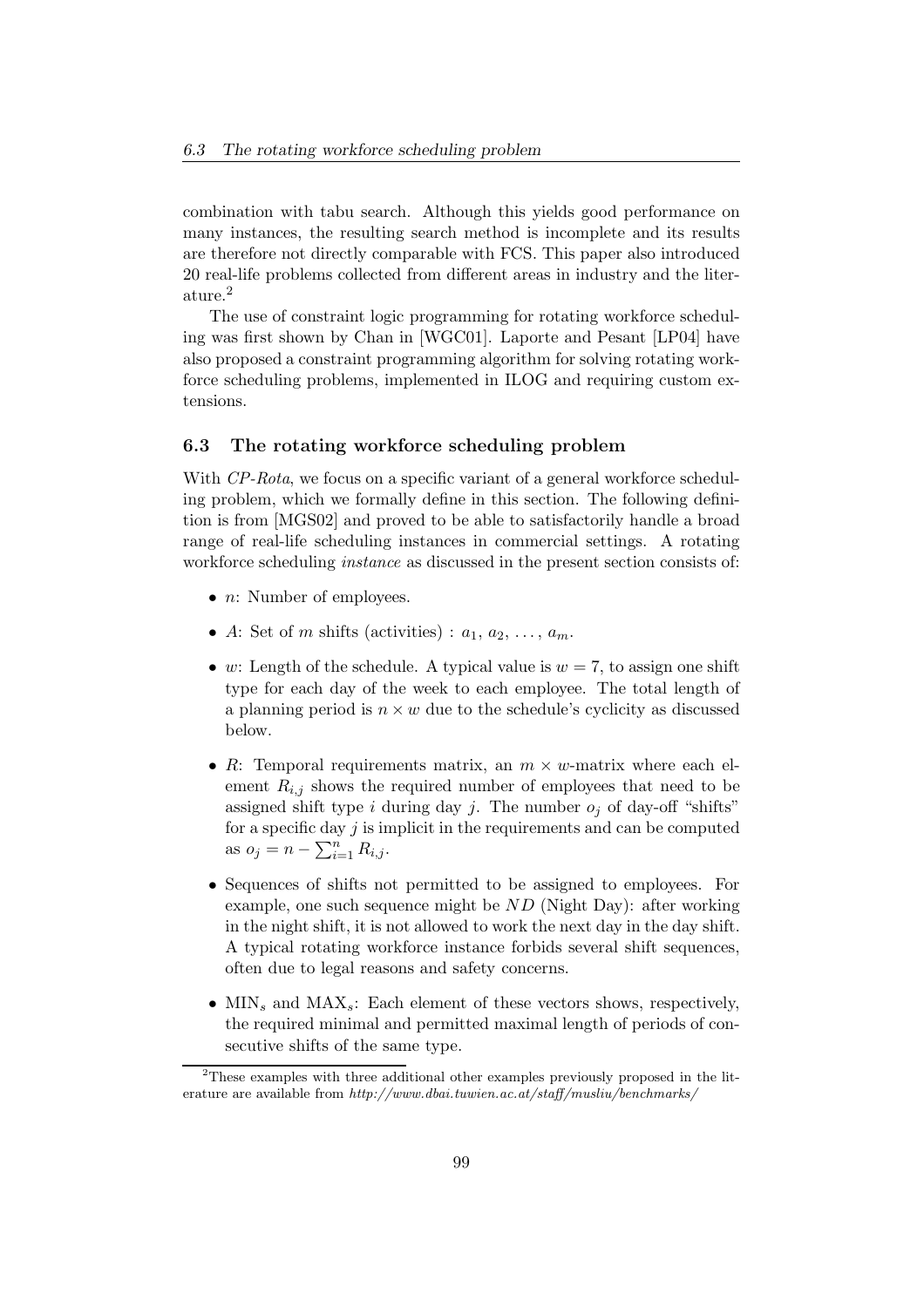combination with tabu search. Although this yields good performance on many instances, the resulting search method is incomplete and its results are therefore not directly comparable with FCS. This paper also introduced 20 real-life problems collected from different areas in industry and the literature.[2]

The use of constraint logic programming for rotating workforce scheduling was first shown by Chan in [WGC01]. Laporte and Pesant [LP04] have also proposed a constraint programming algorithm for solving rotating workforce scheduling problems, implemented in ILOG and requiring custom extensions.

### 6.3 The rotating workforce scheduling problem

With *CP-Rota*, we focus on a specific variant of a general workforce scheduling problem, which we formally define in this section. The following definition is from [MGS02] and proved to be able to satisfactorily handle a broad range of real-life scheduling instances in commercial settings. A rotating workforce scheduling *instance* as discussed in the present section consists of:

- $n$: Number of employees.
- $A$: Set of $m$ shifts (activities) : $a_1, a_2, \ldots, a_m$.
- $w$: Length of the schedule. A typical value is $w = 7$, to assign one shift type for each day of the week to each employee. The total length of a planning period is $n \times w$ due to the schedule's cyclicity as discussed below.
- $R$: Temporal requirements matrix, an $m \times w$-matrix where each element $R_{i,j}$ shows the required number of employees that need to be assigned shift type $i$ during day $j$. The number $o_j$ of day-off "shifts" for a specific day $j$ is implicit in the requirements and can be computed as $o_j = n - \sum_{i=1}^{n} R_{i,j}$.
- Sequences of shifts not permitted to be assigned to employees. For example, one such sequence might be $ND$ (Night Day): after working in the night shift, it is not allowed to work the next day in the day shift. A typical rotating workforce instance forbids several shift sequences, often due to legal reasons and safety concerns.
- $\text{MIN}_s$ and $\text{MAX}_s$: Each element of these vectors shows, respectively, the required minimal and permitted maximal length of periods of consecutive shifts of the same type.

[2] These examples with three additional other examples previously proposed in the literature are available from *http://www.dbai.tuwien.ac.at/staff/musliu/benchmarks/*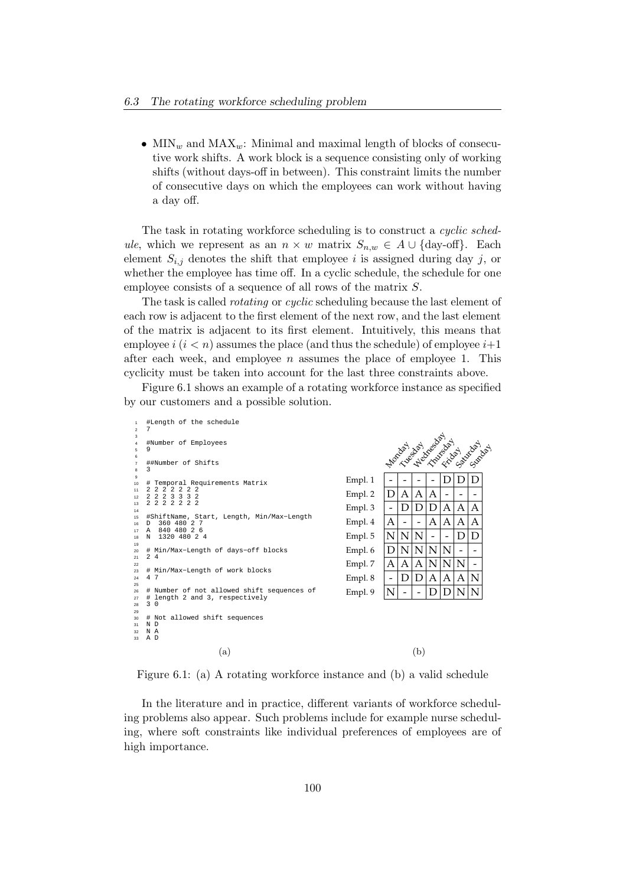- $\text{MIN}_w$ and $\text{MAX}_w$: Minimal and maximal length of blocks of consecutive work shifts. A work block is a sequence consisting only of working shifts (without days-off in between). This constraint limits the number of consecutive days on which the employees can work without having a day off.

The task in rotating workforce scheduling is to construct a *cyclic schedule*, which we represent as an $n \times w$ matrix $S_{n,w} \in A \cup \{\text{day-off}\}$. Each element $S_{i,j}$ denotes the shift that employee $i$ is assigned during day $j$, or whether the employee has time off. In a cyclic schedule, the schedule for one employee consists of a sequence of all rows of the matrix $S$.

The task is called *rotating* or *cyclic* scheduling because the last element of each row is adjacent to the first element of the next row, and the last element of the matrix is adjacent to its first element. Intuitively, this means that employee $i$ ($i < n$) assumes the place (and thus the schedule) of employee $i+1$ after each week, and employee $n$ assumes the place of employee 1. This cyclicity must be taken into account for the last three constraints above.

Figure 6.1 shows an example of a rotating workforce instance as specified by our customers and a possible solution.

```
1  #Length of the schedule
2  7
3
4  #Number of Employees
5  9
6
7  ##Number of Shifts
8  3
9
10 # Temporal Requirements Matrix
11 2 2 2 2 2 2 2
12 2 2 2 3 3 3 2
13 2 2 2 2 2 2 2
14
15 #ShiftName, Start, Length, Min/Max−Length
16 D  360 480 2 7
17 A  840 480 2 6
18 N  1320 480 2 4
19
20 # Min/Max−Length of days−off blocks
21 2 4
22
23 # Min/Max−Length of work blocks
24 4 7
25
26 # Number of not allowed shift sequences of
27 # length 2 and 3, respectively
28 3 0
29
30 # Not allowed shift sequences
31 N D
32 N A
33 A D
```

(a)

|  | Monday | Tuesday | Wednesday | Thursday | Friday | Saturday | Sunday |
|---|---|---|---|---|---|---|---|
| Empl. 1 | - | - | - | - | D | D | D |
| Empl. 2 | D | A | A | A | - | - | - |
| Empl. 3 | - | D | D | D | A | A | A |
| Empl. 4 | A | - | - | A | A | A | A |
| Empl. 5 | N | N | N | - | - | D | D |
| Empl. 6 | D | N | N | N | N | - | - |
| Empl. 7 | A | A | A | N | N | N | - |
| Empl. 8 | - | D | D | A | A | A | N |
| Empl. 9 | N | - | - | D | D | N | N |

(b)

Figure 6.1: (a) A rotating workforce instance and (b) a valid schedule

In the literature and in practice, different variants of workforce scheduling problems also appear. Such problems include for example nurse scheduling, where soft constraints like individual preferences of employees are of high importance.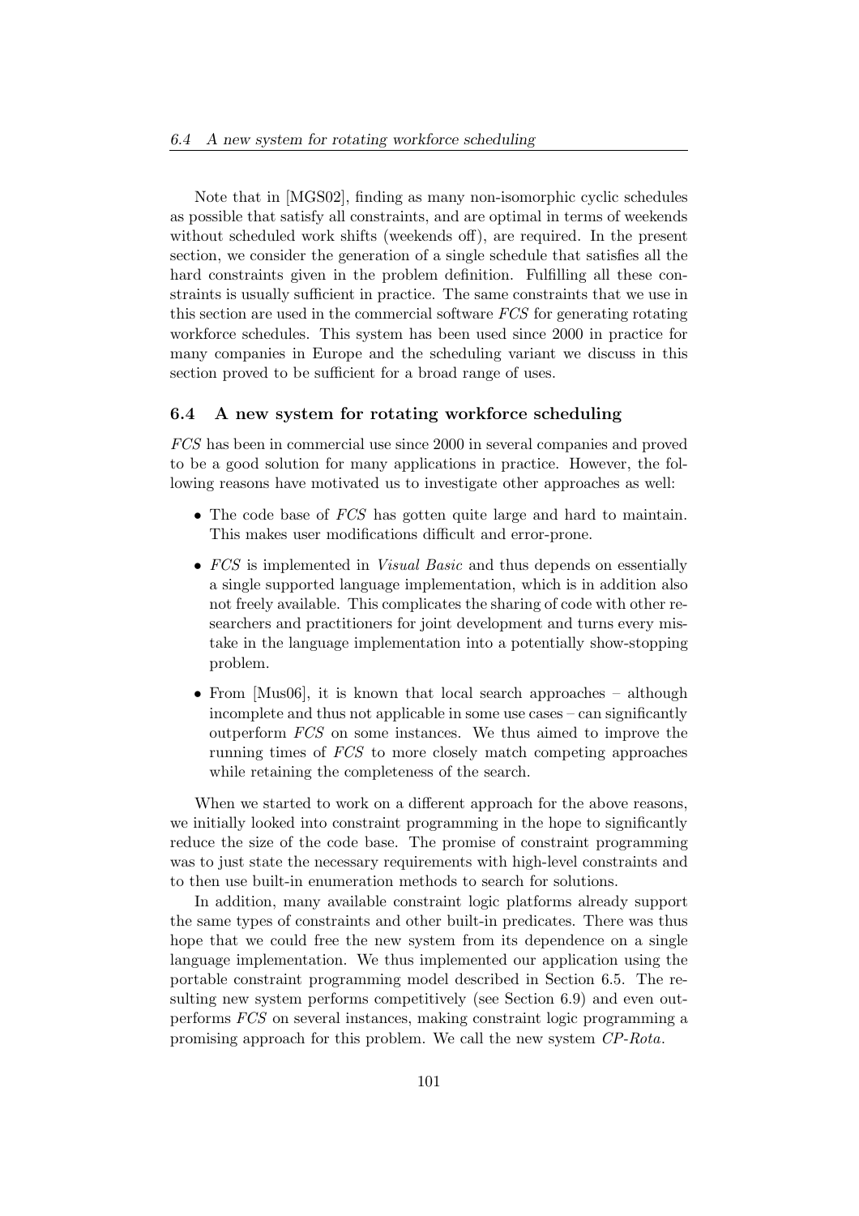Note that in [MGS02], finding as many non-isomorphic cyclic schedules as possible that satisfy all constraints, and are optimal in terms of weekends without scheduled work shifts (weekends off), are required. In the present section, we consider the generation of a single schedule that satisfies all the hard constraints given in the problem definition. Fulfilling all these constraints is usually sufficient in practice. The same constraints that we use in this section are used in the commercial software *FCS* for generating rotating workforce schedules. This system has been used since 2000 in practice for many companies in Europe and the scheduling variant we discuss in this section proved to be sufficient for a broad range of uses.

### 6.4 A new system for rotating workforce scheduling

*FCS* has been in commercial use since 2000 in several companies and proved to be a good solution for many applications in practice. However, the following reasons have motivated us to investigate other approaches as well:

- The code base of *FCS* has gotten quite large and hard to maintain. This makes user modifications difficult and error-prone.
- *FCS* is implemented in *Visual Basic* and thus depends on essentially a single supported language implementation, which is in addition also not freely available. This complicates the sharing of code with other researchers and practitioners for joint development and turns every mistake in the language implementation into a potentially show-stopping problem.
- From [Mus06], it is known that local search approaches – although incomplete and thus not applicable in some use cases – can significantly outperform *FCS* on some instances. We thus aimed to improve the running times of *FCS* to more closely match competing approaches while retaining the completeness of the search.

When we started to work on a different approach for the above reasons, we initially looked into constraint programming in the hope to significantly reduce the size of the code base. The promise of constraint programming was to just state the necessary requirements with high-level constraints and to then use built-in enumeration methods to search for solutions.

In addition, many available constraint logic platforms already support the same types of constraints and other built-in predicates. There was thus hope that we could free the new system from its dependence on a single language implementation. We thus implemented our application using the portable constraint programming model described in Section 6.5. The resulting new system performs competitively (see Section 6.9) and even outperforms *FCS* on several instances, making constraint logic programming a promising approach for this problem. We call the new system *CP-Rota*.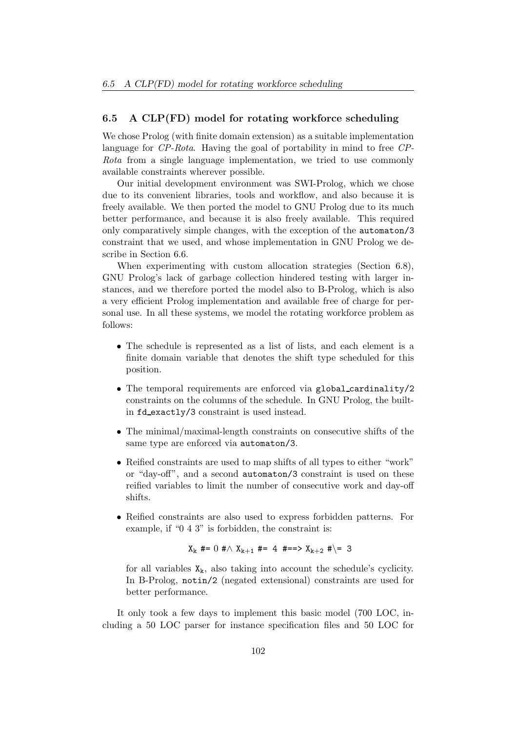## 6.5 A CLP(FD) model for rotating workforce scheduling

We chose Prolog (with finite domain extension) as a suitable implementation language for *CP-Rota*. Having the goal of portability in mind to free *CP-Rota* from a single language implementation, we tried to use commonly available constraints wherever possible.

Our initial development environment was SWI-Prolog, which we chose due to its convenient libraries, tools and workflow, and also because it is freely available. We then ported the model to GNU Prolog due to its much better performance, and because it is also freely available. This required only comparatively simple changes, with the exception of the `automaton/3` constraint that we used, and whose implementation in GNU Prolog we describe in Section 6.6.

When experimenting with custom allocation strategies (Section 6.8), GNU Prolog's lack of garbage collection hindered testing with larger instances, and we therefore ported the model also to B-Prolog, which is also a very efficient Prolog implementation and available free of charge for personal use. In all these systems, we model the rotating workforce problem as follows:

- The schedule is represented as a list of lists, and each element is a finite domain variable that denotes the shift type scheduled for this position.
- The temporal requirements are enforced via `global_cardinality/2` constraints on the columns of the schedule. In GNU Prolog, the built-in `fd_exactly/3` constraint is used instead.
- The minimal/maximal-length constraints on consecutive shifts of the same type are enforced via `automaton/3`.
- Reified constraints are used to map shifts of all types to either "work" or "day-off", and a second `automaton/3` constraint is used on these reified variables to limit the number of consecutive work and day-off shifts.
- Reified constraints are also used to express forbidden patterns. For example, if "0 4 3" is forbidden, the constraint is:

  $$X_k \texttt{ \#= } 0 \texttt{ \#/\textbackslash{} } X_{k+1} \texttt{ \#= } 4 \texttt{ \#==> } X_{k+2} \texttt{ \#\textbackslash{}= } 3$$

  for all variables $X_k$, also taking into account the schedule's cyclicity. In B-Prolog, `notin/2` (negated extensional) constraints are used for better performance.

It only took a few days to implement this basic model (700 LOC, including a 50 LOC parser for instance specification files and 50 LOC for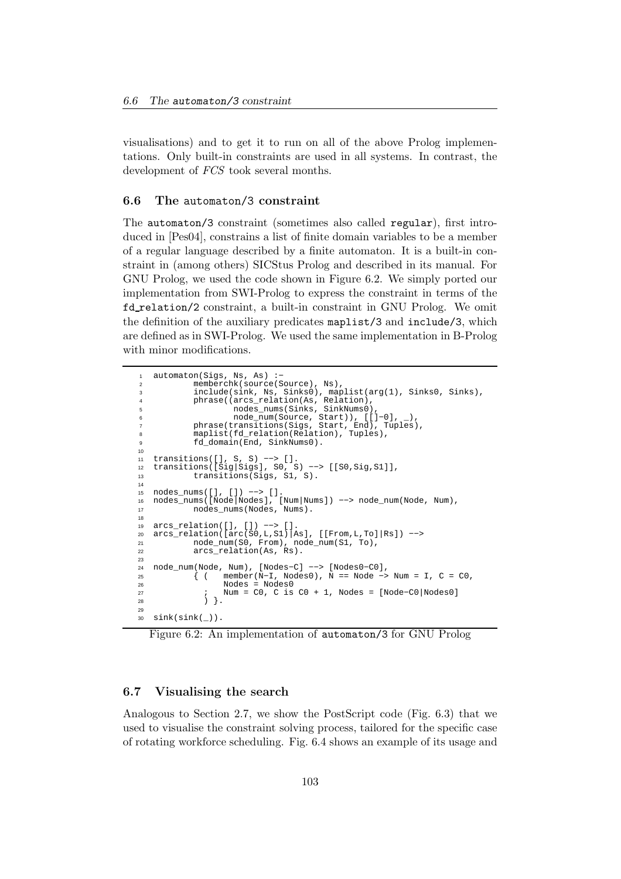visualisations) and to get it to run on all of the above Prolog implementations. Only built-in constraints are used in all systems. In contrast, the development of *FCS* took several months.

### 6.6 The `automaton/3` constraint

The `automaton/3` constraint (sometimes also called `regular`), first introduced in [Pes04], constrains a list of finite domain variables to be a member of a regular language described by a finite automaton. It is a built-in constraint in (among others) SICStus Prolog and described in its manual. For GNU Prolog, we used the code shown in Figure 6.2. We simply ported our implementation from SWI-Prolog to express the constraint in terms of the `fd_relation/2` constraint, a built-in constraint in GNU Prolog. We omit the definition of the auxiliary predicates `maplist/3` and `include/3`, which are defined as in SWI-Prolog. We used the same implementation in B-Prolog with minor modifications.

```
1  automaton(Sigs, Ns, As) :-
2          memberchk(source(Source), Ns),
3          include(sink, Ns, Sinks0), maplist(arg(1), Sinks0, Sinks),
4          phrase((arcs_relation(As, Relation),
5                  nodes_nums(Sinks, SinkNums0),
6                  node_num(Source, Start)), [[]-0], _),
7          phrase(transitions(Sigs, Start, End), Tuples),
8          maplist(fd_relation(Relation), Tuples),
9          fd_domain(End, SinkNums0).
10
11 transitions([], S, S) --> [].
12 transitions([Sig|Sigs], S0, S) --> [[S0,Sig,S1]],
13         transitions(Sigs, S1, S).
14
15 nodes_nums([], []) --> [].
16 nodes_nums([Node|Nodes], [Num|Nums]) --> node_num(Node, Num),
17         nodes_nums(Nodes, Nums).
18
19 arcs_relation([], []) --> [].
20 arcs_relation([arc(S0,L,S1)|As], [[From,L,To]|Rs]) -->
21         node_num(S0, From), node_num(S1, To),
22         arcs_relation(As, Rs).
23
24 node_num(Node, Num), [Nodes-C] --> [Nodes0-C0],
25         { (   member(N-I, Nodes0), N == Node -> Num = I, C = C0,
26               Nodes = Nodes0
27           ;   Num = C0, C is C0 + 1, Nodes = [Node-C0|Nodes0]
28           ) }.
29
30 sink(sink(_)).
```

Figure 6.2: An implementation of `automaton/3` for GNU Prolog

### 6.7 Visualising the search

Analogous to Section 2.7, we show the PostScript code (Fig. 6.3) that we used to visualise the constraint solving process, tailored for the specific case of rotating workforce scheduling. Fig. 6.4 shows an example of its usage and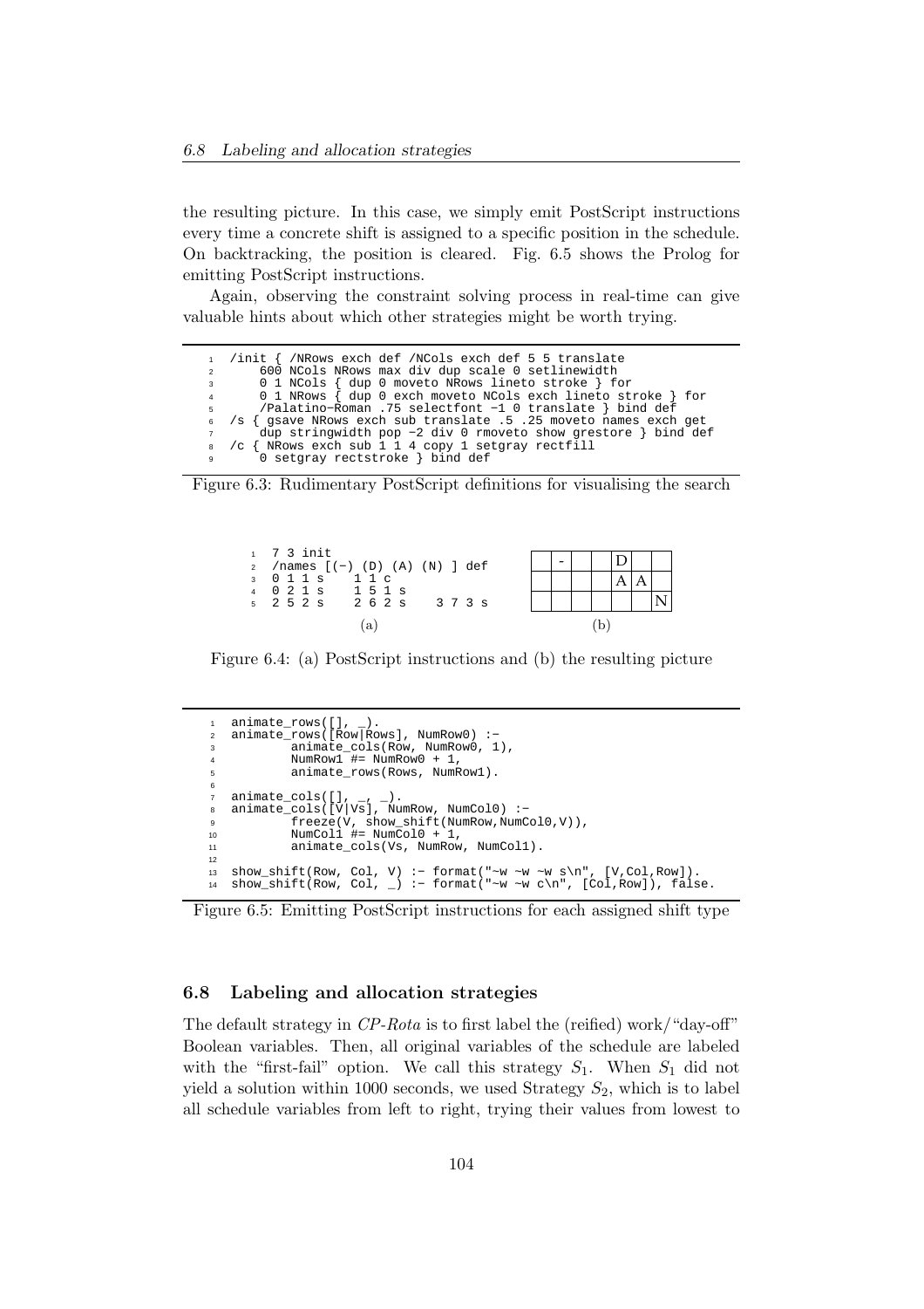the resulting picture. In this case, we simply emit PostScript instructions every time a concrete shift is assigned to a specific position in the schedule. On backtracking, the position is cleared. Fig. 6.5 shows the Prolog for emitting PostScript instructions.

Again, observing the constraint solving process in real-time can give valuable hints about which other strategies might be worth trying.

```
/init { /NRows exch def /NCols exch def 5 5 translate
    600 NCols NRows max div dup scale 0 setlinewidth
    0 1 NCols { dup 0 moveto NRows lineto stroke } for
    0 1 NRows { dup 0 exch moveto NCols exch lineto stroke } for
    /Palatino-Roman .75 selectfont -1 0 translate } bind def
/s { gsave NRows exch sub translate .5 .25 moveto names exch get
    dup stringwidth pop -2 div 0 rmoveto show grestore } bind def
/c { NRows exch sub 1 1 4 copy 1 setgray rectfill
    0 setgray rectstroke } bind def
```

Figure 6.3: Rudimentary PostScript definitions for visualising the search

```
7 3 init
/names [(-) (D) (A) (N) ] def
0 1 1 s   1 1 c
0 2 1 s   1 5 1 s
2 5 2 s   2 6 2 s   3 7 3 s
```

(a)

|  | - |  |  | D |  |  |
|---|---|---|---|---|---|---|
|  |  |  |  | A | A |  |
|  |  |  |  |  |  | N |

(b)

Figure 6.4: (a) PostScript instructions and (b) the resulting picture

```
animate_rows([], _).
animate_rows([Row|Rows], NumRow0) :-
        animate_cols(Row, NumRow0, 1),
        NumRow1 #= NumRow0 + 1,
        animate_rows(Rows, NumRow1).

animate_cols([], _, _).
animate_cols([V|Vs], NumRow, NumCol0) :-
        freeze(V, show_shift(NumRow,NumCol0,V)),
        NumCol1 #= NumCol0 + 1,
        animate_cols(Vs, NumRow, NumCol1).

show_shift(Row, Col, V) :- format("~w ~w ~w s\n", [V,Col,Row]).
show_shift(Row, Col, _) :- format("~w ~w c\n", [Col,Row]), false.
```

Figure 6.5: Emitting PostScript instructions for each assigned shift type

## 6.8 Labeling and allocation strategies

The default strategy in *CP-Rota* is to first label the (reified) work/"day-off" Boolean variables. Then, all original variables of the schedule are labeled with the "first-fail" option. We call this strategy $S_1$. When $S_1$ did not yield a solution within 1000 seconds, we used Strategy $S_2$, which is to label all schedule variables from left to right, trying their values from lowest to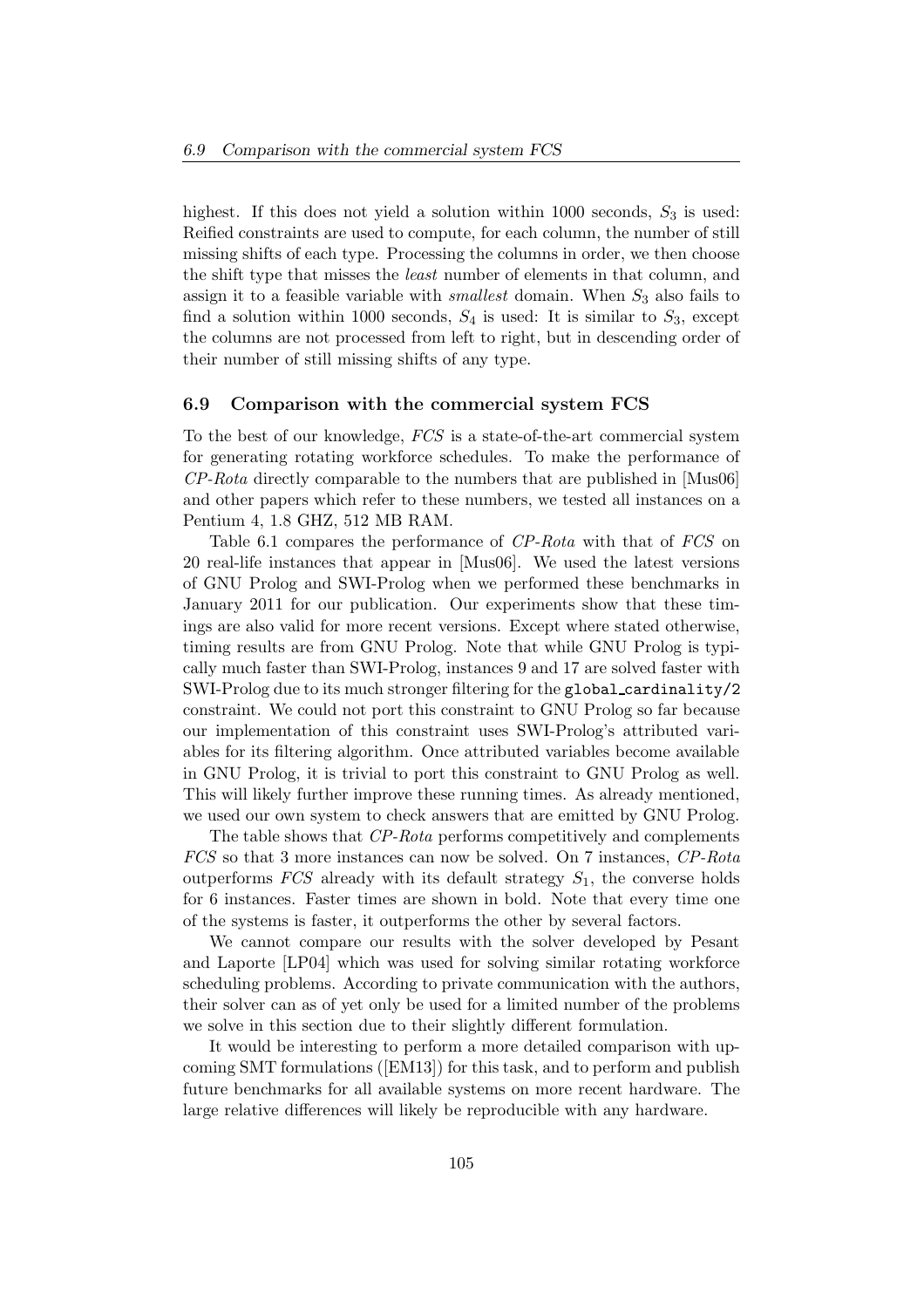highest. If this does not yield a solution within 1000 seconds, $S_3$ is used: Reified constraints are used to compute, for each column, the number of still missing shifts of each type. Processing the columns in order, we then choose the shift type that misses the *least* number of elements in that column, and assign it to a feasible variable with *smallest* domain. When $S_3$ also fails to find a solution within 1000 seconds, $S_4$ is used: It is similar to $S_3$, except the columns are not processed from left to right, but in descending order of their number of still missing shifts of any type.

### 6.9 Comparison with the commercial system FCS

To the best of our knowledge, *FCS* is a state-of-the-art commercial system for generating rotating workforce schedules. To make the performance of *CP-Rota* directly comparable to the numbers that are published in [Mus06] and other papers which refer to these numbers, we tested all instances on a Pentium 4, 1.8 GHZ, 512 MB RAM.

Table 6.1 compares the performance of *CP-Rota* with that of *FCS* on 20 real-life instances that appear in [Mus06]. We used the latest versions of GNU Prolog and SWI-Prolog when we performed these benchmarks in January 2011 for our publication. Our experiments show that these timings are also valid for more recent versions. Except where stated otherwise, timing results are from GNU Prolog. Note that while GNU Prolog is typically much faster than SWI-Prolog, instances 9 and 17 are solved faster with SWI-Prolog due to its much stronger filtering for the `global_cardinality/2` constraint. We could not port this constraint to GNU Prolog so far because our implementation of this constraint uses SWI-Prolog's attributed variables for its filtering algorithm. Once attributed variables become available in GNU Prolog, it is trivial to port this constraint to GNU Prolog as well. This will likely further improve these running times. As already mentioned, we used our own system to check answers that are emitted by GNU Prolog.

The table shows that *CP-Rota* performs competitively and complements *FCS* so that 3 more instances can now be solved. On 7 instances, *CP-Rota* outperforms *FCS* already with its default strategy $S_1$, the converse holds for 6 instances. Faster times are shown in bold. Note that every time one of the systems is faster, it outperforms the other by several factors.

We cannot compare our results with the solver developed by Pesant and Laporte [LP04] which was used for solving similar rotating workforce scheduling problems. According to private communication with the authors, their solver can as of yet only be used for a limited number of the problems we solve in this section due to their slightly different formulation.

It would be interesting to perform a more detailed comparison with upcoming SMT formulations ([EM13]) for this task, and to perform and publish future benchmarks for all available systems on more recent hardware. The large relative differences will likely be reproducible with any hardware.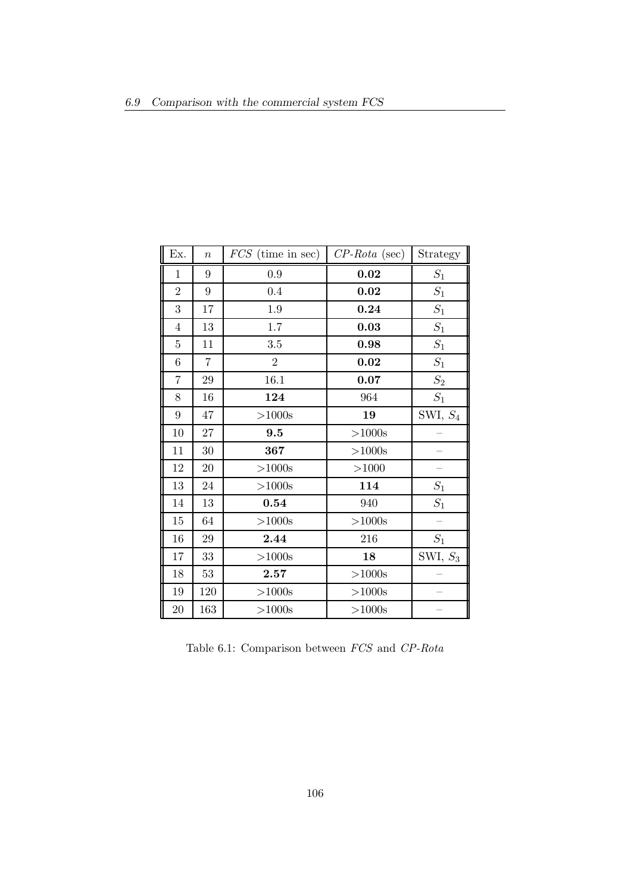| Ex. | $n$ | *FCS* (time in sec) | *CP-Rota* (sec) | Strategy |
|---|---|---|---|---|
| 1 | 9 | 0.9 | **0.02** | $S_1$ |
| 2 | 9 | 0.4 | **0.02** | $S_1$ |
| 3 | 17 | 1.9 | **0.24** | $S_1$ |
| 4 | 13 | 1.7 | **0.03** | $S_1$ |
| 5 | 11 | 3.5 | **0.98** | $S_1$ |
| 6 | 7 | 2 | **0.02** | $S_1$ |
| 7 | 29 | 16.1 | **0.07** | $S_2$ |
| 8 | 16 | **124** | 964 | $S_1$ |
| 9 | 47 | >1000s | **19** | SWI, $S_4$ |
| 10 | 27 | **9.5** | >1000s | – |
| 11 | 30 | **367** | >1000s | – |
| 12 | 20 | >1000s | >1000 | – |
| 13 | 24 | >1000s | **114** | $S_1$ |
| 14 | 13 | **0.54** | 940 | $S_1$ |
| 15 | 64 | >1000s | >1000s | – |
| 16 | 29 | **2.44** | 216 | $S_1$ |
| 17 | 33 | >1000s | **18** | SWI, $S_3$ |
| 18 | 53 | **2.57** | >1000s | – |
| 19 | 120 | >1000s | >1000s | – |
| 20 | 163 | >1000s | >1000s | – |

Table 6.1: Comparison between *FCS* and *CP-Rota*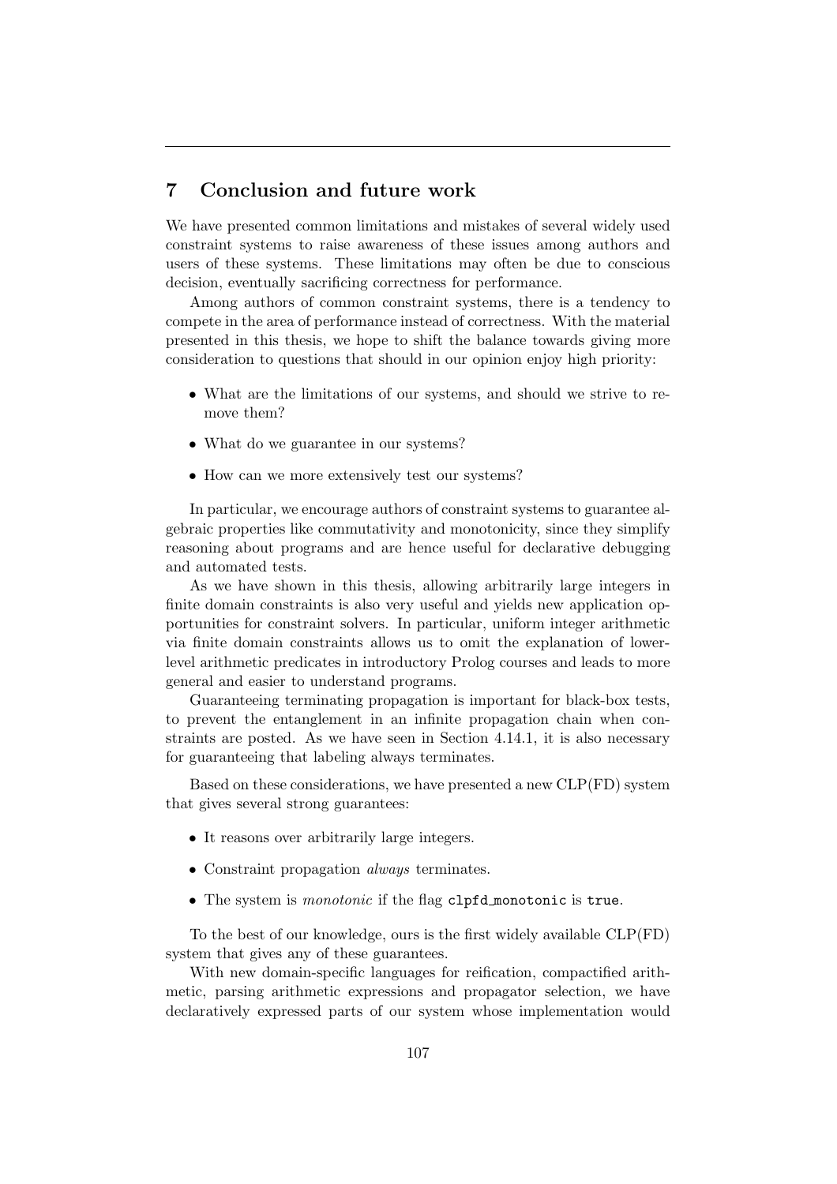# 7 Conclusion and future work

We have presented common limitations and mistakes of several widely used constraint systems to raise awareness of these issues among authors and users of these systems. These limitations may often be due to conscious decision, eventually sacrificing correctness for performance.

Among authors of common constraint systems, there is a tendency to compete in the area of performance instead of correctness. With the material presented in this thesis, we hope to shift the balance towards giving more consideration to questions that should in our opinion enjoy high priority:

- What are the limitations of our systems, and should we strive to remove them?
- What do we guarantee in our systems?
- How can we more extensively test our systems?

In particular, we encourage authors of constraint systems to guarantee algebraic properties like commutativity and monotonicity, since they simplify reasoning about programs and are hence useful for declarative debugging and automated tests.

As we have shown in this thesis, allowing arbitrarily large integers in finite domain constraints is also very useful and yields new application opportunities for constraint solvers. In particular, uniform integer arithmetic via finite domain constraints allows us to omit the explanation of lower-level arithmetic predicates in introductory Prolog courses and leads to more general and easier to understand programs.

Guaranteeing terminating propagation is important for black-box tests, to prevent the entanglement in an infinite propagation chain when constraints are posted. As we have seen in Section 4.14.1, it is also necessary for guaranteeing that labeling always terminates.

Based on these considerations, we have presented a new CLP(FD) system that gives several strong guarantees:

- It reasons over arbitrarily large integers.
- Constraint propagation *always* terminates.
- The system is *monotonic* if the flag `clpfd_monotonic` is `true`.

To the best of our knowledge, ours is the first widely available CLP(FD) system that gives any of these guarantees.

With new domain-specific languages for reification, compactified arithmetic, parsing arithmetic expressions and propagator selection, we have declaratively expressed parts of our system whose implementation would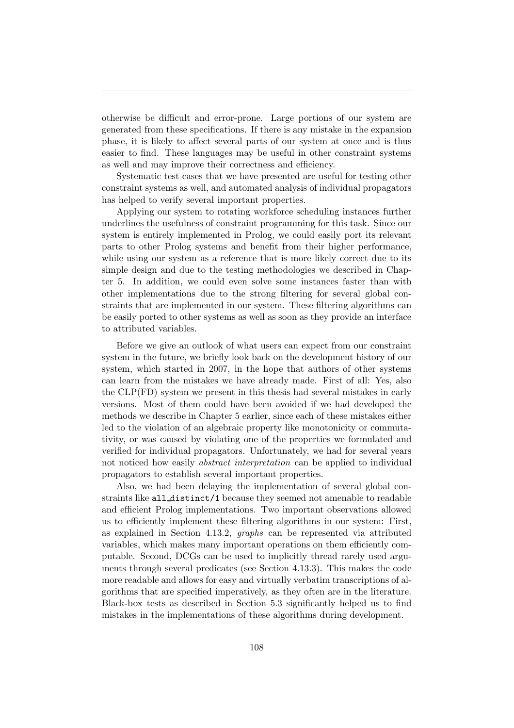otherwise be difficult and error-prone. Large portions of our system are generated from these specifications. If there is any mistake in the expansion phase, it is likely to affect several parts of our system at once and is thus easier to find. These languages may be useful in other constraint systems as well and may improve their correctness and efficiency.

Systematic test cases that we have presented are useful for testing other constraint systems as well, and automated analysis of individual propagators has helped to verify several important properties.

Applying our system to rotating workforce scheduling instances further underlines the usefulness of constraint programming for this task. Since our system is entirely implemented in Prolog, we could easily port its relevant parts to other Prolog systems and benefit from their higher performance, while using our system as a reference that is more likely correct due to its simple design and due to the testing methodologies we described in Chapter 5. In addition, we could even solve some instances faster than with other implementations due to the strong filtering for several global constraints that are implemented in our system. These filtering algorithms can be easily ported to other systems as well as soon as they provide an interface to attributed variables.

Before we give an outlook of what users can expect from our constraint system in the future, we briefly look back on the development history of our system, which started in 2007, in the hope that authors of other systems can learn from the mistakes we have already made. First of all: Yes, also the CLP(FD) system we present in this thesis had several mistakes in early versions. Most of them could have been avoided if we had developed the methods we describe in Chapter 5 earlier, since each of these mistakes either led to the violation of an algebraic property like monotonicity or commutativity, or was caused by violating one of the properties we formulated and verified for individual propagators. Unfortunately, we had for several years not noticed how easily *abstract interpretation* can be applied to individual propagators to establish several important properties.

Also, we had been delaying the implementation of several global constraints like `all_distinct/1` because they seemed not amenable to readable and efficient Prolog implementations. Two important observations allowed us to efficiently implement these filtering algorithms in our system: First, as explained in Section 4.13.2, *graphs* can be represented via attributed variables, which makes many important operations on them efficiently computable. Second, DCGs can be used to implicitly thread rarely used arguments through several predicates (see Section 4.13.3). This makes the code more readable and allows for easy and virtually verbatim transcriptions of algorithms that are specified imperatively, as they often are in the literature. Black-box tests as described in Section 5.3 significantly helped us to find mistakes in the implementations of these algorithms during development.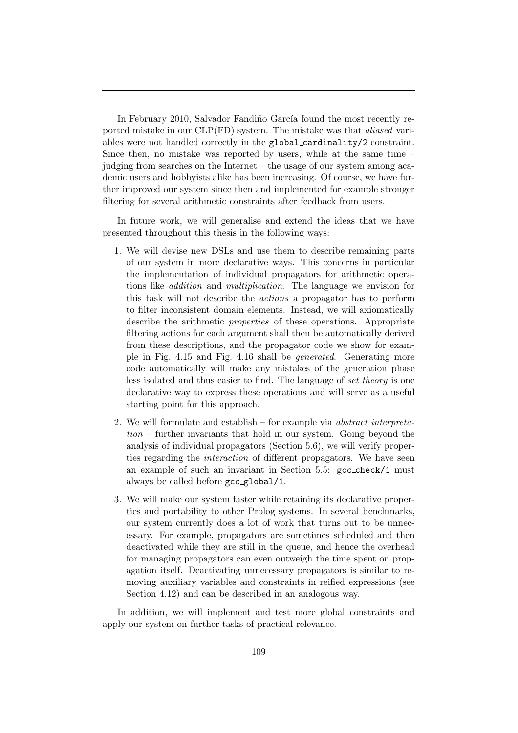In February 2010, Salvador Fandiño García found the most recently reported mistake in our CLP(FD) system. The mistake was that *aliased* variables were not handled correctly in the `global_cardinality/2` constraint. Since then, no mistake was reported by users, while at the same time – judging from searches on the Internet – the usage of our system among academic users and hobbyists alike has been increasing. Of course, we have further improved our system since then and implemented for example stronger filtering for several arithmetic constraints after feedback from users.

In future work, we will generalise and extend the ideas that we have presented throughout this thesis in the following ways:

1. We will devise new DSLs and use them to describe remaining parts of our system in more declarative ways. This concerns in particular the implementation of individual propagators for arithmetic operations like *addition* and *multiplication*. The language we envision for this task will not describe the *actions* a propagator has to perform to filter inconsistent domain elements. Instead, we will axiomatically describe the arithmetic *properties* of these operations. Appropriate filtering actions for each argument shall then be automatically derived from these descriptions, and the propagator code we show for example in Fig. 4.15 and Fig. 4.16 shall be *generated*. Generating more code automatically will make any mistakes of the generation phase less isolated and thus easier to find. The language of *set theory* is one declarative way to express these operations and will serve as a useful starting point for this approach.

2. We will formulate and establish – for example via *abstract interpretation* – further invariants that hold in our system. Going beyond the analysis of individual propagators (Section 5.6), we will verify properties regarding the *interaction* of different propagators. We have seen an example of such an invariant in Section 5.5: `gcc_check/1` must always be called before `gcc_global/1`.

3. We will make our system faster while retaining its declarative properties and portability to other Prolog systems. In several benchmarks, our system currently does a lot of work that turns out to be unnecessary. For example, propagators are sometimes scheduled and then deactivated while they are still in the queue, and hence the overhead for managing propagators can even outweigh the time spent on propagation itself. Deactivating unnecessary propagators is similar to removing auxiliary variables and constraints in reified expressions (see Section 4.12) and can be described in an analogous way.

In addition, we will implement and test more global constraints and apply our system on further tasks of practical relevance.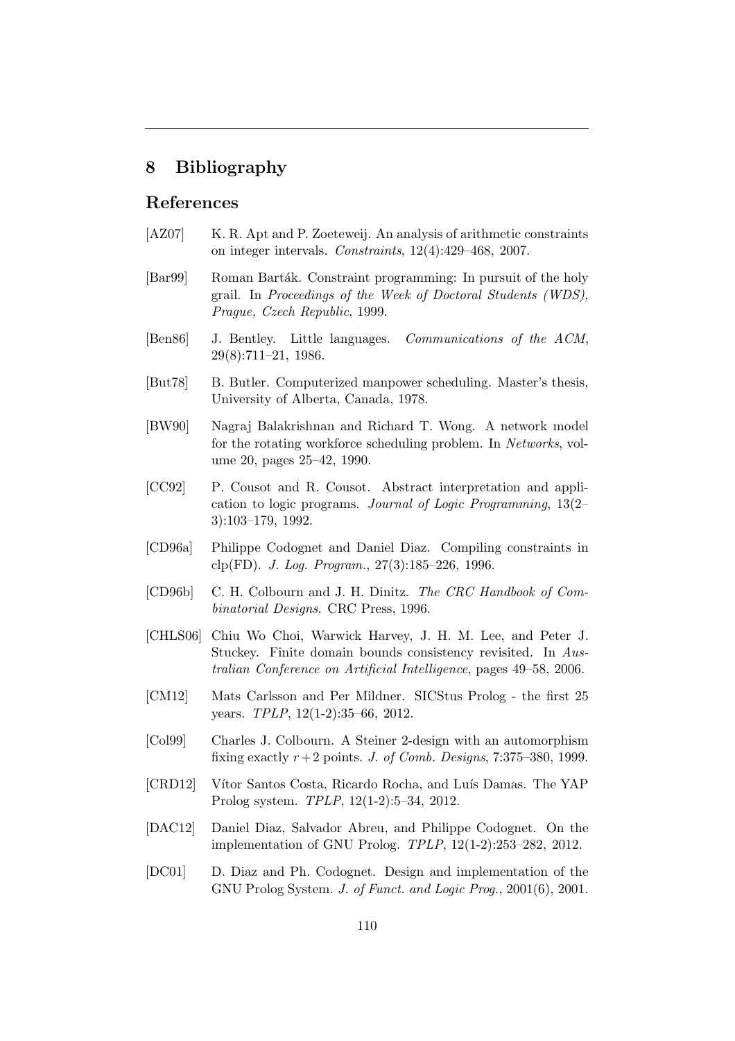# 8 Bibliography

## References

[AZ07] K. R. Apt and P. Zoeteweij. An analysis of arithmetic constraints on integer intervals. *Constraints*, 12(4):429–468, 2007.

[Bar99] Roman Barták. Constraint programming: In pursuit of the holy grail. In *Proceedings of the Week of Doctoral Students (WDS), Prague, Czech Republic*, 1999.

[Ben86] J. Bentley. Little languages. *Communications of the ACM*, 29(8):711–21, 1986.

[But78] B. Butler. Computerized manpower scheduling. Master's thesis, University of Alberta, Canada, 1978.

[BW90] Nagraj Balakrishnan and Richard T. Wong. A network model for the rotating workforce scheduling problem. In *Networks*, volume 20, pages 25–42, 1990.

[CC92] P. Cousot and R. Cousot. Abstract interpretation and application to logic programs. *Journal of Logic Programming*, 13(2–3):103–179, 1992.

[CD96a] Philippe Codognet and Daniel Diaz. Compiling constraints in clp(FD). *J. Log. Program.*, 27(3):185–226, 1996.

[CD96b] C. H. Colbourn and J. H. Dinitz. *The CRC Handbook of Combinatorial Designs*. CRC Press, 1996.

[CHLS06] Chiu Wo Choi, Warwick Harvey, J. H. M. Lee, and Peter J. Stuckey. Finite domain bounds consistency revisited. In *Australian Conference on Artificial Intelligence*, pages 49–58, 2006.

[CM12] Mats Carlsson and Per Mildner. SICStus Prolog - the first 25 years. *TPLP*, 12(1-2):35–66, 2012.

[Col99] Charles J. Colbourn. A Steiner 2-design with an automorphism fixing exactly $r+2$ points. *J. of Comb. Designs*, 7:375–380, 1999.

[CRD12] Vítor Santos Costa, Ricardo Rocha, and Luís Damas. The YAP Prolog system. *TPLP*, 12(1-2):5–34, 2012.

[DAC12] Daniel Diaz, Salvador Abreu, and Philippe Codognet. On the implementation of GNU Prolog. *TPLP*, 12(1-2):253–282, 2012.

[DC01] D. Diaz and Ph. Codognet. Design and implementation of the GNU Prolog System. *J. of Funct. and Logic Prog.*, 2001(6), 2001.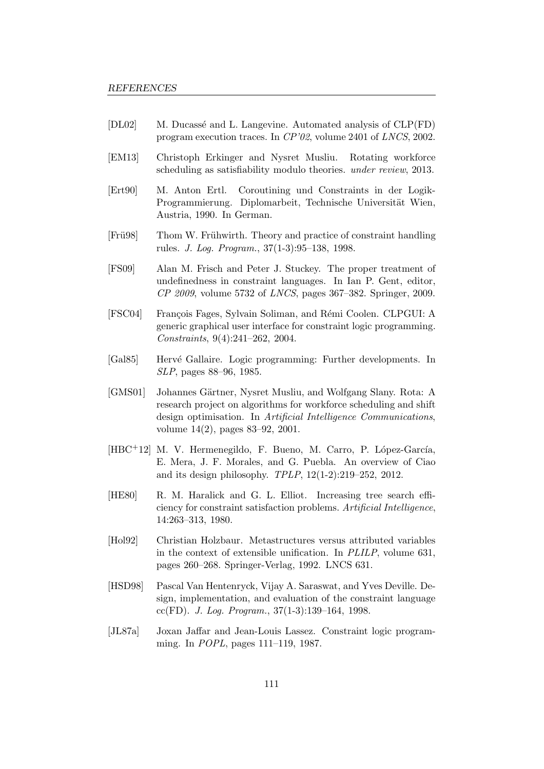[DL02] M. Ducassé and L. Langevine. Automated analysis of CLP(FD) program execution traces. In *CP'02*, volume 2401 of *LNCS*, 2002.

[EM13] Christoph Erkinger and Nysret Musliu. Rotating workforce scheduling as satisfiability modulo theories. *under review*, 2013.

[Ert90] M. Anton Ertl. Coroutining und Constraints in der Logik-Programmierung. Diplomarbeit, Technische Universität Wien, Austria, 1990. In German.

[Frü98] Thom W. Frühwirth. Theory and practice of constraint handling rules. *J. Log. Program.*, 37(1-3):95–138, 1998.

[FS09] Alan M. Frisch and Peter J. Stuckey. The proper treatment of undefinedness in constraint languages. In Ian P. Gent, editor, *CP 2009*, volume 5732 of *LNCS*, pages 367–382. Springer, 2009.

[FSC04] François Fages, Sylvain Soliman, and Rémi Coolen. CLPGUI: A generic graphical user interface for constraint logic programming. *Constraints*, 9(4):241–262, 2004.

[Gal85] Hervé Gallaire. Logic programming: Further developments. In *SLP*, pages 88–96, 1985.

[GMS01] Johannes Gärtner, Nysret Musliu, and Wolfgang Slany. Rota: A research project on algorithms for workforce scheduling and shift design optimisation. In *Artificial Intelligence Communications*, volume 14(2), pages 83–92, 2001.

[HBC+12] M. V. Hermenegildo, F. Bueno, M. Carro, P. López-García, E. Mera, J. F. Morales, and G. Puebla. An overview of Ciao and its design philosophy. *TPLP*, 12(1-2):219–252, 2012.

[HE80] R. M. Haralick and G. L. Elliot. Increasing tree search efficiency for constraint satisfaction problems. *Artificial Intelligence*, 14:263–313, 1980.

[Hol92] Christian Holzbaur. Metastructures versus attributed variables in the context of extensible unification. In *PLILP*, volume 631, pages 260–268. Springer-Verlag, 1992. LNCS 631.

[HSD98] Pascal Van Hentenryck, Vijay A. Saraswat, and Yves Deville. Design, implementation, and evaluation of the constraint language cc(FD). *J. Log. Program.*, 37(1-3):139–164, 1998.

[JL87a] Joxan Jaffar and Jean-Louis Lassez. Constraint logic programming. In *POPL*, pages 111–119, 1987.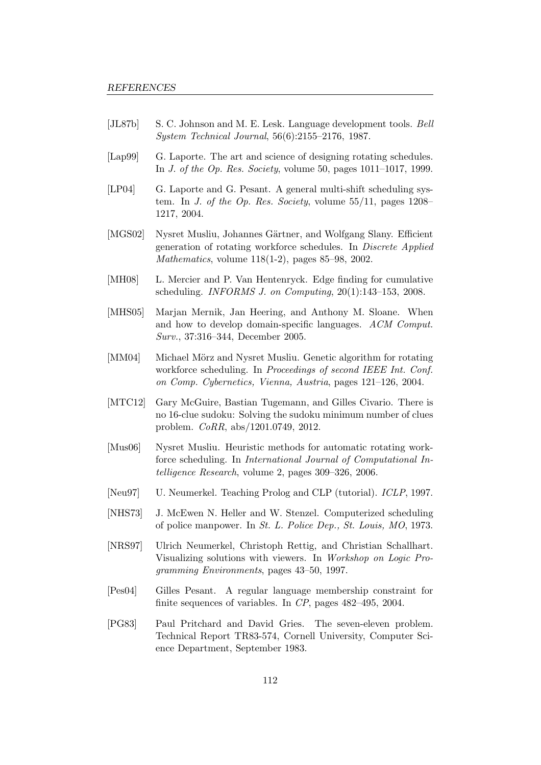[JL87b] S. C. Johnson and M. E. Lesk. Language development tools. *Bell System Technical Journal*, 56(6):2155–2176, 1987.

[Lap99] G. Laporte. The art and science of designing rotating schedules. In *J. of the Op. Res. Society*, volume 50, pages 1011–1017, 1999.

[LP04] G. Laporte and G. Pesant. A general multi-shift scheduling system. In *J. of the Op. Res. Society*, volume 55/11, pages 1208–1217, 2004.

[MGS02] Nysret Musliu, Johannes Gärtner, and Wolfgang Slany. Efficient generation of rotating workforce schedules. In *Discrete Applied Mathematics*, volume 118(1-2), pages 85–98, 2002.

[MH08] L. Mercier and P. Van Hentenryck. Edge finding for cumulative scheduling. *INFORMS J. on Computing*, 20(1):143–153, 2008.

[MHS05] Marjan Mernik, Jan Heering, and Anthony M. Sloane. When and how to develop domain-specific languages. *ACM Comput. Surv.*, 37:316–344, December 2005.

[MM04] Michael Mörz and Nysret Musliu. Genetic algorithm for rotating workforce scheduling. In *Proceedings of second IEEE Int. Conf. on Comp. Cybernetics, Vienna, Austria*, pages 121–126, 2004.

[MTC12] Gary McGuire, Bastian Tugemann, and Gilles Civario. There is no 16-clue sudoku: Solving the sudoku minimum number of clues problem. *CoRR*, abs/1201.0749, 2012.

[Mus06] Nysret Musliu. Heuristic methods for automatic rotating workforce scheduling. In *International Journal of Computational Intelligence Research*, volume 2, pages 309–326, 2006.

[Neu97] U. Neumerkel. Teaching Prolog and CLP (tutorial). *ICLP*, 1997.

[NHS73] J. McEwen N. Heller and W. Stenzel. Computerized scheduling of police manpower. In *St. L. Police Dep., St. Louis, MO*, 1973.

[NRS97] Ulrich Neumerkel, Christoph Rettig, and Christian Schallhart. Visualizing solutions with viewers. In *Workshop on Logic Programming Environments*, pages 43–50, 1997.

[Pes04] Gilles Pesant. A regular language membership constraint for finite sequences of variables. In *CP*, pages 482–495, 2004.

[PG83] Paul Pritchard and David Gries. The seven-eleven problem. Technical Report TR83-574, Cornell University, Computer Science Department, September 1983.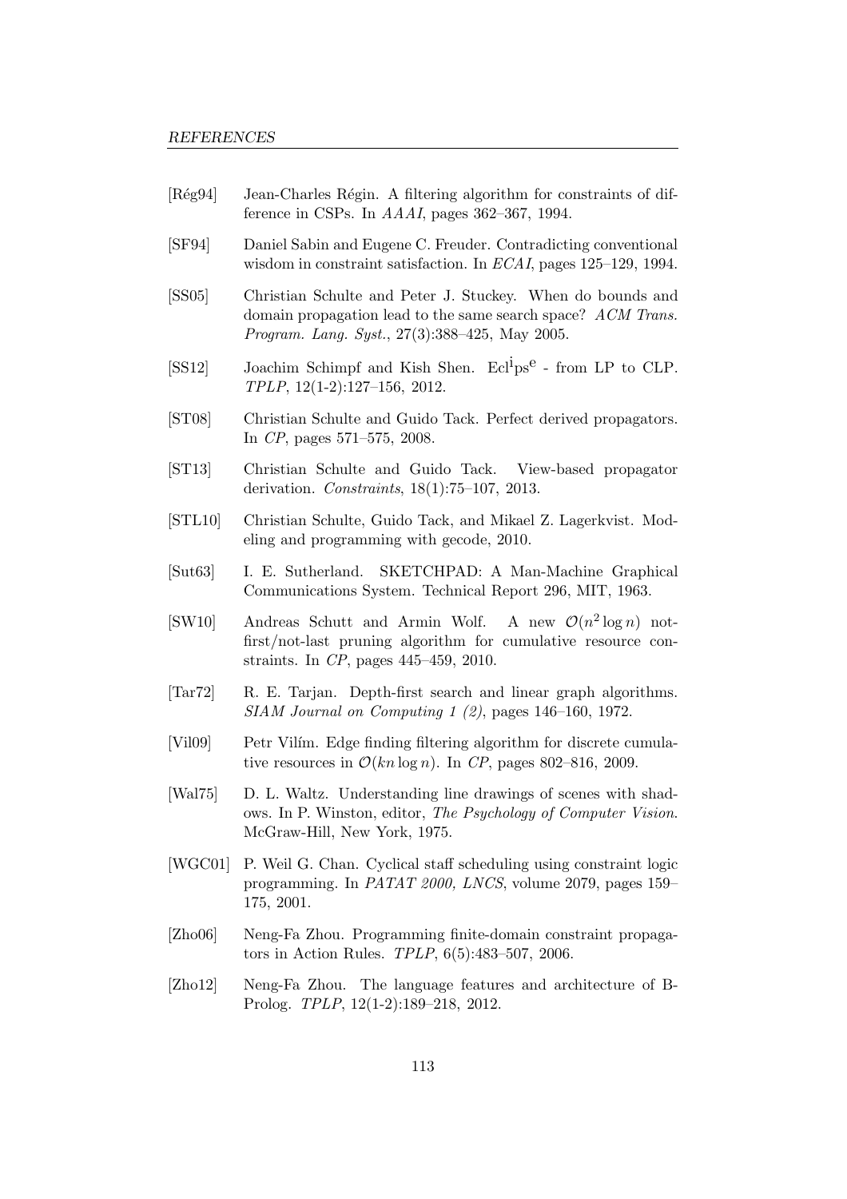[Rég94] Jean-Charles Régin. A filtering algorithm for constraints of difference in CSPs. In *AAAI*, pages 362–367, 1994.

[SF94] Daniel Sabin and Eugene C. Freuder. Contradicting conventional wisdom in constraint satisfaction. In *ECAI*, pages 125–129, 1994.

[SS05] Christian Schulte and Peter J. Stuckey. When do bounds and domain propagation lead to the same search space? *ACM Trans. Program. Lang. Syst.*, 27(3):388–425, May 2005.

[SS12] Joachim Schimpf and Kish Shen. Ecl$^{\mathrm{i}}$ps$^{\mathrm{e}}$ - from LP to CLP. *TPLP*, 12(1-2):127–156, 2012.

[ST08] Christian Schulte and Guido Tack. Perfect derived propagators. In *CP*, pages 571–575, 2008.

[ST13] Christian Schulte and Guido Tack. View-based propagator derivation. *Constraints*, 18(1):75–107, 2013.

[STL10] Christian Schulte, Guido Tack, and Mikael Z. Lagerkvist. Modeling and programming with gecode, 2010.

[Sut63] I. E. Sutherland. SKETCHPAD: A Man-Machine Graphical Communications System. Technical Report 296, MIT, 1963.

[SW10] Andreas Schutt and Armin Wolf. A new $\mathcal{O}(n^2 \log n)$ not-first/not-last pruning algorithm for cumulative resource constraints. In *CP*, pages 445–459, 2010.

[Tar72] R. E. Tarjan. Depth-first search and linear graph algorithms. *SIAM Journal on Computing 1 (2)*, pages 146–160, 1972.

[Vil09] Petr Vilím. Edge finding filtering algorithm for discrete cumulative resources in $\mathcal{O}(kn \log n)$. In *CP*, pages 802–816, 2009.

[Wal75] D. L. Waltz. Understanding line drawings of scenes with shadows. In P. Winston, editor, *The Psychology of Computer Vision*. McGraw-Hill, New York, 1975.

[WGC01] P. Weil G. Chan. Cyclical staff scheduling using constraint logic programming. In *PATAT 2000, LNCS*, volume 2079, pages 159–175, 2001.

[Zho06] Neng-Fa Zhou. Programming finite-domain constraint propagators in Action Rules. *TPLP*, 6(5):483–507, 2006.

[Zho12] Neng-Fa Zhou. The language features and architecture of B-Prolog. *TPLP*, 12(1-2):189–218, 2012.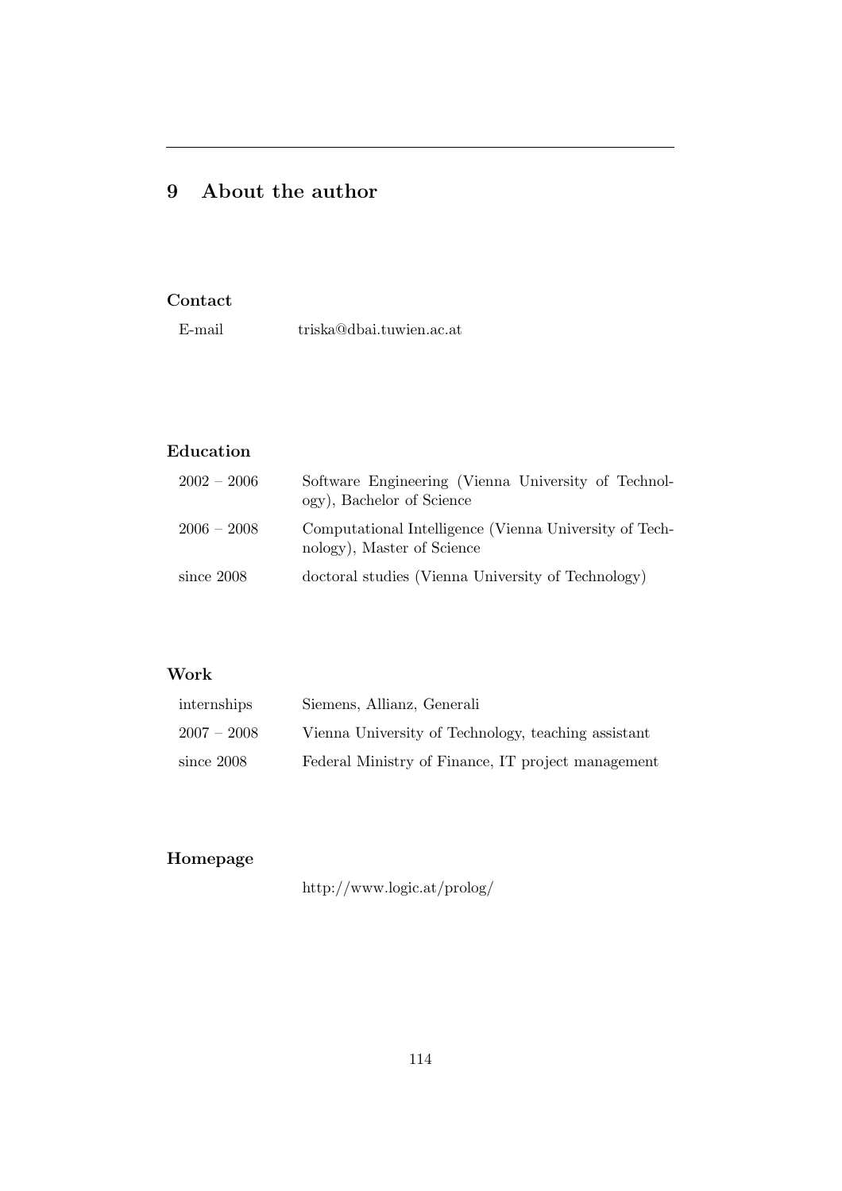# 9 About the author

### Contact

| | |
|---|---|
| E-mail | triska@dbai.tuwien.ac.at |

### Education

| | |
|---|---|
| 2002 – 2006 | Software Engineering (Vienna University of Technology), Bachelor of Science |
| 2006 – 2008 | Computational Intelligence (Vienna University of Technology), Master of Science |
| since 2008 | doctoral studies (Vienna University of Technology) |

### Work

| | |
|---|---|
| internships | Siemens, Allianz, Generali |
| 2007 – 2008 | Vienna University of Technology, teaching assistant |
| since 2008 | Federal Ministry of Finance, IT project management |

### Homepage

http://www.logic.at/prolog/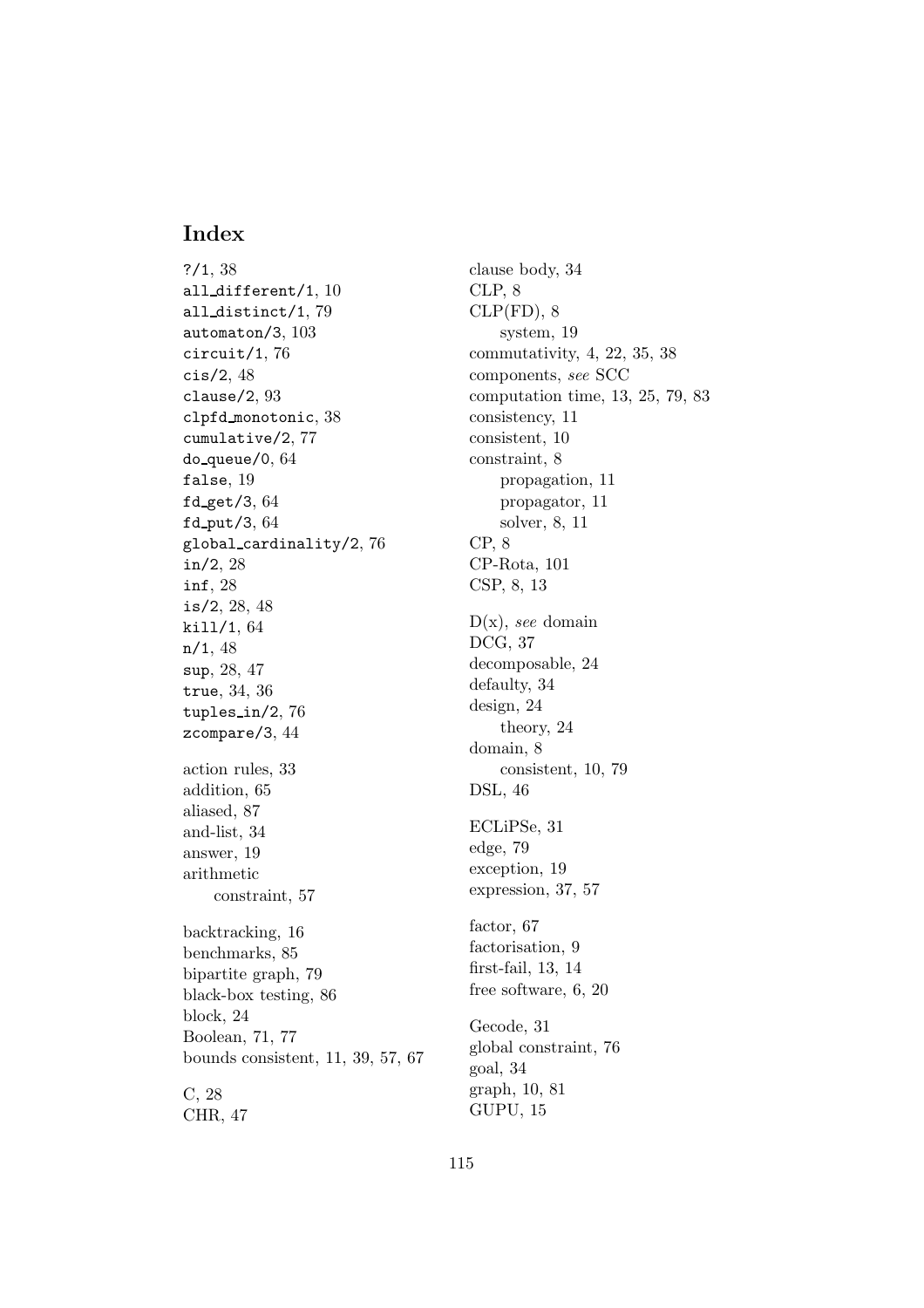# Index

`?/1`, 38
`all_different/1`, 10
`all_distinct/1`, 79
`automaton/3`, 103
`circuit/1`, 76
`cis/2`, 48
`clause/2`, 93
`clpfd_monotonic`, 38
`cumulative/2`, 77
`do_queue/0`, 64
`false`, 19
`fd_get/3`, 64
`fd_put/3`, 64
`global_cardinality/2`, 76
`in/2`, 28
`inf`, 28
`is/2`, 28, 48
`kill/1`, 64
`n/1`, 48
`sup`, 28, 47
`true`, 34, 36
`tuples_in/2`, 76
`zcompare/3`, 44

action rules, 33
addition, 65
aliased, 87
and-list, 34
answer, 19
arithmetic
  constraint, 57

backtracking, 16
benchmarks, 85
bipartite graph, 79
black-box testing, 86
block, 24
Boolean, 71, 77
bounds consistent, 11, 39, 57, 67

C, 28
CHR, 47

clause body, 34
CLP, 8
CLP(FD), 8
  system, 19
commutativity, 4, 22, 35, 38
components, *see* SCC
computation time, 13, 25, 79, 83
consistency, 11
consistent, 10
constraint, 8
  propagation, 11
  propagator, 11
  solver, 8, 11
CP, 8
CP-Rota, 101
CSP, 8, 13

D(x), *see* domain
DCG, 37
decomposable, 24
defaulty, 34
design, 24
  theory, 24
domain, 8
  consistent, 10, 79
DSL, 46

ECLiPSe, 31
edge, 79
exception, 19
expression, 37, 57

factor, 67
factorisation, 9
first-fail, 13, 14
free software, 6, 20

Gecode, 31
global constraint, 76
goal, 34
graph, 10, 81
GUPU, 15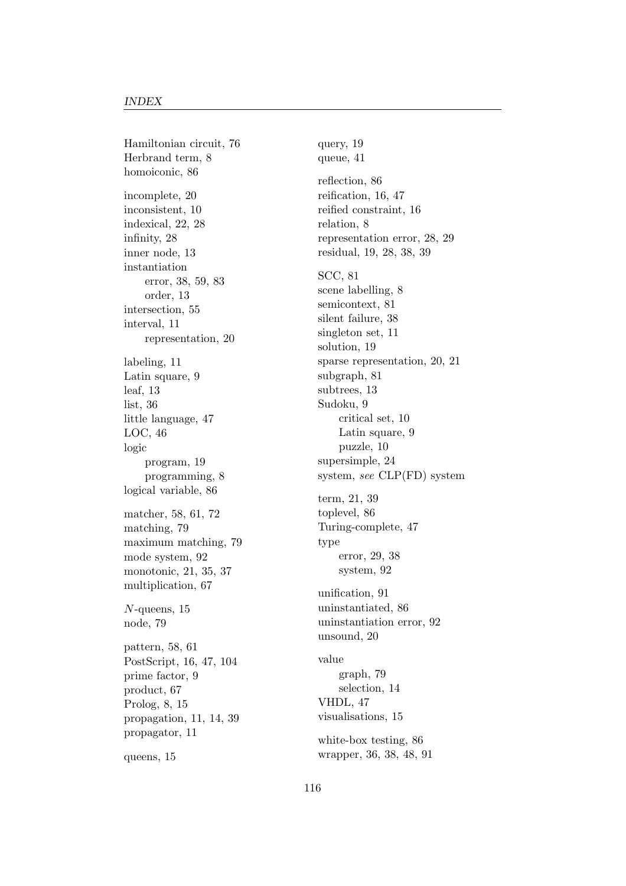Hamiltonian circuit, 76
Herbrand term, 8
homoiconic, 86

incomplete, 20
inconsistent, 10
indexical, 22, 28
infinity, 28
inner node, 13
instantiation
    error, 38, 59, 83
    order, 13
intersection, 55
interval, 11
    representation, 20

labeling, 11
Latin square, 9
leaf, 13
list, 36
little language, 47
LOC, 46
logic
    program, 19
    programming, 8
logical variable, 86

matcher, 58, 61, 72
matching, 79
maximum matching, 79
mode system, 92
monotonic, 21, 35, 37
multiplication, 67

$N$-queens, 15
node, 79

pattern, 58, 61
PostScript, 16, 47, 104
prime factor, 9
product, 67
Prolog, 8, 15
propagation, 11, 14, 39
propagator, 11

queens, 15
query, 19
queue, 41

reflection, 86
reification, 16, 47
reified constraint, 16
relation, 8
representation error, 28, 29
residual, 19, 28, 38, 39

SCC, 81
scene labelling, 8
semicontext, 81
silent failure, 38
singleton set, 11
solution, 19
sparse representation, 20, 21
subgraph, 81
subtrees, 13
Sudoku, 9
    critical set, 10
    Latin square, 9
    puzzle, 10
supersimple, 24
system, *see* CLP(FD) system

term, 21, 39
toplevel, 86
Turing-complete, 47
type
    error, 29, 38
    system, 92

unification, 91
uninstantiated, 86
uninstantiation error, 92
unsound, 20

value
    graph, 79
    selection, 14
VHDL, 47
visualisations, 15

white-box testing, 86
wrapper, 36, 38, 48, 91